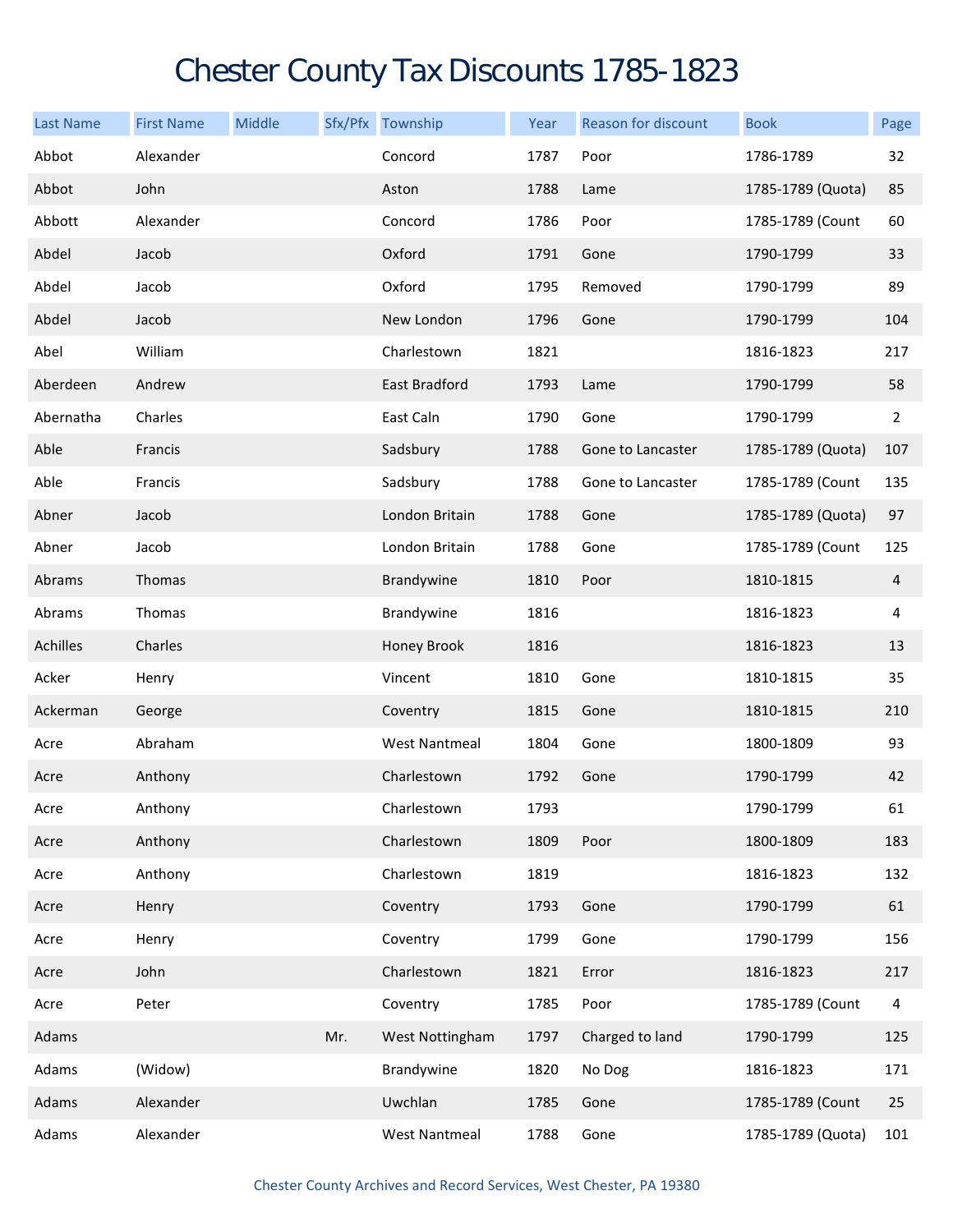# Chester County Tax Discounts 1785-1823

| Last Name | First Name | Middle | Sfx/Pfx | Township | Year | Reason for discount | Book | Page |
|---|---|---|---|---|---|---|---|---|
| Abbot | Alexander | | | Concord | 1787 | Poor | 1786-1789 | 32 |
| Abbot | John | | | Aston | 1788 | Lame | 1785-1789 (Quota) | 85 |
| Abbott | Alexander | | | Concord | 1786 | Poor | 1785-1789 (Count | 60 |
| Abdel | Jacob | | | Oxford | 1791 | Gone | 1790-1799 | 33 |
| Abdel | Jacob | | | Oxford | 1795 | Removed | 1790-1799 | 89 |
| Abdel | Jacob | | | New London | 1796 | Gone | 1790-1799 | 104 |
| Abel | William | | | Charlestown | 1821 | | 1816-1823 | 217 |
| Aberdeen | Andrew | | | East Bradford | 1793 | Lame | 1790-1799 | 58 |
| Abernatha | Charles | | | East Caln | 1790 | Gone | 1790-1799 | 2 |
| Able | Francis | | | Sadsbury | 1788 | Gone to Lancaster | 1785-1789 (Quota) | 107 |
| Able | Francis | | | Sadsbury | 1788 | Gone to Lancaster | 1785-1789 (Count | 135 |
| Abner | Jacob | | | London Britain | 1788 | Gone | 1785-1789 (Quota) | 97 |
| Abner | Jacob | | | London Britain | 1788 | Gone | 1785-1789 (Count | 125 |
| Abrams | Thomas | | | Brandywine | 1810 | Poor | 1810-1815 | 4 |
| Abrams | Thomas | | | Brandywine | 1816 | | 1816-1823 | 4 |
| Achilles | Charles | | | Honey Brook | 1816 | | 1816-1823 | 13 |
| Acker | Henry | | | Vincent | 1810 | Gone | 1810-1815 | 35 |
| Ackerman | George | | | Coventry | 1815 | Gone | 1810-1815 | 210 |
| Acre | Abraham | | | West Nantmeal | 1804 | Gone | 1800-1809 | 93 |
| Acre | Anthony | | | Charlestown | 1792 | Gone | 1790-1799 | 42 |
| Acre | Anthony | | | Charlestown | 1793 | | 1790-1799 | 61 |
| Acre | Anthony | | | Charlestown | 1809 | Poor | 1800-1809 | 183 |
| Acre | Anthony | | | Charlestown | 1819 | | 1816-1823 | 132 |
| Acre | Henry | | | Coventry | 1793 | Gone | 1790-1799 | 61 |
| Acre | Henry | | | Coventry | 1799 | Gone | 1790-1799 | 156 |
| Acre | John | | | Charlestown | 1821 | Error | 1816-1823 | 217 |
| Acre | Peter | | | Coventry | 1785 | Poor | 1785-1789 (Count | 4 |
| Adams | | | Mr. | West Nottingham | 1797 | Charged to land | 1790-1799 | 125 |
| Adams | (Widow) | | | Brandywine | 1820 | No Dog | 1816-1823 | 171 |
| Adams | Alexander | | | Uwchlan | 1785 | Gone | 1785-1789 (Count | 25 |
| Adams | Alexander | | | West Nantmeal | 1788 | Gone | 1785-1789 (Quota) | 101 |

Chester County Archives and Record Services, West Chester, PA 19380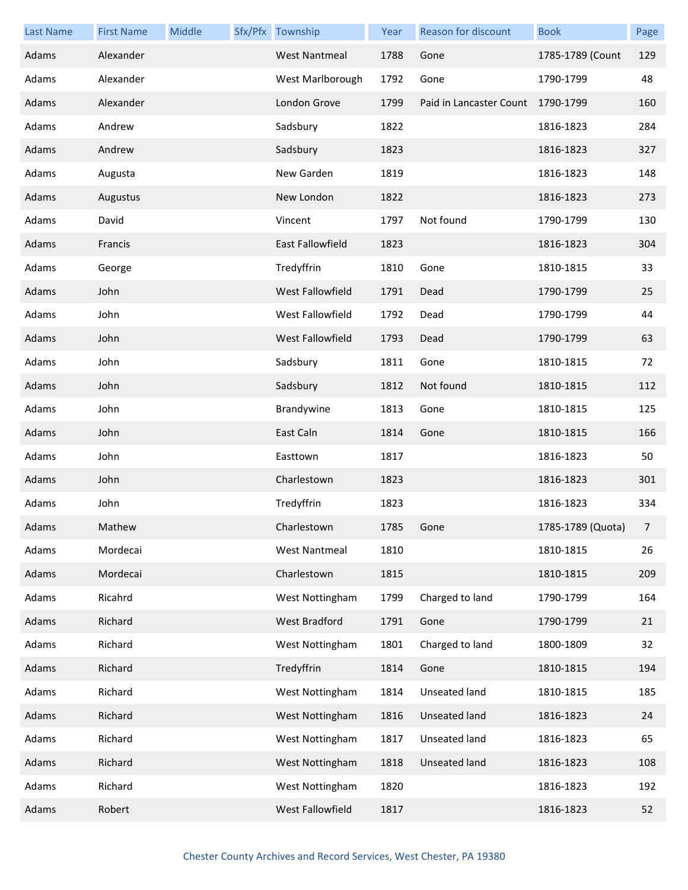| Last Name | First Name | Middle | Sfx/Pfx | Township | Year | Reason for discount | Book | Page |
| --- | --- | --- | --- | --- | --- | --- | --- | --- |
| Adams | Alexander | | | West Nantmeal | 1788 | Gone | 1785-1789 (Count | 129 |
| Adams | Alexander | | | West Marlborough | 1792 | Gone | 1790-1799 | 48 |
| Adams | Alexander | | | London Grove | 1799 | Paid in Lancaster Count | 1790-1799 | 160 |
| Adams | Andrew | | | Sadsbury | 1822 | | 1816-1823 | 284 |
| Adams | Andrew | | | Sadsbury | 1823 | | 1816-1823 | 327 |
| Adams | Augusta | | | New Garden | 1819 | | 1816-1823 | 148 |
| Adams | Augustus | | | New London | 1822 | | 1816-1823 | 273 |
| Adams | David | | | Vincent | 1797 | Not found | 1790-1799 | 130 |
| Adams | Francis | | | East Fallowfield | 1823 | | 1816-1823 | 304 |
| Adams | George | | | Tredyffrin | 1810 | Gone | 1810-1815 | 33 |
| Adams | John | | | West Fallowfield | 1791 | Dead | 1790-1799 | 25 |
| Adams | John | | | West Fallowfield | 1792 | Dead | 1790-1799 | 44 |
| Adams | John | | | West Fallowfield | 1793 | Dead | 1790-1799 | 63 |
| Adams | John | | | Sadsbury | 1811 | Gone | 1810-1815 | 72 |
| Adams | John | | | Sadsbury | 1812 | Not found | 1810-1815 | 112 |
| Adams | John | | | Brandywine | 1813 | Gone | 1810-1815 | 125 |
| Adams | John | | | East Caln | 1814 | Gone | 1810-1815 | 166 |
| Adams | John | | | Easttown | 1817 | | 1816-1823 | 50 |
| Adams | John | | | Charlestown | 1823 | | 1816-1823 | 301 |
| Adams | John | | | Tredyffrin | 1823 | | 1816-1823 | 334 |
| Adams | Mathew | | | Charlestown | 1785 | Gone | 1785-1789 (Quota) | 7 |
| Adams | Mordecai | | | West Nantmeal | 1810 | | 1810-1815 | 26 |
| Adams | Mordecai | | | Charlestown | 1815 | | 1810-1815 | 209 |
| Adams | Ricahrd | | | West Nottingham | 1799 | Charged to land | 1790-1799 | 164 |
| Adams | Richard | | | West Bradford | 1791 | Gone | 1790-1799 | 21 |
| Adams | Richard | | | West Nottingham | 1801 | Charged to land | 1800-1809 | 32 |
| Adams | Richard | | | Tredyffrin | 1814 | Gone | 1810-1815 | 194 |
| Adams | Richard | | | West Nottingham | 1814 | Unseated land | 1810-1815 | 185 |
| Adams | Richard | | | West Nottingham | 1816 | Unseated land | 1816-1823 | 24 |
| Adams | Richard | | | West Nottingham | 1817 | Unseated land | 1816-1823 | 65 |
| Adams | Richard | | | West Nottingham | 1818 | Unseated land | 1816-1823 | 108 |
| Adams | Richard | | | West Nottingham | 1820 | | 1816-1823 | 192 |
| Adams | Robert | | | West Fallowfield | 1817 | | 1816-1823 | 52 |

Chester County Archives and Record Services, West Chester, PA 19380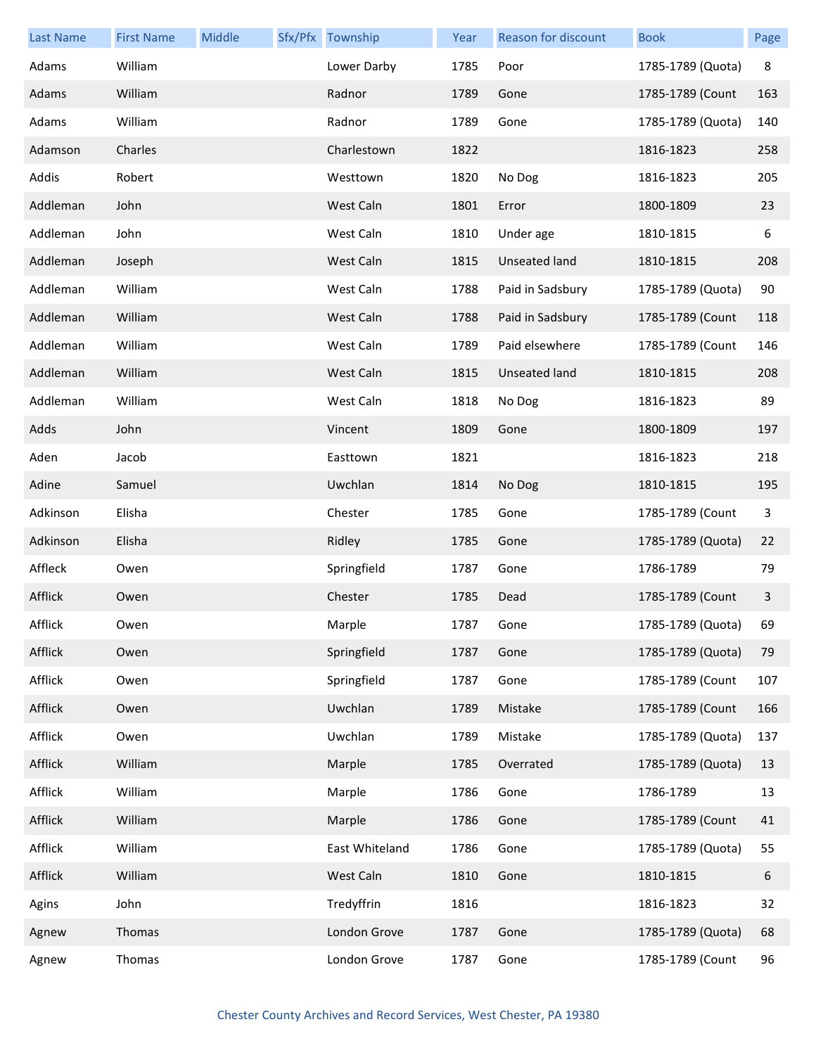| Last Name | First Name | Middle | Sfx/Pfx | Township | Year | Reason for discount | Book | Page |
|---|---|---|---|---|---|---|---|---|
| Adams | William | | | Lower Darby | 1785 | Poor | 1785-1789 (Quota) | 8 |
| Adams | William | | | Radnor | 1789 | Gone | 1785-1789 (Count | 163 |
| Adams | William | | | Radnor | 1789 | Gone | 1785-1789 (Quota) | 140 |
| Adamson | Charles | | | Charlestown | 1822 | | 1816-1823 | 258 |
| Addis | Robert | | | Westtown | 1820 | No Dog | 1816-1823 | 205 |
| Addleman | John | | | West Caln | 1801 | Error | 1800-1809 | 23 |
| Addleman | John | | | West Caln | 1810 | Under age | 1810-1815 | 6 |
| Addleman | Joseph | | | West Caln | 1815 | Unseated land | 1810-1815 | 208 |
| Addleman | William | | | West Caln | 1788 | Paid in Sadsbury | 1785-1789 (Quota) | 90 |
| Addleman | William | | | West Caln | 1788 | Paid in Sadsbury | 1785-1789 (Count | 118 |
| Addleman | William | | | West Caln | 1789 | Paid elsewhere | 1785-1789 (Count | 146 |
| Addleman | William | | | West Caln | 1815 | Unseated land | 1810-1815 | 208 |
| Addleman | William | | | West Caln | 1818 | No Dog | 1816-1823 | 89 |
| Adds | John | | | Vincent | 1809 | Gone | 1800-1809 | 197 |
| Aden | Jacob | | | Easttown | 1821 | | 1816-1823 | 218 |
| Adine | Samuel | | | Uwchlan | 1814 | No Dog | 1810-1815 | 195 |
| Adkinson | Elisha | | | Chester | 1785 | Gone | 1785-1789 (Count | 3 |
| Adkinson | Elisha | | | Ridley | 1785 | Gone | 1785-1789 (Quota) | 22 |
| Affleck | Owen | | | Springfield | 1787 | Gone | 1786-1789 | 79 |
| Afflick | Owen | | | Chester | 1785 | Dead | 1785-1789 (Count | 3 |
| Afflick | Owen | | | Marple | 1787 | Gone | 1785-1789 (Quota) | 69 |
| Afflick | Owen | | | Springfield | 1787 | Gone | 1785-1789 (Quota) | 79 |
| Afflick | Owen | | | Springfield | 1787 | Gone | 1785-1789 (Count | 107 |
| Afflick | Owen | | | Uwchlan | 1789 | Mistake | 1785-1789 (Count | 166 |
| Afflick | Owen | | | Uwchlan | 1789 | Mistake | 1785-1789 (Quota) | 137 |
| Afflick | William | | | Marple | 1785 | Overrated | 1785-1789 (Quota) | 13 |
| Afflick | William | | | Marple | 1786 | Gone | 1786-1789 | 13 |
| Afflick | William | | | Marple | 1786 | Gone | 1785-1789 (Count | 41 |
| Afflick | William | | | East Whiteland | 1786 | Gone | 1785-1789 (Quota) | 55 |
| Afflick | William | | | West Caln | 1810 | Gone | 1810-1815 | 6 |
| Agins | John | | | Tredyffrin | 1816 | | 1816-1823 | 32 |
| Agnew | Thomas | | | London Grove | 1787 | Gone | 1785-1789 (Quota) | 68 |
| Agnew | Thomas | | | London Grove | 1787 | Gone | 1785-1789 (Count | 96 |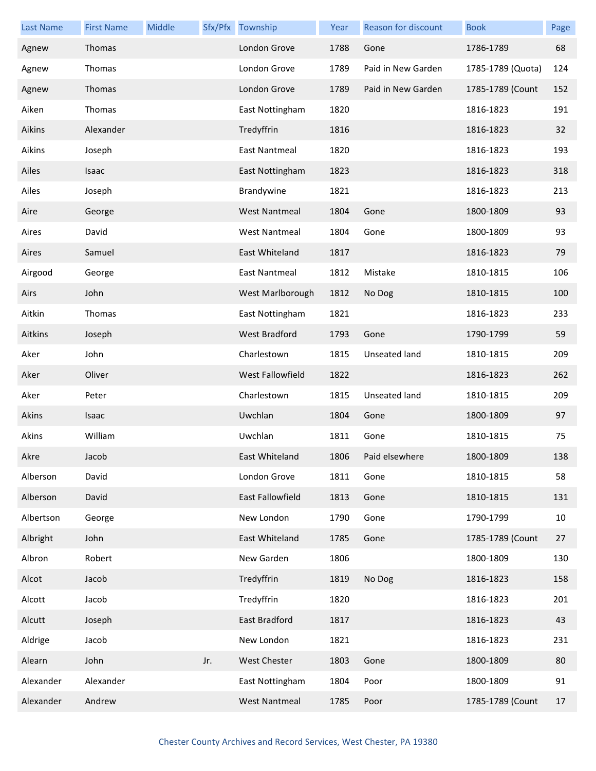| Last Name | First Name | Middle | Sfx/Pfx | Township | Year | Reason for discount | Book | Page |
|---|---|---|---|---|---|---|---|---|
| Agnew | Thomas | | | London Grove | 1788 | Gone | 1786-1789 | 68 |
| Agnew | Thomas | | | London Grove | 1789 | Paid in New Garden | 1785-1789 (Quota) | 124 |
| Agnew | Thomas | | | London Grove | 1789 | Paid in New Garden | 1785-1789 (Count | 152 |
| Aiken | Thomas | | | East Nottingham | 1820 | | 1816-1823 | 191 |
| Aikins | Alexander | | | Tredyffrin | 1816 | | 1816-1823 | 32 |
| Aikins | Joseph | | | East Nantmeal | 1820 | | 1816-1823 | 193 |
| Ailes | Isaac | | | East Nottingham | 1823 | | 1816-1823 | 318 |
| Ailes | Joseph | | | Brandywine | 1821 | | 1816-1823 | 213 |
| Aire | George | | | West Nantmeal | 1804 | Gone | 1800-1809 | 93 |
| Aires | David | | | West Nantmeal | 1804 | Gone | 1800-1809 | 93 |
| Aires | Samuel | | | East Whiteland | 1817 | | 1816-1823 | 79 |
| Airgood | George | | | East Nantmeal | 1812 | Mistake | 1810-1815 | 106 |
| Airs | John | | | West Marlborough | 1812 | No Dog | 1810-1815 | 100 |
| Aitkin | Thomas | | | East Nottingham | 1821 | | 1816-1823 | 233 |
| Aitkins | Joseph | | | West Bradford | 1793 | Gone | 1790-1799 | 59 |
| Aker | John | | | Charlestown | 1815 | Unseated land | 1810-1815 | 209 |
| Aker | Oliver | | | West Fallowfield | 1822 | | 1816-1823 | 262 |
| Aker | Peter | | | Charlestown | 1815 | Unseated land | 1810-1815 | 209 |
| Akins | Isaac | | | Uwchlan | 1804 | Gone | 1800-1809 | 97 |
| Akins | William | | | Uwchlan | 1811 | Gone | 1810-1815 | 75 |
| Akre | Jacob | | | East Whiteland | 1806 | Paid elsewhere | 1800-1809 | 138 |
| Alberson | David | | | London Grove | 1811 | Gone | 1810-1815 | 58 |
| Alberson | David | | | East Fallowfield | 1813 | Gone | 1810-1815 | 131 |
| Albertson | George | | | New London | 1790 | Gone | 1790-1799 | 10 |
| Albright | John | | | East Whiteland | 1785 | Gone | 1785-1789 (Count | 27 |
| Albron | Robert | | | New Garden | 1806 | | 1800-1809 | 130 |
| Alcot | Jacob | | | Tredyffrin | 1819 | No Dog | 1816-1823 | 158 |
| Alcott | Jacob | | | Tredyffrin | 1820 | | 1816-1823 | 201 |
| Alcutt | Joseph | | | East Bradford | 1817 | | 1816-1823 | 43 |
| Aldrige | Jacob | | | New London | 1821 | | 1816-1823 | 231 |
| Alearn | John | | Jr. | West Chester | 1803 | Gone | 1800-1809 | 80 |
| Alexander | Alexander | | | East Nottingham | 1804 | Poor | 1800-1809 | 91 |
| Alexander | Andrew | | | West Nantmeal | 1785 | Poor | 1785-1789 (Count | 17 |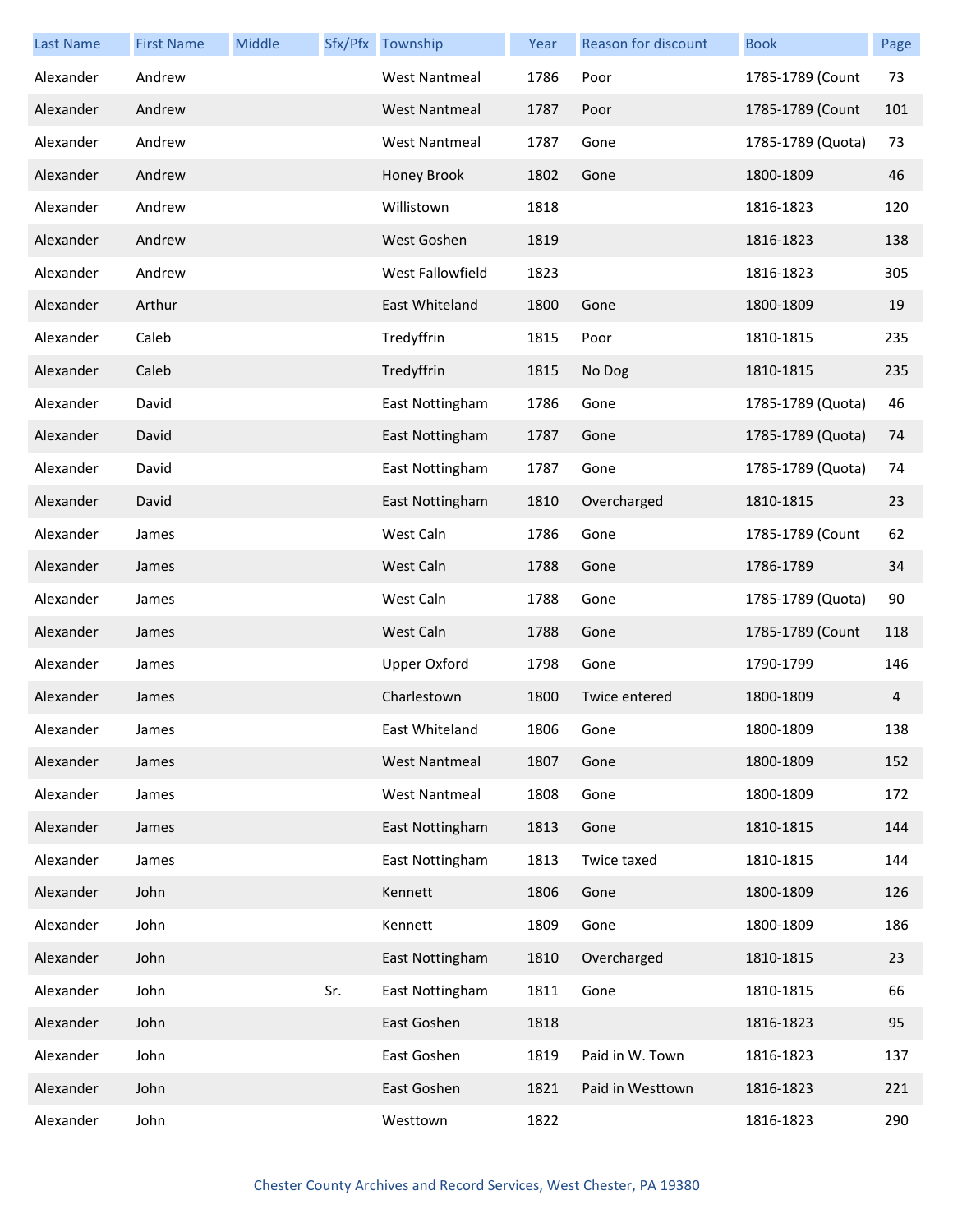| Last Name | First Name | Middle | Sfx/Pfx | Township | Year | Reason for discount | Book | Page |
|---|---|---|---|---|---|---|---|---|
| Alexander | Andrew | | | West Nantmeal | 1786 | Poor | 1785-1789 (Count | 73 |
| Alexander | Andrew | | | West Nantmeal | 1787 | Poor | 1785-1789 (Count | 101 |
| Alexander | Andrew | | | West Nantmeal | 1787 | Gone | 1785-1789 (Quota) | 73 |
| Alexander | Andrew | | | Honey Brook | 1802 | Gone | 1800-1809 | 46 |
| Alexander | Andrew | | | Willistown | 1818 | | 1816-1823 | 120 |
| Alexander | Andrew | | | West Goshen | 1819 | | 1816-1823 | 138 |
| Alexander | Andrew | | | West Fallowfield | 1823 | | 1816-1823 | 305 |
| Alexander | Arthur | | | East Whiteland | 1800 | Gone | 1800-1809 | 19 |
| Alexander | Caleb | | | Tredyffrin | 1815 | Poor | 1810-1815 | 235 |
| Alexander | Caleb | | | Tredyffrin | 1815 | No Dog | 1810-1815 | 235 |
| Alexander | David | | | East Nottingham | 1786 | Gone | 1785-1789 (Quota) | 46 |
| Alexander | David | | | East Nottingham | 1787 | Gone | 1785-1789 (Quota) | 74 |
| Alexander | David | | | East Nottingham | 1787 | Gone | 1785-1789 (Quota) | 74 |
| Alexander | David | | | East Nottingham | 1810 | Overcharged | 1810-1815 | 23 |
| Alexander | James | | | West Caln | 1786 | Gone | 1785-1789 (Count | 62 |
| Alexander | James | | | West Caln | 1788 | Gone | 1786-1789 | 34 |
| Alexander | James | | | West Caln | 1788 | Gone | 1785-1789 (Quota) | 90 |
| Alexander | James | | | West Caln | 1788 | Gone | 1785-1789 (Count | 118 |
| Alexander | James | | | Upper Oxford | 1798 | Gone | 1790-1799 | 146 |
| Alexander | James | | | Charlestown | 1800 | Twice entered | 1800-1809 | 4 |
| Alexander | James | | | East Whiteland | 1806 | Gone | 1800-1809 | 138 |
| Alexander | James | | | West Nantmeal | 1807 | Gone | 1800-1809 | 152 |
| Alexander | James | | | West Nantmeal | 1808 | Gone | 1800-1809 | 172 |
| Alexander | James | | | East Nottingham | 1813 | Gone | 1810-1815 | 144 |
| Alexander | James | | | East Nottingham | 1813 | Twice taxed | 1810-1815 | 144 |
| Alexander | John | | | Kennett | 1806 | Gone | 1800-1809 | 126 |
| Alexander | John | | | Kennett | 1809 | Gone | 1800-1809 | 186 |
| Alexander | John | | | East Nottingham | 1810 | Overcharged | 1810-1815 | 23 |
| Alexander | John | | Sr. | East Nottingham | 1811 | Gone | 1810-1815 | 66 |
| Alexander | John | | | East Goshen | 1818 | | 1816-1823 | 95 |
| Alexander | John | | | East Goshen | 1819 | Paid in W. Town | 1816-1823 | 137 |
| Alexander | John | | | East Goshen | 1821 | Paid in Westtown | 1816-1823 | 221 |
| Alexander | John | | | Westtown | 1822 | | 1816-1823 | 290 |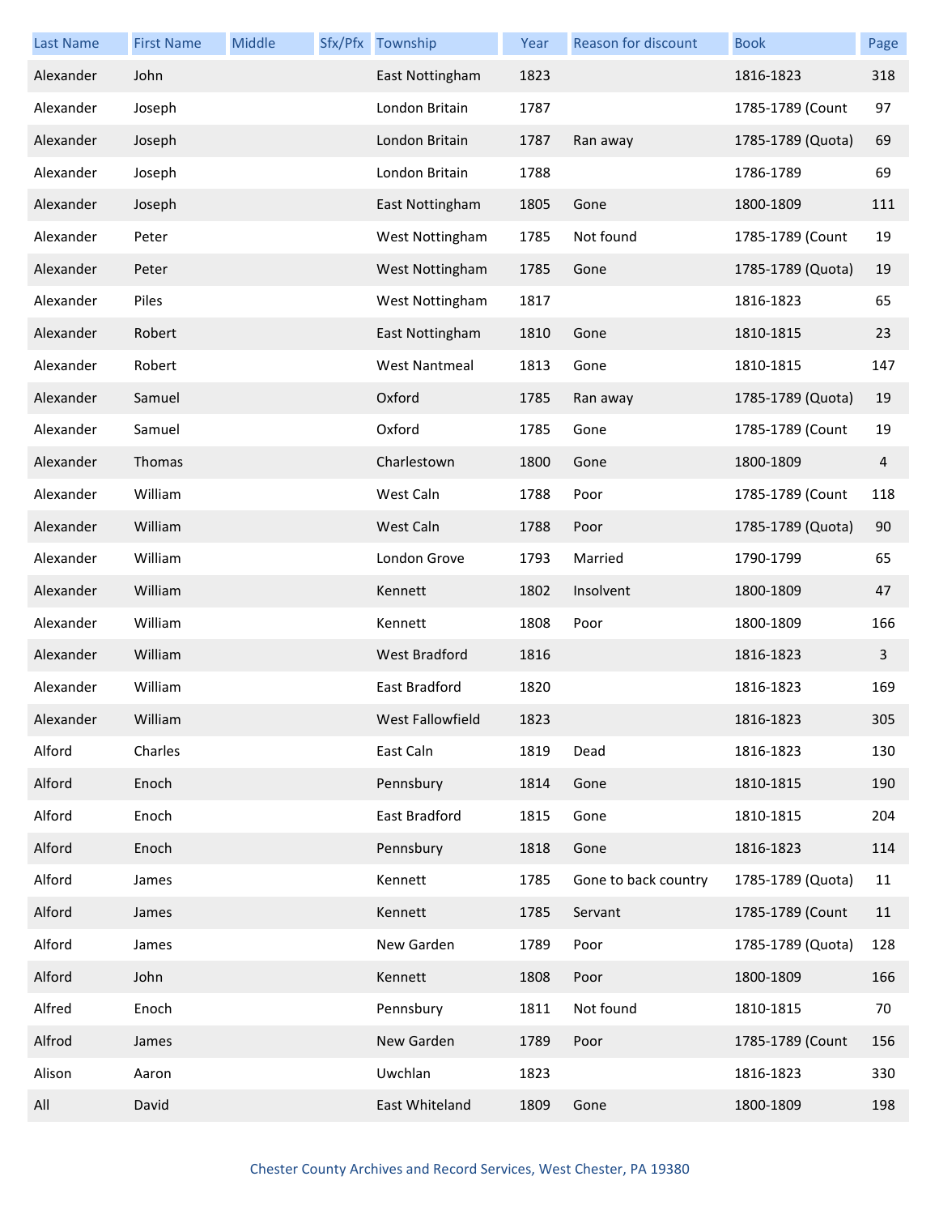| Last Name | First Name | Middle | Sfx/Pfx | Township | Year | Reason for discount | Book | Page |
|---|---|---|---|---|---|---|---|---|
| Alexander | John | | | East Nottingham | 1823 | | 1816-1823 | 318 |
| Alexander | Joseph | | | London Britain | 1787 | | 1785-1789 (Count | 97 |
| Alexander | Joseph | | | London Britain | 1787 | Ran away | 1785-1789 (Quota) | 69 |
| Alexander | Joseph | | | London Britain | 1788 | | 1786-1789 | 69 |
| Alexander | Joseph | | | East Nottingham | 1805 | Gone | 1800-1809 | 111 |
| Alexander | Peter | | | West Nottingham | 1785 | Not found | 1785-1789 (Count | 19 |
| Alexander | Peter | | | West Nottingham | 1785 | Gone | 1785-1789 (Quota) | 19 |
| Alexander | Piles | | | West Nottingham | 1817 | | 1816-1823 | 65 |
| Alexander | Robert | | | East Nottingham | 1810 | Gone | 1810-1815 | 23 |
| Alexander | Robert | | | West Nantmeal | 1813 | Gone | 1810-1815 | 147 |
| Alexander | Samuel | | | Oxford | 1785 | Ran away | 1785-1789 (Quota) | 19 |
| Alexander | Samuel | | | Oxford | 1785 | Gone | 1785-1789 (Count | 19 |
| Alexander | Thomas | | | Charlestown | 1800 | Gone | 1800-1809 | 4 |
| Alexander | William | | | West Caln | 1788 | Poor | 1785-1789 (Count | 118 |
| Alexander | William | | | West Caln | 1788 | Poor | 1785-1789 (Quota) | 90 |
| Alexander | William | | | London Grove | 1793 | Married | 1790-1799 | 65 |
| Alexander | William | | | Kennett | 1802 | Insolvent | 1800-1809 | 47 |
| Alexander | William | | | Kennett | 1808 | Poor | 1800-1809 | 166 |
| Alexander | William | | | West Bradford | 1816 | | 1816-1823 | 3 |
| Alexander | William | | | East Bradford | 1820 | | 1816-1823 | 169 |
| Alexander | William | | | West Fallowfield | 1823 | | 1816-1823 | 305 |
| Alford | Charles | | | East Caln | 1819 | Dead | 1816-1823 | 130 |
| Alford | Enoch | | | Pennsbury | 1814 | Gone | 1810-1815 | 190 |
| Alford | Enoch | | | East Bradford | 1815 | Gone | 1810-1815 | 204 |
| Alford | Enoch | | | Pennsbury | 1818 | Gone | 1816-1823 | 114 |
| Alford | James | | | Kennett | 1785 | Gone to back country | 1785-1789 (Quota) | 11 |
| Alford | James | | | Kennett | 1785 | Servant | 1785-1789 (Count | 11 |
| Alford | James | | | New Garden | 1789 | Poor | 1785-1789 (Quota) | 128 |
| Alford | John | | | Kennett | 1808 | Poor | 1800-1809 | 166 |
| Alfred | Enoch | | | Pennsbury | 1811 | Not found | 1810-1815 | 70 |
| Alfrod | James | | | New Garden | 1789 | Poor | 1785-1789 (Count | 156 |
| Alison | Aaron | | | Uwchlan | 1823 | | 1816-1823 | 330 |
| All | David | | | East Whiteland | 1809 | Gone | 1800-1809 | 198 |

Chester County Archives and Record Services, West Chester, PA 19380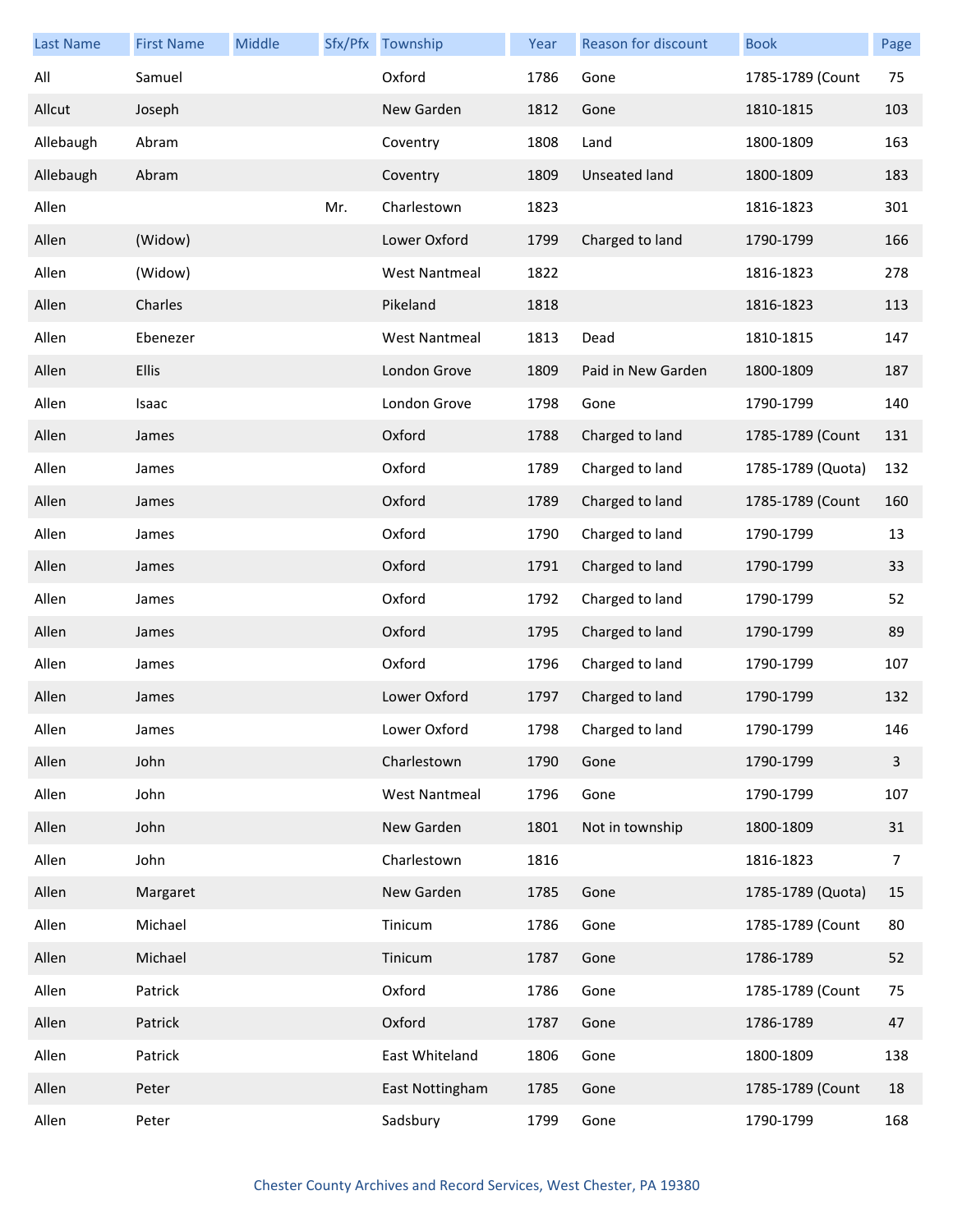| Last Name | First Name | Middle | Sfx/Pfx | Township | Year | Reason for discount | Book | Page |
|---|---|---|---|---|---|---|---|---|
| All | Samuel | | | Oxford | 1786 | Gone | 1785-1789 (Count | 75 |
| Allcut | Joseph | | | New Garden | 1812 | Gone | 1810-1815 | 103 |
| Allebaugh | Abram | | | Coventry | 1808 | Land | 1800-1809 | 163 |
| Allebaugh | Abram | | | Coventry | 1809 | Unseated land | 1800-1809 | 183 |
| Allen | | | Mr. | Charlestown | 1823 | | 1816-1823 | 301 |
| Allen | (Widow) | | | Lower Oxford | 1799 | Charged to land | 1790-1799 | 166 |
| Allen | (Widow) | | | West Nantmeal | 1822 | | 1816-1823 | 278 |
| Allen | Charles | | | Pikeland | 1818 | | 1816-1823 | 113 |
| Allen | Ebenezer | | | West Nantmeal | 1813 | Dead | 1810-1815 | 147 |
| Allen | Ellis | | | London Grove | 1809 | Paid in New Garden | 1800-1809 | 187 |
| Allen | Isaac | | | London Grove | 1798 | Gone | 1790-1799 | 140 |
| Allen | James | | | Oxford | 1788 | Charged to land | 1785-1789 (Count | 131 |
| Allen | James | | | Oxford | 1789 | Charged to land | 1785-1789 (Quota) | 132 |
| Allen | James | | | Oxford | 1789 | Charged to land | 1785-1789 (Count | 160 |
| Allen | James | | | Oxford | 1790 | Charged to land | 1790-1799 | 13 |
| Allen | James | | | Oxford | 1791 | Charged to land | 1790-1799 | 33 |
| Allen | James | | | Oxford | 1792 | Charged to land | 1790-1799 | 52 |
| Allen | James | | | Oxford | 1795 | Charged to land | 1790-1799 | 89 |
| Allen | James | | | Oxford | 1796 | Charged to land | 1790-1799 | 107 |
| Allen | James | | | Lower Oxford | 1797 | Charged to land | 1790-1799 | 132 |
| Allen | James | | | Lower Oxford | 1798 | Charged to land | 1790-1799 | 146 |
| Allen | John | | | Charlestown | 1790 | Gone | 1790-1799 | 3 |
| Allen | John | | | West Nantmeal | 1796 | Gone | 1790-1799 | 107 |
| Allen | John | | | New Garden | 1801 | Not in township | 1800-1809 | 31 |
| Allen | John | | | Charlestown | 1816 | | 1816-1823 | 7 |
| Allen | Margaret | | | New Garden | 1785 | Gone | 1785-1789 (Quota) | 15 |
| Allen | Michael | | | Tinicum | 1786 | Gone | 1785-1789 (Count | 80 |
| Allen | Michael | | | Tinicum | 1787 | Gone | 1786-1789 | 52 |
| Allen | Patrick | | | Oxford | 1786 | Gone | 1785-1789 (Count | 75 |
| Allen | Patrick | | | Oxford | 1787 | Gone | 1786-1789 | 47 |
| Allen | Patrick | | | East Whiteland | 1806 | Gone | 1800-1809 | 138 |
| Allen | Peter | | | East Nottingham | 1785 | Gone | 1785-1789 (Count | 18 |
| Allen | Peter | | | Sadsbury | 1799 | Gone | 1790-1799 | 168 |

Chester County Archives and Record Services, West Chester, PA 19380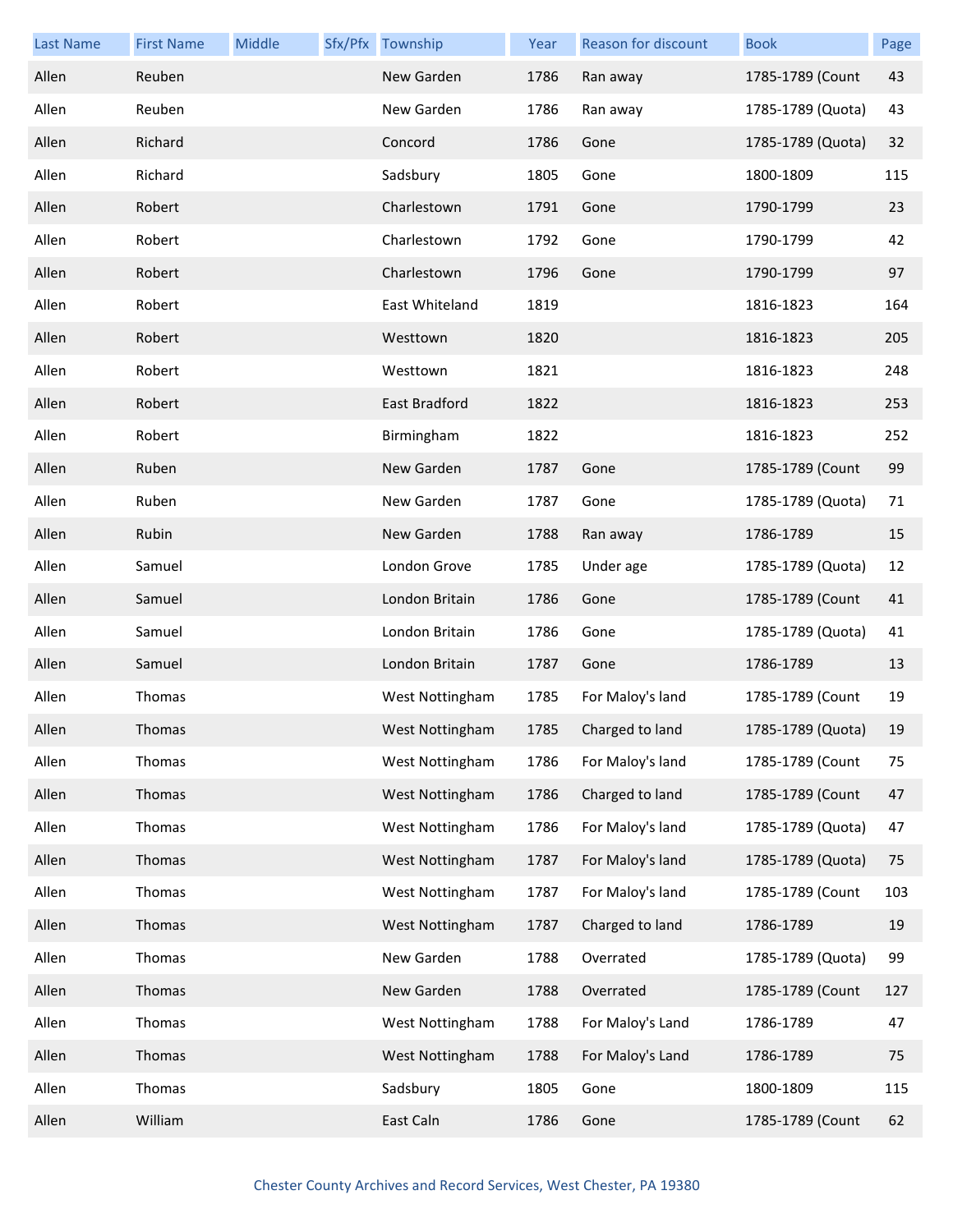| Last Name | First Name | Middle | Sfx/Pfx | Township | Year | Reason for discount | Book | Page |
|---|---|---|---|---|---|---|---|---|
| Allen | Reuben | | | New Garden | 1786 | Ran away | 1785-1789 (Count | 43 |
| Allen | Reuben | | | New Garden | 1786 | Ran away | 1785-1789 (Quota) | 43 |
| Allen | Richard | | | Concord | 1786 | Gone | 1785-1789 (Quota) | 32 |
| Allen | Richard | | | Sadsbury | 1805 | Gone | 1800-1809 | 115 |
| Allen | Robert | | | Charlestown | 1791 | Gone | 1790-1799 | 23 |
| Allen | Robert | | | Charlestown | 1792 | Gone | 1790-1799 | 42 |
| Allen | Robert | | | Charlestown | 1796 | Gone | 1790-1799 | 97 |
| Allen | Robert | | | East Whiteland | 1819 | | 1816-1823 | 164 |
| Allen | Robert | | | Westtown | 1820 | | 1816-1823 | 205 |
| Allen | Robert | | | Westtown | 1821 | | 1816-1823 | 248 |
| Allen | Robert | | | East Bradford | 1822 | | 1816-1823 | 253 |
| Allen | Robert | | | Birmingham | 1822 | | 1816-1823 | 252 |
| Allen | Ruben | | | New Garden | 1787 | Gone | 1785-1789 (Count | 99 |
| Allen | Ruben | | | New Garden | 1787 | Gone | 1785-1789 (Quota) | 71 |
| Allen | Rubin | | | New Garden | 1788 | Ran away | 1786-1789 | 15 |
| Allen | Samuel | | | London Grove | 1785 | Under age | 1785-1789 (Quota) | 12 |
| Allen | Samuel | | | London Britain | 1786 | Gone | 1785-1789 (Count | 41 |
| Allen | Samuel | | | London Britain | 1786 | Gone | 1785-1789 (Quota) | 41 |
| Allen | Samuel | | | London Britain | 1787 | Gone | 1786-1789 | 13 |
| Allen | Thomas | | | West Nottingham | 1785 | For Maloy's land | 1785-1789 (Count | 19 |
| Allen | Thomas | | | West Nottingham | 1785 | Charged to land | 1785-1789 (Quota) | 19 |
| Allen | Thomas | | | West Nottingham | 1786 | For Maloy's land | 1785-1789 (Count | 75 |
| Allen | Thomas | | | West Nottingham | 1786 | Charged to land | 1785-1789 (Count | 47 |
| Allen | Thomas | | | West Nottingham | 1786 | For Maloy's land | 1785-1789 (Quota) | 47 |
| Allen | Thomas | | | West Nottingham | 1787 | For Maloy's land | 1785-1789 (Quota) | 75 |
| Allen | Thomas | | | West Nottingham | 1787 | For Maloy's land | 1785-1789 (Count | 103 |
| Allen | Thomas | | | West Nottingham | 1787 | Charged to land | 1786-1789 | 19 |
| Allen | Thomas | | | New Garden | 1788 | Overrated | 1785-1789 (Quota) | 99 |
| Allen | Thomas | | | New Garden | 1788 | Overrated | 1785-1789 (Count | 127 |
| Allen | Thomas | | | West Nottingham | 1788 | For Maloy's Land | 1786-1789 | 47 |
| Allen | Thomas | | | West Nottingham | 1788 | For Maloy's Land | 1786-1789 | 75 |
| Allen | Thomas | | | Sadsbury | 1805 | Gone | 1800-1809 | 115 |
| Allen | William | | | East Caln | 1786 | Gone | 1785-1789 (Count | 62 |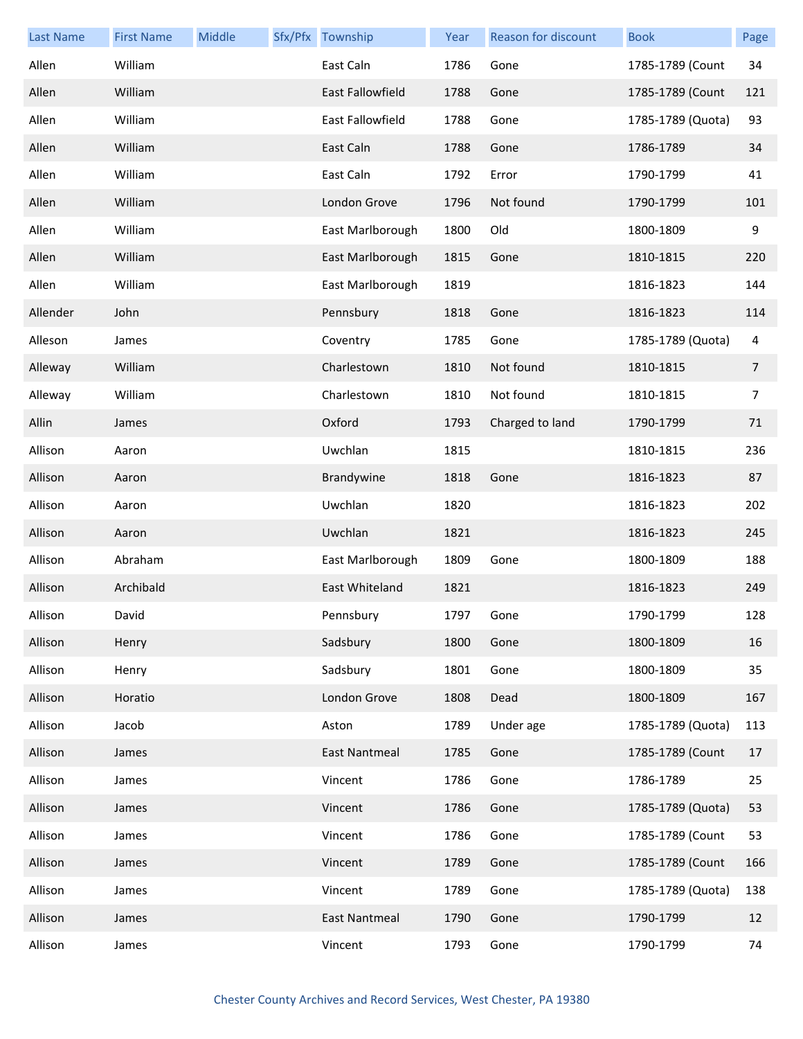| Last Name | First Name | Middle | Sfx/Pfx | Township | Year | Reason for discount | Book | Page |
|---|---|---|---|---|---|---|---|---|
| Allen | William | | | East Caln | 1786 | Gone | 1785-1789 (Count | 34 |
| Allen | William | | | East Fallowfield | 1788 | Gone | 1785-1789 (Count | 121 |
| Allen | William | | | East Fallowfield | 1788 | Gone | 1785-1789 (Quota) | 93 |
| Allen | William | | | East Caln | 1788 | Gone | 1786-1789 | 34 |
| Allen | William | | | East Caln | 1792 | Error | 1790-1799 | 41 |
| Allen | William | | | London Grove | 1796 | Not found | 1790-1799 | 101 |
| Allen | William | | | East Marlborough | 1800 | Old | 1800-1809 | 9 |
| Allen | William | | | East Marlborough | 1815 | Gone | 1810-1815 | 220 |
| Allen | William | | | East Marlborough | 1819 | | 1816-1823 | 144 |
| Allender | John | | | Pennsbury | 1818 | Gone | 1816-1823 | 114 |
| Alleson | James | | | Coventry | 1785 | Gone | 1785-1789 (Quota) | 4 |
| Alleway | William | | | Charlestown | 1810 | Not found | 1810-1815 | 7 |
| Alleway | William | | | Charlestown | 1810 | Not found | 1810-1815 | 7 |
| Allin | James | | | Oxford | 1793 | Charged to land | 1790-1799 | 71 |
| Allison | Aaron | | | Uwchlan | 1815 | | 1810-1815 | 236 |
| Allison | Aaron | | | Brandywine | 1818 | Gone | 1816-1823 | 87 |
| Allison | Aaron | | | Uwchlan | 1820 | | 1816-1823 | 202 |
| Allison | Aaron | | | Uwchlan | 1821 | | 1816-1823 | 245 |
| Allison | Abraham | | | East Marlborough | 1809 | Gone | 1800-1809 | 188 |
| Allison | Archibald | | | East Whiteland | 1821 | | 1816-1823 | 249 |
| Allison | David | | | Pennsbury | 1797 | Gone | 1790-1799 | 128 |
| Allison | Henry | | | Sadsbury | 1800 | Gone | 1800-1809 | 16 |
| Allison | Henry | | | Sadsbury | 1801 | Gone | 1800-1809 | 35 |
| Allison | Horatio | | | London Grove | 1808 | Dead | 1800-1809 | 167 |
| Allison | Jacob | | | Aston | 1789 | Under age | 1785-1789 (Quota) | 113 |
| Allison | James | | | East Nantmeal | 1785 | Gone | 1785-1789 (Count | 17 |
| Allison | James | | | Vincent | 1786 | Gone | 1786-1789 | 25 |
| Allison | James | | | Vincent | 1786 | Gone | 1785-1789 (Quota) | 53 |
| Allison | James | | | Vincent | 1786 | Gone | 1785-1789 (Count | 53 |
| Allison | James | | | Vincent | 1789 | Gone | 1785-1789 (Count | 166 |
| Allison | James | | | Vincent | 1789 | Gone | 1785-1789 (Quota) | 138 |
| Allison | James | | | East Nantmeal | 1790 | Gone | 1790-1799 | 12 |
| Allison | James | | | Vincent | 1793 | Gone | 1790-1799 | 74 |

Chester County Archives and Record Services, West Chester, PA 19380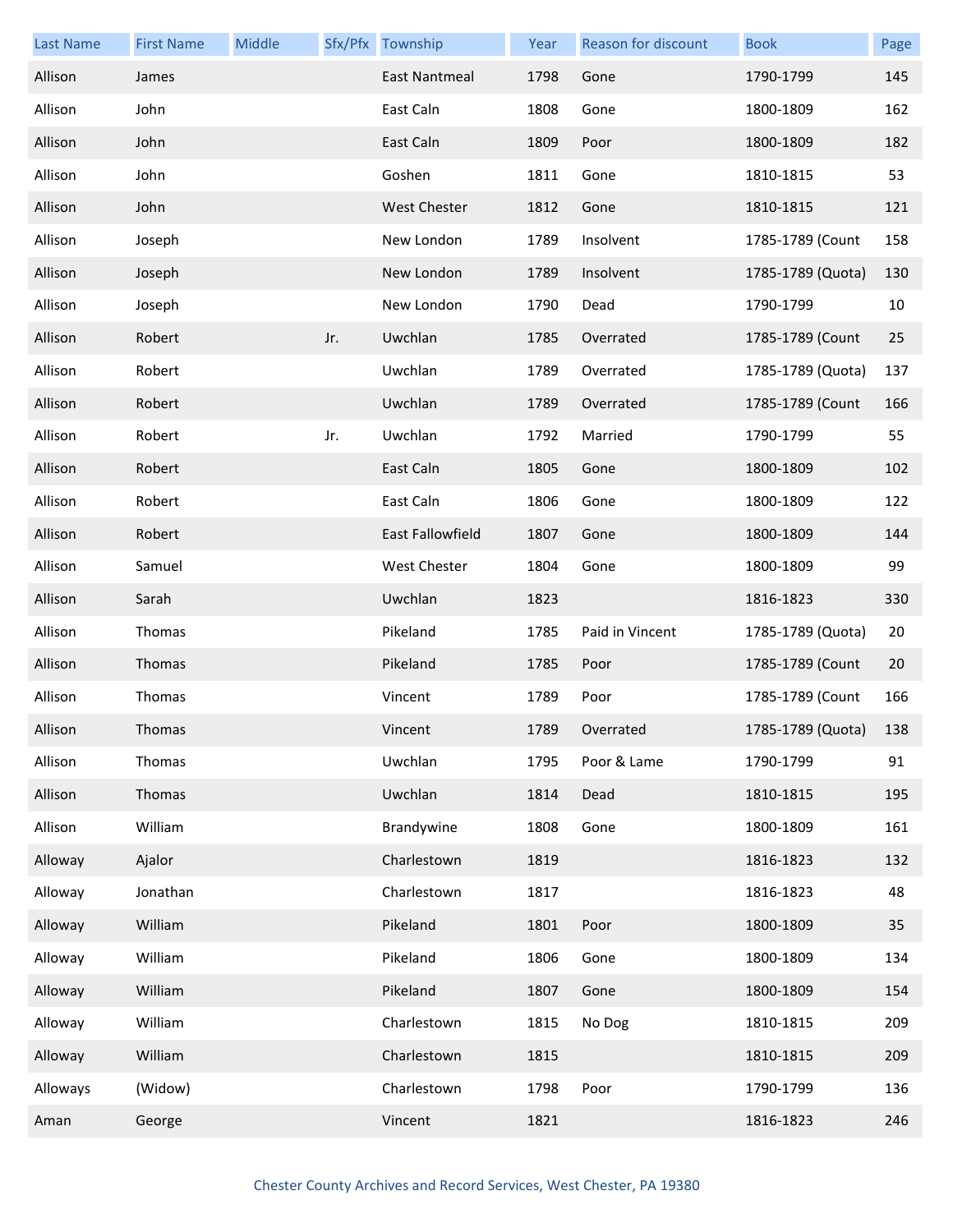| Last Name | First Name | Middle | Sfx/Pfx | Township | Year | Reason for discount | Book | Page |
|---|---|---|---|---|---|---|---|---|
| Allison | James | | | East Nantmeal | 1798 | Gone | 1790-1799 | 145 |
| Allison | John | | | East Caln | 1808 | Gone | 1800-1809 | 162 |
| Allison | John | | | East Caln | 1809 | Poor | 1800-1809 | 182 |
| Allison | John | | | Goshen | 1811 | Gone | 1810-1815 | 53 |
| Allison | John | | | West Chester | 1812 | Gone | 1810-1815 | 121 |
| Allison | Joseph | | | New London | 1789 | Insolvent | 1785-1789 (Count | 158 |
| Allison | Joseph | | | New London | 1789 | Insolvent | 1785-1789 (Quota) | 130 |
| Allison | Joseph | | | New London | 1790 | Dead | 1790-1799 | 10 |
| Allison | Robert | | Jr. | Uwchlan | 1785 | Overrated | 1785-1789 (Count | 25 |
| Allison | Robert | | | Uwchlan | 1789 | Overrated | 1785-1789 (Quota) | 137 |
| Allison | Robert | | | Uwchlan | 1789 | Overrated | 1785-1789 (Count | 166 |
| Allison | Robert | | Jr. | Uwchlan | 1792 | Married | 1790-1799 | 55 |
| Allison | Robert | | | East Caln | 1805 | Gone | 1800-1809 | 102 |
| Allison | Robert | | | East Caln | 1806 | Gone | 1800-1809 | 122 |
| Allison | Robert | | | East Fallowfield | 1807 | Gone | 1800-1809 | 144 |
| Allison | Samuel | | | West Chester | 1804 | Gone | 1800-1809 | 99 |
| Allison | Sarah | | | Uwchlan | 1823 | | 1816-1823 | 330 |
| Allison | Thomas | | | Pikeland | 1785 | Paid in Vincent | 1785-1789 (Quota) | 20 |
| Allison | Thomas | | | Pikeland | 1785 | Poor | 1785-1789 (Count | 20 |
| Allison | Thomas | | | Vincent | 1789 | Poor | 1785-1789 (Count | 166 |
| Allison | Thomas | | | Vincent | 1789 | Overrated | 1785-1789 (Quota) | 138 |
| Allison | Thomas | | | Uwchlan | 1795 | Poor & Lame | 1790-1799 | 91 |
| Allison | Thomas | | | Uwchlan | 1814 | Dead | 1810-1815 | 195 |
| Allison | William | | | Brandywine | 1808 | Gone | 1800-1809 | 161 |
| Alloway | Ajalor | | | Charlestown | 1819 | | 1816-1823 | 132 |
| Alloway | Jonathan | | | Charlestown | 1817 | | 1816-1823 | 48 |
| Alloway | William | | | Pikeland | 1801 | Poor | 1800-1809 | 35 |
| Alloway | William | | | Pikeland | 1806 | Gone | 1800-1809 | 134 |
| Alloway | William | | | Pikeland | 1807 | Gone | 1800-1809 | 154 |
| Alloway | William | | | Charlestown | 1815 | No Dog | 1810-1815 | 209 |
| Alloway | William | | | Charlestown | 1815 | | 1810-1815 | 209 |
| Alloways | (Widow) | | | Charlestown | 1798 | Poor | 1790-1799 | 136 |
| Aman | George | | | Vincent | 1821 | | 1816-1823 | 246 |

Chester County Archives and Record Services, West Chester, PA 19380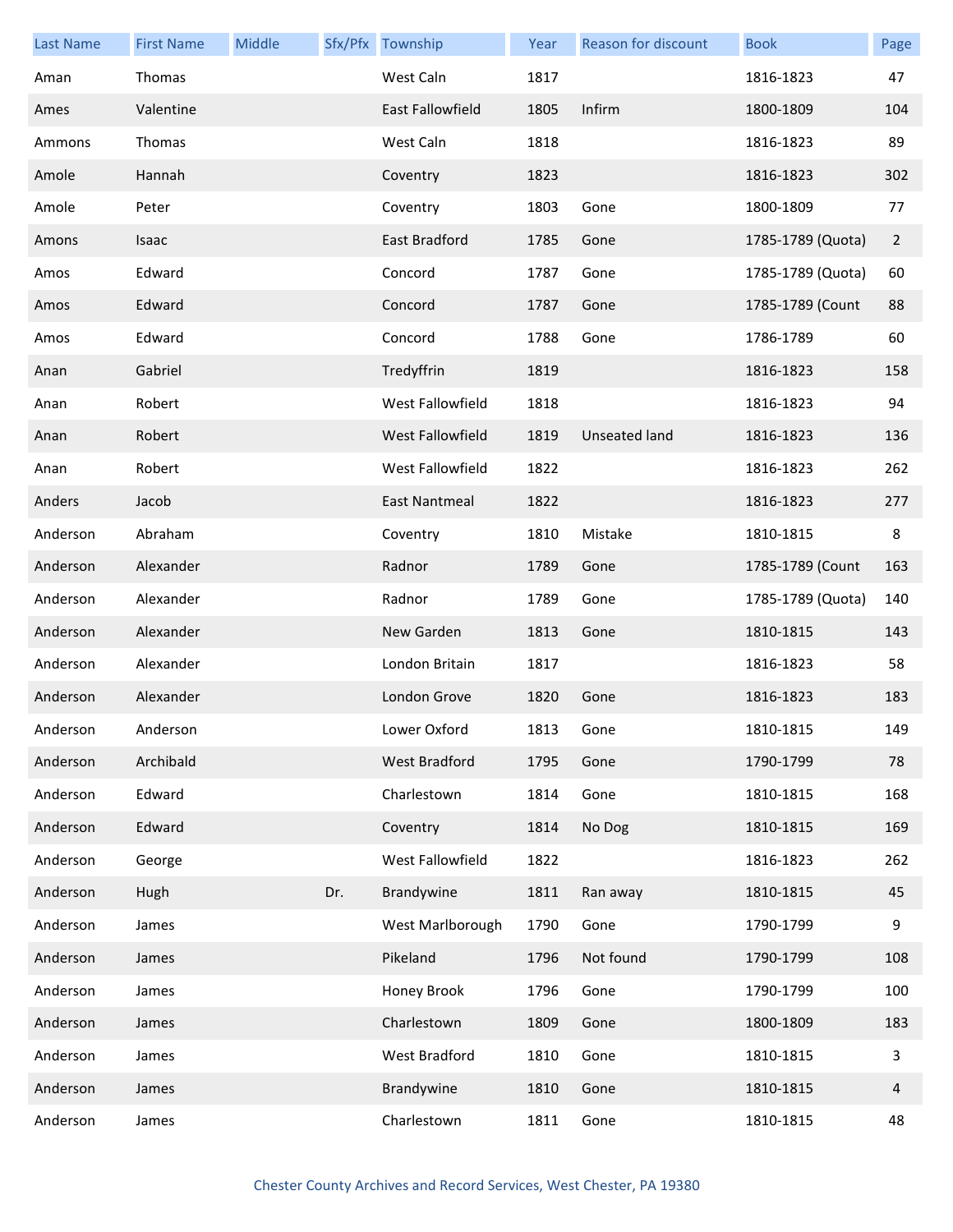| Last Name | First Name | Middle | Sfx/Pfx | Township | Year | Reason for discount | Book | Page |
|---|---|---|---|---|---|---|---|---|
| Aman | Thomas | | | West Caln | 1817 | | 1816-1823 | 47 |
| Ames | Valentine | | | East Fallowfield | 1805 | Infirm | 1800-1809 | 104 |
| Ammons | Thomas | | | West Caln | 1818 | | 1816-1823 | 89 |
| Amole | Hannah | | | Coventry | 1823 | | 1816-1823 | 302 |
| Amole | Peter | | | Coventry | 1803 | Gone | 1800-1809 | 77 |
| Amons | Isaac | | | East Bradford | 1785 | Gone | 1785-1789 (Quota) | 2 |
| Amos | Edward | | | Concord | 1787 | Gone | 1785-1789 (Quota) | 60 |
| Amos | Edward | | | Concord | 1787 | Gone | 1785-1789 (Count | 88 |
| Amos | Edward | | | Concord | 1788 | Gone | 1786-1789 | 60 |
| Anan | Gabriel | | | Tredyffrin | 1819 | | 1816-1823 | 158 |
| Anan | Robert | | | West Fallowfield | 1818 | | 1816-1823 | 94 |
| Anan | Robert | | | West Fallowfield | 1819 | Unseated land | 1816-1823 | 136 |
| Anan | Robert | | | West Fallowfield | 1822 | | 1816-1823 | 262 |
| Anders | Jacob | | | East Nantmeal | 1822 | | 1816-1823 | 277 |
| Anderson | Abraham | | | Coventry | 1810 | Mistake | 1810-1815 | 8 |
| Anderson | Alexander | | | Radnor | 1789 | Gone | 1785-1789 (Count | 163 |
| Anderson | Alexander | | | Radnor | 1789 | Gone | 1785-1789 (Quota) | 140 |
| Anderson | Alexander | | | New Garden | 1813 | Gone | 1810-1815 | 143 |
| Anderson | Alexander | | | London Britain | 1817 | | 1816-1823 | 58 |
| Anderson | Alexander | | | London Grove | 1820 | Gone | 1816-1823 | 183 |
| Anderson | Anderson | | | Lower Oxford | 1813 | Gone | 1810-1815 | 149 |
| Anderson | Archibald | | | West Bradford | 1795 | Gone | 1790-1799 | 78 |
| Anderson | Edward | | | Charlestown | 1814 | Gone | 1810-1815 | 168 |
| Anderson | Edward | | | Coventry | 1814 | No Dog | 1810-1815 | 169 |
| Anderson | George | | | West Fallowfield | 1822 | | 1816-1823 | 262 |
| Anderson | Hugh | | Dr. | Brandywine | 1811 | Ran away | 1810-1815 | 45 |
| Anderson | James | | | West Marlborough | 1790 | Gone | 1790-1799 | 9 |
| Anderson | James | | | Pikeland | 1796 | Not found | 1790-1799 | 108 |
| Anderson | James | | | Honey Brook | 1796 | Gone | 1790-1799 | 100 |
| Anderson | James | | | Charlestown | 1809 | Gone | 1800-1809 | 183 |
| Anderson | James | | | West Bradford | 1810 | Gone | 1810-1815 | 3 |
| Anderson | James | | | Brandywine | 1810 | Gone | 1810-1815 | 4 |
| Anderson | James | | | Charlestown | 1811 | Gone | 1810-1815 | 48 |

Chester County Archives and Record Services, West Chester, PA 19380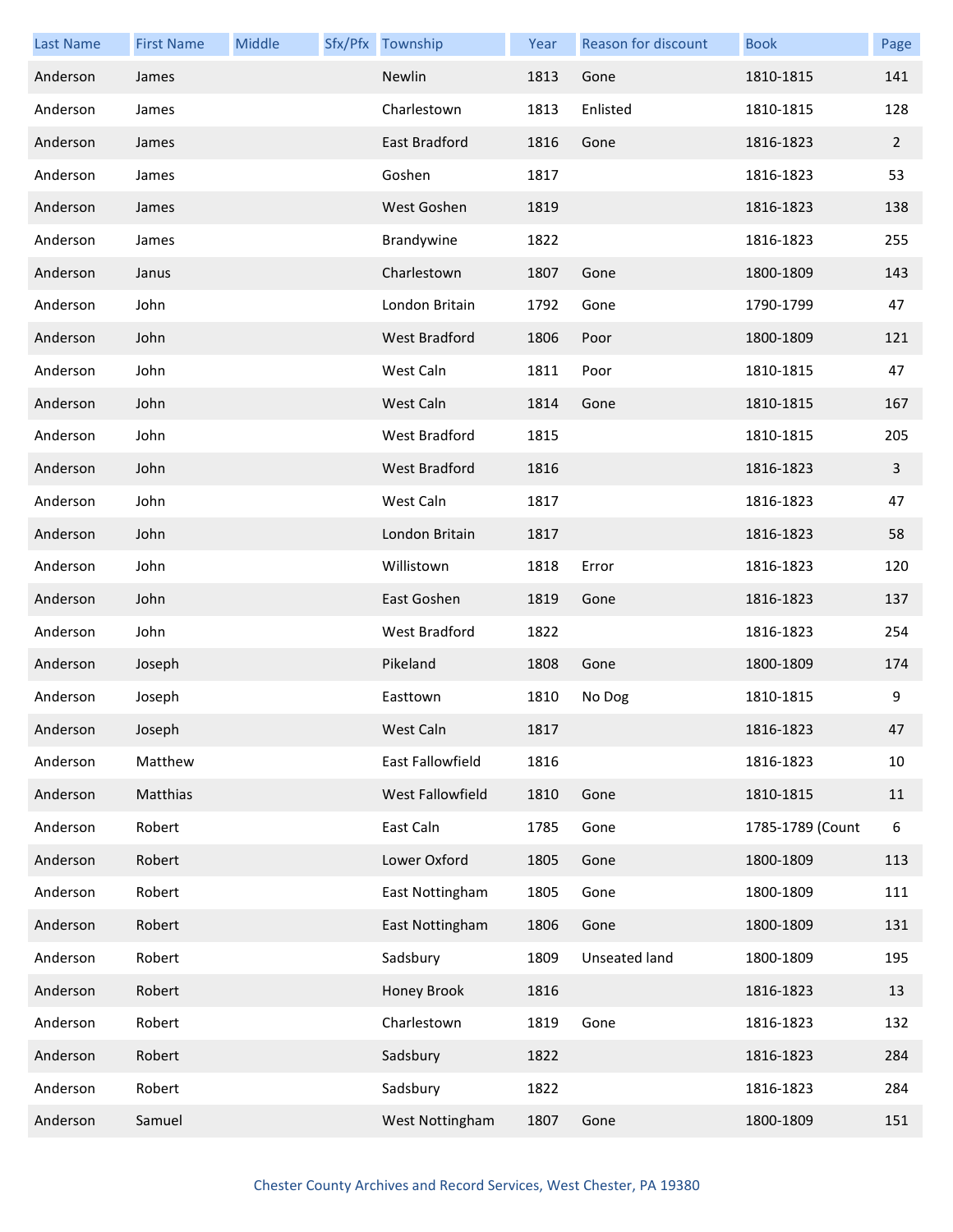| Last Name | First Name | Middle | Sfx/Pfx | Township | Year | Reason for discount | Book | Page |
|---|---|---|---|---|---|---|---|---|
| Anderson | James | | | Newlin | 1813 | Gone | 1810-1815 | 141 |
| Anderson | James | | | Charlestown | 1813 | Enlisted | 1810-1815 | 128 |
| Anderson | James | | | East Bradford | 1816 | Gone | 1816-1823 | 2 |
| Anderson | James | | | Goshen | 1817 | | 1816-1823 | 53 |
| Anderson | James | | | West Goshen | 1819 | | 1816-1823 | 138 |
| Anderson | James | | | Brandywine | 1822 | | 1816-1823 | 255 |
| Anderson | Janus | | | Charlestown | 1807 | Gone | 1800-1809 | 143 |
| Anderson | John | | | London Britain | 1792 | Gone | 1790-1799 | 47 |
| Anderson | John | | | West Bradford | 1806 | Poor | 1800-1809 | 121 |
| Anderson | John | | | West Caln | 1811 | Poor | 1810-1815 | 47 |
| Anderson | John | | | West Caln | 1814 | Gone | 1810-1815 | 167 |
| Anderson | John | | | West Bradford | 1815 | | 1810-1815 | 205 |
| Anderson | John | | | West Bradford | 1816 | | 1816-1823 | 3 |
| Anderson | John | | | West Caln | 1817 | | 1816-1823 | 47 |
| Anderson | John | | | London Britain | 1817 | | 1816-1823 | 58 |
| Anderson | John | | | Willistown | 1818 | Error | 1816-1823 | 120 |
| Anderson | John | | | East Goshen | 1819 | Gone | 1816-1823 | 137 |
| Anderson | John | | | West Bradford | 1822 | | 1816-1823 | 254 |
| Anderson | Joseph | | | Pikeland | 1808 | Gone | 1800-1809 | 174 |
| Anderson | Joseph | | | Easttown | 1810 | No Dog | 1810-1815 | 9 |
| Anderson | Joseph | | | West Caln | 1817 | | 1816-1823 | 47 |
| Anderson | Matthew | | | East Fallowfield | 1816 | | 1816-1823 | 10 |
| Anderson | Matthias | | | West Fallowfield | 1810 | Gone | 1810-1815 | 11 |
| Anderson | Robert | | | East Caln | 1785 | Gone | 1785-1789 (Count | 6 |
| Anderson | Robert | | | Lower Oxford | 1805 | Gone | 1800-1809 | 113 |
| Anderson | Robert | | | East Nottingham | 1805 | Gone | 1800-1809 | 111 |
| Anderson | Robert | | | East Nottingham | 1806 | Gone | 1800-1809 | 131 |
| Anderson | Robert | | | Sadsbury | 1809 | Unseated land | 1800-1809 | 195 |
| Anderson | Robert | | | Honey Brook | 1816 | | 1816-1823 | 13 |
| Anderson | Robert | | | Charlestown | 1819 | Gone | 1816-1823 | 132 |
| Anderson | Robert | | | Sadsbury | 1822 | | 1816-1823 | 284 |
| Anderson | Robert | | | Sadsbury | 1822 | | 1816-1823 | 284 |
| Anderson | Samuel | | | West Nottingham | 1807 | Gone | 1800-1809 | 151 |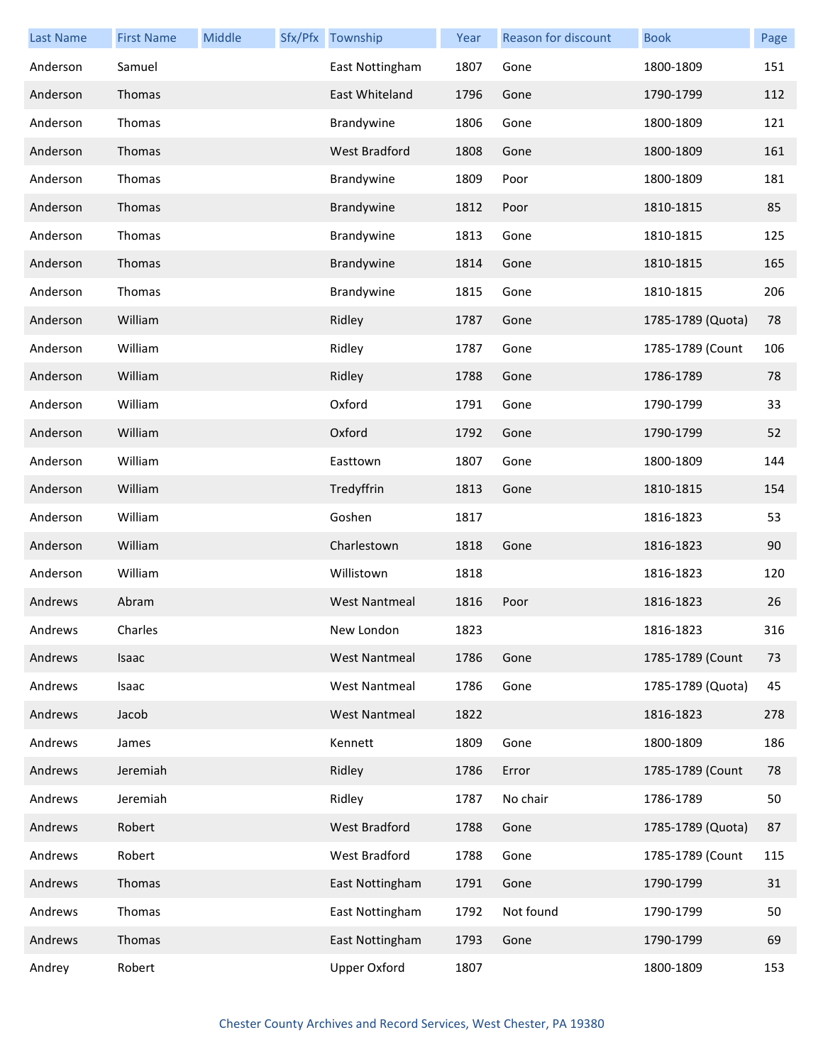| Last Name | First Name | Middle | Sfx/Pfx | Township | Year | Reason for discount | Book | Page |
|---|---|---|---|---|---|---|---|---|
| Anderson | Samuel | | | East Nottingham | 1807 | Gone | 1800-1809 | 151 |
| Anderson | Thomas | | | East Whiteland | 1796 | Gone | 1790-1799 | 112 |
| Anderson | Thomas | | | Brandywine | 1806 | Gone | 1800-1809 | 121 |
| Anderson | Thomas | | | West Bradford | 1808 | Gone | 1800-1809 | 161 |
| Anderson | Thomas | | | Brandywine | 1809 | Poor | 1800-1809 | 181 |
| Anderson | Thomas | | | Brandywine | 1812 | Poor | 1810-1815 | 85 |
| Anderson | Thomas | | | Brandywine | 1813 | Gone | 1810-1815 | 125 |
| Anderson | Thomas | | | Brandywine | 1814 | Gone | 1810-1815 | 165 |
| Anderson | Thomas | | | Brandywine | 1815 | Gone | 1810-1815 | 206 |
| Anderson | William | | | Ridley | 1787 | Gone | 1785-1789 (Quota) | 78 |
| Anderson | William | | | Ridley | 1787 | Gone | 1785-1789 (Count | 106 |
| Anderson | William | | | Ridley | 1788 | Gone | 1786-1789 | 78 |
| Anderson | William | | | Oxford | 1791 | Gone | 1790-1799 | 33 |
| Anderson | William | | | Oxford | 1792 | Gone | 1790-1799 | 52 |
| Anderson | William | | | Easttown | 1807 | Gone | 1800-1809 | 144 |
| Anderson | William | | | Tredyffrin | 1813 | Gone | 1810-1815 | 154 |
| Anderson | William | | | Goshen | 1817 | | 1816-1823 | 53 |
| Anderson | William | | | Charlestown | 1818 | Gone | 1816-1823 | 90 |
| Anderson | William | | | Willistown | 1818 | | 1816-1823 | 120 |
| Andrews | Abram | | | West Nantmeal | 1816 | Poor | 1816-1823 | 26 |
| Andrews | Charles | | | New London | 1823 | | 1816-1823 | 316 |
| Andrews | Isaac | | | West Nantmeal | 1786 | Gone | 1785-1789 (Count | 73 |
| Andrews | Isaac | | | West Nantmeal | 1786 | Gone | 1785-1789 (Quota) | 45 |
| Andrews | Jacob | | | West Nantmeal | 1822 | | 1816-1823 | 278 |
| Andrews | James | | | Kennett | 1809 | Gone | 1800-1809 | 186 |
| Andrews | Jeremiah | | | Ridley | 1786 | Error | 1785-1789 (Count | 78 |
| Andrews | Jeremiah | | | Ridley | 1787 | No chair | 1786-1789 | 50 |
| Andrews | Robert | | | West Bradford | 1788 | Gone | 1785-1789 (Quota) | 87 |
| Andrews | Robert | | | West Bradford | 1788 | Gone | 1785-1789 (Count | 115 |
| Andrews | Thomas | | | East Nottingham | 1791 | Gone | 1790-1799 | 31 |
| Andrews | Thomas | | | East Nottingham | 1792 | Not found | 1790-1799 | 50 |
| Andrews | Thomas | | | East Nottingham | 1793 | Gone | 1790-1799 | 69 |
| Andrey | Robert | | | Upper Oxford | 1807 | | 1800-1809 | 153 |

Chester County Archives and Record Services, West Chester, PA 19380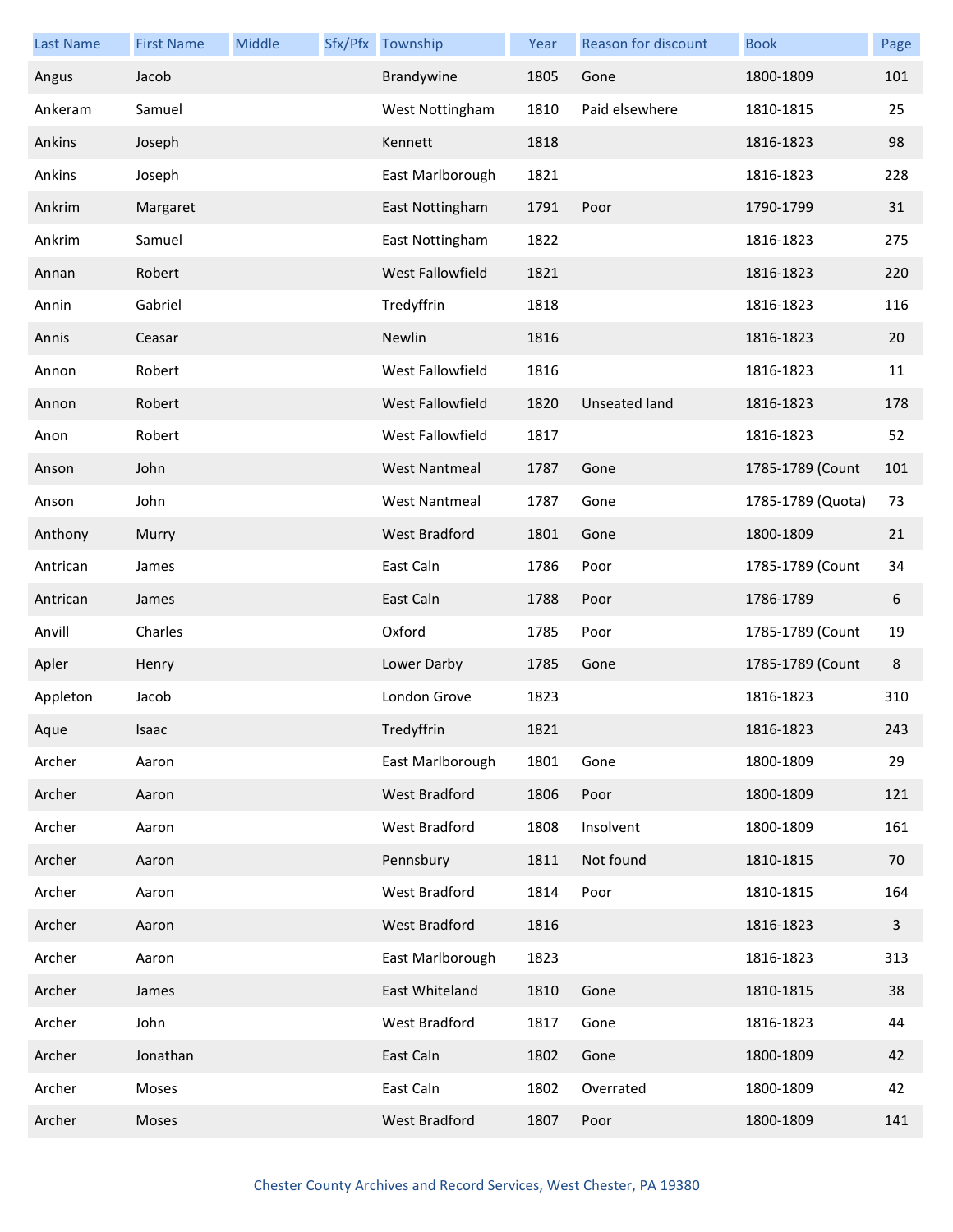| Last Name | First Name | Middle | Sfx/Pfx | Township | Year | Reason for discount | Book | Page |
|---|---|---|---|---|---|---|---|---|
| Angus | Jacob | | | Brandywine | 1805 | Gone | 1800-1809 | 101 |
| Ankeram | Samuel | | | West Nottingham | 1810 | Paid elsewhere | 1810-1815 | 25 |
| Ankins | Joseph | | | Kennett | 1818 | | 1816-1823 | 98 |
| Ankins | Joseph | | | East Marlborough | 1821 | | 1816-1823 | 228 |
| Ankrim | Margaret | | | East Nottingham | 1791 | Poor | 1790-1799 | 31 |
| Ankrim | Samuel | | | East Nottingham | 1822 | | 1816-1823 | 275 |
| Annan | Robert | | | West Fallowfield | 1821 | | 1816-1823 | 220 |
| Annin | Gabriel | | | Tredyffrin | 1818 | | 1816-1823 | 116 |
| Annis | Ceasar | | | Newlin | 1816 | | 1816-1823 | 20 |
| Annon | Robert | | | West Fallowfield | 1816 | | 1816-1823 | 11 |
| Annon | Robert | | | West Fallowfield | 1820 | Unseated land | 1816-1823 | 178 |
| Anon | Robert | | | West Fallowfield | 1817 | | 1816-1823 | 52 |
| Anson | John | | | West Nantmeal | 1787 | Gone | 1785-1789 (Count | 101 |
| Anson | John | | | West Nantmeal | 1787 | Gone | 1785-1789 (Quota) | 73 |
| Anthony | Murry | | | West Bradford | 1801 | Gone | 1800-1809 | 21 |
| Antrican | James | | | East Caln | 1786 | Poor | 1785-1789 (Count | 34 |
| Antrican | James | | | East Caln | 1788 | Poor | 1786-1789 | 6 |
| Anvill | Charles | | | Oxford | 1785 | Poor | 1785-1789 (Count | 19 |
| Apler | Henry | | | Lower Darby | 1785 | Gone | 1785-1789 (Count | 8 |
| Appleton | Jacob | | | London Grove | 1823 | | 1816-1823 | 310 |
| Aque | Isaac | | | Tredyffrin | 1821 | | 1816-1823 | 243 |
| Archer | Aaron | | | East Marlborough | 1801 | Gone | 1800-1809 | 29 |
| Archer | Aaron | | | West Bradford | 1806 | Poor | 1800-1809 | 121 |
| Archer | Aaron | | | West Bradford | 1808 | Insolvent | 1800-1809 | 161 |
| Archer | Aaron | | | Pennsbury | 1811 | Not found | 1810-1815 | 70 |
| Archer | Aaron | | | West Bradford | 1814 | Poor | 1810-1815 | 164 |
| Archer | Aaron | | | West Bradford | 1816 | | 1816-1823 | 3 |
| Archer | Aaron | | | East Marlborough | 1823 | | 1816-1823 | 313 |
| Archer | James | | | East Whiteland | 1810 | Gone | 1810-1815 | 38 |
| Archer | John | | | West Bradford | 1817 | Gone | 1816-1823 | 44 |
| Archer | Jonathan | | | East Caln | 1802 | Gone | 1800-1809 | 42 |
| Archer | Moses | | | East Caln | 1802 | Overrated | 1800-1809 | 42 |
| Archer | Moses | | | West Bradford | 1807 | Poor | 1800-1809 | 141 |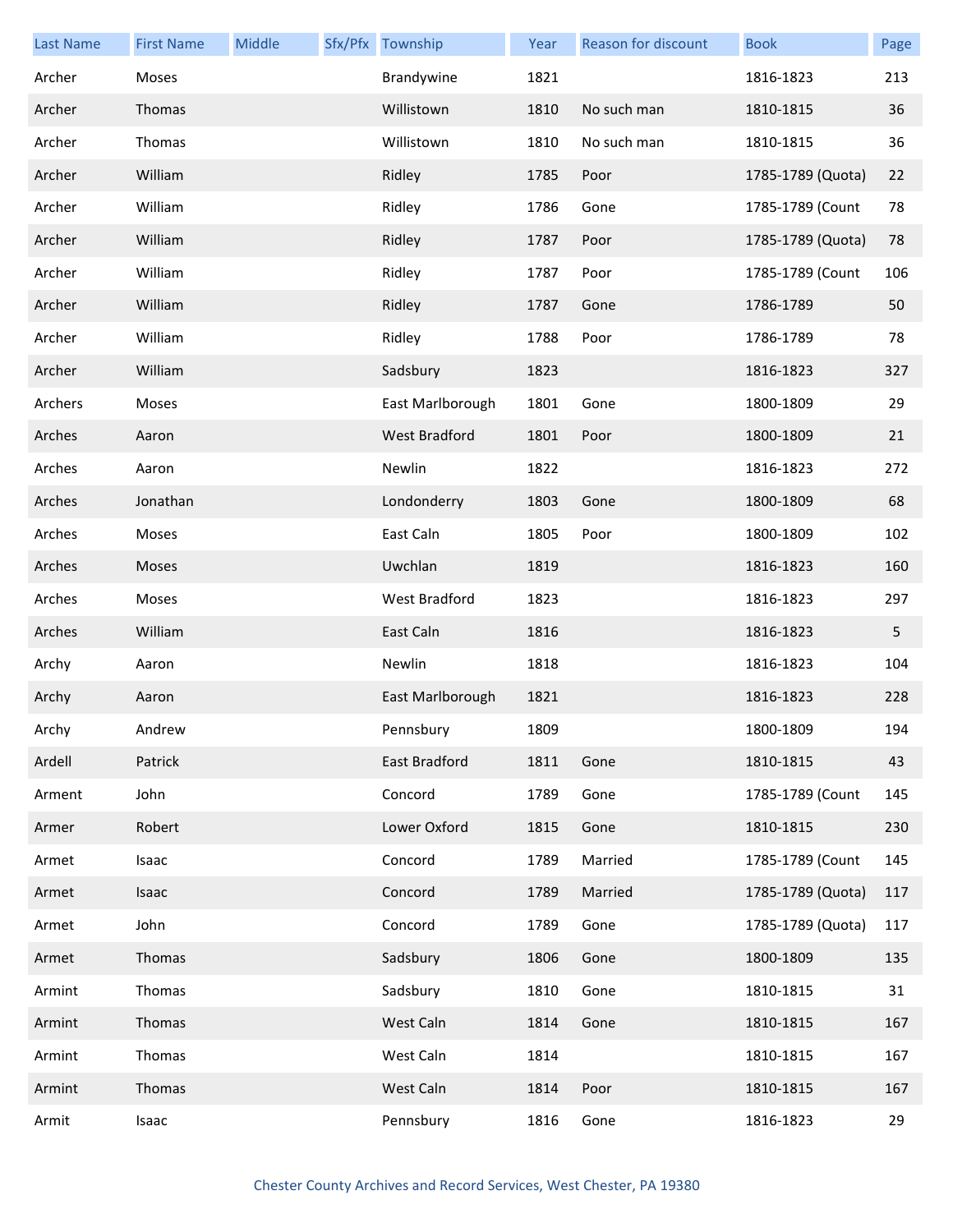| Last Name | First Name | Middle | Sfx/Pfx | Township | Year | Reason for discount | Book | Page |
|---|---|---|---|---|---|---|---|---|
| Archer | Moses | | | Brandywine | 1821 | | 1816-1823 | 213 |
| Archer | Thomas | | | Willistown | 1810 | No such man | 1810-1815 | 36 |
| Archer | Thomas | | | Willistown | 1810 | No such man | 1810-1815 | 36 |
| Archer | William | | | Ridley | 1785 | Poor | 1785-1789 (Quota) | 22 |
| Archer | William | | | Ridley | 1786 | Gone | 1785-1789 (Count | 78 |
| Archer | William | | | Ridley | 1787 | Poor | 1785-1789 (Quota) | 78 |
| Archer | William | | | Ridley | 1787 | Poor | 1785-1789 (Count | 106 |
| Archer | William | | | Ridley | 1787 | Gone | 1786-1789 | 50 |
| Archer | William | | | Ridley | 1788 | Poor | 1786-1789 | 78 |
| Archer | William | | | Sadsbury | 1823 | | 1816-1823 | 327 |
| Archers | Moses | | | East Marlborough | 1801 | Gone | 1800-1809 | 29 |
| Arches | Aaron | | | West Bradford | 1801 | Poor | 1800-1809 | 21 |
| Arches | Aaron | | | Newlin | 1822 | | 1816-1823 | 272 |
| Arches | Jonathan | | | Londonderry | 1803 | Gone | 1800-1809 | 68 |
| Arches | Moses | | | East Caln | 1805 | Poor | 1800-1809 | 102 |
| Arches | Moses | | | Uwchlan | 1819 | | 1816-1823 | 160 |
| Arches | Moses | | | West Bradford | 1823 | | 1816-1823 | 297 |
| Arches | William | | | East Caln | 1816 | | 1816-1823 | 5 |
| Archy | Aaron | | | Newlin | 1818 | | 1816-1823 | 104 |
| Archy | Aaron | | | East Marlborough | 1821 | | 1816-1823 | 228 |
| Archy | Andrew | | | Pennsbury | 1809 | | 1800-1809 | 194 |
| Ardell | Patrick | | | East Bradford | 1811 | Gone | 1810-1815 | 43 |
| Arment | John | | | Concord | 1789 | Gone | 1785-1789 (Count | 145 |
| Armer | Robert | | | Lower Oxford | 1815 | Gone | 1810-1815 | 230 |
| Armet | Isaac | | | Concord | 1789 | Married | 1785-1789 (Count | 145 |
| Armet | Isaac | | | Concord | 1789 | Married | 1785-1789 (Quota) | 117 |
| Armet | John | | | Concord | 1789 | Gone | 1785-1789 (Quota) | 117 |
| Armet | Thomas | | | Sadsbury | 1806 | Gone | 1800-1809 | 135 |
| Armint | Thomas | | | Sadsbury | 1810 | Gone | 1810-1815 | 31 |
| Armint | Thomas | | | West Caln | 1814 | Gone | 1810-1815 | 167 |
| Armint | Thomas | | | West Caln | 1814 | | 1810-1815 | 167 |
| Armint | Thomas | | | West Caln | 1814 | Poor | 1810-1815 | 167 |
| Armit | Isaac | | | Pennsbury | 1816 | Gone | 1816-1823 | 29 |

Chester County Archives and Record Services, West Chester, PA 19380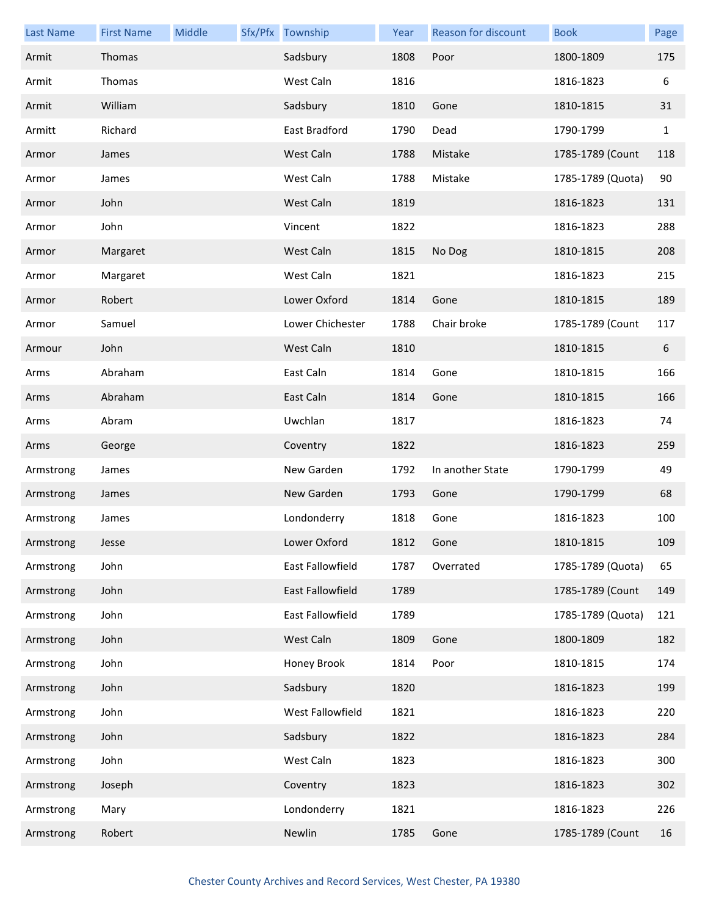| Last Name | First Name | Middle | Sfx/Pfx | Township | Year | Reason for discount | Book | Page |
|---|---|---|---|---|---|---|---|---|
| Armit | Thomas | | | Sadsbury | 1808 | Poor | 1800-1809 | 175 |
| Armit | Thomas | | | West Caln | 1816 | | 1816-1823 | 6 |
| Armit | William | | | Sadsbury | 1810 | Gone | 1810-1815 | 31 |
| Armitt | Richard | | | East Bradford | 1790 | Dead | 1790-1799 | 1 |
| Armor | James | | | West Caln | 1788 | Mistake | 1785-1789 (Count | 118 |
| Armor | James | | | West Caln | 1788 | Mistake | 1785-1789 (Quota) | 90 |
| Armor | John | | | West Caln | 1819 | | 1816-1823 | 131 |
| Armor | John | | | Vincent | 1822 | | 1816-1823 | 288 |
| Armor | Margaret | | | West Caln | 1815 | No Dog | 1810-1815 | 208 |
| Armor | Margaret | | | West Caln | 1821 | | 1816-1823 | 215 |
| Armor | Robert | | | Lower Oxford | 1814 | Gone | 1810-1815 | 189 |
| Armor | Samuel | | | Lower Chichester | 1788 | Chair broke | 1785-1789 (Count | 117 |
| Armour | John | | | West Caln | 1810 | | 1810-1815 | 6 |
| Arms | Abraham | | | East Caln | 1814 | Gone | 1810-1815 | 166 |
| Arms | Abraham | | | East Caln | 1814 | Gone | 1810-1815 | 166 |
| Arms | Abram | | | Uwchlan | 1817 | | 1816-1823 | 74 |
| Arms | George | | | Coventry | 1822 | | 1816-1823 | 259 |
| Armstrong | James | | | New Garden | 1792 | In another State | 1790-1799 | 49 |
| Armstrong | James | | | New Garden | 1793 | Gone | 1790-1799 | 68 |
| Armstrong | James | | | Londonderry | 1818 | Gone | 1816-1823 | 100 |
| Armstrong | Jesse | | | Lower Oxford | 1812 | Gone | 1810-1815 | 109 |
| Armstrong | John | | | East Fallowfield | 1787 | Overrated | 1785-1789 (Quota) | 65 |
| Armstrong | John | | | East Fallowfield | 1789 | | 1785-1789 (Count | 149 |
| Armstrong | John | | | East Fallowfield | 1789 | | 1785-1789 (Quota) | 121 |
| Armstrong | John | | | West Caln | 1809 | Gone | 1800-1809 | 182 |
| Armstrong | John | | | Honey Brook | 1814 | Poor | 1810-1815 | 174 |
| Armstrong | John | | | Sadsbury | 1820 | | 1816-1823 | 199 |
| Armstrong | John | | | West Fallowfield | 1821 | | 1816-1823 | 220 |
| Armstrong | John | | | Sadsbury | 1822 | | 1816-1823 | 284 |
| Armstrong | John | | | West Caln | 1823 | | 1816-1823 | 300 |
| Armstrong | Joseph | | | Coventry | 1823 | | 1816-1823 | 302 |
| Armstrong | Mary | | | Londonderry | 1821 | | 1816-1823 | 226 |
| Armstrong | Robert | | | Newlin | 1785 | Gone | 1785-1789 (Count | 16 |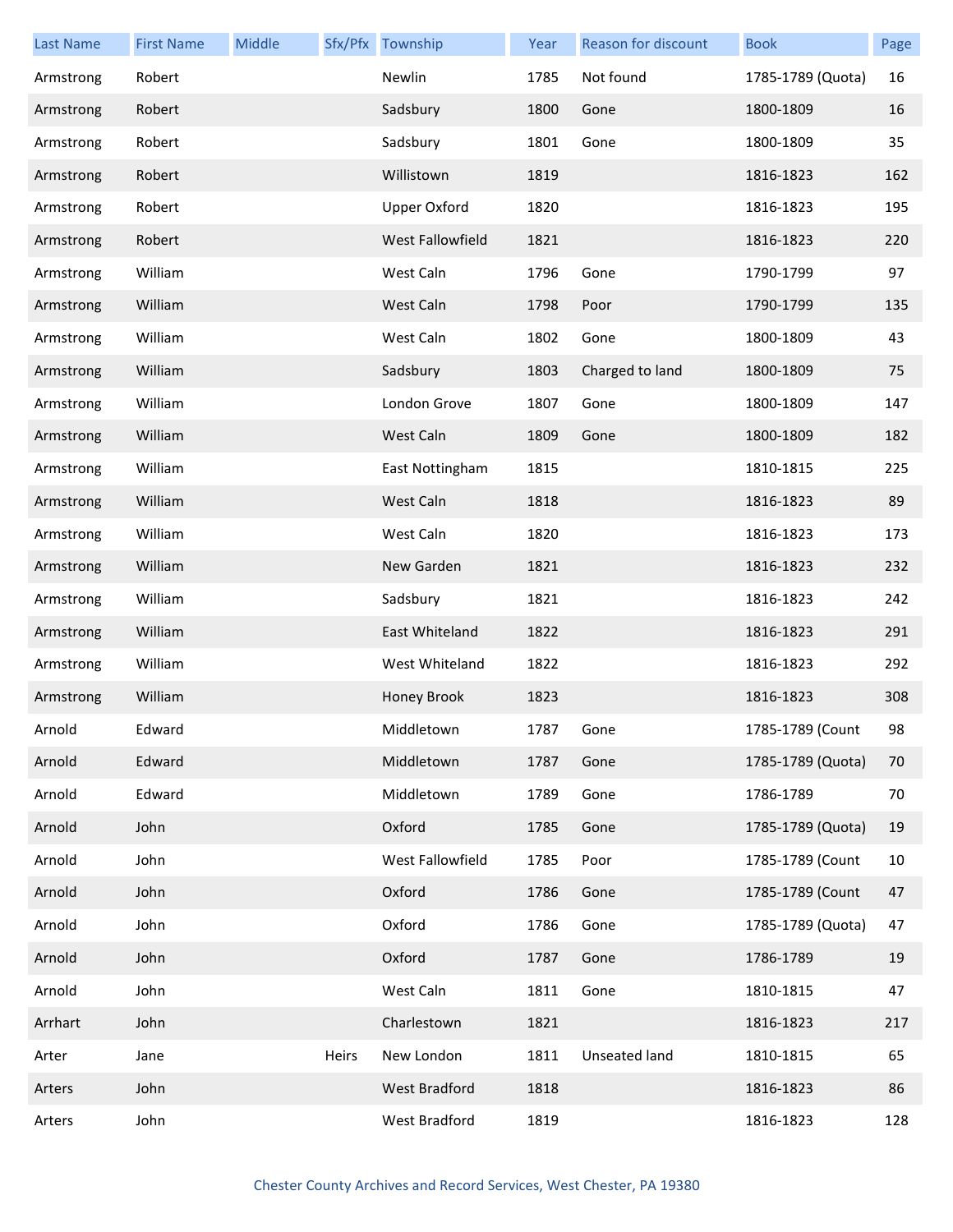| Last Name | First Name | Middle | Sfx/Pfx | Township | Year | Reason for discount | Book | Page |
|---|---|---|---|---|---|---|---|---|
| Armstrong | Robert | | | Newlin | 1785 | Not found | 1785-1789 (Quota) | 16 |
| Armstrong | Robert | | | Sadsbury | 1800 | Gone | 1800-1809 | 16 |
| Armstrong | Robert | | | Sadsbury | 1801 | Gone | 1800-1809 | 35 |
| Armstrong | Robert | | | Willistown | 1819 | | 1816-1823 | 162 |
| Armstrong | Robert | | | Upper Oxford | 1820 | | 1816-1823 | 195 |
| Armstrong | Robert | | | West Fallowfield | 1821 | | 1816-1823 | 220 |
| Armstrong | William | | | West Caln | 1796 | Gone | 1790-1799 | 97 |
| Armstrong | William | | | West Caln | 1798 | Poor | 1790-1799 | 135 |
| Armstrong | William | | | West Caln | 1802 | Gone | 1800-1809 | 43 |
| Armstrong | William | | | Sadsbury | 1803 | Charged to land | 1800-1809 | 75 |
| Armstrong | William | | | London Grove | 1807 | Gone | 1800-1809 | 147 |
| Armstrong | William | | | West Caln | 1809 | Gone | 1800-1809 | 182 |
| Armstrong | William | | | East Nottingham | 1815 | | 1810-1815 | 225 |
| Armstrong | William | | | West Caln | 1818 | | 1816-1823 | 89 |
| Armstrong | William | | | West Caln | 1820 | | 1816-1823 | 173 |
| Armstrong | William | | | New Garden | 1821 | | 1816-1823 | 232 |
| Armstrong | William | | | Sadsbury | 1821 | | 1816-1823 | 242 |
| Armstrong | William | | | East Whiteland | 1822 | | 1816-1823 | 291 |
| Armstrong | William | | | West Whiteland | 1822 | | 1816-1823 | 292 |
| Armstrong | William | | | Honey Brook | 1823 | | 1816-1823 | 308 |
| Arnold | Edward | | | Middletown | 1787 | Gone | 1785-1789 (Count | 98 |
| Arnold | Edward | | | Middletown | 1787 | Gone | 1785-1789 (Quota) | 70 |
| Arnold | Edward | | | Middletown | 1789 | Gone | 1786-1789 | 70 |
| Arnold | John | | | Oxford | 1785 | Gone | 1785-1789 (Quota) | 19 |
| Arnold | John | | | West Fallowfield | 1785 | Poor | 1785-1789 (Count | 10 |
| Arnold | John | | | Oxford | 1786 | Gone | 1785-1789 (Count | 47 |
| Arnold | John | | | Oxford | 1786 | Gone | 1785-1789 (Quota) | 47 |
| Arnold | John | | | Oxford | 1787 | Gone | 1786-1789 | 19 |
| Arnold | John | | | West Caln | 1811 | Gone | 1810-1815 | 47 |
| Arrhart | John | | | Charlestown | 1821 | | 1816-1823 | 217 |
| Arter | Jane | | Heirs | New London | 1811 | Unseated land | 1810-1815 | 65 |
| Arters | John | | | West Bradford | 1818 | | 1816-1823 | 86 |
| Arters | John | | | West Bradford | 1819 | | 1816-1823 | 128 |

Chester County Archives and Record Services, West Chester, PA 19380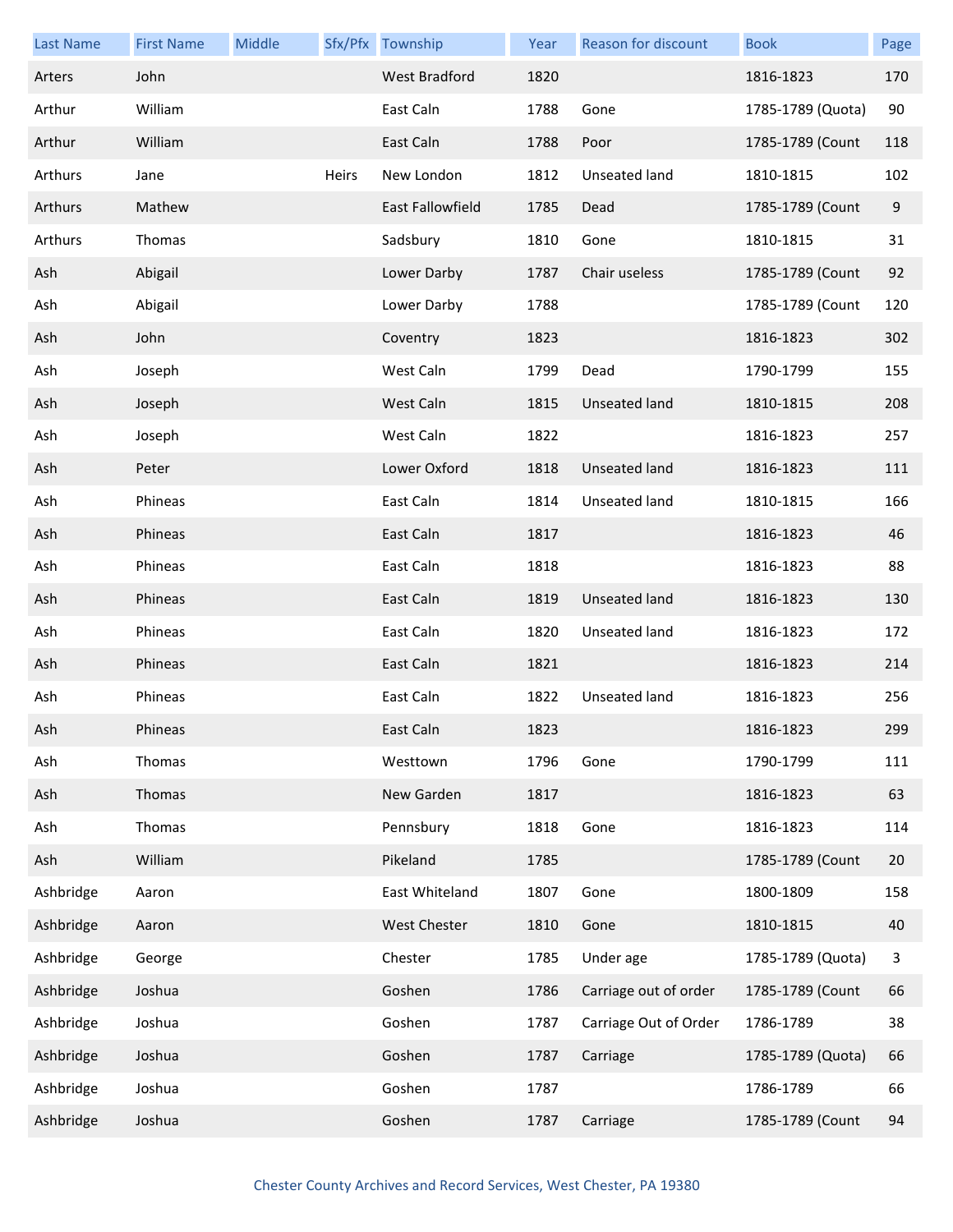| Last Name | First Name | Middle | Sfx/Pfx | Township | Year | Reason for discount | Book | Page |
|---|---|---|---|---|---|---|---|---|
| Arters | John | | | West Bradford | 1820 | | 1816-1823 | 170 |
| Arthur | William | | | East Caln | 1788 | Gone | 1785-1789 (Quota) | 90 |
| Arthur | William | | | East Caln | 1788 | Poor | 1785-1789 (Count | 118 |
| Arthurs | Jane | | Heirs | New London | 1812 | Unseated land | 1810-1815 | 102 |
| Arthurs | Mathew | | | East Fallowfield | 1785 | Dead | 1785-1789 (Count | 9 |
| Arthurs | Thomas | | | Sadsbury | 1810 | Gone | 1810-1815 | 31 |
| Ash | Abigail | | | Lower Darby | 1787 | Chair useless | 1785-1789 (Count | 92 |
| Ash | Abigail | | | Lower Darby | 1788 | | 1785-1789 (Count | 120 |
| Ash | John | | | Coventry | 1823 | | 1816-1823 | 302 |
| Ash | Joseph | | | West Caln | 1799 | Dead | 1790-1799 | 155 |
| Ash | Joseph | | | West Caln | 1815 | Unseated land | 1810-1815 | 208 |
| Ash | Joseph | | | West Caln | 1822 | | 1816-1823 | 257 |
| Ash | Peter | | | Lower Oxford | 1818 | Unseated land | 1816-1823 | 111 |
| Ash | Phineas | | | East Caln | 1814 | Unseated land | 1810-1815 | 166 |
| Ash | Phineas | | | East Caln | 1817 | | 1816-1823 | 46 |
| Ash | Phineas | | | East Caln | 1818 | | 1816-1823 | 88 |
| Ash | Phineas | | | East Caln | 1819 | Unseated land | 1816-1823 | 130 |
| Ash | Phineas | | | East Caln | 1820 | Unseated land | 1816-1823 | 172 |
| Ash | Phineas | | | East Caln | 1821 | | 1816-1823 | 214 |
| Ash | Phineas | | | East Caln | 1822 | Unseated land | 1816-1823 | 256 |
| Ash | Phineas | | | East Caln | 1823 | | 1816-1823 | 299 |
| Ash | Thomas | | | Westtown | 1796 | Gone | 1790-1799 | 111 |
| Ash | Thomas | | | New Garden | 1817 | | 1816-1823 | 63 |
| Ash | Thomas | | | Pennsbury | 1818 | Gone | 1816-1823 | 114 |
| Ash | William | | | Pikeland | 1785 | | 1785-1789 (Count | 20 |
| Ashbridge | Aaron | | | East Whiteland | 1807 | Gone | 1800-1809 | 158 |
| Ashbridge | Aaron | | | West Chester | 1810 | Gone | 1810-1815 | 40 |
| Ashbridge | George | | | Chester | 1785 | Under age | 1785-1789 (Quota) | 3 |
| Ashbridge | Joshua | | | Goshen | 1786 | Carriage out of order | 1785-1789 (Count | 66 |
| Ashbridge | Joshua | | | Goshen | 1787 | Carriage Out of Order | 1786-1789 | 38 |
| Ashbridge | Joshua | | | Goshen | 1787 | Carriage | 1785-1789 (Quota) | 66 |
| Ashbridge | Joshua | | | Goshen | 1787 | | 1786-1789 | 66 |
| Ashbridge | Joshua | | | Goshen | 1787 | Carriage | 1785-1789 (Count | 94 |

Chester County Archives and Record Services, West Chester, PA 19380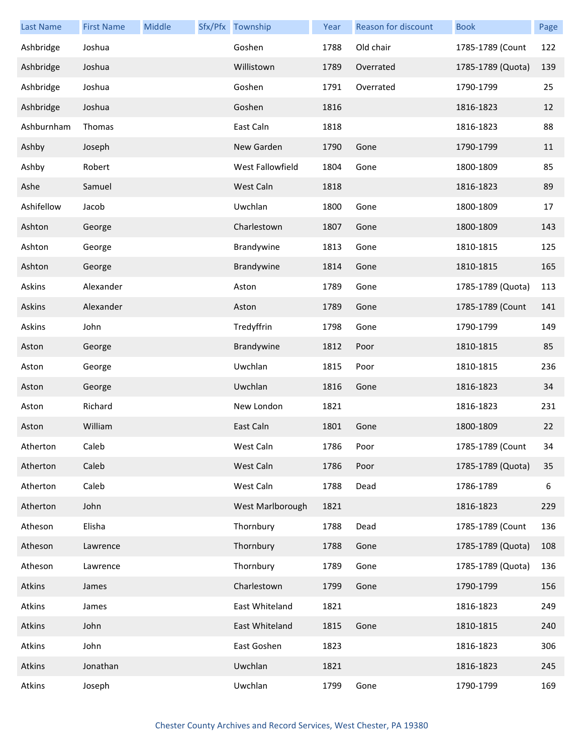| Last Name | First Name | Middle | Sfx/Pfx | Township | Year | Reason for discount | Book | Page |
|---|---|---|---|---|---|---|---|---|
| Ashbridge | Joshua | | | Goshen | 1788 | Old chair | 1785-1789 (Count | 122 |
| Ashbridge | Joshua | | | Willistown | 1789 | Overrated | 1785-1789 (Quota) | 139 |
| Ashbridge | Joshua | | | Goshen | 1791 | Overrated | 1790-1799 | 25 |
| Ashbridge | Joshua | | | Goshen | 1816 | | 1816-1823 | 12 |
| Ashburnham | Thomas | | | East Caln | 1818 | | 1816-1823 | 88 |
| Ashby | Joseph | | | New Garden | 1790 | Gone | 1790-1799 | 11 |
| Ashby | Robert | | | West Fallowfield | 1804 | Gone | 1800-1809 | 85 |
| Ashe | Samuel | | | West Caln | 1818 | | 1816-1823 | 89 |
| Ashifellow | Jacob | | | Uwchlan | 1800 | Gone | 1800-1809 | 17 |
| Ashton | George | | | Charlestown | 1807 | Gone | 1800-1809 | 143 |
| Ashton | George | | | Brandywine | 1813 | Gone | 1810-1815 | 125 |
| Ashton | George | | | Brandywine | 1814 | Gone | 1810-1815 | 165 |
| Askins | Alexander | | | Aston | 1789 | Gone | 1785-1789 (Quota) | 113 |
| Askins | Alexander | | | Aston | 1789 | Gone | 1785-1789 (Count | 141 |
| Askins | John | | | Tredyffrin | 1798 | Gone | 1790-1799 | 149 |
| Aston | George | | | Brandywine | 1812 | Poor | 1810-1815 | 85 |
| Aston | George | | | Uwchlan | 1815 | Poor | 1810-1815 | 236 |
| Aston | George | | | Uwchlan | 1816 | Gone | 1816-1823 | 34 |
| Aston | Richard | | | New London | 1821 | | 1816-1823 | 231 |
| Aston | William | | | East Caln | 1801 | Gone | 1800-1809 | 22 |
| Atherton | Caleb | | | West Caln | 1786 | Poor | 1785-1789 (Count | 34 |
| Atherton | Caleb | | | West Caln | 1786 | Poor | 1785-1789 (Quota) | 35 |
| Atherton | Caleb | | | West Caln | 1788 | Dead | 1786-1789 | 6 |
| Atherton | John | | | West Marlborough | 1821 | | 1816-1823 | 229 |
| Atheson | Elisha | | | Thornbury | 1788 | Dead | 1785-1789 (Count | 136 |
| Atheson | Lawrence | | | Thornbury | 1788 | Gone | 1785-1789 (Quota) | 108 |
| Atheson | Lawrence | | | Thornbury | 1789 | Gone | 1785-1789 (Quota) | 136 |
| Atkins | James | | | Charlestown | 1799 | Gone | 1790-1799 | 156 |
| Atkins | James | | | East Whiteland | 1821 | | 1816-1823 | 249 |
| Atkins | John | | | East Whiteland | 1815 | Gone | 1810-1815 | 240 |
| Atkins | John | | | East Goshen | 1823 | | 1816-1823 | 306 |
| Atkins | Jonathan | | | Uwchlan | 1821 | | 1816-1823 | 245 |
| Atkins | Joseph | | | Uwchlan | 1799 | Gone | 1790-1799 | 169 |

Chester County Archives and Record Services, West Chester, PA 19380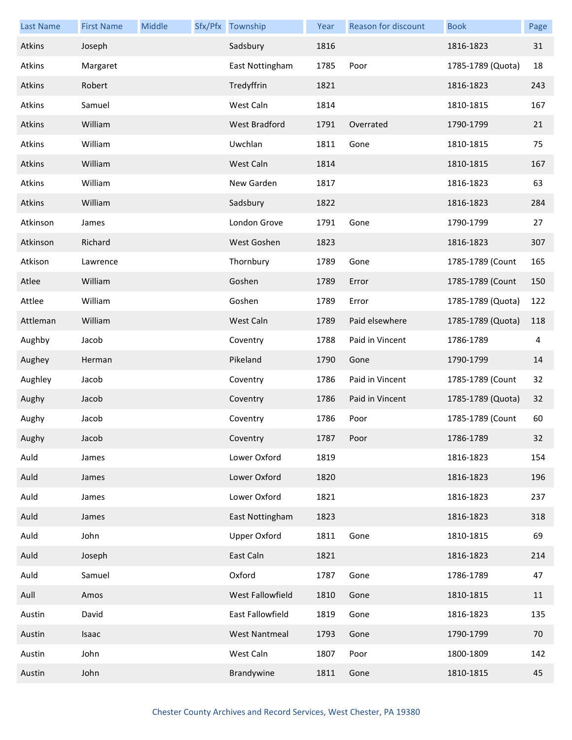| Last Name | First Name | Middle | Sfx/Pfx | Township | Year | Reason for discount | Book | Page |
|---|---|---|---|---|---|---|---|---|
| Atkins | Joseph | | | Sadsbury | 1816 | | 1816-1823 | 31 |
| Atkins | Margaret | | | East Nottingham | 1785 | Poor | 1785-1789 (Quota) | 18 |
| Atkins | Robert | | | Tredyffrin | 1821 | | 1816-1823 | 243 |
| Atkins | Samuel | | | West Caln | 1814 | | 1810-1815 | 167 |
| Atkins | William | | | West Bradford | 1791 | Overrated | 1790-1799 | 21 |
| Atkins | William | | | Uwchlan | 1811 | Gone | 1810-1815 | 75 |
| Atkins | William | | | West Caln | 1814 | | 1810-1815 | 167 |
| Atkins | William | | | New Garden | 1817 | | 1816-1823 | 63 |
| Atkins | William | | | Sadsbury | 1822 | | 1816-1823 | 284 |
| Atkinson | James | | | London Grove | 1791 | Gone | 1790-1799 | 27 |
| Atkinson | Richard | | | West Goshen | 1823 | | 1816-1823 | 307 |
| Atkison | Lawrence | | | Thornbury | 1789 | Gone | 1785-1789 (Count | 165 |
| Atlee | William | | | Goshen | 1789 | Error | 1785-1789 (Count | 150 |
| Attlee | William | | | Goshen | 1789 | Error | 1785-1789 (Quota) | 122 |
| Attleman | William | | | West Caln | 1789 | Paid elsewhere | 1785-1789 (Quota) | 118 |
| Aughby | Jacob | | | Coventry | 1788 | Paid in Vincent | 1786-1789 | 4 |
| Aughey | Herman | | | Pikeland | 1790 | Gone | 1790-1799 | 14 |
| Aughley | Jacob | | | Coventry | 1786 | Paid in Vincent | 1785-1789 (Count | 32 |
| Aughy | Jacob | | | Coventry | 1786 | Paid in Vincent | 1785-1789 (Quota) | 32 |
| Aughy | Jacob | | | Coventry | 1786 | Poor | 1785-1789 (Count | 60 |
| Aughy | Jacob | | | Coventry | 1787 | Poor | 1786-1789 | 32 |
| Auld | James | | | Lower Oxford | 1819 | | 1816-1823 | 154 |
| Auld | James | | | Lower Oxford | 1820 | | 1816-1823 | 196 |
| Auld | James | | | Lower Oxford | 1821 | | 1816-1823 | 237 |
| Auld | James | | | East Nottingham | 1823 | | 1816-1823 | 318 |
| Auld | John | | | Upper Oxford | 1811 | Gone | 1810-1815 | 69 |
| Auld | Joseph | | | East Caln | 1821 | | 1816-1823 | 214 |
| Auld | Samuel | | | Oxford | 1787 | Gone | 1786-1789 | 47 |
| Aull | Amos | | | West Fallowfield | 1810 | Gone | 1810-1815 | 11 |
| Austin | David | | | East Fallowfield | 1819 | Gone | 1816-1823 | 135 |
| Austin | Isaac | | | West Nantmeal | 1793 | Gone | 1790-1799 | 70 |
| Austin | John | | | West Caln | 1807 | Poor | 1800-1809 | 142 |
| Austin | John | | | Brandywine | 1811 | Gone | 1810-1815 | 45 |

Chester County Archives and Record Services, West Chester, PA 19380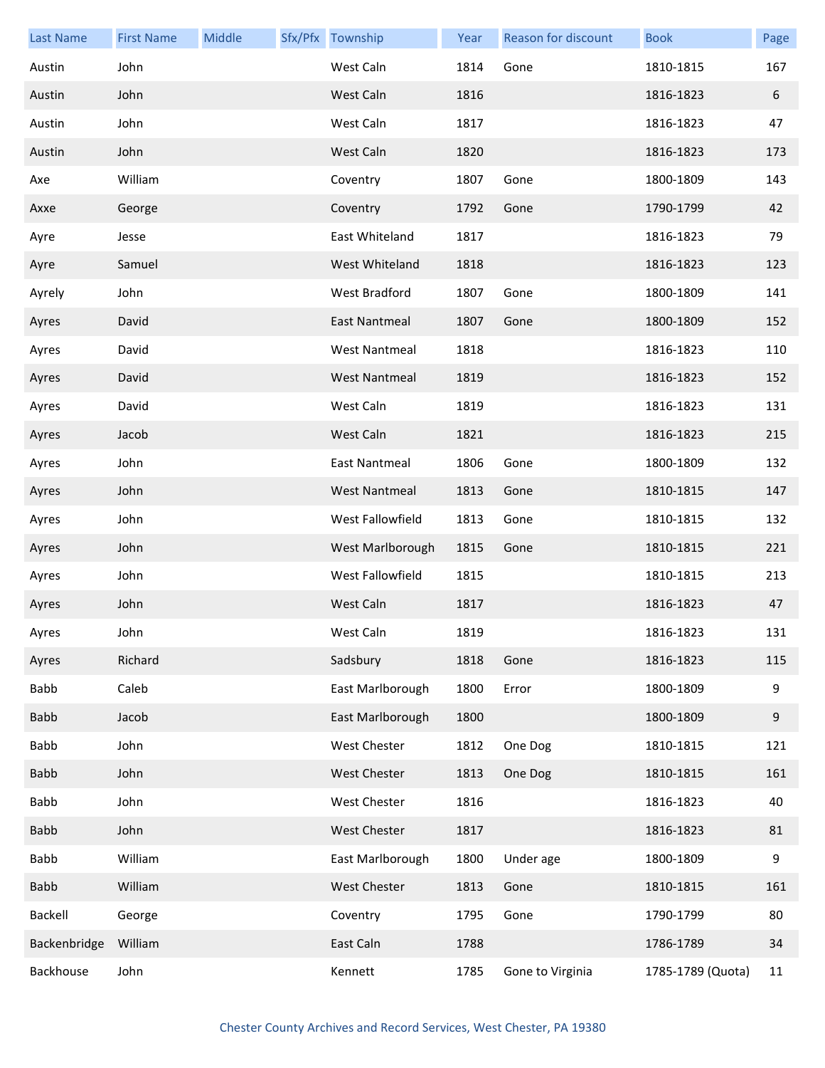| Last Name | First Name | Middle | Sfx/Pfx | Township | Year | Reason for discount | Book | Page |
|---|---|---|---|---|---|---|---|---|
| Austin | John | | | West Caln | 1814 | Gone | 1810-1815 | 167 |
| Austin | John | | | West Caln | 1816 | | 1816-1823 | 6 |
| Austin | John | | | West Caln | 1817 | | 1816-1823 | 47 |
| Austin | John | | | West Caln | 1820 | | 1816-1823 | 173 |
| Axe | William | | | Coventry | 1807 | Gone | 1800-1809 | 143 |
| Axxe | George | | | Coventry | 1792 | Gone | 1790-1799 | 42 |
| Ayre | Jesse | | | East Whiteland | 1817 | | 1816-1823 | 79 |
| Ayre | Samuel | | | West Whiteland | 1818 | | 1816-1823 | 123 |
| Ayrely | John | | | West Bradford | 1807 | Gone | 1800-1809 | 141 |
| Ayres | David | | | East Nantmeal | 1807 | Gone | 1800-1809 | 152 |
| Ayres | David | | | West Nantmeal | 1818 | | 1816-1823 | 110 |
| Ayres | David | | | West Nantmeal | 1819 | | 1816-1823 | 152 |
| Ayres | David | | | West Caln | 1819 | | 1816-1823 | 131 |
| Ayres | Jacob | | | West Caln | 1821 | | 1816-1823 | 215 |
| Ayres | John | | | East Nantmeal | 1806 | Gone | 1800-1809 | 132 |
| Ayres | John | | | West Nantmeal | 1813 | Gone | 1810-1815 | 147 |
| Ayres | John | | | West Fallowfield | 1813 | Gone | 1810-1815 | 132 |
| Ayres | John | | | West Marlborough | 1815 | Gone | 1810-1815 | 221 |
| Ayres | John | | | West Fallowfield | 1815 | | 1810-1815 | 213 |
| Ayres | John | | | West Caln | 1817 | | 1816-1823 | 47 |
| Ayres | John | | | West Caln | 1819 | | 1816-1823 | 131 |
| Ayres | Richard | | | Sadsbury | 1818 | Gone | 1816-1823 | 115 |
| Babb | Caleb | | | East Marlborough | 1800 | Error | 1800-1809 | 9 |
| Babb | Jacob | | | East Marlborough | 1800 | | 1800-1809 | 9 |
| Babb | John | | | West Chester | 1812 | One Dog | 1810-1815 | 121 |
| Babb | John | | | West Chester | 1813 | One Dog | 1810-1815 | 161 |
| Babb | John | | | West Chester | 1816 | | 1816-1823 | 40 |
| Babb | John | | | West Chester | 1817 | | 1816-1823 | 81 |
| Babb | William | | | East Marlborough | 1800 | Under age | 1800-1809 | 9 |
| Babb | William | | | West Chester | 1813 | Gone | 1810-1815 | 161 |
| Backell | George | | | Coventry | 1795 | Gone | 1790-1799 | 80 |
| Backenbridge | William | | | East Caln | 1788 | | 1786-1789 | 34 |
| Backhouse | John | | | Kennett | 1785 | Gone to Virginia | 1785-1789 (Quota) | 11 |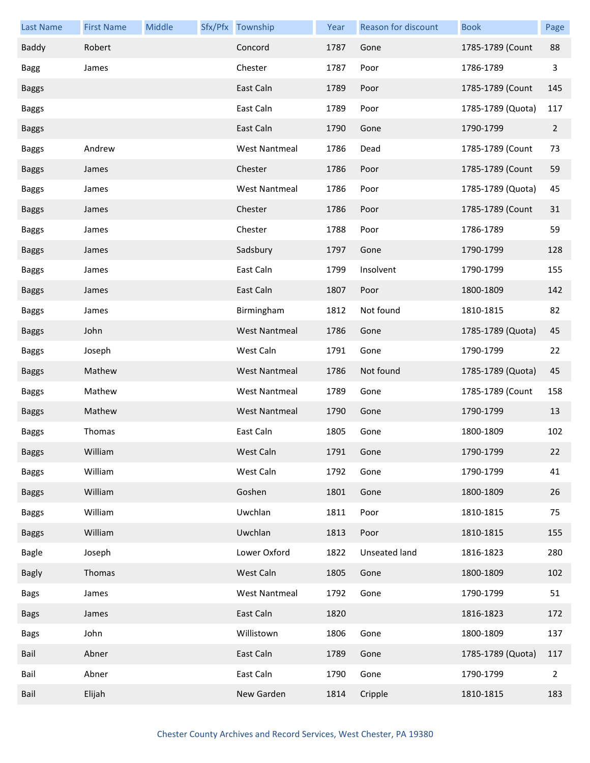| Last Name | First Name | Middle | Sfx/Pfx | Township | Year | Reason for discount | Book | Page |
|---|---|---|---|---|---|---|---|---|
| Baddy | Robert | | | Concord | 1787 | Gone | 1785-1789 (Count | 88 |
| Bagg | James | | | Chester | 1787 | Poor | 1786-1789 | 3 |
| Baggs | | | | East Caln | 1789 | Poor | 1785-1789 (Count | 145 |
| Baggs | | | | East Caln | 1789 | Poor | 1785-1789 (Quota) | 117 |
| Baggs | | | | East Caln | 1790 | Gone | 1790-1799 | 2 |
| Baggs | Andrew | | | West Nantmeal | 1786 | Dead | 1785-1789 (Count | 73 |
| Baggs | James | | | Chester | 1786 | Poor | 1785-1789 (Count | 59 |
| Baggs | James | | | West Nantmeal | 1786 | Poor | 1785-1789 (Quota) | 45 |
| Baggs | James | | | Chester | 1786 | Poor | 1785-1789 (Count | 31 |
| Baggs | James | | | Chester | 1788 | Poor | 1786-1789 | 59 |
| Baggs | James | | | Sadsbury | 1797 | Gone | 1790-1799 | 128 |
| Baggs | James | | | East Caln | 1799 | Insolvent | 1790-1799 | 155 |
| Baggs | James | | | East Caln | 1807 | Poor | 1800-1809 | 142 |
| Baggs | James | | | Birmingham | 1812 | Not found | 1810-1815 | 82 |
| Baggs | John | | | West Nantmeal | 1786 | Gone | 1785-1789 (Quota) | 45 |
| Baggs | Joseph | | | West Caln | 1791 | Gone | 1790-1799 | 22 |
| Baggs | Mathew | | | West Nantmeal | 1786 | Not found | 1785-1789 (Quota) | 45 |
| Baggs | Mathew | | | West Nantmeal | 1789 | Gone | 1785-1789 (Count | 158 |
| Baggs | Mathew | | | West Nantmeal | 1790 | Gone | 1790-1799 | 13 |
| Baggs | Thomas | | | East Caln | 1805 | Gone | 1800-1809 | 102 |
| Baggs | William | | | West Caln | 1791 | Gone | 1790-1799 | 22 |
| Baggs | William | | | West Caln | 1792 | Gone | 1790-1799 | 41 |
| Baggs | William | | | Goshen | 1801 | Gone | 1800-1809 | 26 |
| Baggs | William | | | Uwchlan | 1811 | Poor | 1810-1815 | 75 |
| Baggs | William | | | Uwchlan | 1813 | Poor | 1810-1815 | 155 |
| Bagle | Joseph | | | Lower Oxford | 1822 | Unseated land | 1816-1823 | 280 |
| Bagly | Thomas | | | West Caln | 1805 | Gone | 1800-1809 | 102 |
| Bags | James | | | West Nantmeal | 1792 | Gone | 1790-1799 | 51 |
| Bags | James | | | East Caln | 1820 | | 1816-1823 | 172 |
| Bags | John | | | Willistown | 1806 | Gone | 1800-1809 | 137 |
| Bail | Abner | | | East Caln | 1789 | Gone | 1785-1789 (Quota) | 117 |
| Bail | Abner | | | East Caln | 1790 | Gone | 1790-1799 | 2 |
| Bail | Elijah | | | New Garden | 1814 | Cripple | 1810-1815 | 183 |

Chester County Archives and Record Services, West Chester, PA 19380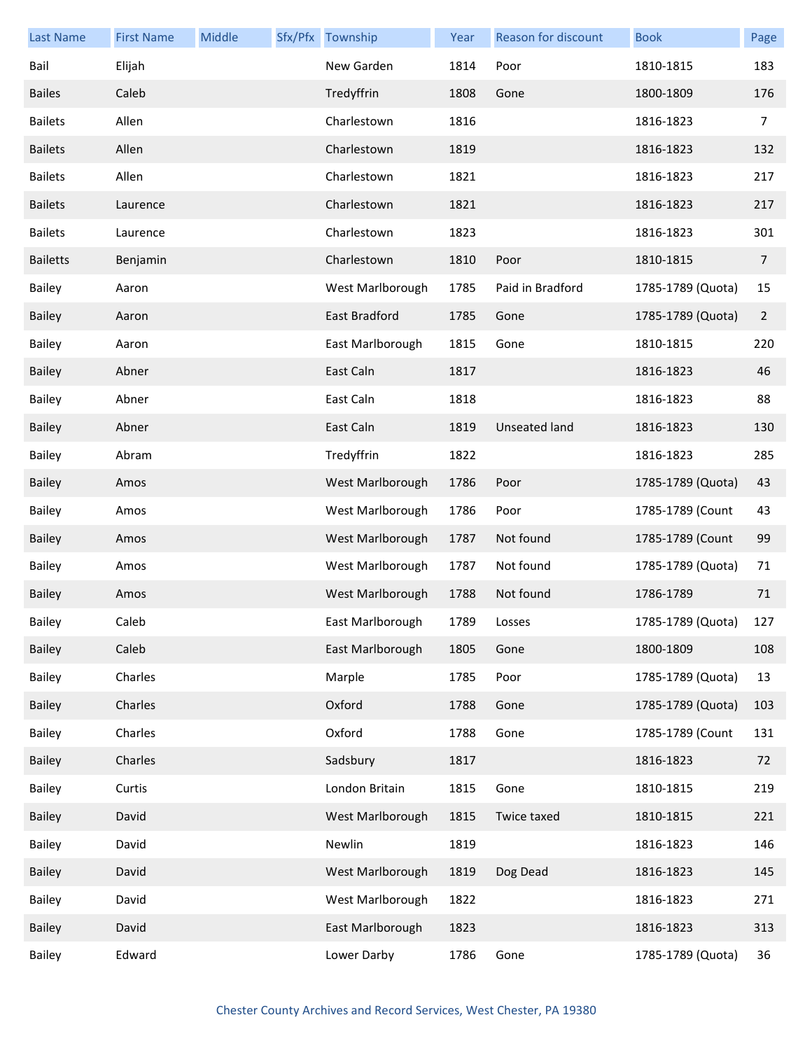| Last Name | First Name | Middle | Sfx/Pfx | Township | Year | Reason for discount | Book | Page |
|---|---|---|---|---|---|---|---|---|
| Bail | Elijah | | | New Garden | 1814 | Poor | 1810-1815 | 183 |
| Bailes | Caleb | | | Tredyffrin | 1808 | Gone | 1800-1809 | 176 |
| Bailets | Allen | | | Charlestown | 1816 | | 1816-1823 | 7 |
| Bailets | Allen | | | Charlestown | 1819 | | 1816-1823 | 132 |
| Bailets | Allen | | | Charlestown | 1821 | | 1816-1823 | 217 |
| Bailets | Laurence | | | Charlestown | 1821 | | 1816-1823 | 217 |
| Bailets | Laurence | | | Charlestown | 1823 | | 1816-1823 | 301 |
| Bailetts | Benjamin | | | Charlestown | 1810 | Poor | 1810-1815 | 7 |
| Bailey | Aaron | | | West Marlborough | 1785 | Paid in Bradford | 1785-1789 (Quota) | 15 |
| Bailey | Aaron | | | East Bradford | 1785 | Gone | 1785-1789 (Quota) | 2 |
| Bailey | Aaron | | | East Marlborough | 1815 | Gone | 1810-1815 | 220 |
| Bailey | Abner | | | East Caln | 1817 | | 1816-1823 | 46 |
| Bailey | Abner | | | East Caln | 1818 | | 1816-1823 | 88 |
| Bailey | Abner | | | East Caln | 1819 | Unseated land | 1816-1823 | 130 |
| Bailey | Abram | | | Tredyffrin | 1822 | | 1816-1823 | 285 |
| Bailey | Amos | | | West Marlborough | 1786 | Poor | 1785-1789 (Quota) | 43 |
| Bailey | Amos | | | West Marlborough | 1786 | Poor | 1785-1789 (Count | 43 |
| Bailey | Amos | | | West Marlborough | 1787 | Not found | 1785-1789 (Count | 99 |
| Bailey | Amos | | | West Marlborough | 1787 | Not found | 1785-1789 (Quota) | 71 |
| Bailey | Amos | | | West Marlborough | 1788 | Not found | 1786-1789 | 71 |
| Bailey | Caleb | | | East Marlborough | 1789 | Losses | 1785-1789 (Quota) | 127 |
| Bailey | Caleb | | | East Marlborough | 1805 | Gone | 1800-1809 | 108 |
| Bailey | Charles | | | Marple | 1785 | Poor | 1785-1789 (Quota) | 13 |
| Bailey | Charles | | | Oxford | 1788 | Gone | 1785-1789 (Quota) | 103 |
| Bailey | Charles | | | Oxford | 1788 | Gone | 1785-1789 (Count | 131 |
| Bailey | Charles | | | Sadsbury | 1817 | | 1816-1823 | 72 |
| Bailey | Curtis | | | London Britain | 1815 | Gone | 1810-1815 | 219 |
| Bailey | David | | | West Marlborough | 1815 | Twice taxed | 1810-1815 | 221 |
| Bailey | David | | | Newlin | 1819 | | 1816-1823 | 146 |
| Bailey | David | | | West Marlborough | 1819 | Dog Dead | 1816-1823 | 145 |
| Bailey | David | | | West Marlborough | 1822 | | 1816-1823 | 271 |
| Bailey | David | | | East Marlborough | 1823 | | 1816-1823 | 313 |
| Bailey | Edward | | | Lower Darby | 1786 | Gone | 1785-1789 (Quota) | 36 |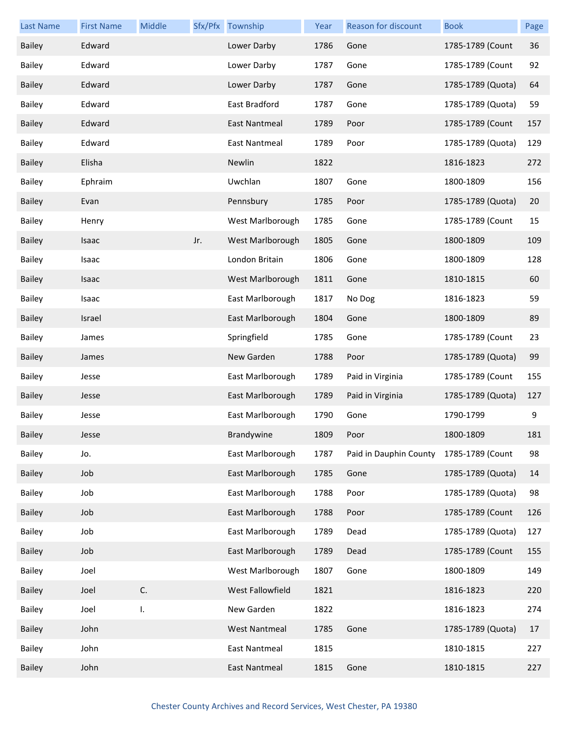| Last Name | First Name | Middle | Sfx/Pfx | Township | Year | Reason for discount | Book | Page |
|---|---|---|---|---|---|---|---|---|
| Bailey | Edward | | | Lower Darby | 1786 | Gone | 1785-1789 (Count | 36 |
| Bailey | Edward | | | Lower Darby | 1787 | Gone | 1785-1789 (Count | 92 |
| Bailey | Edward | | | Lower Darby | 1787 | Gone | 1785-1789 (Quota) | 64 |
| Bailey | Edward | | | East Bradford | 1787 | Gone | 1785-1789 (Quota) | 59 |
| Bailey | Edward | | | East Nantmeal | 1789 | Poor | 1785-1789 (Count | 157 |
| Bailey | Edward | | | East Nantmeal | 1789 | Poor | 1785-1789 (Quota) | 129 |
| Bailey | Elisha | | | Newlin | 1822 | | 1816-1823 | 272 |
| Bailey | Ephraim | | | Uwchlan | 1807 | Gone | 1800-1809 | 156 |
| Bailey | Evan | | | Pennsbury | 1785 | Poor | 1785-1789 (Quota) | 20 |
| Bailey | Henry | | | West Marlborough | 1785 | Gone | 1785-1789 (Count | 15 |
| Bailey | Isaac | | Jr. | West Marlborough | 1805 | Gone | 1800-1809 | 109 |
| Bailey | Isaac | | | London Britain | 1806 | Gone | 1800-1809 | 128 |
| Bailey | Isaac | | | West Marlborough | 1811 | Gone | 1810-1815 | 60 |
| Bailey | Isaac | | | East Marlborough | 1817 | No Dog | 1816-1823 | 59 |
| Bailey | Israel | | | East Marlborough | 1804 | Gone | 1800-1809 | 89 |
| Bailey | James | | | Springfield | 1785 | Gone | 1785-1789 (Count | 23 |
| Bailey | James | | | New Garden | 1788 | Poor | 1785-1789 (Quota) | 99 |
| Bailey | Jesse | | | East Marlborough | 1789 | Paid in Virginia | 1785-1789 (Count | 155 |
| Bailey | Jesse | | | East Marlborough | 1789 | Paid in Virginia | 1785-1789 (Quota) | 127 |
| Bailey | Jesse | | | East Marlborough | 1790 | Gone | 1790-1799 | 9 |
| Bailey | Jesse | | | Brandywine | 1809 | Poor | 1800-1809 | 181 |
| Bailey | Jo. | | | East Marlborough | 1787 | Paid in Dauphin County | 1785-1789 (Count | 98 |
| Bailey | Job | | | East Marlborough | 1785 | Gone | 1785-1789 (Quota) | 14 |
| Bailey | Job | | | East Marlborough | 1788 | Poor | 1785-1789 (Quota) | 98 |
| Bailey | Job | | | East Marlborough | 1788 | Poor | 1785-1789 (Count | 126 |
| Bailey | Job | | | East Marlborough | 1789 | Dead | 1785-1789 (Quota) | 127 |
| Bailey | Job | | | East Marlborough | 1789 | Dead | 1785-1789 (Count | 155 |
| Bailey | Joel | | | West Marlborough | 1807 | Gone | 1800-1809 | 149 |
| Bailey | Joel | C. | | West Fallowfield | 1821 | | 1816-1823 | 220 |
| Bailey | Joel | I. | | New Garden | 1822 | | 1816-1823 | 274 |
| Bailey | John | | | West Nantmeal | 1785 | Gone | 1785-1789 (Quota) | 17 |
| Bailey | John | | | East Nantmeal | 1815 | | 1810-1815 | 227 |
| Bailey | John | | | East Nantmeal | 1815 | Gone | 1810-1815 | 227 |

Chester County Archives and Record Services, West Chester, PA 19380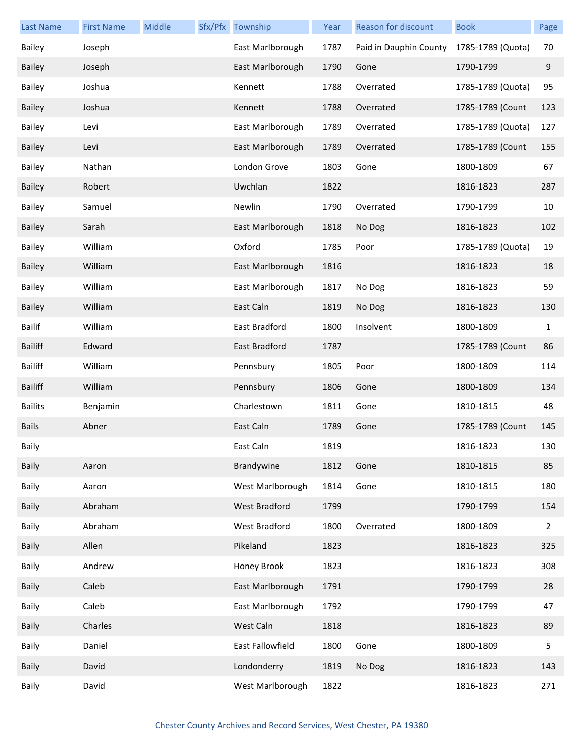| Last Name | First Name | Middle | Sfx/Pfx | Township | Year | Reason for discount | Book | Page |
|---|---|---|---|---|---|---|---|---|
| Bailey | Joseph | | | East Marlborough | 1787 | Paid in Dauphin County | 1785-1789 (Quota) | 70 |
| Bailey | Joseph | | | East Marlborough | 1790 | Gone | 1790-1799 | 9 |
| Bailey | Joshua | | | Kennett | 1788 | Overrated | 1785-1789 (Quota) | 95 |
| Bailey | Joshua | | | Kennett | 1788 | Overrated | 1785-1789 (Count | 123 |
| Bailey | Levi | | | East Marlborough | 1789 | Overrated | 1785-1789 (Quota) | 127 |
| Bailey | Levi | | | East Marlborough | 1789 | Overrated | 1785-1789 (Count | 155 |
| Bailey | Nathan | | | London Grove | 1803 | Gone | 1800-1809 | 67 |
| Bailey | Robert | | | Uwchlan | 1822 | | 1816-1823 | 287 |
| Bailey | Samuel | | | Newlin | 1790 | Overrated | 1790-1799 | 10 |
| Bailey | Sarah | | | East Marlborough | 1818 | No Dog | 1816-1823 | 102 |
| Bailey | William | | | Oxford | 1785 | Poor | 1785-1789 (Quota) | 19 |
| Bailey | William | | | East Marlborough | 1816 | | 1816-1823 | 18 |
| Bailey | William | | | East Marlborough | 1817 | No Dog | 1816-1823 | 59 |
| Bailey | William | | | East Caln | 1819 | No Dog | 1816-1823 | 130 |
| Bailif | William | | | East Bradford | 1800 | Insolvent | 1800-1809 | 1 |
| Bailiff | Edward | | | East Bradford | 1787 | | 1785-1789 (Count | 86 |
| Bailiff | William | | | Pennsbury | 1805 | Poor | 1800-1809 | 114 |
| Bailiff | William | | | Pennsbury | 1806 | Gone | 1800-1809 | 134 |
| Bailits | Benjamin | | | Charlestown | 1811 | Gone | 1810-1815 | 48 |
| Bails | Abner | | | East Caln | 1789 | Gone | 1785-1789 (Count | 145 |
| Baily | | | | East Caln | 1819 | | 1816-1823 | 130 |
| Baily | Aaron | | | Brandywine | 1812 | Gone | 1810-1815 | 85 |
| Baily | Aaron | | | West Marlborough | 1814 | Gone | 1810-1815 | 180 |
| Baily | Abraham | | | West Bradford | 1799 | | 1790-1799 | 154 |
| Baily | Abraham | | | West Bradford | 1800 | Overrated | 1800-1809 | 2 |
| Baily | Allen | | | Pikeland | 1823 | | 1816-1823 | 325 |
| Baily | Andrew | | | Honey Brook | 1823 | | 1816-1823 | 308 |
| Baily | Caleb | | | East Marlborough | 1791 | | 1790-1799 | 28 |
| Baily | Caleb | | | East Marlborough | 1792 | | 1790-1799 | 47 |
| Baily | Charles | | | West Caln | 1818 | | 1816-1823 | 89 |
| Baily | Daniel | | | East Fallowfield | 1800 | Gone | 1800-1809 | 5 |
| Baily | David | | | Londonderry | 1819 | No Dog | 1816-1823 | 143 |
| Baily | David | | | West Marlborough | 1822 | | 1816-1823 | 271 |

Chester County Archives and Record Services, West Chester, PA 19380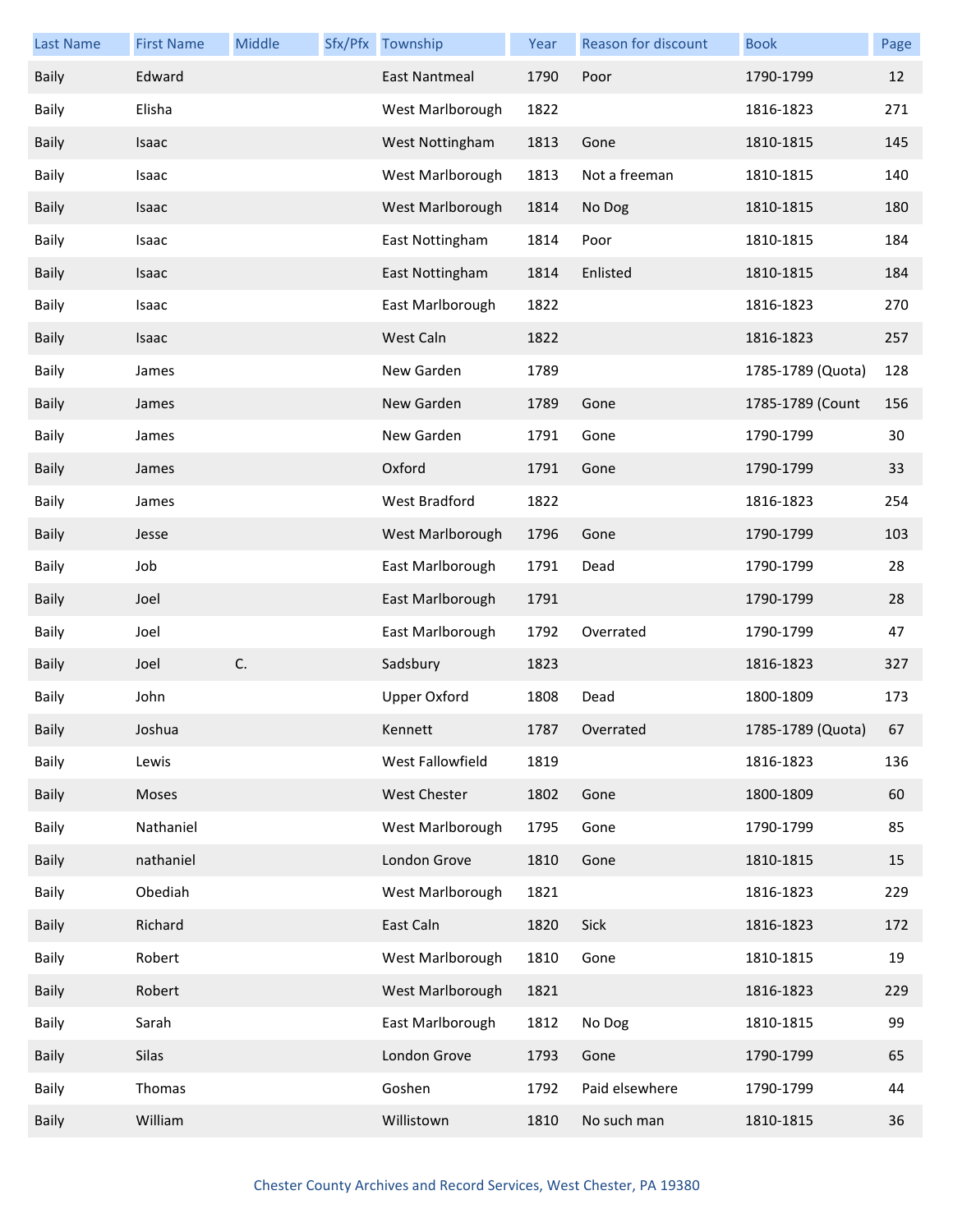| Last Name | First Name | Middle | Sfx/Pfx | Township | Year | Reason for discount | Book | Page |
|---|---|---|---|---|---|---|---|---|
| Baily | Edward | | | East Nantmeal | 1790 | Poor | 1790-1799 | 12 |
| Baily | Elisha | | | West Marlborough | 1822 | | 1816-1823 | 271 |
| Baily | Isaac | | | West Nottingham | 1813 | Gone | 1810-1815 | 145 |
| Baily | Isaac | | | West Marlborough | 1813 | Not a freeman | 1810-1815 | 140 |
| Baily | Isaac | | | West Marlborough | 1814 | No Dog | 1810-1815 | 180 |
| Baily | Isaac | | | East Nottingham | 1814 | Poor | 1810-1815 | 184 |
| Baily | Isaac | | | East Nottingham | 1814 | Enlisted | 1810-1815 | 184 |
| Baily | Isaac | | | East Marlborough | 1822 | | 1816-1823 | 270 |
| Baily | Isaac | | | West Caln | 1822 | | 1816-1823 | 257 |
| Baily | James | | | New Garden | 1789 | | 1785-1789 (Quota) | 128 |
| Baily | James | | | New Garden | 1789 | Gone | 1785-1789 (Count | 156 |
| Baily | James | | | New Garden | 1791 | Gone | 1790-1799 | 30 |
| Baily | James | | | Oxford | 1791 | Gone | 1790-1799 | 33 |
| Baily | James | | | West Bradford | 1822 | | 1816-1823 | 254 |
| Baily | Jesse | | | West Marlborough | 1796 | Gone | 1790-1799 | 103 |
| Baily | Job | | | East Marlborough | 1791 | Dead | 1790-1799 | 28 |
| Baily | Joel | | | East Marlborough | 1791 | | 1790-1799 | 28 |
| Baily | Joel | | | East Marlborough | 1792 | Overrated | 1790-1799 | 47 |
| Baily | Joel | C. | | Sadsbury | 1823 | | 1816-1823 | 327 |
| Baily | John | | | Upper Oxford | 1808 | Dead | 1800-1809 | 173 |
| Baily | Joshua | | | Kennett | 1787 | Overrated | 1785-1789 (Quota) | 67 |
| Baily | Lewis | | | West Fallowfield | 1819 | | 1816-1823 | 136 |
| Baily | Moses | | | West Chester | 1802 | Gone | 1800-1809 | 60 |
| Baily | Nathaniel | | | West Marlborough | 1795 | Gone | 1790-1799 | 85 |
| Baily | nathaniel | | | London Grove | 1810 | Gone | 1810-1815 | 15 |
| Baily | Obediah | | | West Marlborough | 1821 | | 1816-1823 | 229 |
| Baily | Richard | | | East Caln | 1820 | Sick | 1816-1823 | 172 |
| Baily | Robert | | | West Marlborough | 1810 | Gone | 1810-1815 | 19 |
| Baily | Robert | | | West Marlborough | 1821 | | 1816-1823 | 229 |
| Baily | Sarah | | | East Marlborough | 1812 | No Dog | 1810-1815 | 99 |
| Baily | Silas | | | London Grove | 1793 | Gone | 1790-1799 | 65 |
| Baily | Thomas | | | Goshen | 1792 | Paid elsewhere | 1790-1799 | 44 |
| Baily | William | | | Willistown | 1810 | No such man | 1810-1815 | 36 |

Chester County Archives and Record Services, West Chester, PA 19380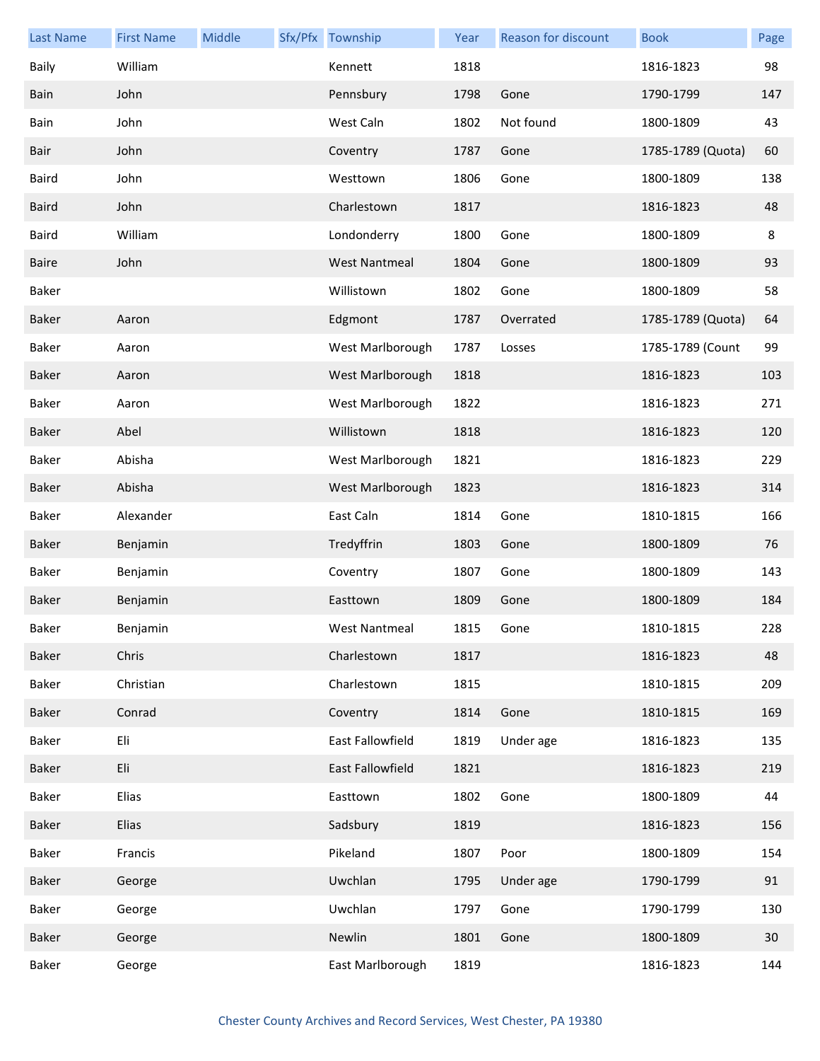| Last Name | First Name | Middle | Sfx/Pfx | Township | Year | Reason for discount | Book | Page |
|---|---|---|---|---|---|---|---|---|
| Baily | William | | | Kennett | 1818 | | 1816-1823 | 98 |
| Bain | John | | | Pennsbury | 1798 | Gone | 1790-1799 | 147 |
| Bain | John | | | West Caln | 1802 | Not found | 1800-1809 | 43 |
| Bair | John | | | Coventry | 1787 | Gone | 1785-1789 (Quota) | 60 |
| Baird | John | | | Westtown | 1806 | Gone | 1800-1809 | 138 |
| Baird | John | | | Charlestown | 1817 | | 1816-1823 | 48 |
| Baird | William | | | Londonderry | 1800 | Gone | 1800-1809 | 8 |
| Baire | John | | | West Nantmeal | 1804 | Gone | 1800-1809 | 93 |
| Baker | | | | Willistown | 1802 | Gone | 1800-1809 | 58 |
| Baker | Aaron | | | Edgmont | 1787 | Overrated | 1785-1789 (Quota) | 64 |
| Baker | Aaron | | | West Marlborough | 1787 | Losses | 1785-1789 (Count | 99 |
| Baker | Aaron | | | West Marlborough | 1818 | | 1816-1823 | 103 |
| Baker | Aaron | | | West Marlborough | 1822 | | 1816-1823 | 271 |
| Baker | Abel | | | Willistown | 1818 | | 1816-1823 | 120 |
| Baker | Abisha | | | West Marlborough | 1821 | | 1816-1823 | 229 |
| Baker | Abisha | | | West Marlborough | 1823 | | 1816-1823 | 314 |
| Baker | Alexander | | | East Caln | 1814 | Gone | 1810-1815 | 166 |
| Baker | Benjamin | | | Tredyffrin | 1803 | Gone | 1800-1809 | 76 |
| Baker | Benjamin | | | Coventry | 1807 | Gone | 1800-1809 | 143 |
| Baker | Benjamin | | | Easttown | 1809 | Gone | 1800-1809 | 184 |
| Baker | Benjamin | | | West Nantmeal | 1815 | Gone | 1810-1815 | 228 |
| Baker | Chris | | | Charlestown | 1817 | | 1816-1823 | 48 |
| Baker | Christian | | | Charlestown | 1815 | | 1810-1815 | 209 |
| Baker | Conrad | | | Coventry | 1814 | Gone | 1810-1815 | 169 |
| Baker | Eli | | | East Fallowfield | 1819 | Under age | 1816-1823 | 135 |
| Baker | Eli | | | East Fallowfield | 1821 | | 1816-1823 | 219 |
| Baker | Elias | | | Easttown | 1802 | Gone | 1800-1809 | 44 |
| Baker | Elias | | | Sadsbury | 1819 | | 1816-1823 | 156 |
| Baker | Francis | | | Pikeland | 1807 | Poor | 1800-1809 | 154 |
| Baker | George | | | Uwchlan | 1795 | Under age | 1790-1799 | 91 |
| Baker | George | | | Uwchlan | 1797 | Gone | 1790-1799 | 130 |
| Baker | George | | | Newlin | 1801 | Gone | 1800-1809 | 30 |
| Baker | George | | | East Marlborough | 1819 | | 1816-1823 | 144 |

Chester County Archives and Record Services, West Chester, PA 19380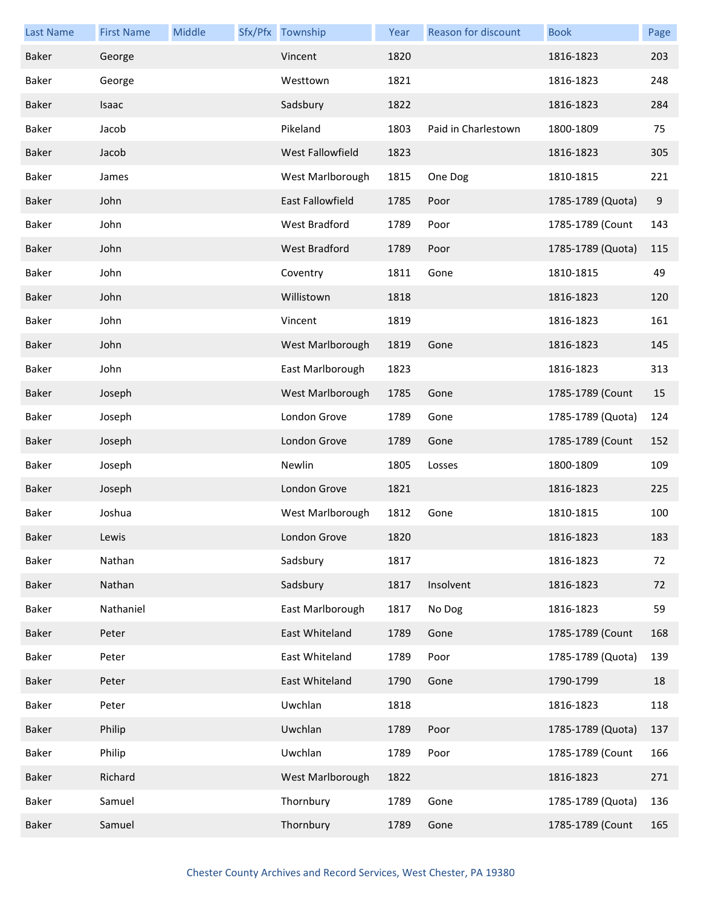| Last Name | First Name | Middle | Sfx/Pfx | Township | Year | Reason for discount | Book | Page |
|---|---|---|---|---|---|---|---|---|
| Baker | George | | | Vincent | 1820 | | 1816-1823 | 203 |
| Baker | George | | | Westtown | 1821 | | 1816-1823 | 248 |
| Baker | Isaac | | | Sadsbury | 1822 | | 1816-1823 | 284 |
| Baker | Jacob | | | Pikeland | 1803 | Paid in Charlestown | 1800-1809 | 75 |
| Baker | Jacob | | | West Fallowfield | 1823 | | 1816-1823 | 305 |
| Baker | James | | | West Marlborough | 1815 | One Dog | 1810-1815 | 221 |
| Baker | John | | | East Fallowfield | 1785 | Poor | 1785-1789 (Quota) | 9 |
| Baker | John | | | West Bradford | 1789 | Poor | 1785-1789 (Count | 143 |
| Baker | John | | | West Bradford | 1789 | Poor | 1785-1789 (Quota) | 115 |
| Baker | John | | | Coventry | 1811 | Gone | 1810-1815 | 49 |
| Baker | John | | | Willistown | 1818 | | 1816-1823 | 120 |
| Baker | John | | | Vincent | 1819 | | 1816-1823 | 161 |
| Baker | John | | | West Marlborough | 1819 | Gone | 1816-1823 | 145 |
| Baker | John | | | East Marlborough | 1823 | | 1816-1823 | 313 |
| Baker | Joseph | | | West Marlborough | 1785 | Gone | 1785-1789 (Count | 15 |
| Baker | Joseph | | | London Grove | 1789 | Gone | 1785-1789 (Quota) | 124 |
| Baker | Joseph | | | London Grove | 1789 | Gone | 1785-1789 (Count | 152 |
| Baker | Joseph | | | Newlin | 1805 | Losses | 1800-1809 | 109 |
| Baker | Joseph | | | London Grove | 1821 | | 1816-1823 | 225 |
| Baker | Joshua | | | West Marlborough | 1812 | Gone | 1810-1815 | 100 |
| Baker | Lewis | | | London Grove | 1820 | | 1816-1823 | 183 |
| Baker | Nathan | | | Sadsbury | 1817 | | 1816-1823 | 72 |
| Baker | Nathan | | | Sadsbury | 1817 | Insolvent | 1816-1823 | 72 |
| Baker | Nathaniel | | | East Marlborough | 1817 | No Dog | 1816-1823 | 59 |
| Baker | Peter | | | East Whiteland | 1789 | Gone | 1785-1789 (Count | 168 |
| Baker | Peter | | | East Whiteland | 1789 | Poor | 1785-1789 (Quota) | 139 |
| Baker | Peter | | | East Whiteland | 1790 | Gone | 1790-1799 | 18 |
| Baker | Peter | | | Uwchlan | 1818 | | 1816-1823 | 118 |
| Baker | Philip | | | Uwchlan | 1789 | Poor | 1785-1789 (Quota) | 137 |
| Baker | Philip | | | Uwchlan | 1789 | Poor | 1785-1789 (Count | 166 |
| Baker | Richard | | | West Marlborough | 1822 | | 1816-1823 | 271 |
| Baker | Samuel | | | Thornbury | 1789 | Gone | 1785-1789 (Quota) | 136 |
| Baker | Samuel | | | Thornbury | 1789 | Gone | 1785-1789 (Count | 165 |

Chester County Archives and Record Services, West Chester, PA 19380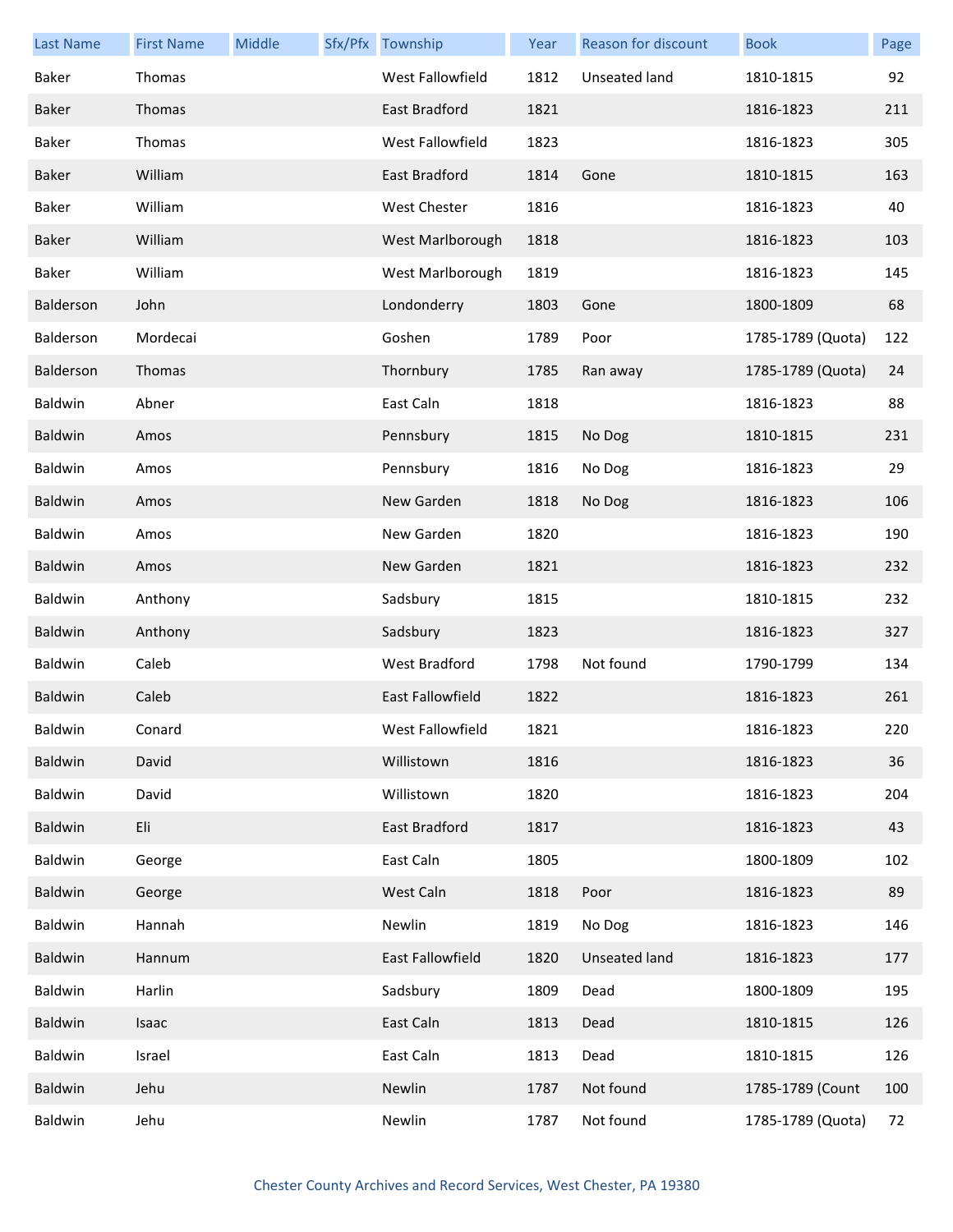| Last Name | First Name | Middle | Sfx/Pfx | Township | Year | Reason for discount | Book | Page |
| --- | --- | --- | --- | --- | --- | --- | --- | --- |
| Baker | Thomas | | | West Fallowfield | 1812 | Unseated land | 1810-1815 | 92 |
| Baker | Thomas | | | East Bradford | 1821 | | 1816-1823 | 211 |
| Baker | Thomas | | | West Fallowfield | 1823 | | 1816-1823 | 305 |
| Baker | William | | | East Bradford | 1814 | Gone | 1810-1815 | 163 |
| Baker | William | | | West Chester | 1816 | | 1816-1823 | 40 |
| Baker | William | | | West Marlborough | 1818 | | 1816-1823 | 103 |
| Baker | William | | | West Marlborough | 1819 | | 1816-1823 | 145 |
| Balderson | John | | | Londonderry | 1803 | Gone | 1800-1809 | 68 |
| Balderson | Mordecai | | | Goshen | 1789 | Poor | 1785-1789 (Quota) | 122 |
| Balderson | Thomas | | | Thornbury | 1785 | Ran away | 1785-1789 (Quota) | 24 |
| Baldwin | Abner | | | East Caln | 1818 | | 1816-1823 | 88 |
| Baldwin | Amos | | | Pennsbury | 1815 | No Dog | 1810-1815 | 231 |
| Baldwin | Amos | | | Pennsbury | 1816 | No Dog | 1816-1823 | 29 |
| Baldwin | Amos | | | New Garden | 1818 | No Dog | 1816-1823 | 106 |
| Baldwin | Amos | | | New Garden | 1820 | | 1816-1823 | 190 |
| Baldwin | Amos | | | New Garden | 1821 | | 1816-1823 | 232 |
| Baldwin | Anthony | | | Sadsbury | 1815 | | 1810-1815 | 232 |
| Baldwin | Anthony | | | Sadsbury | 1823 | | 1816-1823 | 327 |
| Baldwin | Caleb | | | West Bradford | 1798 | Not found | 1790-1799 | 134 |
| Baldwin | Caleb | | | East Fallowfield | 1822 | | 1816-1823 | 261 |
| Baldwin | Conard | | | West Fallowfield | 1821 | | 1816-1823 | 220 |
| Baldwin | David | | | Willistown | 1816 | | 1816-1823 | 36 |
| Baldwin | David | | | Willistown | 1820 | | 1816-1823 | 204 |
| Baldwin | Eli | | | East Bradford | 1817 | | 1816-1823 | 43 |
| Baldwin | George | | | East Caln | 1805 | | 1800-1809 | 102 |
| Baldwin | George | | | West Caln | 1818 | Poor | 1816-1823 | 89 |
| Baldwin | Hannah | | | Newlin | 1819 | No Dog | 1816-1823 | 146 |
| Baldwin | Hannum | | | East Fallowfield | 1820 | Unseated land | 1816-1823 | 177 |
| Baldwin | Harlin | | | Sadsbury | 1809 | Dead | 1800-1809 | 195 |
| Baldwin | Isaac | | | East Caln | 1813 | Dead | 1810-1815 | 126 |
| Baldwin | Israel | | | East Caln | 1813 | Dead | 1810-1815 | 126 |
| Baldwin | Jehu | | | Newlin | 1787 | Not found | 1785-1789 (Count | 100 |
| Baldwin | Jehu | | | Newlin | 1787 | Not found | 1785-1789 (Quota) | 72 |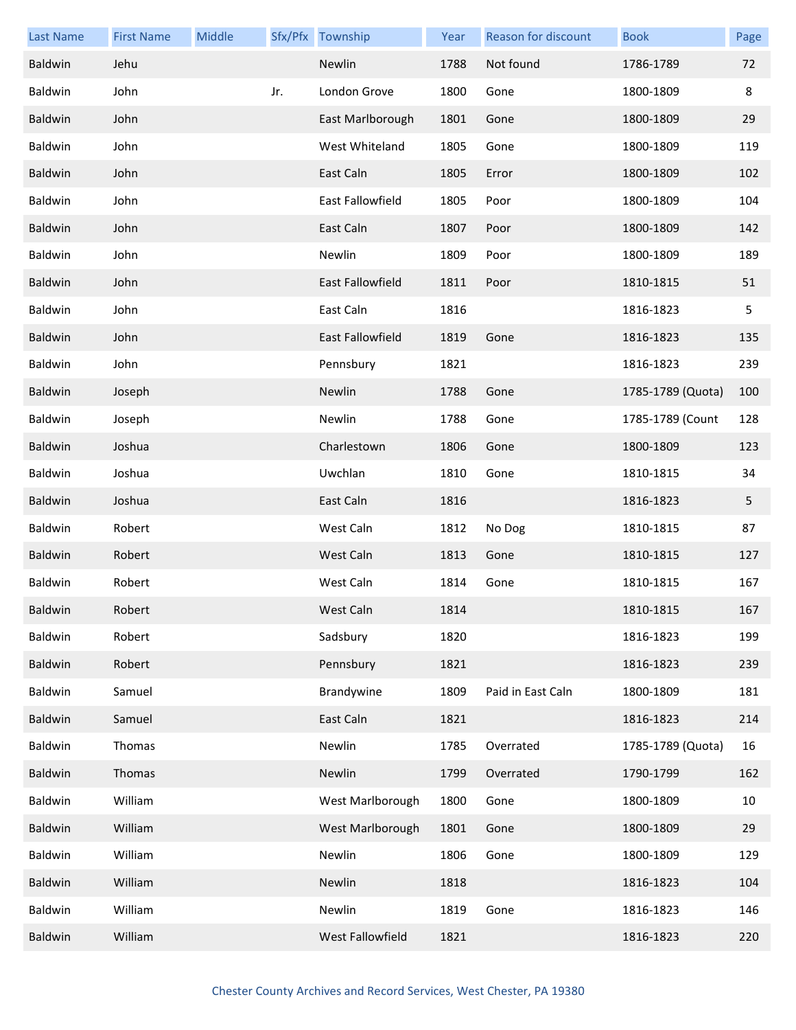| Last Name | First Name | Middle | Sfx/Pfx | Township | Year | Reason for discount | Book | Page |
|---|---|---|---|---|---|---|---|---|
| Baldwin | Jehu | | | Newlin | 1788 | Not found | 1786-1789 | 72 |
| Baldwin | John | | Jr. | London Grove | 1800 | Gone | 1800-1809 | 8 |
| Baldwin | John | | | East Marlborough | 1801 | Gone | 1800-1809 | 29 |
| Baldwin | John | | | West Whiteland | 1805 | Gone | 1800-1809 | 119 |
| Baldwin | John | | | East Caln | 1805 | Error | 1800-1809 | 102 |
| Baldwin | John | | | East Fallowfield | 1805 | Poor | 1800-1809 | 104 |
| Baldwin | John | | | East Caln | 1807 | Poor | 1800-1809 | 142 |
| Baldwin | John | | | Newlin | 1809 | Poor | 1800-1809 | 189 |
| Baldwin | John | | | East Fallowfield | 1811 | Poor | 1810-1815 | 51 |
| Baldwin | John | | | East Caln | 1816 | | 1816-1823 | 5 |
| Baldwin | John | | | East Fallowfield | 1819 | Gone | 1816-1823 | 135 |
| Baldwin | John | | | Pennsbury | 1821 | | 1816-1823 | 239 |
| Baldwin | Joseph | | | Newlin | 1788 | Gone | 1785-1789 (Quota) | 100 |
| Baldwin | Joseph | | | Newlin | 1788 | Gone | 1785-1789 (Count | 128 |
| Baldwin | Joshua | | | Charlestown | 1806 | Gone | 1800-1809 | 123 |
| Baldwin | Joshua | | | Uwchlan | 1810 | Gone | 1810-1815 | 34 |
| Baldwin | Joshua | | | East Caln | 1816 | | 1816-1823 | 5 |
| Baldwin | Robert | | | West Caln | 1812 | No Dog | 1810-1815 | 87 |
| Baldwin | Robert | | | West Caln | 1813 | Gone | 1810-1815 | 127 |
| Baldwin | Robert | | | West Caln | 1814 | Gone | 1810-1815 | 167 |
| Baldwin | Robert | | | West Caln | 1814 | | 1810-1815 | 167 |
| Baldwin | Robert | | | Sadsbury | 1820 | | 1816-1823 | 199 |
| Baldwin | Robert | | | Pennsbury | 1821 | | 1816-1823 | 239 |
| Baldwin | Samuel | | | Brandywine | 1809 | Paid in East Caln | 1800-1809 | 181 |
| Baldwin | Samuel | | | East Caln | 1821 | | 1816-1823 | 214 |
| Baldwin | Thomas | | | Newlin | 1785 | Overrated | 1785-1789 (Quota) | 16 |
| Baldwin | Thomas | | | Newlin | 1799 | Overrated | 1790-1799 | 162 |
| Baldwin | William | | | West Marlborough | 1800 | Gone | 1800-1809 | 10 |
| Baldwin | William | | | West Marlborough | 1801 | Gone | 1800-1809 | 29 |
| Baldwin | William | | | Newlin | 1806 | Gone | 1800-1809 | 129 |
| Baldwin | William | | | Newlin | 1818 | | 1816-1823 | 104 |
| Baldwin | William | | | Newlin | 1819 | Gone | 1816-1823 | 146 |
| Baldwin | William | | | West Fallowfield | 1821 | | 1816-1823 | 220 |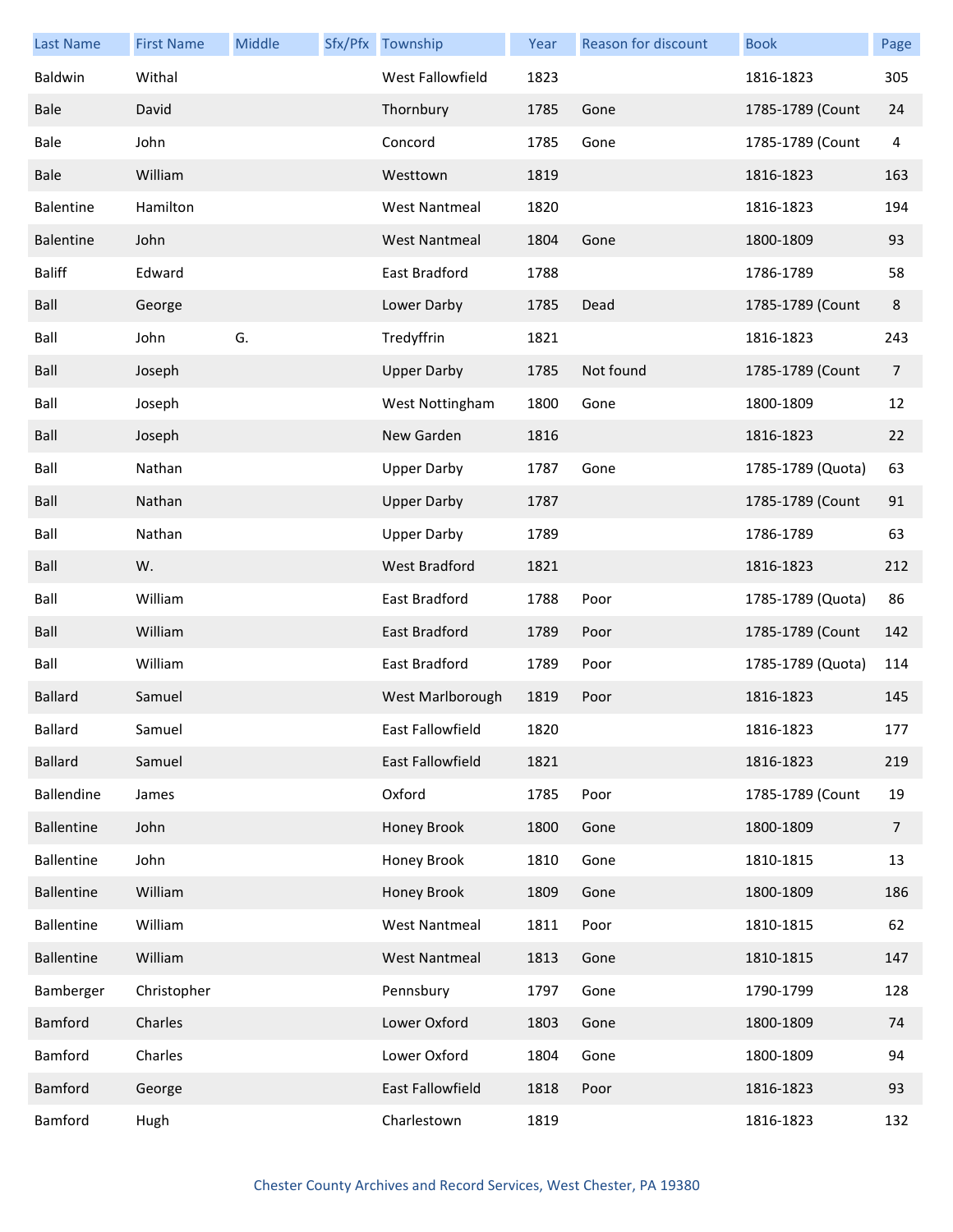| Last Name | First Name | Middle | Sfx/Pfx | Township | Year | Reason for discount | Book | Page |
|---|---|---|---|---|---|---|---|---|
| Baldwin | Withal | | | West Fallowfield | 1823 | | 1816-1823 | 305 |
| Bale | David | | | Thornbury | 1785 | Gone | 1785-1789 (Count | 24 |
| Bale | John | | | Concord | 1785 | Gone | 1785-1789 (Count | 4 |
| Bale | William | | | Westtown | 1819 | | 1816-1823 | 163 |
| Balentine | Hamilton | | | West Nantmeal | 1820 | | 1816-1823 | 194 |
| Balentine | John | | | West Nantmeal | 1804 | Gone | 1800-1809 | 93 |
| Baliff | Edward | | | East Bradford | 1788 | | 1786-1789 | 58 |
| Ball | George | | | Lower Darby | 1785 | Dead | 1785-1789 (Count | 8 |
| Ball | John | G. | | Tredyffrin | 1821 | | 1816-1823 | 243 |
| Ball | Joseph | | | Upper Darby | 1785 | Not found | 1785-1789 (Count | 7 |
| Ball | Joseph | | | West Nottingham | 1800 | Gone | 1800-1809 | 12 |
| Ball | Joseph | | | New Garden | 1816 | | 1816-1823 | 22 |
| Ball | Nathan | | | Upper Darby | 1787 | Gone | 1785-1789 (Quota) | 63 |
| Ball | Nathan | | | Upper Darby | 1787 | | 1785-1789 (Count | 91 |
| Ball | Nathan | | | Upper Darby | 1789 | | 1786-1789 | 63 |
| Ball | W. | | | West Bradford | 1821 | | 1816-1823 | 212 |
| Ball | William | | | East Bradford | 1788 | Poor | 1785-1789 (Quota) | 86 |
| Ball | William | | | East Bradford | 1789 | Poor | 1785-1789 (Count | 142 |
| Ball | William | | | East Bradford | 1789 | Poor | 1785-1789 (Quota) | 114 |
| Ballard | Samuel | | | West Marlborough | 1819 | Poor | 1816-1823 | 145 |
| Ballard | Samuel | | | East Fallowfield | 1820 | | 1816-1823 | 177 |
| Ballard | Samuel | | | East Fallowfield | 1821 | | 1816-1823 | 219 |
| Ballendine | James | | | Oxford | 1785 | Poor | 1785-1789 (Count | 19 |
| Ballentine | John | | | Honey Brook | 1800 | Gone | 1800-1809 | 7 |
| Ballentine | John | | | Honey Brook | 1810 | Gone | 1810-1815 | 13 |
| Ballentine | William | | | Honey Brook | 1809 | Gone | 1800-1809 | 186 |
| Ballentine | William | | | West Nantmeal | 1811 | Poor | 1810-1815 | 62 |
| Ballentine | William | | | West Nantmeal | 1813 | Gone | 1810-1815 | 147 |
| Bamberger | Christopher | | | Pennsbury | 1797 | Gone | 1790-1799 | 128 |
| Bamford | Charles | | | Lower Oxford | 1803 | Gone | 1800-1809 | 74 |
| Bamford | Charles | | | Lower Oxford | 1804 | Gone | 1800-1809 | 94 |
| Bamford | George | | | East Fallowfield | 1818 | Poor | 1816-1823 | 93 |
| Bamford | Hugh | | | Charlestown | 1819 | | 1816-1823 | 132 |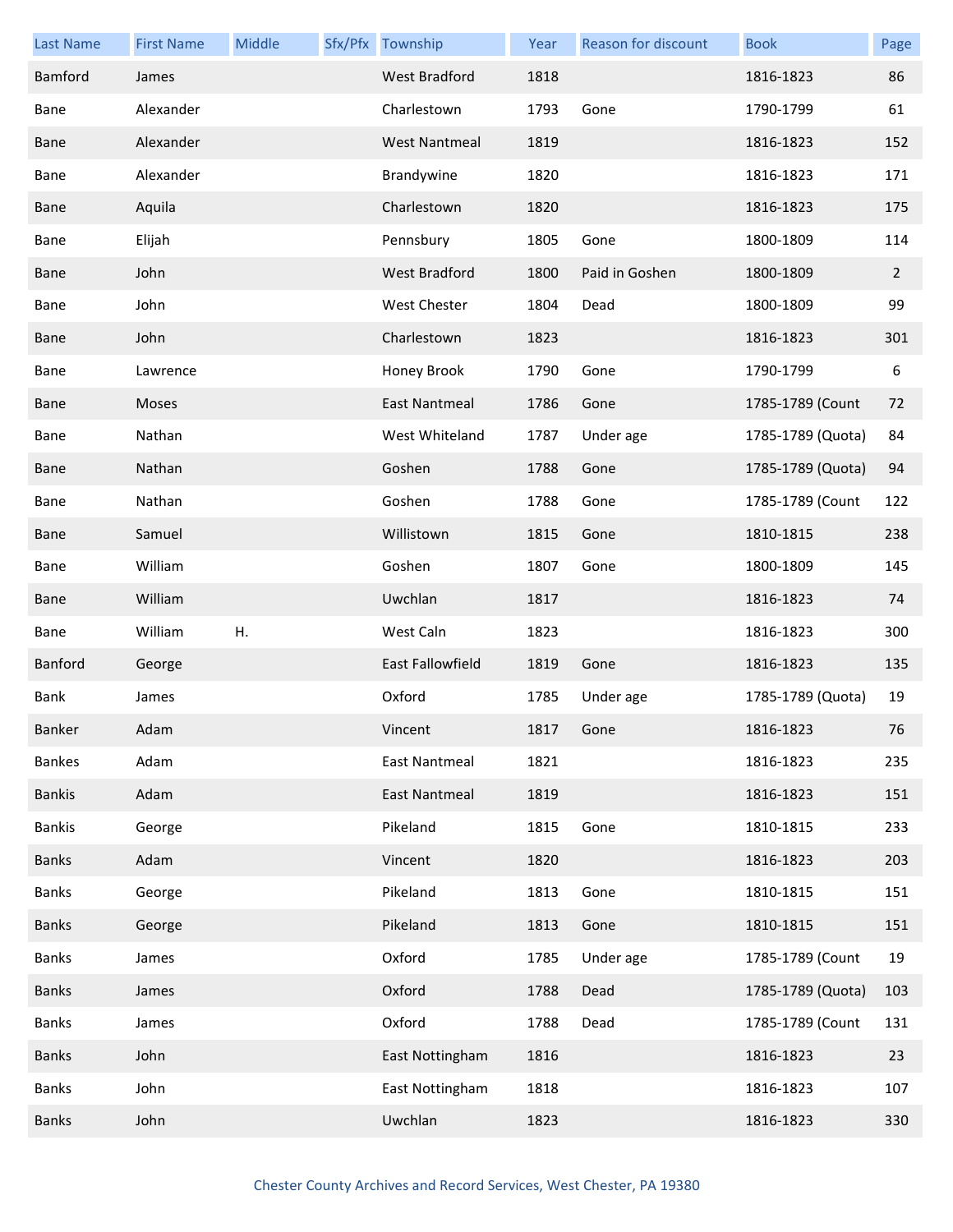| Last Name | First Name | Middle | Sfx/Pfx | Township | Year | Reason for discount | Book | Page |
|---|---|---|---|---|---|---|---|---|
| Bamford | James | | | West Bradford | 1818 | | 1816-1823 | 86 |
| Bane | Alexander | | | Charlestown | 1793 | Gone | 1790-1799 | 61 |
| Bane | Alexander | | | West Nantmeal | 1819 | | 1816-1823 | 152 |
| Bane | Alexander | | | Brandywine | 1820 | | 1816-1823 | 171 |
| Bane | Aquila | | | Charlestown | 1820 | | 1816-1823 | 175 |
| Bane | Elijah | | | Pennsbury | 1805 | Gone | 1800-1809 | 114 |
| Bane | John | | | West Bradford | 1800 | Paid in Goshen | 1800-1809 | 2 |
| Bane | John | | | West Chester | 1804 | Dead | 1800-1809 | 99 |
| Bane | John | | | Charlestown | 1823 | | 1816-1823 | 301 |
| Bane | Lawrence | | | Honey Brook | 1790 | Gone | 1790-1799 | 6 |
| Bane | Moses | | | East Nantmeal | 1786 | Gone | 1785-1789 (Count | 72 |
| Bane | Nathan | | | West Whiteland | 1787 | Under age | 1785-1789 (Quota) | 84 |
| Bane | Nathan | | | Goshen | 1788 | Gone | 1785-1789 (Quota) | 94 |
| Bane | Nathan | | | Goshen | 1788 | Gone | 1785-1789 (Count | 122 |
| Bane | Samuel | | | Willistown | 1815 | Gone | 1810-1815 | 238 |
| Bane | William | | | Goshen | 1807 | Gone | 1800-1809 | 145 |
| Bane | William | | | Uwchlan | 1817 | | 1816-1823 | 74 |
| Bane | William | H. | | West Caln | 1823 | | 1816-1823 | 300 |
| Banford | George | | | East Fallowfield | 1819 | Gone | 1816-1823 | 135 |
| Bank | James | | | Oxford | 1785 | Under age | 1785-1789 (Quota) | 19 |
| Banker | Adam | | | Vincent | 1817 | Gone | 1816-1823 | 76 |
| Bankes | Adam | | | East Nantmeal | 1821 | | 1816-1823 | 235 |
| Bankis | Adam | | | East Nantmeal | 1819 | | 1816-1823 | 151 |
| Bankis | George | | | Pikeland | 1815 | Gone | 1810-1815 | 233 |
| Banks | Adam | | | Vincent | 1820 | | 1816-1823 | 203 |
| Banks | George | | | Pikeland | 1813 | Gone | 1810-1815 | 151 |
| Banks | George | | | Pikeland | 1813 | Gone | 1810-1815 | 151 |
| Banks | James | | | Oxford | 1785 | Under age | 1785-1789 (Count | 19 |
| Banks | James | | | Oxford | 1788 | Dead | 1785-1789 (Quota) | 103 |
| Banks | James | | | Oxford | 1788 | Dead | 1785-1789 (Count | 131 |
| Banks | John | | | East Nottingham | 1816 | | 1816-1823 | 23 |
| Banks | John | | | East Nottingham | 1818 | | 1816-1823 | 107 |
| Banks | John | | | Uwchlan | 1823 | | 1816-1823 | 330 |

Chester County Archives and Record Services, West Chester, PA 19380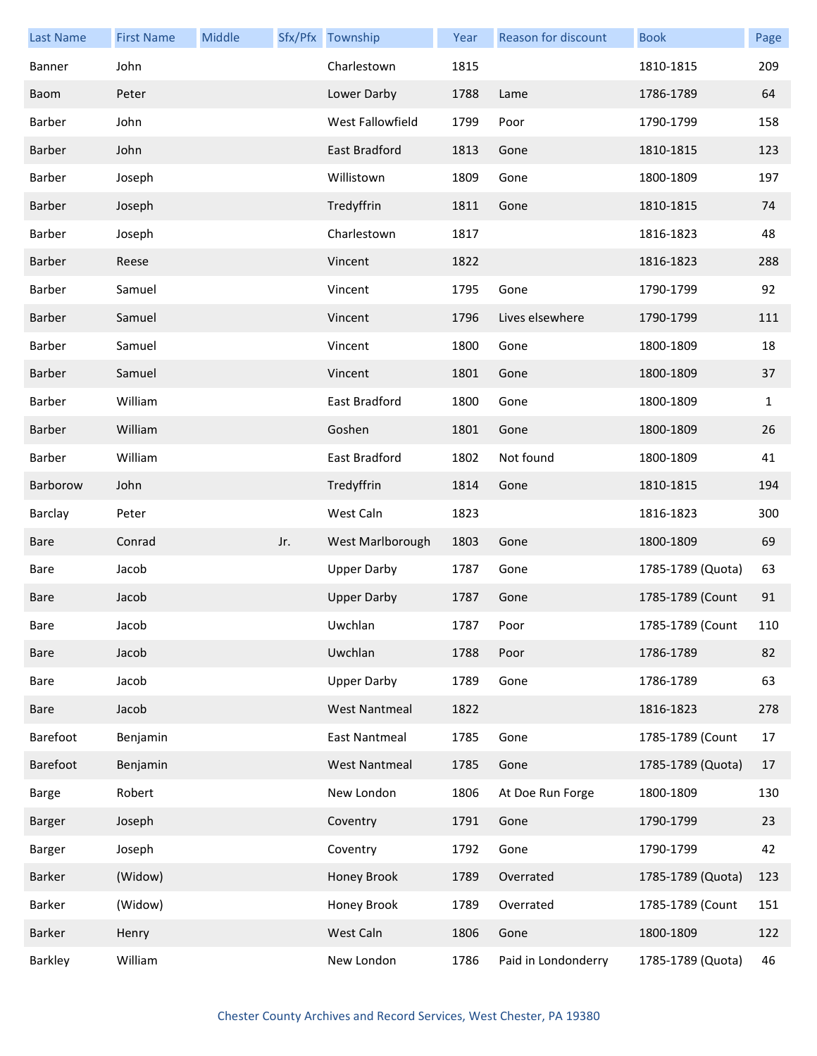| Last Name | First Name | Middle | Sfx/Pfx | Township | Year | Reason for discount | Book | Page |
|---|---|---|---|---|---|---|---|---|
| Banner | John | | | Charlestown | 1815 | | 1810-1815 | 209 |
| Baom | Peter | | | Lower Darby | 1788 | Lame | 1786-1789 | 64 |
| Barber | John | | | West Fallowfield | 1799 | Poor | 1790-1799 | 158 |
| Barber | John | | | East Bradford | 1813 | Gone | 1810-1815 | 123 |
| Barber | Joseph | | | Willistown | 1809 | Gone | 1800-1809 | 197 |
| Barber | Joseph | | | Tredyffrin | 1811 | Gone | 1810-1815 | 74 |
| Barber | Joseph | | | Charlestown | 1817 | | 1816-1823 | 48 |
| Barber | Reese | | | Vincent | 1822 | | 1816-1823 | 288 |
| Barber | Samuel | | | Vincent | 1795 | Gone | 1790-1799 | 92 |
| Barber | Samuel | | | Vincent | 1796 | Lives elsewhere | 1790-1799 | 111 |
| Barber | Samuel | | | Vincent | 1800 | Gone | 1800-1809 | 18 |
| Barber | Samuel | | | Vincent | 1801 | Gone | 1800-1809 | 37 |
| Barber | William | | | East Bradford | 1800 | Gone | 1800-1809 | 1 |
| Barber | William | | | Goshen | 1801 | Gone | 1800-1809 | 26 |
| Barber | William | | | East Bradford | 1802 | Not found | 1800-1809 | 41 |
| Barborow | John | | | Tredyffrin | 1814 | Gone | 1810-1815 | 194 |
| Barclay | Peter | | | West Caln | 1823 | | 1816-1823 | 300 |
| Bare | Conrad | | Jr. | West Marlborough | 1803 | Gone | 1800-1809 | 69 |
| Bare | Jacob | | | Upper Darby | 1787 | Gone | 1785-1789 (Quota) | 63 |
| Bare | Jacob | | | Upper Darby | 1787 | Gone | 1785-1789 (Count | 91 |
| Bare | Jacob | | | Uwchlan | 1787 | Poor | 1785-1789 (Count | 110 |
| Bare | Jacob | | | Uwchlan | 1788 | Poor | 1786-1789 | 82 |
| Bare | Jacob | | | Upper Darby | 1789 | Gone | 1786-1789 | 63 |
| Bare | Jacob | | | West Nantmeal | 1822 | | 1816-1823 | 278 |
| Barefoot | Benjamin | | | East Nantmeal | 1785 | Gone | 1785-1789 (Count | 17 |
| Barefoot | Benjamin | | | West Nantmeal | 1785 | Gone | 1785-1789 (Quota) | 17 |
| Barge | Robert | | | New London | 1806 | At Doe Run Forge | 1800-1809 | 130 |
| Barger | Joseph | | | Coventry | 1791 | Gone | 1790-1799 | 23 |
| Barger | Joseph | | | Coventry | 1792 | Gone | 1790-1799 | 42 |
| Barker | (Widow) | | | Honey Brook | 1789 | Overrated | 1785-1789 (Quota) | 123 |
| Barker | (Widow) | | | Honey Brook | 1789 | Overrated | 1785-1789 (Count | 151 |
| Barker | Henry | | | West Caln | 1806 | Gone | 1800-1809 | 122 |
| Barkley | William | | | New London | 1786 | Paid in Londonderry | 1785-1789 (Quota) | 46 |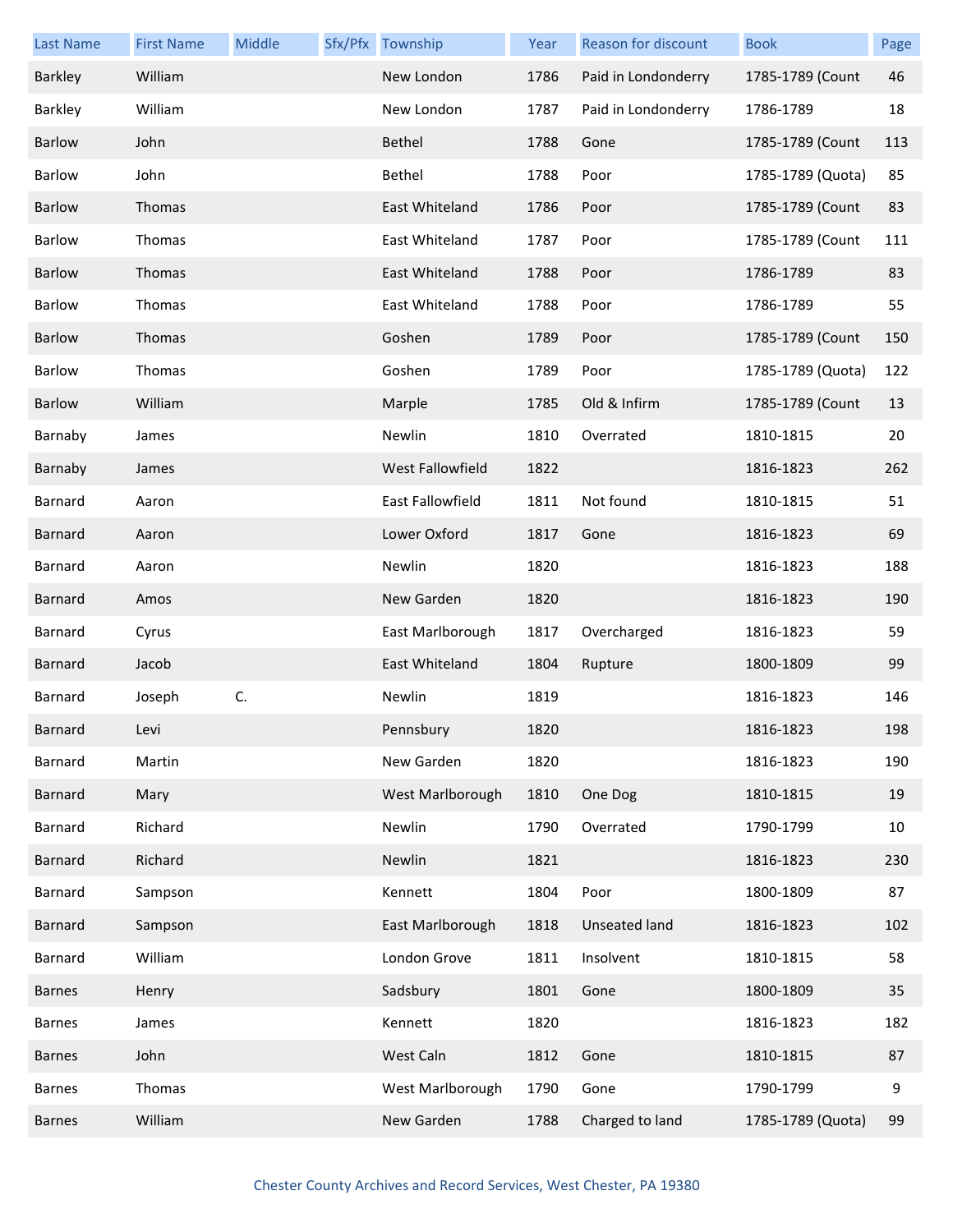| Last Name | First Name | Middle | Sfx/Pfx | Township | Year | Reason for discount | Book | Page |
|---|---|---|---|---|---|---|---|---|
| Barkley | William | | | New London | 1786 | Paid in Londonderry | 1785-1789 (Count | 46 |
| Barkley | William | | | New London | 1787 | Paid in Londonderry | 1786-1789 | 18 |
| Barlow | John | | | Bethel | 1788 | Gone | 1785-1789 (Count | 113 |
| Barlow | John | | | Bethel | 1788 | Poor | 1785-1789 (Quota) | 85 |
| Barlow | Thomas | | | East Whiteland | 1786 | Poor | 1785-1789 (Count | 83 |
| Barlow | Thomas | | | East Whiteland | 1787 | Poor | 1785-1789 (Count | 111 |
| Barlow | Thomas | | | East Whiteland | 1788 | Poor | 1786-1789 | 83 |
| Barlow | Thomas | | | East Whiteland | 1788 | Poor | 1786-1789 | 55 |
| Barlow | Thomas | | | Goshen | 1789 | Poor | 1785-1789 (Count | 150 |
| Barlow | Thomas | | | Goshen | 1789 | Poor | 1785-1789 (Quota) | 122 |
| Barlow | William | | | Marple | 1785 | Old & Infirm | 1785-1789 (Count | 13 |
| Barnaby | James | | | Newlin | 1810 | Overrated | 1810-1815 | 20 |
| Barnaby | James | | | West Fallowfield | 1822 | | 1816-1823 | 262 |
| Barnard | Aaron | | | East Fallowfield | 1811 | Not found | 1810-1815 | 51 |
| Barnard | Aaron | | | Lower Oxford | 1817 | Gone | 1816-1823 | 69 |
| Barnard | Aaron | | | Newlin | 1820 | | 1816-1823 | 188 |
| Barnard | Amos | | | New Garden | 1820 | | 1816-1823 | 190 |
| Barnard | Cyrus | | | East Marlborough | 1817 | Overcharged | 1816-1823 | 59 |
| Barnard | Jacob | | | East Whiteland | 1804 | Rupture | 1800-1809 | 99 |
| Barnard | Joseph | C. | | Newlin | 1819 | | 1816-1823 | 146 |
| Barnard | Levi | | | Pennsbury | 1820 | | 1816-1823 | 198 |
| Barnard | Martin | | | New Garden | 1820 | | 1816-1823 | 190 |
| Barnard | Mary | | | West Marlborough | 1810 | One Dog | 1810-1815 | 19 |
| Barnard | Richard | | | Newlin | 1790 | Overrated | 1790-1799 | 10 |
| Barnard | Richard | | | Newlin | 1821 | | 1816-1823 | 230 |
| Barnard | Sampson | | | Kennett | 1804 | Poor | 1800-1809 | 87 |
| Barnard | Sampson | | | East Marlborough | 1818 | Unseated land | 1816-1823 | 102 |
| Barnard | William | | | London Grove | 1811 | Insolvent | 1810-1815 | 58 |
| Barnes | Henry | | | Sadsbury | 1801 | Gone | 1800-1809 | 35 |
| Barnes | James | | | Kennett | 1820 | | 1816-1823 | 182 |
| Barnes | John | | | West Caln | 1812 | Gone | 1810-1815 | 87 |
| Barnes | Thomas | | | West Marlborough | 1790 | Gone | 1790-1799 | 9 |
| Barnes | William | | | New Garden | 1788 | Charged to land | 1785-1789 (Quota) | 99 |

Chester County Archives and Record Services, West Chester, PA 19380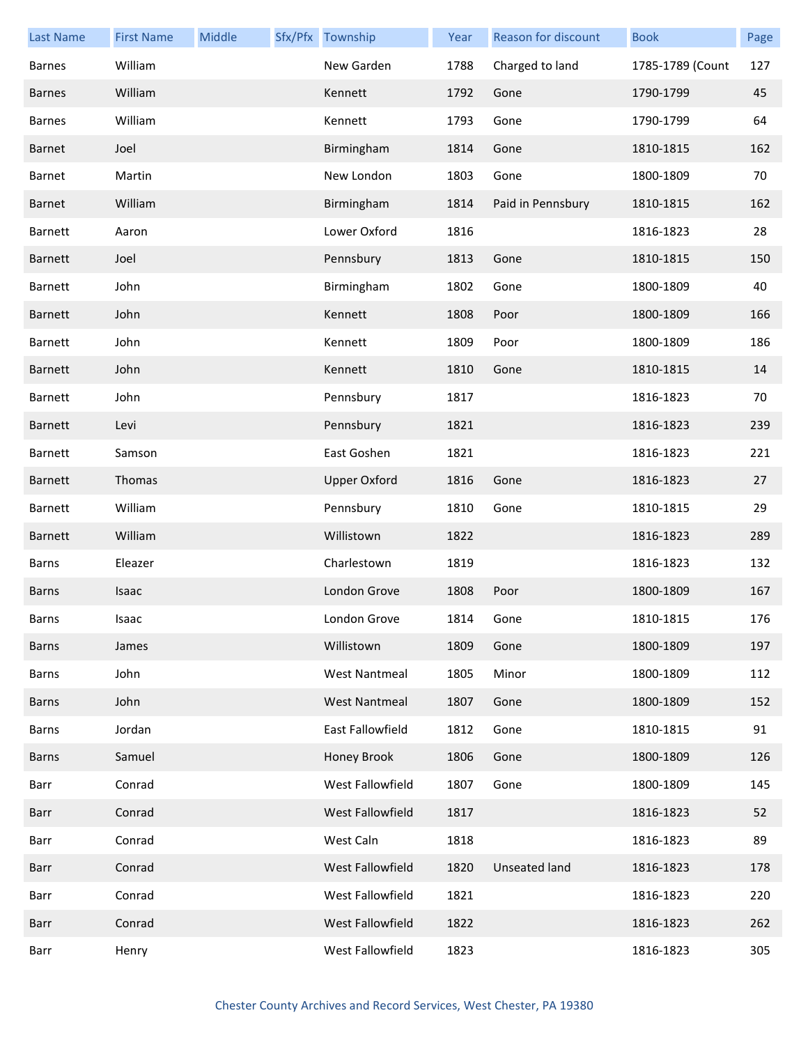| Last Name | First Name | Middle | Sfx/Pfx | Township | Year | Reason for discount | Book | Page |
| --- | --- | --- | --- | --- | --- | --- | --- | --- |
| Barnes | William | | | New Garden | 1788 | Charged to land | 1785-1789 (Count | 127 |
| Barnes | William | | | Kennett | 1792 | Gone | 1790-1799 | 45 |
| Barnes | William | | | Kennett | 1793 | Gone | 1790-1799 | 64 |
| Barnet | Joel | | | Birmingham | 1814 | Gone | 1810-1815 | 162 |
| Barnet | Martin | | | New London | 1803 | Gone | 1800-1809 | 70 |
| Barnet | William | | | Birmingham | 1814 | Paid in Pennsbury | 1810-1815 | 162 |
| Barnett | Aaron | | | Lower Oxford | 1816 | | 1816-1823 | 28 |
| Barnett | Joel | | | Pennsbury | 1813 | Gone | 1810-1815 | 150 |
| Barnett | John | | | Birmingham | 1802 | Gone | 1800-1809 | 40 |
| Barnett | John | | | Kennett | 1808 | Poor | 1800-1809 | 166 |
| Barnett | John | | | Kennett | 1809 | Poor | 1800-1809 | 186 |
| Barnett | John | | | Kennett | 1810 | Gone | 1810-1815 | 14 |
| Barnett | John | | | Pennsbury | 1817 | | 1816-1823 | 70 |
| Barnett | Levi | | | Pennsbury | 1821 | | 1816-1823 | 239 |
| Barnett | Samson | | | East Goshen | 1821 | | 1816-1823 | 221 |
| Barnett | Thomas | | | Upper Oxford | 1816 | Gone | 1816-1823 | 27 |
| Barnett | William | | | Pennsbury | 1810 | Gone | 1810-1815 | 29 |
| Barnett | William | | | Willistown | 1822 | | 1816-1823 | 289 |
| Barns | Eleazer | | | Charlestown | 1819 | | 1816-1823 | 132 |
| Barns | Isaac | | | London Grove | 1808 | Poor | 1800-1809 | 167 |
| Barns | Isaac | | | London Grove | 1814 | Gone | 1810-1815 | 176 |
| Barns | James | | | Willistown | 1809 | Gone | 1800-1809 | 197 |
| Barns | John | | | West Nantmeal | 1805 | Minor | 1800-1809 | 112 |
| Barns | John | | | West Nantmeal | 1807 | Gone | 1800-1809 | 152 |
| Barns | Jordan | | | East Fallowfield | 1812 | Gone | 1810-1815 | 91 |
| Barns | Samuel | | | Honey Brook | 1806 | Gone | 1800-1809 | 126 |
| Barr | Conrad | | | West Fallowfield | 1807 | Gone | 1800-1809 | 145 |
| Barr | Conrad | | | West Fallowfield | 1817 | | 1816-1823 | 52 |
| Barr | Conrad | | | West Caln | 1818 | | 1816-1823 | 89 |
| Barr | Conrad | | | West Fallowfield | 1820 | Unseated land | 1816-1823 | 178 |
| Barr | Conrad | | | West Fallowfield | 1821 | | 1816-1823 | 220 |
| Barr | Conrad | | | West Fallowfield | 1822 | | 1816-1823 | 262 |
| Barr | Henry | | | West Fallowfield | 1823 | | 1816-1823 | 305 |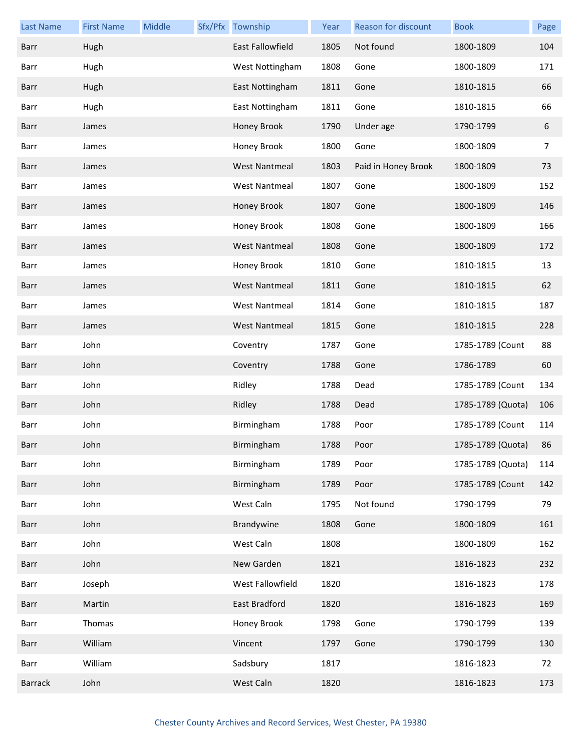| Last Name | First Name | Middle | Sfx/Pfx | Township | Year | Reason for discount | Book | Page |
|---|---|---|---|---|---|---|---|---|
| Barr | Hugh | | | East Fallowfield | 1805 | Not found | 1800-1809 | 104 |
| Barr | Hugh | | | West Nottingham | 1808 | Gone | 1800-1809 | 171 |
| Barr | Hugh | | | East Nottingham | 1811 | Gone | 1810-1815 | 66 |
| Barr | Hugh | | | East Nottingham | 1811 | Gone | 1810-1815 | 66 |
| Barr | James | | | Honey Brook | 1790 | Under age | 1790-1799 | 6 |
| Barr | James | | | Honey Brook | 1800 | Gone | 1800-1809 | 7 |
| Barr | James | | | West Nantmeal | 1803 | Paid in Honey Brook | 1800-1809 | 73 |
| Barr | James | | | West Nantmeal | 1807 | Gone | 1800-1809 | 152 |
| Barr | James | | | Honey Brook | 1807 | Gone | 1800-1809 | 146 |
| Barr | James | | | Honey Brook | 1808 | Gone | 1800-1809 | 166 |
| Barr | James | | | West Nantmeal | 1808 | Gone | 1800-1809 | 172 |
| Barr | James | | | Honey Brook | 1810 | Gone | 1810-1815 | 13 |
| Barr | James | | | West Nantmeal | 1811 | Gone | 1810-1815 | 62 |
| Barr | James | | | West Nantmeal | 1814 | Gone | 1810-1815 | 187 |
| Barr | James | | | West Nantmeal | 1815 | Gone | 1810-1815 | 228 |
| Barr | John | | | Coventry | 1787 | Gone | 1785-1789 (Count | 88 |
| Barr | John | | | Coventry | 1788 | Gone | 1786-1789 | 60 |
| Barr | John | | | Ridley | 1788 | Dead | 1785-1789 (Count | 134 |
| Barr | John | | | Ridley | 1788 | Dead | 1785-1789 (Quota) | 106 |
| Barr | John | | | Birmingham | 1788 | Poor | 1785-1789 (Count | 114 |
| Barr | John | | | Birmingham | 1788 | Poor | 1785-1789 (Quota) | 86 |
| Barr | John | | | Birmingham | 1789 | Poor | 1785-1789 (Quota) | 114 |
| Barr | John | | | Birmingham | 1789 | Poor | 1785-1789 (Count | 142 |
| Barr | John | | | West Caln | 1795 | Not found | 1790-1799 | 79 |
| Barr | John | | | Brandywine | 1808 | Gone | 1800-1809 | 161 |
| Barr | John | | | West Caln | 1808 | | 1800-1809 | 162 |
| Barr | John | | | New Garden | 1821 | | 1816-1823 | 232 |
| Barr | Joseph | | | West Fallowfield | 1820 | | 1816-1823 | 178 |
| Barr | Martin | | | East Bradford | 1820 | | 1816-1823 | 169 |
| Barr | Thomas | | | Honey Brook | 1798 | Gone | 1790-1799 | 139 |
| Barr | William | | | Vincent | 1797 | Gone | 1790-1799 | 130 |
| Barr | William | | | Sadsbury | 1817 | | 1816-1823 | 72 |
| Barrack | John | | | West Caln | 1820 | | 1816-1823 | 173 |

Chester County Archives and Record Services, West Chester, PA 19380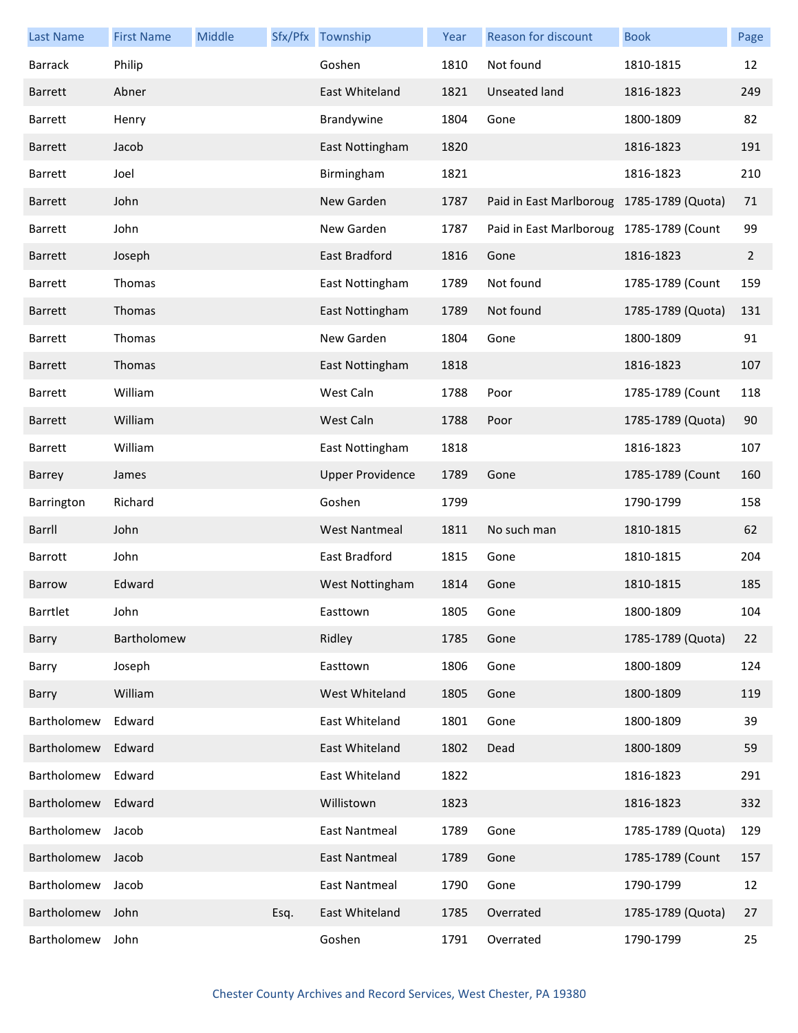| Last Name | First Name | Middle | Sfx/Pfx | Township | Year | Reason for discount | Book | Page |
|---|---|---|---|---|---|---|---|---|
| Barrack | Philip | | | Goshen | 1810 | Not found | 1810-1815 | 12 |
| Barrett | Abner | | | East Whiteland | 1821 | Unseated land | 1816-1823 | 249 |
| Barrett | Henry | | | Brandywine | 1804 | Gone | 1800-1809 | 82 |
| Barrett | Jacob | | | East Nottingham | 1820 | | 1816-1823 | 191 |
| Barrett | Joel | | | Birmingham | 1821 | | 1816-1823 | 210 |
| Barrett | John | | | New Garden | 1787 | Paid in East Marlboroug | 1785-1789 (Quota) | 71 |
| Barrett | John | | | New Garden | 1787 | Paid in East Marlboroug | 1785-1789 (Count | 99 |
| Barrett | Joseph | | | East Bradford | 1816 | Gone | 1816-1823 | 2 |
| Barrett | Thomas | | | East Nottingham | 1789 | Not found | 1785-1789 (Count | 159 |
| Barrett | Thomas | | | East Nottingham | 1789 | Not found | 1785-1789 (Quota) | 131 |
| Barrett | Thomas | | | New Garden | 1804 | Gone | 1800-1809 | 91 |
| Barrett | Thomas | | | East Nottingham | 1818 | | 1816-1823 | 107 |
| Barrett | William | | | West Caln | 1788 | Poor | 1785-1789 (Count | 118 |
| Barrett | William | | | West Caln | 1788 | Poor | 1785-1789 (Quota) | 90 |
| Barrett | William | | | East Nottingham | 1818 | | 1816-1823 | 107 |
| Barrey | James | | | Upper Providence | 1789 | Gone | 1785-1789 (Count | 160 |
| Barrington | Richard | | | Goshen | 1799 | | 1790-1799 | 158 |
| Barrll | John | | | West Nantmeal | 1811 | No such man | 1810-1815 | 62 |
| Barrott | John | | | East Bradford | 1815 | Gone | 1810-1815 | 204 |
| Barrow | Edward | | | West Nottingham | 1814 | Gone | 1810-1815 | 185 |
| Barrtlet | John | | | Easttown | 1805 | Gone | 1800-1809 | 104 |
| Barry | Bartholomew | | | Ridley | 1785 | Gone | 1785-1789 (Quota) | 22 |
| Barry | Joseph | | | Easttown | 1806 | Gone | 1800-1809 | 124 |
| Barry | William | | | West Whiteland | 1805 | Gone | 1800-1809 | 119 |
| Bartholomew | Edward | | | East Whiteland | 1801 | Gone | 1800-1809 | 39 |
| Bartholomew | Edward | | | East Whiteland | 1802 | Dead | 1800-1809 | 59 |
| Bartholomew | Edward | | | East Whiteland | 1822 | | 1816-1823 | 291 |
| Bartholomew | Edward | | | Willistown | 1823 | | 1816-1823 | 332 |
| Bartholomew | Jacob | | | East Nantmeal | 1789 | Gone | 1785-1789 (Quota) | 129 |
| Bartholomew | Jacob | | | East Nantmeal | 1789 | Gone | 1785-1789 (Count | 157 |
| Bartholomew | Jacob | | | East Nantmeal | 1790 | Gone | 1790-1799 | 12 |
| Bartholomew | John | | Esq. | East Whiteland | 1785 | Overrated | 1785-1789 (Quota) | 27 |
| Bartholomew | John | | | Goshen | 1791 | Overrated | 1790-1799 | 25 |

Chester County Archives and Record Services, West Chester, PA 19380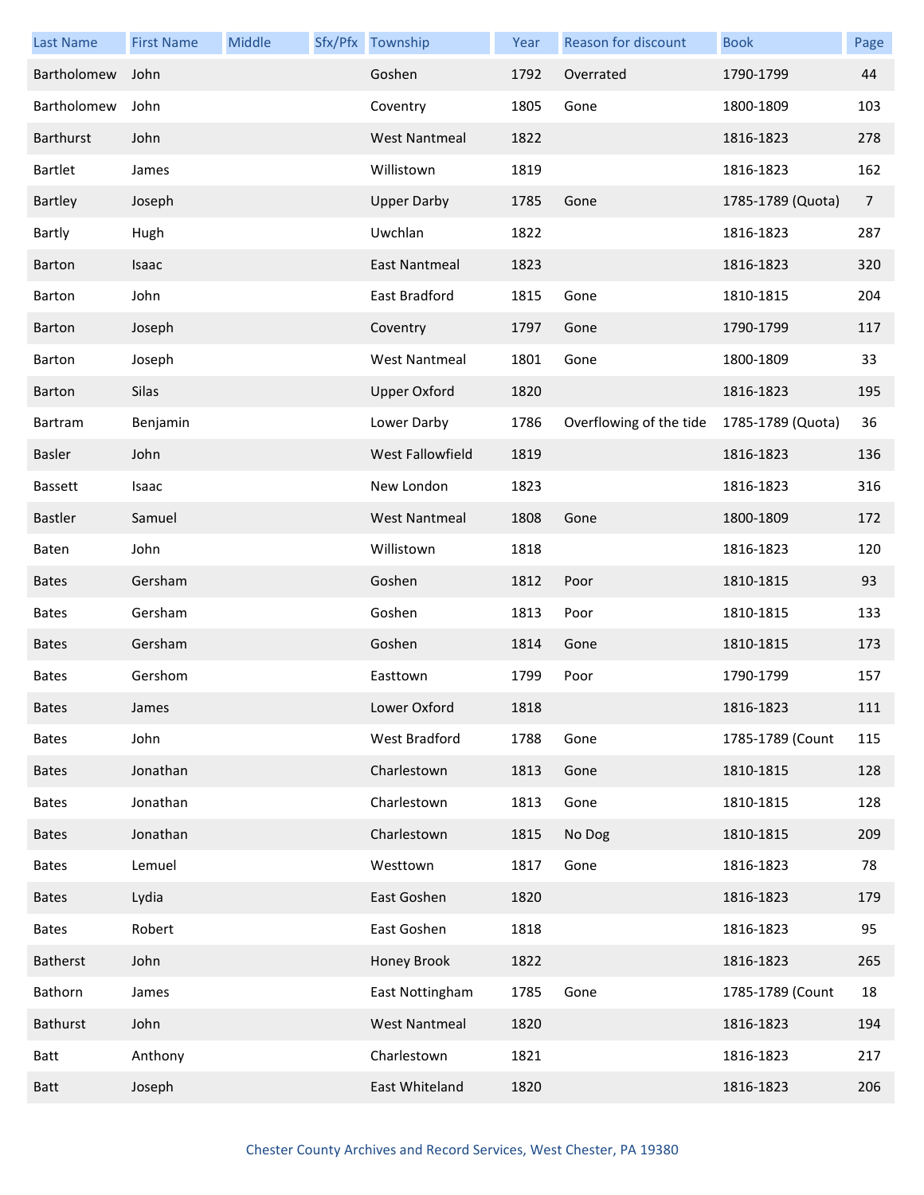| Last Name | First Name | Middle | Sfx/Pfx | Township | Year | Reason for discount | Book | Page |
|---|---|---|---|---|---|---|---|---|
| Bartholomew | John | | | Goshen | 1792 | Overrated | 1790-1799 | 44 |
| Bartholomew | John | | | Coventry | 1805 | Gone | 1800-1809 | 103 |
| Barthurst | John | | | West Nantmeal | 1822 | | 1816-1823 | 278 |
| Bartlet | James | | | Willistown | 1819 | | 1816-1823 | 162 |
| Bartley | Joseph | | | Upper Darby | 1785 | Gone | 1785-1789 (Quota) | 7 |
| Bartly | Hugh | | | Uwchlan | 1822 | | 1816-1823 | 287 |
| Barton | Isaac | | | East Nantmeal | 1823 | | 1816-1823 | 320 |
| Barton | John | | | East Bradford | 1815 | Gone | 1810-1815 | 204 |
| Barton | Joseph | | | Coventry | 1797 | Gone | 1790-1799 | 117 |
| Barton | Joseph | | | West Nantmeal | 1801 | Gone | 1800-1809 | 33 |
| Barton | Silas | | | Upper Oxford | 1820 | | 1816-1823 | 195 |
| Bartram | Benjamin | | | Lower Darby | 1786 | Overflowing of the tide | 1785-1789 (Quota) | 36 |
| Basler | John | | | West Fallowfield | 1819 | | 1816-1823 | 136 |
| Bassett | Isaac | | | New London | 1823 | | 1816-1823 | 316 |
| Bastler | Samuel | | | West Nantmeal | 1808 | Gone | 1800-1809 | 172 |
| Baten | John | | | Willistown | 1818 | | 1816-1823 | 120 |
| Bates | Gersham | | | Goshen | 1812 | Poor | 1810-1815 | 93 |
| Bates | Gersham | | | Goshen | 1813 | Poor | 1810-1815 | 133 |
| Bates | Gersham | | | Goshen | 1814 | Gone | 1810-1815 | 173 |
| Bates | Gershom | | | Easttown | 1799 | Poor | 1790-1799 | 157 |
| Bates | James | | | Lower Oxford | 1818 | | 1816-1823 | 111 |
| Bates | John | | | West Bradford | 1788 | Gone | 1785-1789 (Count | 115 |
| Bates | Jonathan | | | Charlestown | 1813 | Gone | 1810-1815 | 128 |
| Bates | Jonathan | | | Charlestown | 1813 | Gone | 1810-1815 | 128 |
| Bates | Jonathan | | | Charlestown | 1815 | No Dog | 1810-1815 | 209 |
| Bates | Lemuel | | | Westtown | 1817 | Gone | 1816-1823 | 78 |
| Bates | Lydia | | | East Goshen | 1820 | | 1816-1823 | 179 |
| Bates | Robert | | | East Goshen | 1818 | | 1816-1823 | 95 |
| Batherst | John | | | Honey Brook | 1822 | | 1816-1823 | 265 |
| Bathorn | James | | | East Nottingham | 1785 | Gone | 1785-1789 (Count | 18 |
| Bathurst | John | | | West Nantmeal | 1820 | | 1816-1823 | 194 |
| Batt | Anthony | | | Charlestown | 1821 | | 1816-1823 | 217 |
| Batt | Joseph | | | East Whiteland | 1820 | | 1816-1823 | 206 |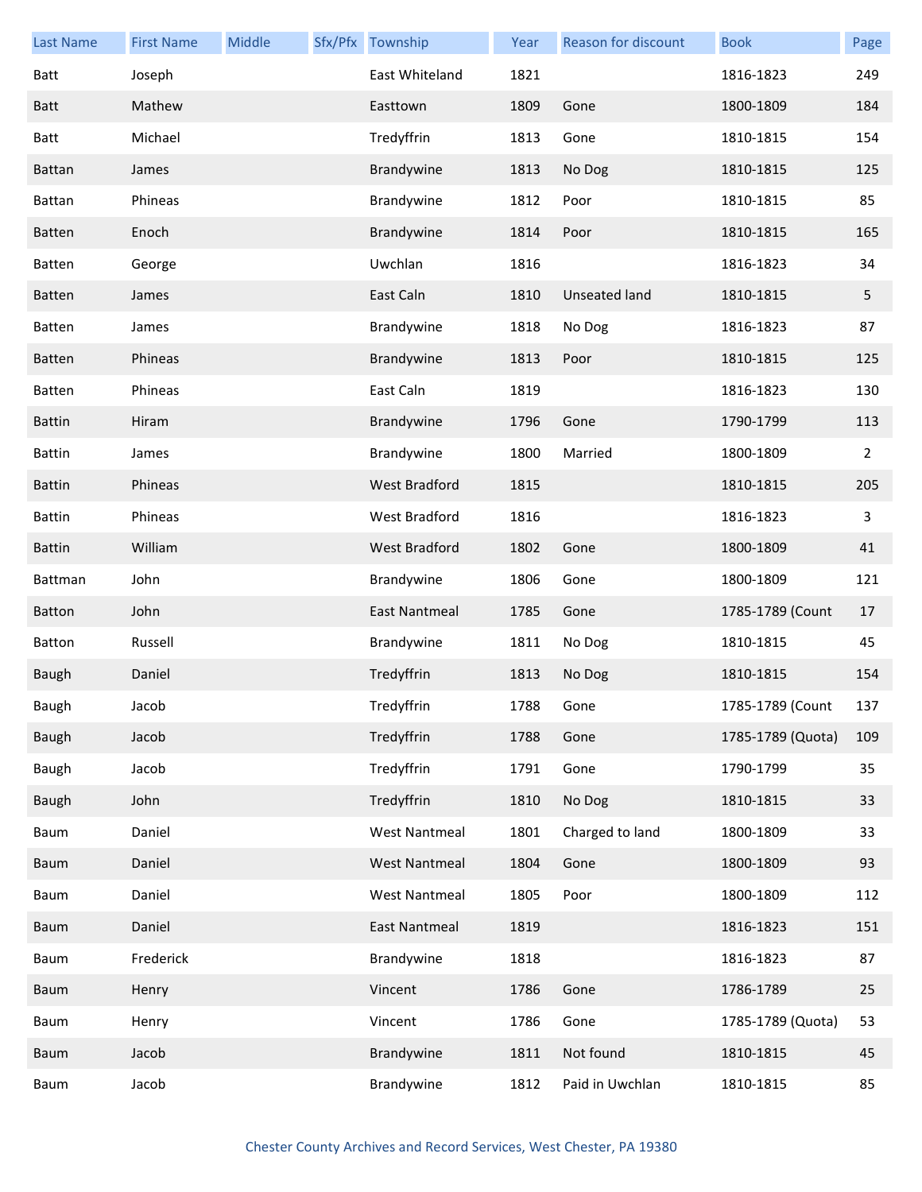| Last Name | First Name | Middle | Sfx/Pfx | Township | Year | Reason for discount | Book | Page |
|---|---|---|---|---|---|---|---|---|
| Batt | Joseph | | | East Whiteland | 1821 | | 1816-1823 | 249 |
| Batt | Mathew | | | Easttown | 1809 | Gone | 1800-1809 | 184 |
| Batt | Michael | | | Tredyffrin | 1813 | Gone | 1810-1815 | 154 |
| Battan | James | | | Brandywine | 1813 | No Dog | 1810-1815 | 125 |
| Battan | Phineas | | | Brandywine | 1812 | Poor | 1810-1815 | 85 |
| Batten | Enoch | | | Brandywine | 1814 | Poor | 1810-1815 | 165 |
| Batten | George | | | Uwchlan | 1816 | | 1816-1823 | 34 |
| Batten | James | | | East Caln | 1810 | Unseated land | 1810-1815 | 5 |
| Batten | James | | | Brandywine | 1818 | No Dog | 1816-1823 | 87 |
| Batten | Phineas | | | Brandywine | 1813 | Poor | 1810-1815 | 125 |
| Batten | Phineas | | | East Caln | 1819 | | 1816-1823 | 130 |
| Battin | Hiram | | | Brandywine | 1796 | Gone | 1790-1799 | 113 |
| Battin | James | | | Brandywine | 1800 | Married | 1800-1809 | 2 |
| Battin | Phineas | | | West Bradford | 1815 | | 1810-1815 | 205 |
| Battin | Phineas | | | West Bradford | 1816 | | 1816-1823 | 3 |
| Battin | William | | | West Bradford | 1802 | Gone | 1800-1809 | 41 |
| Battman | John | | | Brandywine | 1806 | Gone | 1800-1809 | 121 |
| Batton | John | | | East Nantmeal | 1785 | Gone | 1785-1789 (Count | 17 |
| Batton | Russell | | | Brandywine | 1811 | No Dog | 1810-1815 | 45 |
| Baugh | Daniel | | | Tredyffrin | 1813 | No Dog | 1810-1815 | 154 |
| Baugh | Jacob | | | Tredyffrin | 1788 | Gone | 1785-1789 (Count | 137 |
| Baugh | Jacob | | | Tredyffrin | 1788 | Gone | 1785-1789 (Quota) | 109 |
| Baugh | Jacob | | | Tredyffrin | 1791 | Gone | 1790-1799 | 35 |
| Baugh | John | | | Tredyffrin | 1810 | No Dog | 1810-1815 | 33 |
| Baum | Daniel | | | West Nantmeal | 1801 | Charged to land | 1800-1809 | 33 |
| Baum | Daniel | | | West Nantmeal | 1804 | Gone | 1800-1809 | 93 |
| Baum | Daniel | | | West Nantmeal | 1805 | Poor | 1800-1809 | 112 |
| Baum | Daniel | | | East Nantmeal | 1819 | | 1816-1823 | 151 |
| Baum | Frederick | | | Brandywine | 1818 | | 1816-1823 | 87 |
| Baum | Henry | | | Vincent | 1786 | Gone | 1786-1789 | 25 |
| Baum | Henry | | | Vincent | 1786 | Gone | 1785-1789 (Quota) | 53 |
| Baum | Jacob | | | Brandywine | 1811 | Not found | 1810-1815 | 45 |
| Baum | Jacob | | | Brandywine | 1812 | Paid in Uwchlan | 1810-1815 | 85 |

Chester County Archives and Record Services, West Chester, PA 19380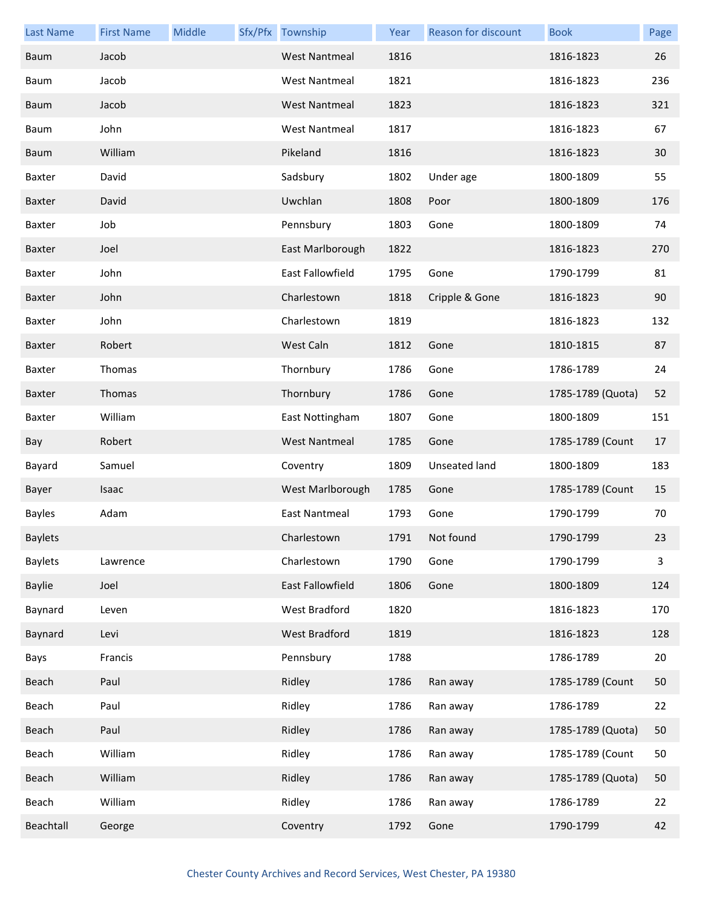| Last Name | First Name | Middle | Sfx/Pfx | Township | Year | Reason for discount | Book | Page |
|---|---|---|---|---|---|---|---|---|
| Baum | Jacob | | | West Nantmeal | 1816 | | 1816-1823 | 26 |
| Baum | Jacob | | | West Nantmeal | 1821 | | 1816-1823 | 236 |
| Baum | Jacob | | | West Nantmeal | 1823 | | 1816-1823 | 321 |
| Baum | John | | | West Nantmeal | 1817 | | 1816-1823 | 67 |
| Baum | William | | | Pikeland | 1816 | | 1816-1823 | 30 |
| Baxter | David | | | Sadsbury | 1802 | Under age | 1800-1809 | 55 |
| Baxter | David | | | Uwchlan | 1808 | Poor | 1800-1809 | 176 |
| Baxter | Job | | | Pennsbury | 1803 | Gone | 1800-1809 | 74 |
| Baxter | Joel | | | East Marlborough | 1822 | | 1816-1823 | 270 |
| Baxter | John | | | East Fallowfield | 1795 | Gone | 1790-1799 | 81 |
| Baxter | John | | | Charlestown | 1818 | Cripple & Gone | 1816-1823 | 90 |
| Baxter | John | | | Charlestown | 1819 | | 1816-1823 | 132 |
| Baxter | Robert | | | West Caln | 1812 | Gone | 1810-1815 | 87 |
| Baxter | Thomas | | | Thornbury | 1786 | Gone | 1786-1789 | 24 |
| Baxter | Thomas | | | Thornbury | 1786 | Gone | 1785-1789 (Quota) | 52 |
| Baxter | William | | | East Nottingham | 1807 | Gone | 1800-1809 | 151 |
| Bay | Robert | | | West Nantmeal | 1785 | Gone | 1785-1789 (Count | 17 |
| Bayard | Samuel | | | Coventry | 1809 | Unseated land | 1800-1809 | 183 |
| Bayer | Isaac | | | West Marlborough | 1785 | Gone | 1785-1789 (Count | 15 |
| Bayles | Adam | | | East Nantmeal | 1793 | Gone | 1790-1799 | 70 |
| Baylets | | | | Charlestown | 1791 | Not found | 1790-1799 | 23 |
| Baylets | Lawrence | | | Charlestown | 1790 | Gone | 1790-1799 | 3 |
| Baylie | Joel | | | East Fallowfield | 1806 | Gone | 1800-1809 | 124 |
| Baynard | Leven | | | West Bradford | 1820 | | 1816-1823 | 170 |
| Baynard | Levi | | | West Bradford | 1819 | | 1816-1823 | 128 |
| Bays | Francis | | | Pennsbury | 1788 | | 1786-1789 | 20 |
| Beach | Paul | | | Ridley | 1786 | Ran away | 1785-1789 (Count | 50 |
| Beach | Paul | | | Ridley | 1786 | Ran away | 1786-1789 | 22 |
| Beach | Paul | | | Ridley | 1786 | Ran away | 1785-1789 (Quota) | 50 |
| Beach | William | | | Ridley | 1786 | Ran away | 1785-1789 (Count | 50 |
| Beach | William | | | Ridley | 1786 | Ran away | 1785-1789 (Quota) | 50 |
| Beach | William | | | Ridley | 1786 | Ran away | 1786-1789 | 22 |
| Beachtall | George | | | Coventry | 1792 | Gone | 1790-1799 | 42 |

Chester County Archives and Record Services, West Chester, PA 19380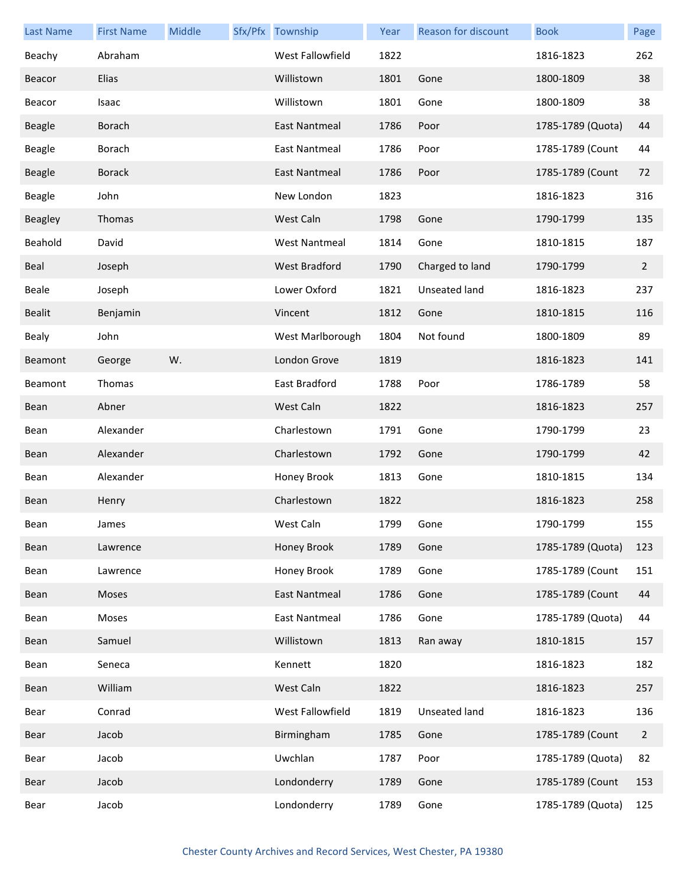| Last Name | First Name | Middle | Sfx/Pfx | Township | Year | Reason for discount | Book | Page |
|---|---|---|---|---|---|---|---|---|
| Beachy | Abraham | | | West Fallowfield | 1822 | | 1816-1823 | 262 |
| Beacor | Elias | | | Willistown | 1801 | Gone | 1800-1809 | 38 |
| Beacor | Isaac | | | Willistown | 1801 | Gone | 1800-1809 | 38 |
| Beagle | Borach | | | East Nantmeal | 1786 | Poor | 1785-1789 (Quota) | 44 |
| Beagle | Borach | | | East Nantmeal | 1786 | Poor | 1785-1789 (Count | 44 |
| Beagle | Borack | | | East Nantmeal | 1786 | Poor | 1785-1789 (Count | 72 |
| Beagle | John | | | New London | 1823 | | 1816-1823 | 316 |
| Beagley | Thomas | | | West Caln | 1798 | Gone | 1790-1799 | 135 |
| Beahold | David | | | West Nantmeal | 1814 | Gone | 1810-1815 | 187 |
| Beal | Joseph | | | West Bradford | 1790 | Charged to land | 1790-1799 | 2 |
| Beale | Joseph | | | Lower Oxford | 1821 | Unseated land | 1816-1823 | 237 |
| Bealit | Benjamin | | | Vincent | 1812 | Gone | 1810-1815 | 116 |
| Bealy | John | | | West Marlborough | 1804 | Not found | 1800-1809 | 89 |
| Beamont | George | W. | | London Grove | 1819 | | 1816-1823 | 141 |
| Beamont | Thomas | | | East Bradford | 1788 | Poor | 1786-1789 | 58 |
| Bean | Abner | | | West Caln | 1822 | | 1816-1823 | 257 |
| Bean | Alexander | | | Charlestown | 1791 | Gone | 1790-1799 | 23 |
| Bean | Alexander | | | Charlestown | 1792 | Gone | 1790-1799 | 42 |
| Bean | Alexander | | | Honey Brook | 1813 | Gone | 1810-1815 | 134 |
| Bean | Henry | | | Charlestown | 1822 | | 1816-1823 | 258 |
| Bean | James | | | West Caln | 1799 | Gone | 1790-1799 | 155 |
| Bean | Lawrence | | | Honey Brook | 1789 | Gone | 1785-1789 (Quota) | 123 |
| Bean | Lawrence | | | Honey Brook | 1789 | Gone | 1785-1789 (Count | 151 |
| Bean | Moses | | | East Nantmeal | 1786 | Gone | 1785-1789 (Count | 44 |
| Bean | Moses | | | East Nantmeal | 1786 | Gone | 1785-1789 (Quota) | 44 |
| Bean | Samuel | | | Willistown | 1813 | Ran away | 1810-1815 | 157 |
| Bean | Seneca | | | Kennett | 1820 | | 1816-1823 | 182 |
| Bean | William | | | West Caln | 1822 | | 1816-1823 | 257 |
| Bear | Conrad | | | West Fallowfield | 1819 | Unseated land | 1816-1823 | 136 |
| Bear | Jacob | | | Birmingham | 1785 | Gone | 1785-1789 (Count | 2 |
| Bear | Jacob | | | Uwchlan | 1787 | Poor | 1785-1789 (Quota) | 82 |
| Bear | Jacob | | | Londonderry | 1789 | Gone | 1785-1789 (Count | 153 |
| Bear | Jacob | | | Londonderry | 1789 | Gone | 1785-1789 (Quota) | 125 |

Chester County Archives and Record Services, West Chester, PA 19380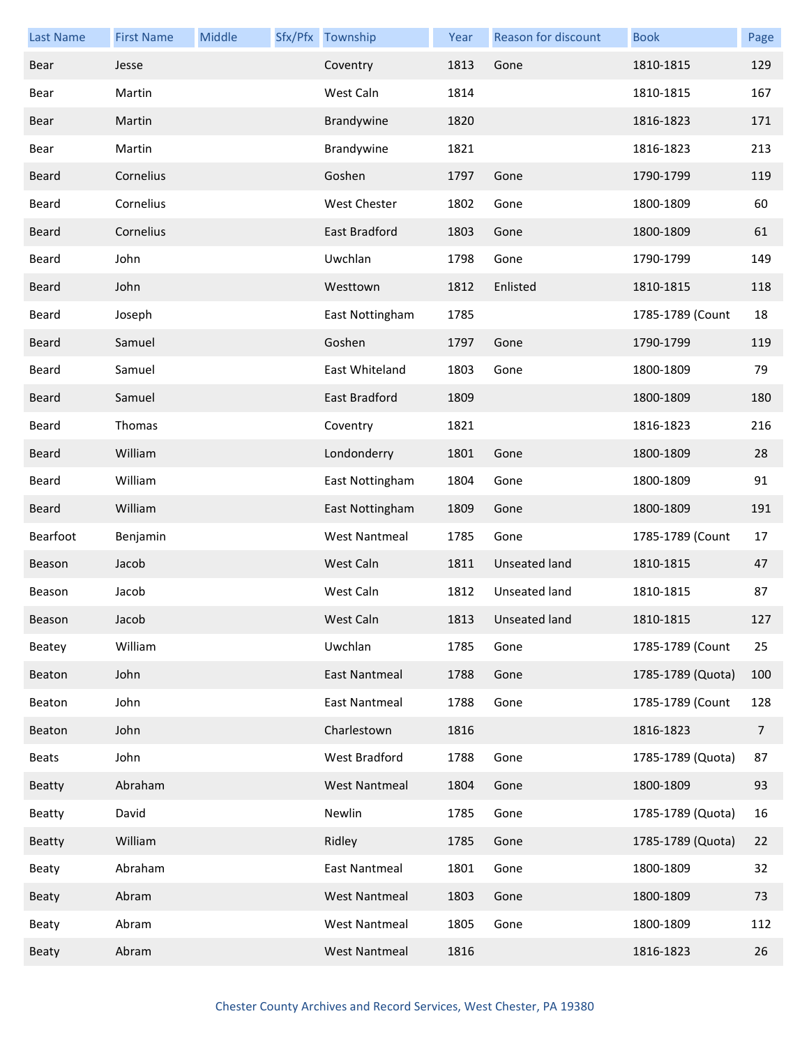| Last Name | First Name | Middle | Sfx/Pfx | Township | Year | Reason for discount | Book | Page |
|---|---|---|---|---|---|---|---|---|
| Bear | Jesse | | | Coventry | 1813 | Gone | 1810-1815 | 129 |
| Bear | Martin | | | West Caln | 1814 | | 1810-1815 | 167 |
| Bear | Martin | | | Brandywine | 1820 | | 1816-1823 | 171 |
| Bear | Martin | | | Brandywine | 1821 | | 1816-1823 | 213 |
| Beard | Cornelius | | | Goshen | 1797 | Gone | 1790-1799 | 119 |
| Beard | Cornelius | | | West Chester | 1802 | Gone | 1800-1809 | 60 |
| Beard | Cornelius | | | East Bradford | 1803 | Gone | 1800-1809 | 61 |
| Beard | John | | | Uwchlan | 1798 | Gone | 1790-1799 | 149 |
| Beard | John | | | Westtown | 1812 | Enlisted | 1810-1815 | 118 |
| Beard | Joseph | | | East Nottingham | 1785 | | 1785-1789 (Count | 18 |
| Beard | Samuel | | | Goshen | 1797 | Gone | 1790-1799 | 119 |
| Beard | Samuel | | | East Whiteland | 1803 | Gone | 1800-1809 | 79 |
| Beard | Samuel | | | East Bradford | 1809 | | 1800-1809 | 180 |
| Beard | Thomas | | | Coventry | 1821 | | 1816-1823 | 216 |
| Beard | William | | | Londonderry | 1801 | Gone | 1800-1809 | 28 |
| Beard | William | | | East Nottingham | 1804 | Gone | 1800-1809 | 91 |
| Beard | William | | | East Nottingham | 1809 | Gone | 1800-1809 | 191 |
| Bearfoot | Benjamin | | | West Nantmeal | 1785 | Gone | 1785-1789 (Count | 17 |
| Beason | Jacob | | | West Caln | 1811 | Unseated land | 1810-1815 | 47 |
| Beason | Jacob | | | West Caln | 1812 | Unseated land | 1810-1815 | 87 |
| Beason | Jacob | | | West Caln | 1813 | Unseated land | 1810-1815 | 127 |
| Beatey | William | | | Uwchlan | 1785 | Gone | 1785-1789 (Count | 25 |
| Beaton | John | | | East Nantmeal | 1788 | Gone | 1785-1789 (Quota) | 100 |
| Beaton | John | | | East Nantmeal | 1788 | Gone | 1785-1789 (Count | 128 |
| Beaton | John | | | Charlestown | 1816 | | 1816-1823 | 7 |
| Beats | John | | | West Bradford | 1788 | Gone | 1785-1789 (Quota) | 87 |
| Beatty | Abraham | | | West Nantmeal | 1804 | Gone | 1800-1809 | 93 |
| Beatty | David | | | Newlin | 1785 | Gone | 1785-1789 (Quota) | 16 |
| Beatty | William | | | Ridley | 1785 | Gone | 1785-1789 (Quota) | 22 |
| Beaty | Abraham | | | East Nantmeal | 1801 | Gone | 1800-1809 | 32 |
| Beaty | Abram | | | West Nantmeal | 1803 | Gone | 1800-1809 | 73 |
| Beaty | Abram | | | West Nantmeal | 1805 | Gone | 1800-1809 | 112 |
| Beaty | Abram | | | West Nantmeal | 1816 | | 1816-1823 | 26 |

Chester County Archives and Record Services, West Chester, PA 19380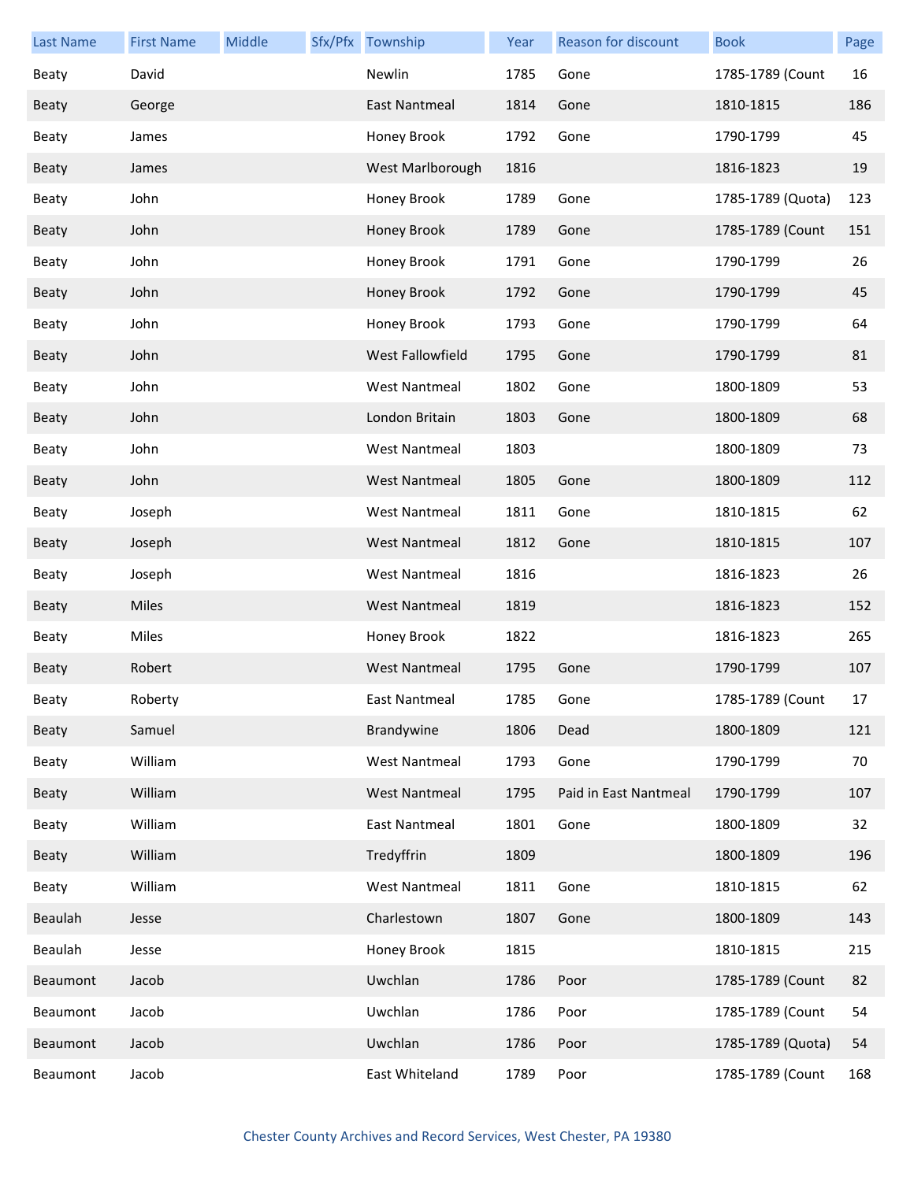| Last Name | First Name | Middle | Sfx/Pfx | Township | Year | Reason for discount | Book | Page |
| --- | --- | --- | --- | --- | --- | --- | --- | --- |
| Beaty | David | | | Newlin | 1785 | Gone | 1785-1789 (Count | 16 |
| Beaty | George | | | East Nantmeal | 1814 | Gone | 1810-1815 | 186 |
| Beaty | James | | | Honey Brook | 1792 | Gone | 1790-1799 | 45 |
| Beaty | James | | | West Marlborough | 1816 | | 1816-1823 | 19 |
| Beaty | John | | | Honey Brook | 1789 | Gone | 1785-1789 (Quota) | 123 |
| Beaty | John | | | Honey Brook | 1789 | Gone | 1785-1789 (Count | 151 |
| Beaty | John | | | Honey Brook | 1791 | Gone | 1790-1799 | 26 |
| Beaty | John | | | Honey Brook | 1792 | Gone | 1790-1799 | 45 |
| Beaty | John | | | Honey Brook | 1793 | Gone | 1790-1799 | 64 |
| Beaty | John | | | West Fallowfield | 1795 | Gone | 1790-1799 | 81 |
| Beaty | John | | | West Nantmeal | 1802 | Gone | 1800-1809 | 53 |
| Beaty | John | | | London Britain | 1803 | Gone | 1800-1809 | 68 |
| Beaty | John | | | West Nantmeal | 1803 | | 1800-1809 | 73 |
| Beaty | John | | | West Nantmeal | 1805 | Gone | 1800-1809 | 112 |
| Beaty | Joseph | | | West Nantmeal | 1811 | Gone | 1810-1815 | 62 |
| Beaty | Joseph | | | West Nantmeal | 1812 | Gone | 1810-1815 | 107 |
| Beaty | Joseph | | | West Nantmeal | 1816 | | 1816-1823 | 26 |
| Beaty | Miles | | | West Nantmeal | 1819 | | 1816-1823 | 152 |
| Beaty | Miles | | | Honey Brook | 1822 | | 1816-1823 | 265 |
| Beaty | Robert | | | West Nantmeal | 1795 | Gone | 1790-1799 | 107 |
| Beaty | Roberty | | | East Nantmeal | 1785 | Gone | 1785-1789 (Count | 17 |
| Beaty | Samuel | | | Brandywine | 1806 | Dead | 1800-1809 | 121 |
| Beaty | William | | | West Nantmeal | 1793 | Gone | 1790-1799 | 70 |
| Beaty | William | | | West Nantmeal | 1795 | Paid in East Nantmeal | 1790-1799 | 107 |
| Beaty | William | | | East Nantmeal | 1801 | Gone | 1800-1809 | 32 |
| Beaty | William | | | Tredyffrin | 1809 | | 1800-1809 | 196 |
| Beaty | William | | | West Nantmeal | 1811 | Gone | 1810-1815 | 62 |
| Beaulah | Jesse | | | Charlestown | 1807 | Gone | 1800-1809 | 143 |
| Beaulah | Jesse | | | Honey Brook | 1815 | | 1810-1815 | 215 |
| Beaumont | Jacob | | | Uwchlan | 1786 | Poor | 1785-1789 (Count | 82 |
| Beaumont | Jacob | | | Uwchlan | 1786 | Poor | 1785-1789 (Count | 54 |
| Beaumont | Jacob | | | Uwchlan | 1786 | Poor | 1785-1789 (Quota) | 54 |
| Beaumont | Jacob | | | East Whiteland | 1789 | Poor | 1785-1789 (Count | 168 |

Chester County Archives and Record Services, West Chester, PA 19380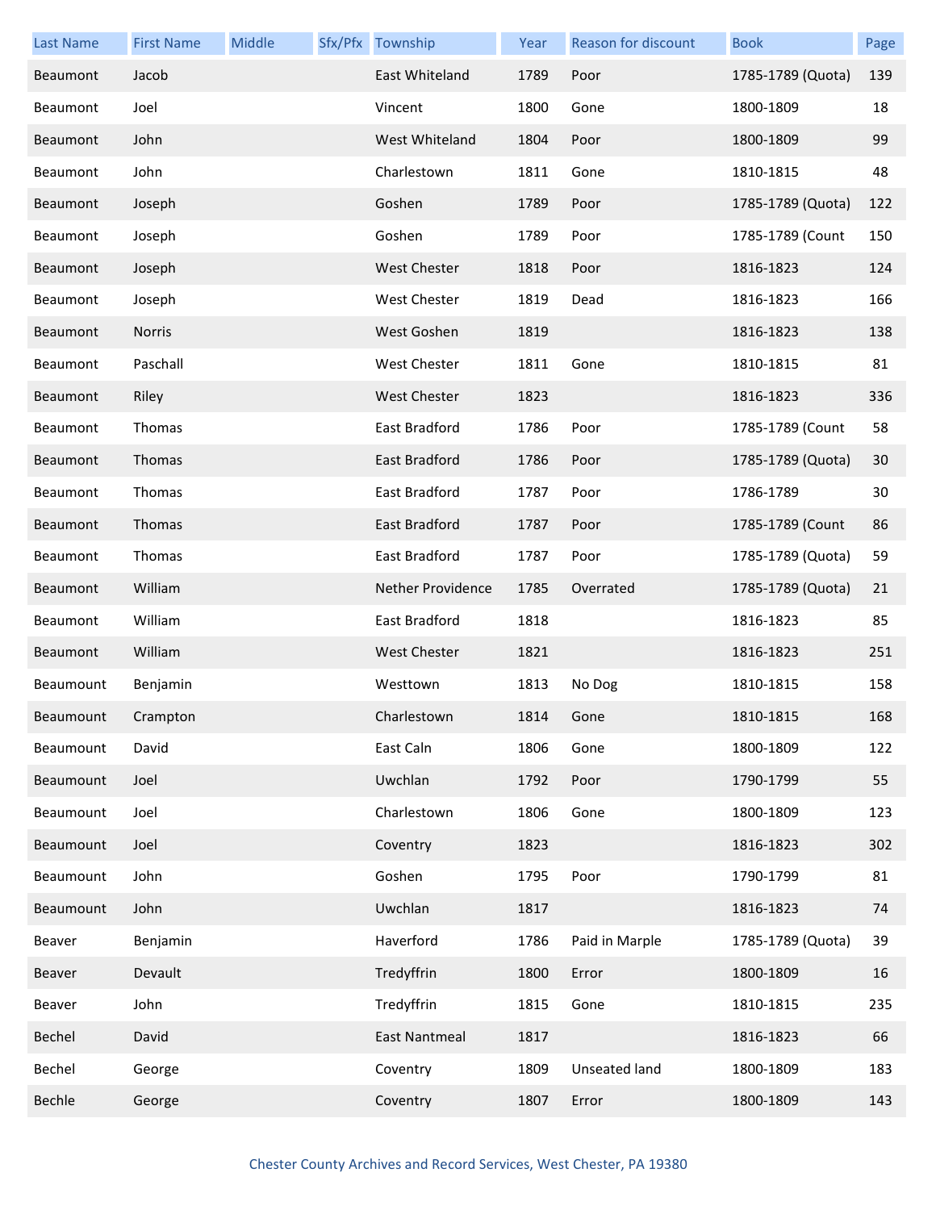| Last Name | First Name | Middle | Sfx/Pfx | Township | Year | Reason for discount | Book | Page |
|---|---|---|---|---|---|---|---|---|
| Beaumont | Jacob | | | East Whiteland | 1789 | Poor | 1785-1789 (Quota) | 139 |
| Beaumont | Joel | | | Vincent | 1800 | Gone | 1800-1809 | 18 |
| Beaumont | John | | | West Whiteland | 1804 | Poor | 1800-1809 | 99 |
| Beaumont | John | | | Charlestown | 1811 | Gone | 1810-1815 | 48 |
| Beaumont | Joseph | | | Goshen | 1789 | Poor | 1785-1789 (Quota) | 122 |
| Beaumont | Joseph | | | Goshen | 1789 | Poor | 1785-1789 (Count | 150 |
| Beaumont | Joseph | | | West Chester | 1818 | Poor | 1816-1823 | 124 |
| Beaumont | Joseph | | | West Chester | 1819 | Dead | 1816-1823 | 166 |
| Beaumont | Norris | | | West Goshen | 1819 | | 1816-1823 | 138 |
| Beaumont | Paschall | | | West Chester | 1811 | Gone | 1810-1815 | 81 |
| Beaumont | Riley | | | West Chester | 1823 | | 1816-1823 | 336 |
| Beaumont | Thomas | | | East Bradford | 1786 | Poor | 1785-1789 (Count | 58 |
| Beaumont | Thomas | | | East Bradford | 1786 | Poor | 1785-1789 (Quota) | 30 |
| Beaumont | Thomas | | | East Bradford | 1787 | Poor | 1786-1789 | 30 |
| Beaumont | Thomas | | | East Bradford | 1787 | Poor | 1785-1789 (Count | 86 |
| Beaumont | Thomas | | | East Bradford | 1787 | Poor | 1785-1789 (Quota) | 59 |
| Beaumont | William | | | Nether Providence | 1785 | Overrated | 1785-1789 (Quota) | 21 |
| Beaumont | William | | | East Bradford | 1818 | | 1816-1823 | 85 |
| Beaumont | William | | | West Chester | 1821 | | 1816-1823 | 251 |
| Beaumount | Benjamin | | | Westtown | 1813 | No Dog | 1810-1815 | 158 |
| Beaumount | Crampton | | | Charlestown | 1814 | Gone | 1810-1815 | 168 |
| Beaumount | David | | | East Caln | 1806 | Gone | 1800-1809 | 122 |
| Beaumount | Joel | | | Uwchlan | 1792 | Poor | 1790-1799 | 55 |
| Beaumount | Joel | | | Charlestown | 1806 | Gone | 1800-1809 | 123 |
| Beaumount | Joel | | | Coventry | 1823 | | 1816-1823 | 302 |
| Beaumount | John | | | Goshen | 1795 | Poor | 1790-1799 | 81 |
| Beaumount | John | | | Uwchlan | 1817 | | 1816-1823 | 74 |
| Beaver | Benjamin | | | Haverford | 1786 | Paid in Marple | 1785-1789 (Quota) | 39 |
| Beaver | Devault | | | Tredyffrin | 1800 | Error | 1800-1809 | 16 |
| Beaver | John | | | Tredyffrin | 1815 | Gone | 1810-1815 | 235 |
| Bechel | David | | | East Nantmeal | 1817 | | 1816-1823 | 66 |
| Bechel | George | | | Coventry | 1809 | Unseated land | 1800-1809 | 183 |
| Bechle | George | | | Coventry | 1807 | Error | 1800-1809 | 143 |

Chester County Archives and Record Services, West Chester, PA 19380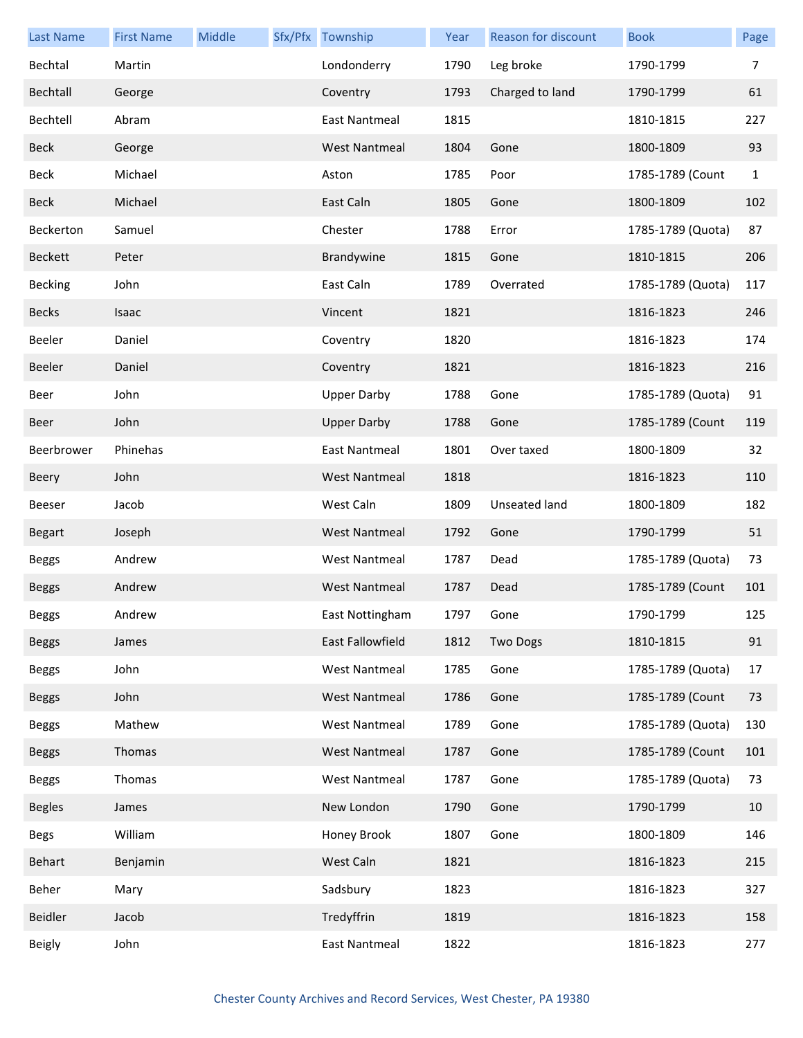| Last Name | First Name | Middle | Sfx/Pfx | Township | Year | Reason for discount | Book | Page |
|---|---|---|---|---|---|---|---|---|
| Bechtal | Martin | | | Londonderry | 1790 | Leg broke | 1790-1799 | 7 |
| Bechtall | George | | | Coventry | 1793 | Charged to land | 1790-1799 | 61 |
| Bechtell | Abram | | | East Nantmeal | 1815 | | 1810-1815 | 227 |
| Beck | George | | | West Nantmeal | 1804 | Gone | 1800-1809 | 93 |
| Beck | Michael | | | Aston | 1785 | Poor | 1785-1789 (Count | 1 |
| Beck | Michael | | | East Caln | 1805 | Gone | 1800-1809 | 102 |
| Beckerton | Samuel | | | Chester | 1788 | Error | 1785-1789 (Quota) | 87 |
| Beckett | Peter | | | Brandywine | 1815 | Gone | 1810-1815 | 206 |
| Becking | John | | | East Caln | 1789 | Overrated | 1785-1789 (Quota) | 117 |
| Becks | Isaac | | | Vincent | 1821 | | 1816-1823 | 246 |
| Beeler | Daniel | | | Coventry | 1820 | | 1816-1823 | 174 |
| Beeler | Daniel | | | Coventry | 1821 | | 1816-1823 | 216 |
| Beer | John | | | Upper Darby | 1788 | Gone | 1785-1789 (Quota) | 91 |
| Beer | John | | | Upper Darby | 1788 | Gone | 1785-1789 (Count | 119 |
| Beerbrower | Phinehas | | | East Nantmeal | 1801 | Over taxed | 1800-1809 | 32 |
| Beery | John | | | West Nantmeal | 1818 | | 1816-1823 | 110 |
| Beeser | Jacob | | | West Caln | 1809 | Unseated land | 1800-1809 | 182 |
| Begart | Joseph | | | West Nantmeal | 1792 | Gone | 1790-1799 | 51 |
| Beggs | Andrew | | | West Nantmeal | 1787 | Dead | 1785-1789 (Quota) | 73 |
| Beggs | Andrew | | | West Nantmeal | 1787 | Dead | 1785-1789 (Count | 101 |
| Beggs | Andrew | | | East Nottingham | 1797 | Gone | 1790-1799 | 125 |
| Beggs | James | | | East Fallowfield | 1812 | Two Dogs | 1810-1815 | 91 |
| Beggs | John | | | West Nantmeal | 1785 | Gone | 1785-1789 (Quota) | 17 |
| Beggs | John | | | West Nantmeal | 1786 | Gone | 1785-1789 (Count | 73 |
| Beggs | Mathew | | | West Nantmeal | 1789 | Gone | 1785-1789 (Quota) | 130 |
| Beggs | Thomas | | | West Nantmeal | 1787 | Gone | 1785-1789 (Count | 101 |
| Beggs | Thomas | | | West Nantmeal | 1787 | Gone | 1785-1789 (Quota) | 73 |
| Begles | James | | | New London | 1790 | Gone | 1790-1799 | 10 |
| Begs | William | | | Honey Brook | 1807 | Gone | 1800-1809 | 146 |
| Behart | Benjamin | | | West Caln | 1821 | | 1816-1823 | 215 |
| Beher | Mary | | | Sadsbury | 1823 | | 1816-1823 | 327 |
| Beidler | Jacob | | | Tredyffrin | 1819 | | 1816-1823 | 158 |
| Beigly | John | | | East Nantmeal | 1822 | | 1816-1823 | 277 |

Chester County Archives and Record Services, West Chester, PA 19380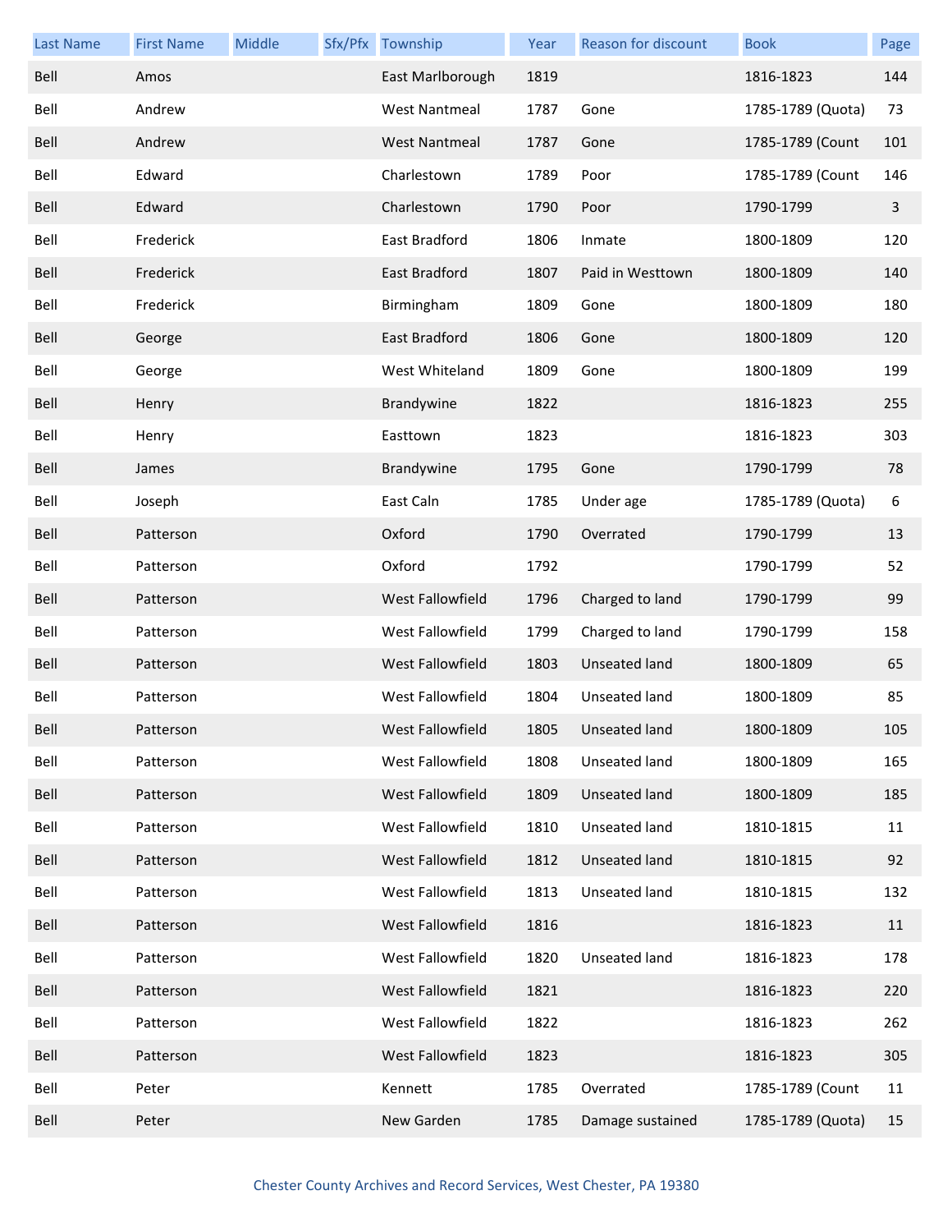| Last Name | First Name | Middle | Sfx/Pfx | Township | Year | Reason for discount | Book | Page |
|---|---|---|---|---|---|---|---|---|
| Bell | Amos | | | East Marlborough | 1819 | | 1816-1823 | 144 |
| Bell | Andrew | | | West Nantmeal | 1787 | Gone | 1785-1789 (Quota) | 73 |
| Bell | Andrew | | | West Nantmeal | 1787 | Gone | 1785-1789 (Count | 101 |
| Bell | Edward | | | Charlestown | 1789 | Poor | 1785-1789 (Count | 146 |
| Bell | Edward | | | Charlestown | 1790 | Poor | 1790-1799 | 3 |
| Bell | Frederick | | | East Bradford | 1806 | Inmate | 1800-1809 | 120 |
| Bell | Frederick | | | East Bradford | 1807 | Paid in Westtown | 1800-1809 | 140 |
| Bell | Frederick | | | Birmingham | 1809 | Gone | 1800-1809 | 180 |
| Bell | George | | | East Bradford | 1806 | Gone | 1800-1809 | 120 |
| Bell | George | | | West Whiteland | 1809 | Gone | 1800-1809 | 199 |
| Bell | Henry | | | Brandywine | 1822 | | 1816-1823 | 255 |
| Bell | Henry | | | Easttown | 1823 | | 1816-1823 | 303 |
| Bell | James | | | Brandywine | 1795 | Gone | 1790-1799 | 78 |
| Bell | Joseph | | | East Caln | 1785 | Under age | 1785-1789 (Quota) | 6 |
| Bell | Patterson | | | Oxford | 1790 | Overrated | 1790-1799 | 13 |
| Bell | Patterson | | | Oxford | 1792 | | 1790-1799 | 52 |
| Bell | Patterson | | | West Fallowfield | 1796 | Charged to land | 1790-1799 | 99 |
| Bell | Patterson | | | West Fallowfield | 1799 | Charged to land | 1790-1799 | 158 |
| Bell | Patterson | | | West Fallowfield | 1803 | Unseated land | 1800-1809 | 65 |
| Bell | Patterson | | | West Fallowfield | 1804 | Unseated land | 1800-1809 | 85 |
| Bell | Patterson | | | West Fallowfield | 1805 | Unseated land | 1800-1809 | 105 |
| Bell | Patterson | | | West Fallowfield | 1808 | Unseated land | 1800-1809 | 165 |
| Bell | Patterson | | | West Fallowfield | 1809 | Unseated land | 1800-1809 | 185 |
| Bell | Patterson | | | West Fallowfield | 1810 | Unseated land | 1810-1815 | 11 |
| Bell | Patterson | | | West Fallowfield | 1812 | Unseated land | 1810-1815 | 92 |
| Bell | Patterson | | | West Fallowfield | 1813 | Unseated land | 1810-1815 | 132 |
| Bell | Patterson | | | West Fallowfield | 1816 | | 1816-1823 | 11 |
| Bell | Patterson | | | West Fallowfield | 1820 | Unseated land | 1816-1823 | 178 |
| Bell | Patterson | | | West Fallowfield | 1821 | | 1816-1823 | 220 |
| Bell | Patterson | | | West Fallowfield | 1822 | | 1816-1823 | 262 |
| Bell | Patterson | | | West Fallowfield | 1823 | | 1816-1823 | 305 |
| Bell | Peter | | | Kennett | 1785 | Overrated | 1785-1789 (Count | 11 |
| Bell | Peter | | | New Garden | 1785 | Damage sustained | 1785-1789 (Quota) | 15 |

Chester County Archives and Record Services, West Chester, PA 19380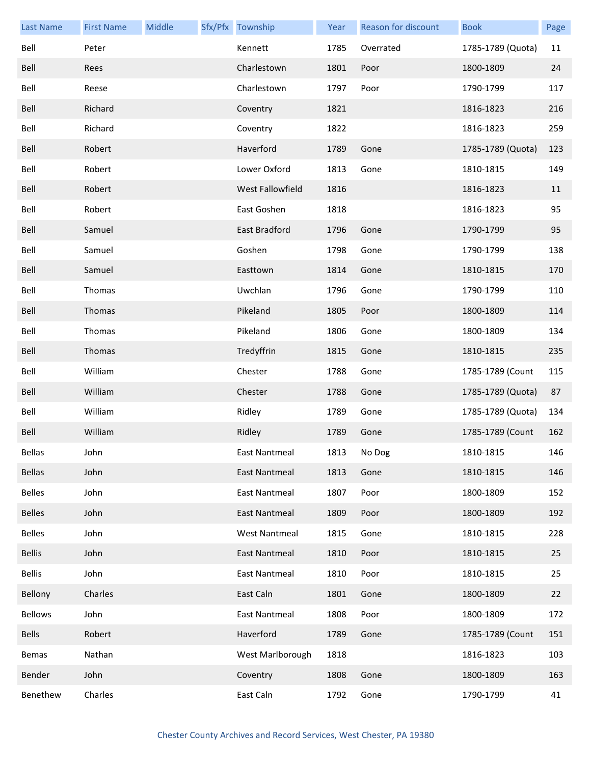| Last Name | First Name | Middle | Sfx/Pfx | Township | Year | Reason for discount | Book | Page |
|---|---|---|---|---|---|---|---|---|
| Bell | Peter | | | Kennett | 1785 | Overrated | 1785-1789 (Quota) | 11 |
| Bell | Rees | | | Charlestown | 1801 | Poor | 1800-1809 | 24 |
| Bell | Reese | | | Charlestown | 1797 | Poor | 1790-1799 | 117 |
| Bell | Richard | | | Coventry | 1821 | | 1816-1823 | 216 |
| Bell | Richard | | | Coventry | 1822 | | 1816-1823 | 259 |
| Bell | Robert | | | Haverford | 1789 | Gone | 1785-1789 (Quota) | 123 |
| Bell | Robert | | | Lower Oxford | 1813 | Gone | 1810-1815 | 149 |
| Bell | Robert | | | West Fallowfield | 1816 | | 1816-1823 | 11 |
| Bell | Robert | | | East Goshen | 1818 | | 1816-1823 | 95 |
| Bell | Samuel | | | East Bradford | 1796 | Gone | 1790-1799 | 95 |
| Bell | Samuel | | | Goshen | 1798 | Gone | 1790-1799 | 138 |
| Bell | Samuel | | | Easttown | 1814 | Gone | 1810-1815 | 170 |
| Bell | Thomas | | | Uwchlan | 1796 | Gone | 1790-1799 | 110 |
| Bell | Thomas | | | Pikeland | 1805 | Poor | 1800-1809 | 114 |
| Bell | Thomas | | | Pikeland | 1806 | Gone | 1800-1809 | 134 |
| Bell | Thomas | | | Tredyffrin | 1815 | Gone | 1810-1815 | 235 |
| Bell | William | | | Chester | 1788 | Gone | 1785-1789 (Count | 115 |
| Bell | William | | | Chester | 1788 | Gone | 1785-1789 (Quota) | 87 |
| Bell | William | | | Ridley | 1789 | Gone | 1785-1789 (Quota) | 134 |
| Bell | William | | | Ridley | 1789 | Gone | 1785-1789 (Count | 162 |
| Bellas | John | | | East Nantmeal | 1813 | No Dog | 1810-1815 | 146 |
| Bellas | John | | | East Nantmeal | 1813 | Gone | 1810-1815 | 146 |
| Belles | John | | | East Nantmeal | 1807 | Poor | 1800-1809 | 152 |
| Belles | John | | | East Nantmeal | 1809 | Poor | 1800-1809 | 192 |
| Belles | John | | | West Nantmeal | 1815 | Gone | 1810-1815 | 228 |
| Bellis | John | | | East Nantmeal | 1810 | Poor | 1810-1815 | 25 |
| Bellis | John | | | East Nantmeal | 1810 | Poor | 1810-1815 | 25 |
| Bellony | Charles | | | East Caln | 1801 | Gone | 1800-1809 | 22 |
| Bellows | John | | | East Nantmeal | 1808 | Poor | 1800-1809 | 172 |
| Bells | Robert | | | Haverford | 1789 | Gone | 1785-1789 (Count | 151 |
| Bemas | Nathan | | | West Marlborough | 1818 | | 1816-1823 | 103 |
| Bender | John | | | Coventry | 1808 | Gone | 1800-1809 | 163 |
| Benethew | Charles | | | East Caln | 1792 | Gone | 1790-1799 | 41 |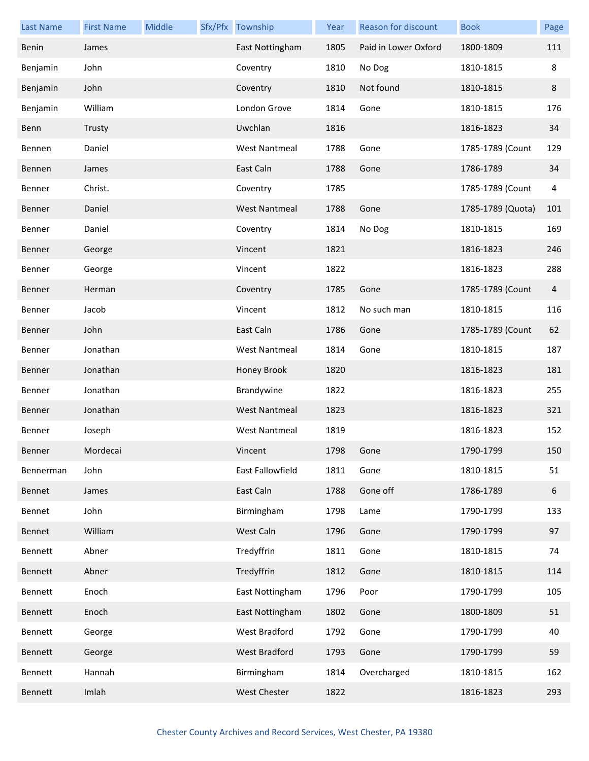| Last Name | First Name | Middle | Sfx/Pfx | Township | Year | Reason for discount | Book | Page |
|---|---|---|---|---|---|---|---|---|
| Benin | James | | | East Nottingham | 1805 | Paid in Lower Oxford | 1800-1809 | 111 |
| Benjamin | John | | | Coventry | 1810 | No Dog | 1810-1815 | 8 |
| Benjamin | John | | | Coventry | 1810 | Not found | 1810-1815 | 8 |
| Benjamin | William | | | London Grove | 1814 | Gone | 1810-1815 | 176 |
| Benn | Trusty | | | Uwchlan | 1816 | | 1816-1823 | 34 |
| Bennen | Daniel | | | West Nantmeal | 1788 | Gone | 1785-1789 (Count | 129 |
| Bennen | James | | | East Caln | 1788 | Gone | 1786-1789 | 34 |
| Benner | Christ. | | | Coventry | 1785 | | 1785-1789 (Count | 4 |
| Benner | Daniel | | | West Nantmeal | 1788 | Gone | 1785-1789 (Quota) | 101 |
| Benner | Daniel | | | Coventry | 1814 | No Dog | 1810-1815 | 169 |
| Benner | George | | | Vincent | 1821 | | 1816-1823 | 246 |
| Benner | George | | | Vincent | 1822 | | 1816-1823 | 288 |
| Benner | Herman | | | Coventry | 1785 | Gone | 1785-1789 (Count | 4 |
| Benner | Jacob | | | Vincent | 1812 | No such man | 1810-1815 | 116 |
| Benner | John | | | East Caln | 1786 | Gone | 1785-1789 (Count | 62 |
| Benner | Jonathan | | | West Nantmeal | 1814 | Gone | 1810-1815 | 187 |
| Benner | Jonathan | | | Honey Brook | 1820 | | 1816-1823 | 181 |
| Benner | Jonathan | | | Brandywine | 1822 | | 1816-1823 | 255 |
| Benner | Jonathan | | | West Nantmeal | 1823 | | 1816-1823 | 321 |
| Benner | Joseph | | | West Nantmeal | 1819 | | 1816-1823 | 152 |
| Benner | Mordecai | | | Vincent | 1798 | Gone | 1790-1799 | 150 |
| Bennerman | John | | | East Fallowfield | 1811 | Gone | 1810-1815 | 51 |
| Bennet | James | | | East Caln | 1788 | Gone off | 1786-1789 | 6 |
| Bennet | John | | | Birmingham | 1798 | Lame | 1790-1799 | 133 |
| Bennet | William | | | West Caln | 1796 | Gone | 1790-1799 | 97 |
| Bennett | Abner | | | Tredyffrin | 1811 | Gone | 1810-1815 | 74 |
| Bennett | Abner | | | Tredyffrin | 1812 | Gone | 1810-1815 | 114 |
| Bennett | Enoch | | | East Nottingham | 1796 | Poor | 1790-1799 | 105 |
| Bennett | Enoch | | | East Nottingham | 1802 | Gone | 1800-1809 | 51 |
| Bennett | George | | | West Bradford | 1792 | Gone | 1790-1799 | 40 |
| Bennett | George | | | West Bradford | 1793 | Gone | 1790-1799 | 59 |
| Bennett | Hannah | | | Birmingham | 1814 | Overcharged | 1810-1815 | 162 |
| Bennett | Imlah | | | West Chester | 1822 | | 1816-1823 | 293 |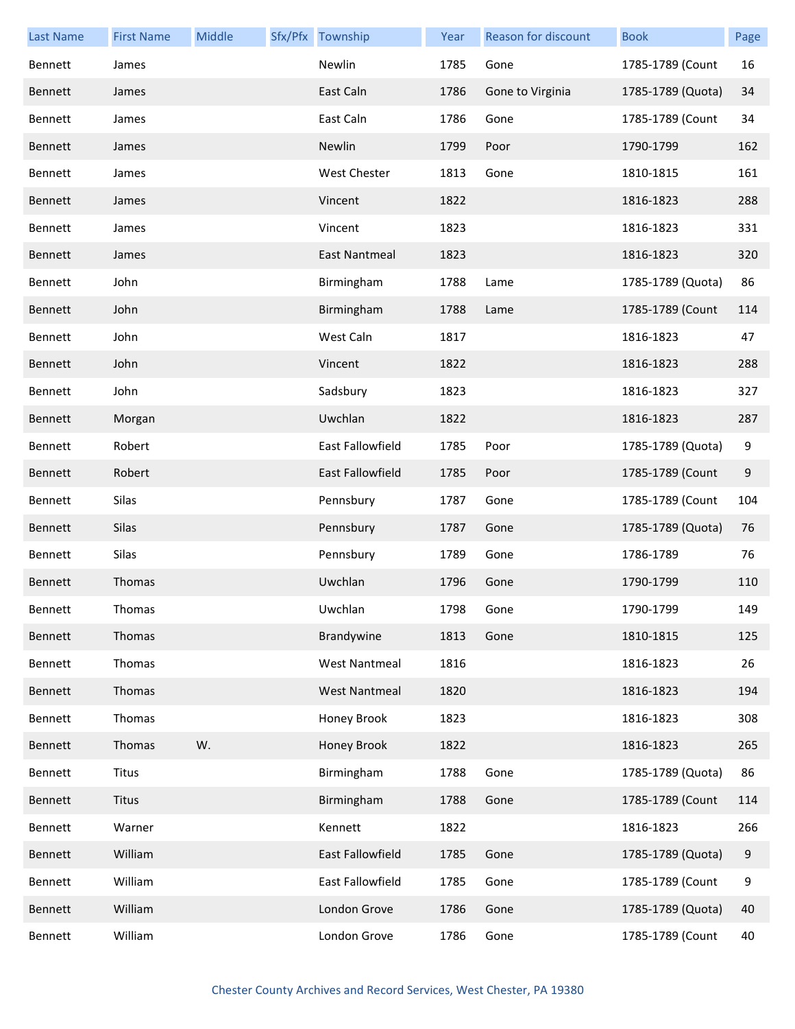| Last Name | First Name | Middle | Sfx/Pfx | Township | Year | Reason for discount | Book | Page |
|---|---|---|---|---|---|---|---|---|
| Bennett | James | | | Newlin | 1785 | Gone | 1785-1789 (Count | 16 |
| Bennett | James | | | East Caln | 1786 | Gone to Virginia | 1785-1789 (Quota) | 34 |
| Bennett | James | | | East Caln | 1786 | Gone | 1785-1789 (Count | 34 |
| Bennett | James | | | Newlin | 1799 | Poor | 1790-1799 | 162 |
| Bennett | James | | | West Chester | 1813 | Gone | 1810-1815 | 161 |
| Bennett | James | | | Vincent | 1822 | | 1816-1823 | 288 |
| Bennett | James | | | Vincent | 1823 | | 1816-1823 | 331 |
| Bennett | James | | | East Nantmeal | 1823 | | 1816-1823 | 320 |
| Bennett | John | | | Birmingham | 1788 | Lame | 1785-1789 (Quota) | 86 |
| Bennett | John | | | Birmingham | 1788 | Lame | 1785-1789 (Count | 114 |
| Bennett | John | | | West Caln | 1817 | | 1816-1823 | 47 |
| Bennett | John | | | Vincent | 1822 | | 1816-1823 | 288 |
| Bennett | John | | | Sadsbury | 1823 | | 1816-1823 | 327 |
| Bennett | Morgan | | | Uwchlan | 1822 | | 1816-1823 | 287 |
| Bennett | Robert | | | East Fallowfield | 1785 | Poor | 1785-1789 (Quota) | 9 |
| Bennett | Robert | | | East Fallowfield | 1785 | Poor | 1785-1789 (Count | 9 |
| Bennett | Silas | | | Pennsbury | 1787 | Gone | 1785-1789 (Count | 104 |
| Bennett | Silas | | | Pennsbury | 1787 | Gone | 1785-1789 (Quota) | 76 |
| Bennett | Silas | | | Pennsbury | 1789 | Gone | 1786-1789 | 76 |
| Bennett | Thomas | | | Uwchlan | 1796 | Gone | 1790-1799 | 110 |
| Bennett | Thomas | | | Uwchlan | 1798 | Gone | 1790-1799 | 149 |
| Bennett | Thomas | | | Brandywine | 1813 | Gone | 1810-1815 | 125 |
| Bennett | Thomas | | | West Nantmeal | 1816 | | 1816-1823 | 26 |
| Bennett | Thomas | | | West Nantmeal | 1820 | | 1816-1823 | 194 |
| Bennett | Thomas | | | Honey Brook | 1823 | | 1816-1823 | 308 |
| Bennett | Thomas | W. | | Honey Brook | 1822 | | 1816-1823 | 265 |
| Bennett | Titus | | | Birmingham | 1788 | Gone | 1785-1789 (Quota) | 86 |
| Bennett | Titus | | | Birmingham | 1788 | Gone | 1785-1789 (Count | 114 |
| Bennett | Warner | | | Kennett | 1822 | | 1816-1823 | 266 |
| Bennett | William | | | East Fallowfield | 1785 | Gone | 1785-1789 (Quota) | 9 |
| Bennett | William | | | East Fallowfield | 1785 | Gone | 1785-1789 (Count | 9 |
| Bennett | William | | | London Grove | 1786 | Gone | 1785-1789 (Quota) | 40 |
| Bennett | William | | | London Grove | 1786 | Gone | 1785-1789 (Count | 40 |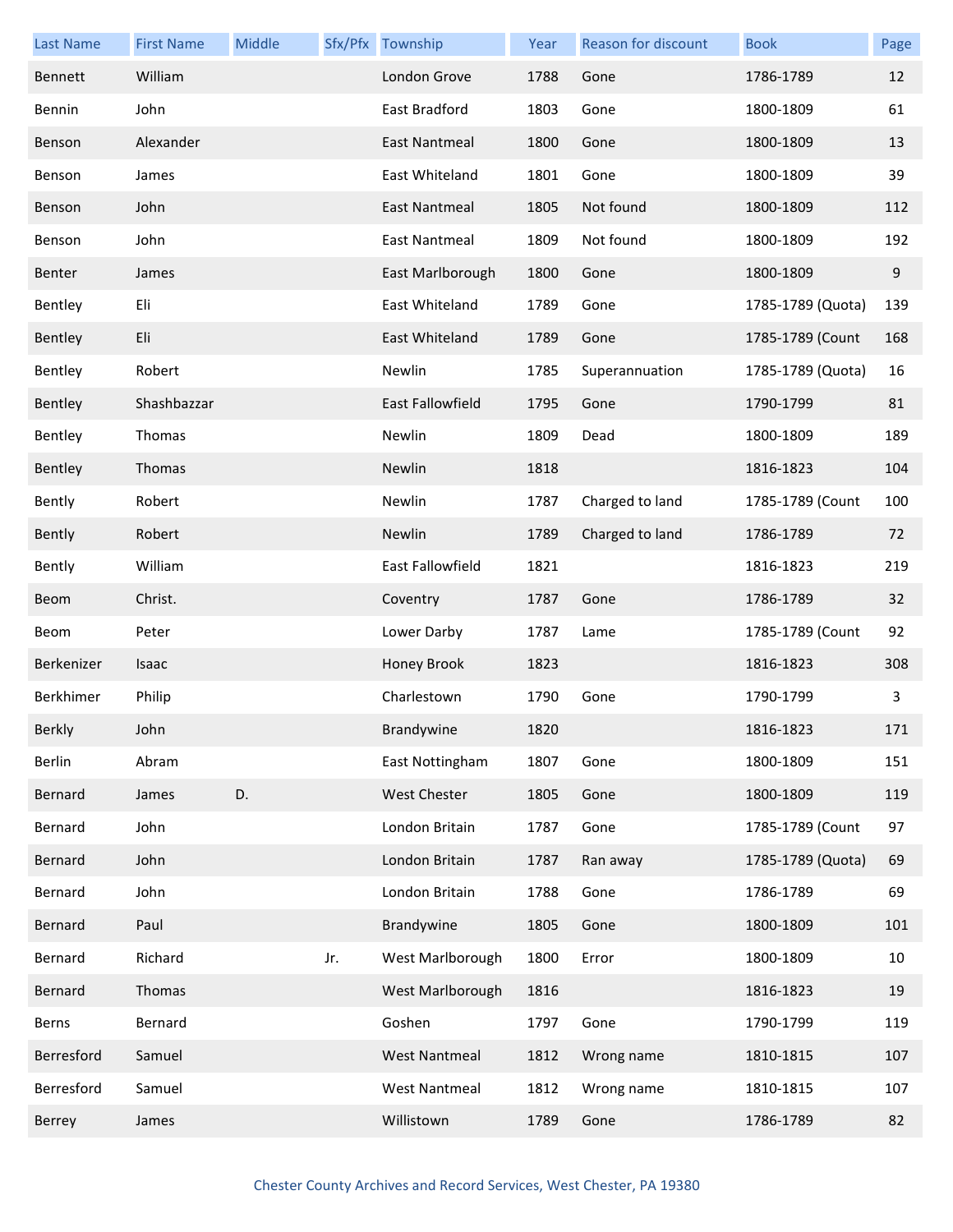| Last Name | First Name | Middle | Sfx/Pfx | Township | Year | Reason for discount | Book | Page |
|---|---|---|---|---|---|---|---|---|
| Bennett | William | | | London Grove | 1788 | Gone | 1786-1789 | 12 |
| Bennin | John | | | East Bradford | 1803 | Gone | 1800-1809 | 61 |
| Benson | Alexander | | | East Nantmeal | 1800 | Gone | 1800-1809 | 13 |
| Benson | James | | | East Whiteland | 1801 | Gone | 1800-1809 | 39 |
| Benson | John | | | East Nantmeal | 1805 | Not found | 1800-1809 | 112 |
| Benson | John | | | East Nantmeal | 1809 | Not found | 1800-1809 | 192 |
| Benter | James | | | East Marlborough | 1800 | Gone | 1800-1809 | 9 |
| Bentley | Eli | | | East Whiteland | 1789 | Gone | 1785-1789 (Quota) | 139 |
| Bentley | Eli | | | East Whiteland | 1789 | Gone | 1785-1789 (Count | 168 |
| Bentley | Robert | | | Newlin | 1785 | Superannuation | 1785-1789 (Quota) | 16 |
| Bentley | Shashbazzar | | | East Fallowfield | 1795 | Gone | 1790-1799 | 81 |
| Bentley | Thomas | | | Newlin | 1809 | Dead | 1800-1809 | 189 |
| Bentley | Thomas | | | Newlin | 1818 | | 1816-1823 | 104 |
| Bently | Robert | | | Newlin | 1787 | Charged to land | 1785-1789 (Count | 100 |
| Bently | Robert | | | Newlin | 1789 | Charged to land | 1786-1789 | 72 |
| Bently | William | | | East Fallowfield | 1821 | | 1816-1823 | 219 |
| Beom | Christ. | | | Coventry | 1787 | Gone | 1786-1789 | 32 |
| Beom | Peter | | | Lower Darby | 1787 | Lame | 1785-1789 (Count | 92 |
| Berkenizer | Isaac | | | Honey Brook | 1823 | | 1816-1823 | 308 |
| Berkhimer | Philip | | | Charlestown | 1790 | Gone | 1790-1799 | 3 |
| Berkly | John | | | Brandywine | 1820 | | 1816-1823 | 171 |
| Berlin | Abram | | | East Nottingham | 1807 | Gone | 1800-1809 | 151 |
| Bernard | James | D. | | West Chester | 1805 | Gone | 1800-1809 | 119 |
| Bernard | John | | | London Britain | 1787 | Gone | 1785-1789 (Count | 97 |
| Bernard | John | | | London Britain | 1787 | Ran away | 1785-1789 (Quota) | 69 |
| Bernard | John | | | London Britain | 1788 | Gone | 1786-1789 | 69 |
| Bernard | Paul | | | Brandywine | 1805 | Gone | 1800-1809 | 101 |
| Bernard | Richard | | Jr. | West Marlborough | 1800 | Error | 1800-1809 | 10 |
| Bernard | Thomas | | | West Marlborough | 1816 | | 1816-1823 | 19 |
| Berns | Bernard | | | Goshen | 1797 | Gone | 1790-1799 | 119 |
| Berresford | Samuel | | | West Nantmeal | 1812 | Wrong name | 1810-1815 | 107 |
| Berresford | Samuel | | | West Nantmeal | 1812 | Wrong name | 1810-1815 | 107 |
| Berrey | James | | | Willistown | 1789 | Gone | 1786-1789 | 82 |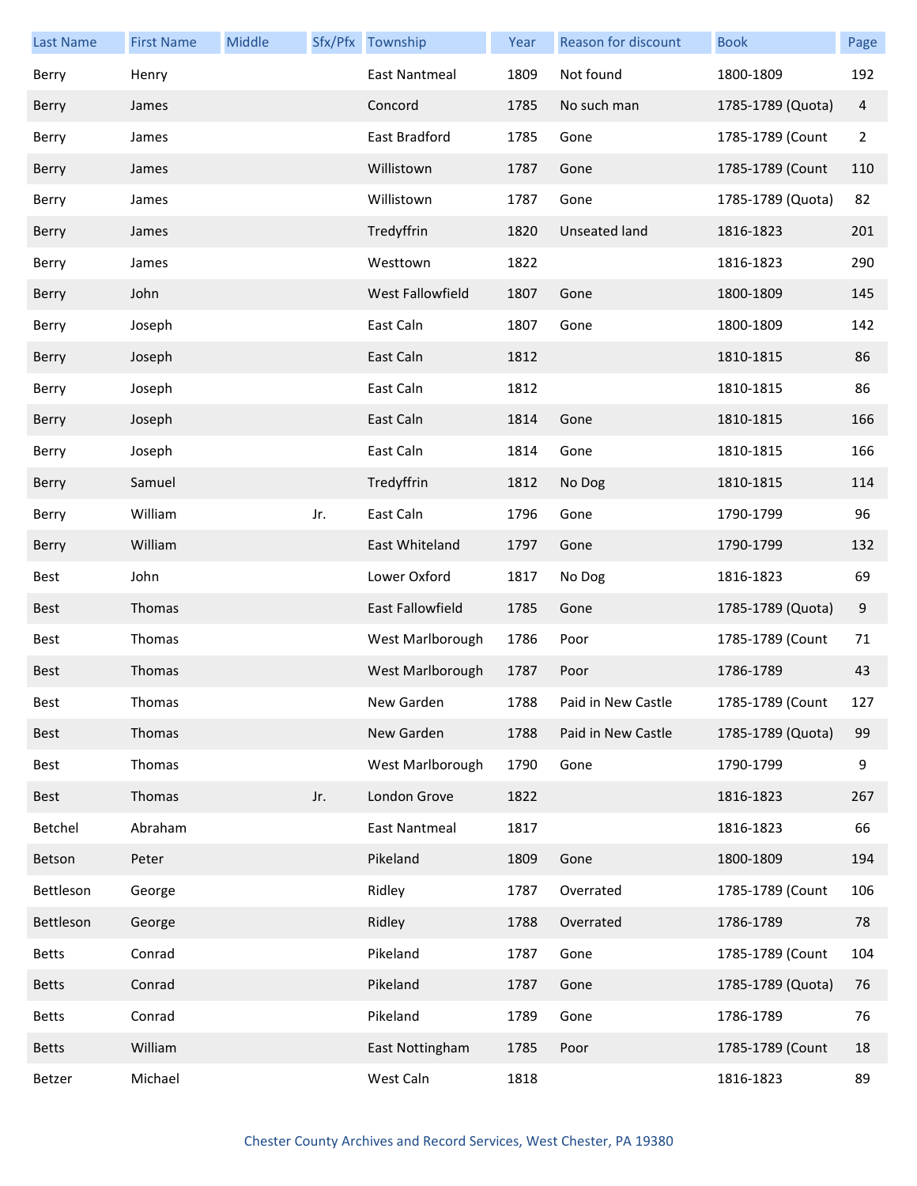| Last Name | First Name | Middle | Sfx/Pfx | Township | Year | Reason for discount | Book | Page |
|---|---|---|---|---|---|---|---|---|
| Berry | Henry | | | East Nantmeal | 1809 | Not found | 1800-1809 | 192 |
| Berry | James | | | Concord | 1785 | No such man | 1785-1789 (Quota) | 4 |
| Berry | James | | | East Bradford | 1785 | Gone | 1785-1789 (Count | 2 |
| Berry | James | | | Willistown | 1787 | Gone | 1785-1789 (Count | 110 |
| Berry | James | | | Willistown | 1787 | Gone | 1785-1789 (Quota) | 82 |
| Berry | James | | | Tredyffrin | 1820 | Unseated land | 1816-1823 | 201 |
| Berry | James | | | Westtown | 1822 | | 1816-1823 | 290 |
| Berry | John | | | West Fallowfield | 1807 | Gone | 1800-1809 | 145 |
| Berry | Joseph | | | East Caln | 1807 | Gone | 1800-1809 | 142 |
| Berry | Joseph | | | East Caln | 1812 | | 1810-1815 | 86 |
| Berry | Joseph | | | East Caln | 1812 | | 1810-1815 | 86 |
| Berry | Joseph | | | East Caln | 1814 | Gone | 1810-1815 | 166 |
| Berry | Joseph | | | East Caln | 1814 | Gone | 1810-1815 | 166 |
| Berry | Samuel | | | Tredyffrin | 1812 | No Dog | 1810-1815 | 114 |
| Berry | William | | Jr. | East Caln | 1796 | Gone | 1790-1799 | 96 |
| Berry | William | | | East Whiteland | 1797 | Gone | 1790-1799 | 132 |
| Best | John | | | Lower Oxford | 1817 | No Dog | 1816-1823 | 69 |
| Best | Thomas | | | East Fallowfield | 1785 | Gone | 1785-1789 (Quota) | 9 |
| Best | Thomas | | | West Marlborough | 1786 | Poor | 1785-1789 (Count | 71 |
| Best | Thomas | | | West Marlborough | 1787 | Poor | 1786-1789 | 43 |
| Best | Thomas | | | New Garden | 1788 | Paid in New Castle | 1785-1789 (Count | 127 |
| Best | Thomas | | | New Garden | 1788 | Paid in New Castle | 1785-1789 (Quota) | 99 |
| Best | Thomas | | | West Marlborough | 1790 | Gone | 1790-1799 | 9 |
| Best | Thomas | | Jr. | London Grove | 1822 | | 1816-1823 | 267 |
| Betchel | Abraham | | | East Nantmeal | 1817 | | 1816-1823 | 66 |
| Betson | Peter | | | Pikeland | 1809 | Gone | 1800-1809 | 194 |
| Bettleson | George | | | Ridley | 1787 | Overrated | 1785-1789 (Count | 106 |
| Bettleson | George | | | Ridley | 1788 | Overrated | 1786-1789 | 78 |
| Betts | Conrad | | | Pikeland | 1787 | Gone | 1785-1789 (Count | 104 |
| Betts | Conrad | | | Pikeland | 1787 | Gone | 1785-1789 (Quota) | 76 |
| Betts | Conrad | | | Pikeland | 1789 | Gone | 1786-1789 | 76 |
| Betts | William | | | East Nottingham | 1785 | Poor | 1785-1789 (Count | 18 |
| Betzer | Michael | | | West Caln | 1818 | | 1816-1823 | 89 |

Chester County Archives and Record Services, West Chester, PA 19380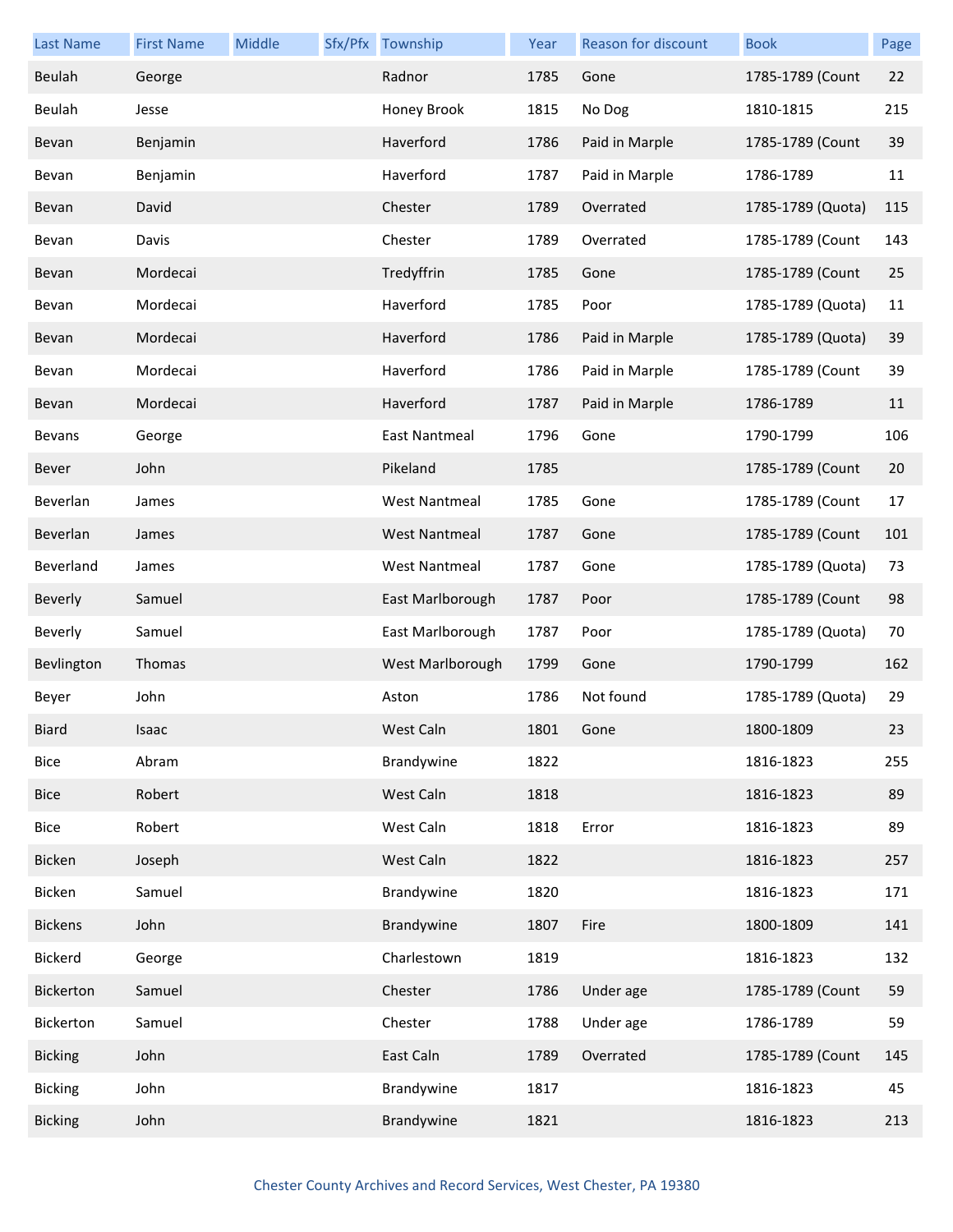| Last Name | First Name | Middle | Sfx/Pfx | Township | Year | Reason for discount | Book | Page |
|---|---|---|---|---|---|---|---|---|
| Beulah | George | | | Radnor | 1785 | Gone | 1785-1789 (Count | 22 |
| Beulah | Jesse | | | Honey Brook | 1815 | No Dog | 1810-1815 | 215 |
| Bevan | Benjamin | | | Haverford | 1786 | Paid in Marple | 1785-1789 (Count | 39 |
| Bevan | Benjamin | | | Haverford | 1787 | Paid in Marple | 1786-1789 | 11 |
| Bevan | David | | | Chester | 1789 | Overrated | 1785-1789 (Quota) | 115 |
| Bevan | Davis | | | Chester | 1789 | Overrated | 1785-1789 (Count | 143 |
| Bevan | Mordecai | | | Tredyffrin | 1785 | Gone | 1785-1789 (Count | 25 |
| Bevan | Mordecai | | | Haverford | 1785 | Poor | 1785-1789 (Quota) | 11 |
| Bevan | Mordecai | | | Haverford | 1786 | Paid in Marple | 1785-1789 (Quota) | 39 |
| Bevan | Mordecai | | | Haverford | 1786 | Paid in Marple | 1785-1789 (Count | 39 |
| Bevan | Mordecai | | | Haverford | 1787 | Paid in Marple | 1786-1789 | 11 |
| Bevans | George | | | East Nantmeal | 1796 | Gone | 1790-1799 | 106 |
| Bever | John | | | Pikeland | 1785 | | 1785-1789 (Count | 20 |
| Beverlan | James | | | West Nantmeal | 1785 | Gone | 1785-1789 (Count | 17 |
| Beverlan | James | | | West Nantmeal | 1787 | Gone | 1785-1789 (Count | 101 |
| Beverland | James | | | West Nantmeal | 1787 | Gone | 1785-1789 (Quota) | 73 |
| Beverly | Samuel | | | East Marlborough | 1787 | Poor | 1785-1789 (Count | 98 |
| Beverly | Samuel | | | East Marlborough | 1787 | Poor | 1785-1789 (Quota) | 70 |
| Bevlington | Thomas | | | West Marlborough | 1799 | Gone | 1790-1799 | 162 |
| Beyer | John | | | Aston | 1786 | Not found | 1785-1789 (Quota) | 29 |
| Biard | Isaac | | | West Caln | 1801 | Gone | 1800-1809 | 23 |
| Bice | Abram | | | Brandywine | 1822 | | 1816-1823 | 255 |
| Bice | Robert | | | West Caln | 1818 | | 1816-1823 | 89 |
| Bice | Robert | | | West Caln | 1818 | Error | 1816-1823 | 89 |
| Bicken | Joseph | | | West Caln | 1822 | | 1816-1823 | 257 |
| Bicken | Samuel | | | Brandywine | 1820 | | 1816-1823 | 171 |
| Bickens | John | | | Brandywine | 1807 | Fire | 1800-1809 | 141 |
| Bickerd | George | | | Charlestown | 1819 | | 1816-1823 | 132 |
| Bickerton | Samuel | | | Chester | 1786 | Under age | 1785-1789 (Count | 59 |
| Bickerton | Samuel | | | Chester | 1788 | Under age | 1786-1789 | 59 |
| Bicking | John | | | East Caln | 1789 | Overrated | 1785-1789 (Count | 145 |
| Bicking | John | | | Brandywine | 1817 | | 1816-1823 | 45 |
| Bicking | John | | | Brandywine | 1821 | | 1816-1823 | 213 |

Chester County Archives and Record Services, West Chester, PA 19380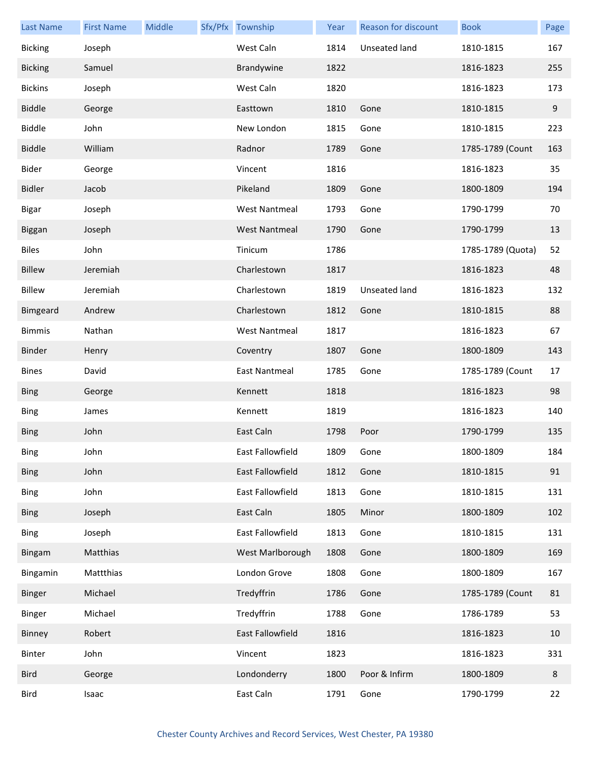| Last Name | First Name | Middle | Sfx/Pfx | Township | Year | Reason for discount | Book | Page |
|---|---|---|---|---|---|---|---|---|
| Bicking | Joseph | | | West Caln | 1814 | Unseated land | 1810-1815 | 167 |
| Bicking | Samuel | | | Brandywine | 1822 | | 1816-1823 | 255 |
| Bickins | Joseph | | | West Caln | 1820 | | 1816-1823 | 173 |
| Biddle | George | | | Easttown | 1810 | Gone | 1810-1815 | 9 |
| Biddle | John | | | New London | 1815 | Gone | 1810-1815 | 223 |
| Biddle | William | | | Radnor | 1789 | Gone | 1785-1789 (Count | 163 |
| Bider | George | | | Vincent | 1816 | | 1816-1823 | 35 |
| Bidler | Jacob | | | Pikeland | 1809 | Gone | 1800-1809 | 194 |
| Bigar | Joseph | | | West Nantmeal | 1793 | Gone | 1790-1799 | 70 |
| Biggan | Joseph | | | West Nantmeal | 1790 | Gone | 1790-1799 | 13 |
| Biles | John | | | Tinicum | 1786 | | 1785-1789 (Quota) | 52 |
| Billew | Jeremiah | | | Charlestown | 1817 | | 1816-1823 | 48 |
| Billew | Jeremiah | | | Charlestown | 1819 | Unseated land | 1816-1823 | 132 |
| Bimgeard | Andrew | | | Charlestown | 1812 | Gone | 1810-1815 | 88 |
| Bimmis | Nathan | | | West Nantmeal | 1817 | | 1816-1823 | 67 |
| Binder | Henry | | | Coventry | 1807 | Gone | 1800-1809 | 143 |
| Bines | David | | | East Nantmeal | 1785 | Gone | 1785-1789 (Count | 17 |
| Bing | George | | | Kennett | 1818 | | 1816-1823 | 98 |
| Bing | James | | | Kennett | 1819 | | 1816-1823 | 140 |
| Bing | John | | | East Caln | 1798 | Poor | 1790-1799 | 135 |
| Bing | John | | | East Fallowfield | 1809 | Gone | 1800-1809 | 184 |
| Bing | John | | | East Fallowfield | 1812 | Gone | 1810-1815 | 91 |
| Bing | John | | | East Fallowfield | 1813 | Gone | 1810-1815 | 131 |
| Bing | Joseph | | | East Caln | 1805 | Minor | 1800-1809 | 102 |
| Bing | Joseph | | | East Fallowfield | 1813 | Gone | 1810-1815 | 131 |
| Bingam | Matthias | | | West Marlborough | 1808 | Gone | 1800-1809 | 169 |
| Bingamin | Mattthias | | | London Grove | 1808 | Gone | 1800-1809 | 167 |
| Binger | Michael | | | Tredyffrin | 1786 | Gone | 1785-1789 (Count | 81 |
| Binger | Michael | | | Tredyffrin | 1788 | Gone | 1786-1789 | 53 |
| Binney | Robert | | | East Fallowfield | 1816 | | 1816-1823 | 10 |
| Binter | John | | | Vincent | 1823 | | 1816-1823 | 331 |
| Bird | George | | | Londonderry | 1800 | Poor & Infirm | 1800-1809 | 8 |
| Bird | Isaac | | | East Caln | 1791 | Gone | 1790-1799 | 22 |

Chester County Archives and Record Services, West Chester, PA 19380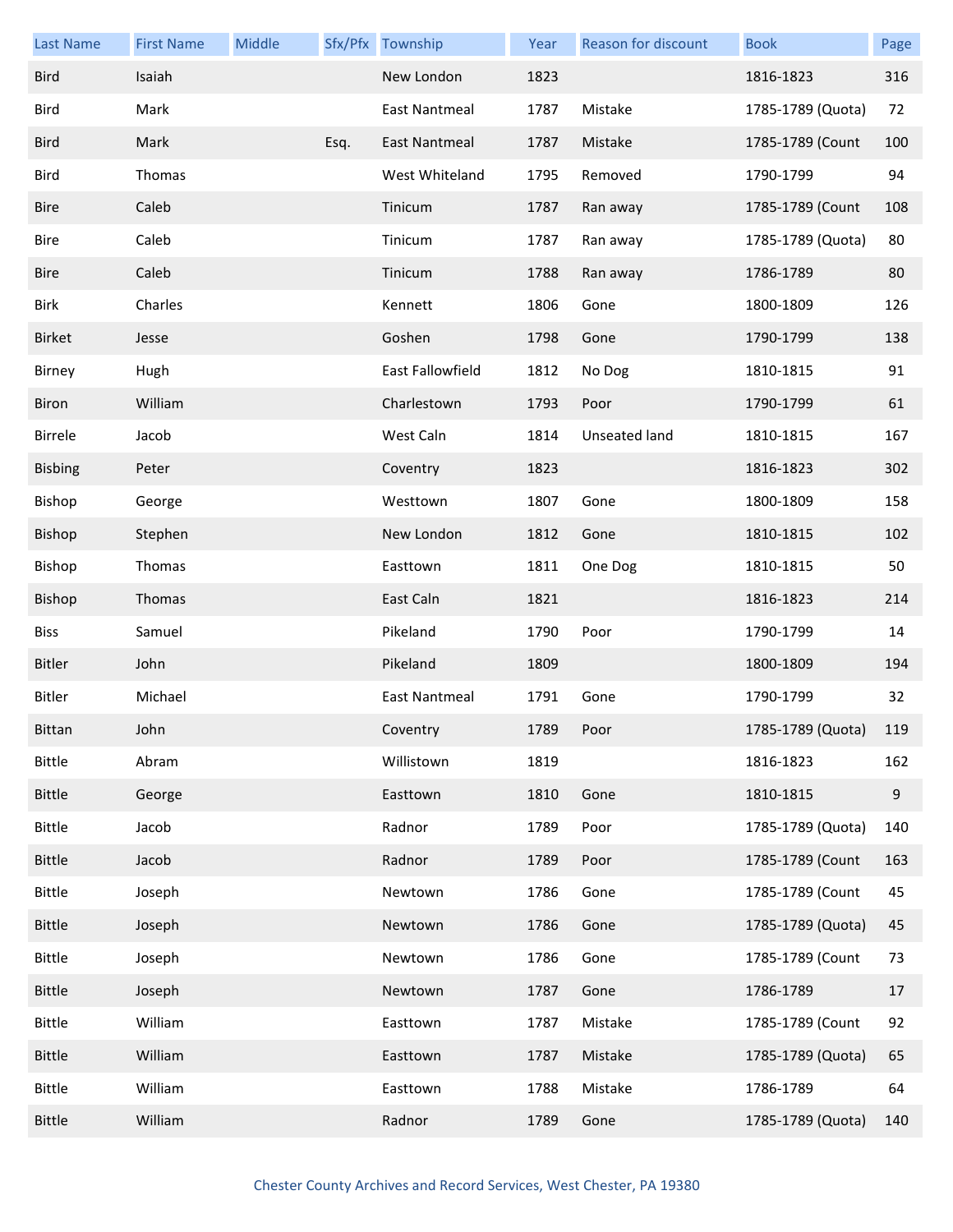| Last Name | First Name | Middle | Sfx/Pfx | Township | Year | Reason for discount | Book | Page |
|---|---|---|---|---|---|---|---|---|
| Bird | Isaiah | | | New London | 1823 | | 1816-1823 | 316 |
| Bird | Mark | | | East Nantmeal | 1787 | Mistake | 1785-1789 (Quota) | 72 |
| Bird | Mark | | Esq. | East Nantmeal | 1787 | Mistake | 1785-1789 (Count | 100 |
| Bird | Thomas | | | West Whiteland | 1795 | Removed | 1790-1799 | 94 |
| Bire | Caleb | | | Tinicum | 1787 | Ran away | 1785-1789 (Count | 108 |
| Bire | Caleb | | | Tinicum | 1787 | Ran away | 1785-1789 (Quota) | 80 |
| Bire | Caleb | | | Tinicum | 1788 | Ran away | 1786-1789 | 80 |
| Birk | Charles | | | Kennett | 1806 | Gone | 1800-1809 | 126 |
| Birket | Jesse | | | Goshen | 1798 | Gone | 1790-1799 | 138 |
| Birney | Hugh | | | East Fallowfield | 1812 | No Dog | 1810-1815 | 91 |
| Biron | William | | | Charlestown | 1793 | Poor | 1790-1799 | 61 |
| Birrele | Jacob | | | West Caln | 1814 | Unseated land | 1810-1815 | 167 |
| Bisbing | Peter | | | Coventry | 1823 | | 1816-1823 | 302 |
| Bishop | George | | | Westtown | 1807 | Gone | 1800-1809 | 158 |
| Bishop | Stephen | | | New London | 1812 | Gone | 1810-1815 | 102 |
| Bishop | Thomas | | | Easttown | 1811 | One Dog | 1810-1815 | 50 |
| Bishop | Thomas | | | East Caln | 1821 | | 1816-1823 | 214 |
| Biss | Samuel | | | Pikeland | 1790 | Poor | 1790-1799 | 14 |
| Bitler | John | | | Pikeland | 1809 | | 1800-1809 | 194 |
| Bitler | Michael | | | East Nantmeal | 1791 | Gone | 1790-1799 | 32 |
| Bittan | John | | | Coventry | 1789 | Poor | 1785-1789 (Quota) | 119 |
| Bittle | Abram | | | Willistown | 1819 | | 1816-1823 | 162 |
| Bittle | George | | | Easttown | 1810 | Gone | 1810-1815 | 9 |
| Bittle | Jacob | | | Radnor | 1789 | Poor | 1785-1789 (Quota) | 140 |
| Bittle | Jacob | | | Radnor | 1789 | Poor | 1785-1789 (Count | 163 |
| Bittle | Joseph | | | Newtown | 1786 | Gone | 1785-1789 (Count | 45 |
| Bittle | Joseph | | | Newtown | 1786 | Gone | 1785-1789 (Quota) | 45 |
| Bittle | Joseph | | | Newtown | 1786 | Gone | 1785-1789 (Count | 73 |
| Bittle | Joseph | | | Newtown | 1787 | Gone | 1786-1789 | 17 |
| Bittle | William | | | Easttown | 1787 | Mistake | 1785-1789 (Count | 92 |
| Bittle | William | | | Easttown | 1787 | Mistake | 1785-1789 (Quota) | 65 |
| Bittle | William | | | Easttown | 1788 | Mistake | 1786-1789 | 64 |
| Bittle | William | | | Radnor | 1789 | Gone | 1785-1789 (Quota) | 140 |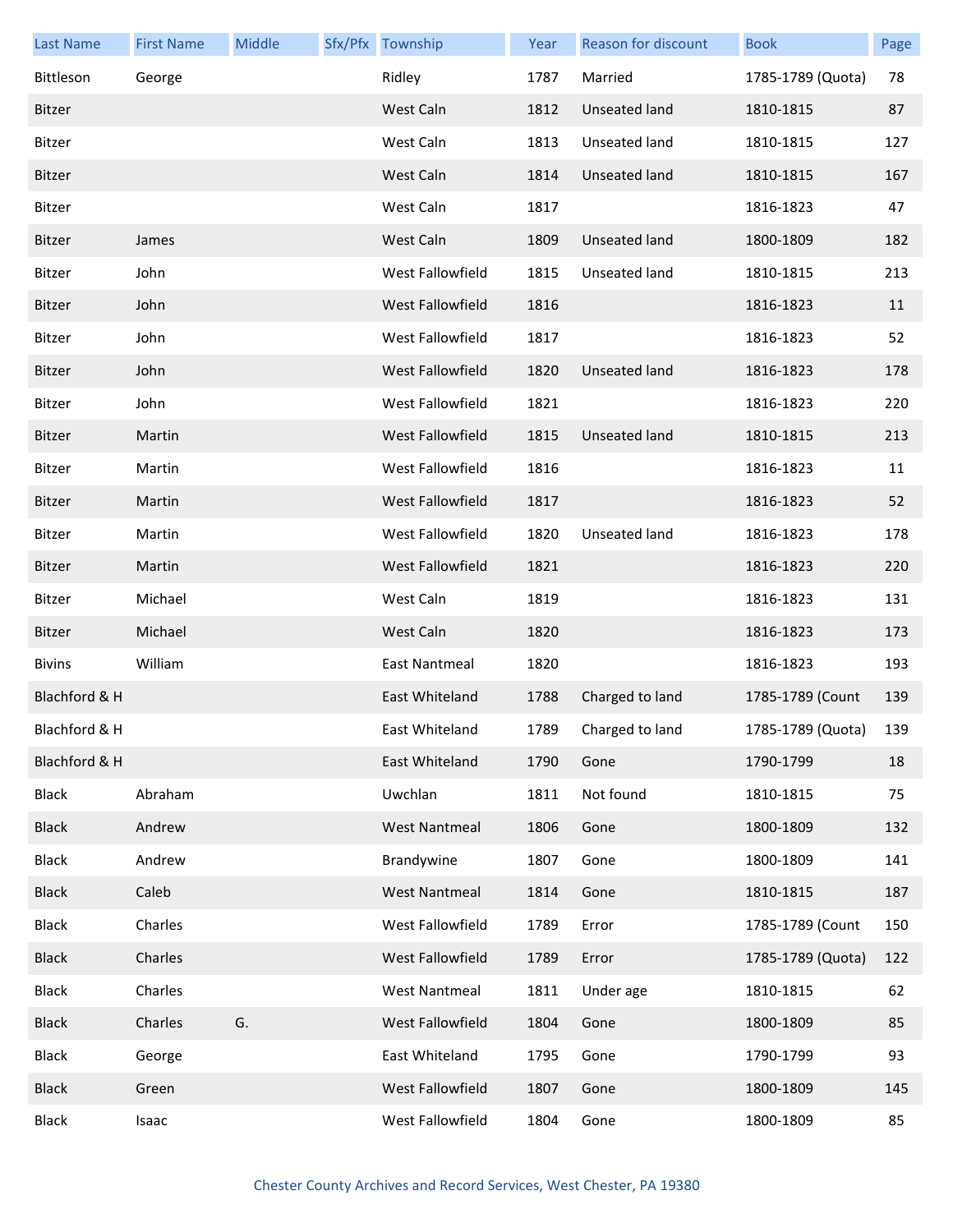| Last Name | First Name | Middle | Sfx/Pfx | Township | Year | Reason for discount | Book | Page |
| --- | --- | --- | --- | --- | --- | --- | --- | --- |
| Bittleson | George | | | Ridley | 1787 | Married | 1785-1789 (Quota) | 78 |
| Bitzer | | | | West Caln | 1812 | Unseated land | 1810-1815 | 87 |
| Bitzer | | | | West Caln | 1813 | Unseated land | 1810-1815 | 127 |
| Bitzer | | | | West Caln | 1814 | Unseated land | 1810-1815 | 167 |
| Bitzer | | | | West Caln | 1817 | | 1816-1823 | 47 |
| Bitzer | James | | | West Caln | 1809 | Unseated land | 1800-1809 | 182 |
| Bitzer | John | | | West Fallowfield | 1815 | Unseated land | 1810-1815 | 213 |
| Bitzer | John | | | West Fallowfield | 1816 | | 1816-1823 | 11 |
| Bitzer | John | | | West Fallowfield | 1817 | | 1816-1823 | 52 |
| Bitzer | John | | | West Fallowfield | 1820 | Unseated land | 1816-1823 | 178 |
| Bitzer | John | | | West Fallowfield | 1821 | | 1816-1823 | 220 |
| Bitzer | Martin | | | West Fallowfield | 1815 | Unseated land | 1810-1815 | 213 |
| Bitzer | Martin | | | West Fallowfield | 1816 | | 1816-1823 | 11 |
| Bitzer | Martin | | | West Fallowfield | 1817 | | 1816-1823 | 52 |
| Bitzer | Martin | | | West Fallowfield | 1820 | Unseated land | 1816-1823 | 178 |
| Bitzer | Martin | | | West Fallowfield | 1821 | | 1816-1823 | 220 |
| Bitzer | Michael | | | West Caln | 1819 | | 1816-1823 | 131 |
| Bitzer | Michael | | | West Caln | 1820 | | 1816-1823 | 173 |
| Bivins | William | | | East Nantmeal | 1820 | | 1816-1823 | 193 |
| Blachford & H | | | | East Whiteland | 1788 | Charged to land | 1785-1789 (Count | 139 |
| Blachford & H | | | | East Whiteland | 1789 | Charged to land | 1785-1789 (Quota) | 139 |
| Blachford & H | | | | East Whiteland | 1790 | Gone | 1790-1799 | 18 |
| Black | Abraham | | | Uwchlan | 1811 | Not found | 1810-1815 | 75 |
| Black | Andrew | | | West Nantmeal | 1806 | Gone | 1800-1809 | 132 |
| Black | Andrew | | | Brandywine | 1807 | Gone | 1800-1809 | 141 |
| Black | Caleb | | | West Nantmeal | 1814 | Gone | 1810-1815 | 187 |
| Black | Charles | | | West Fallowfield | 1789 | Error | 1785-1789 (Count | 150 |
| Black | Charles | | | West Fallowfield | 1789 | Error | 1785-1789 (Quota) | 122 |
| Black | Charles | | | West Nantmeal | 1811 | Under age | 1810-1815 | 62 |
| Black | Charles | G. | | West Fallowfield | 1804 | Gone | 1800-1809 | 85 |
| Black | George | | | East Whiteland | 1795 | Gone | 1790-1799 | 93 |
| Black | Green | | | West Fallowfield | 1807 | Gone | 1800-1809 | 145 |
| Black | Isaac | | | West Fallowfield | 1804 | Gone | 1800-1809 | 85 |

Chester County Archives and Record Services, West Chester, PA 19380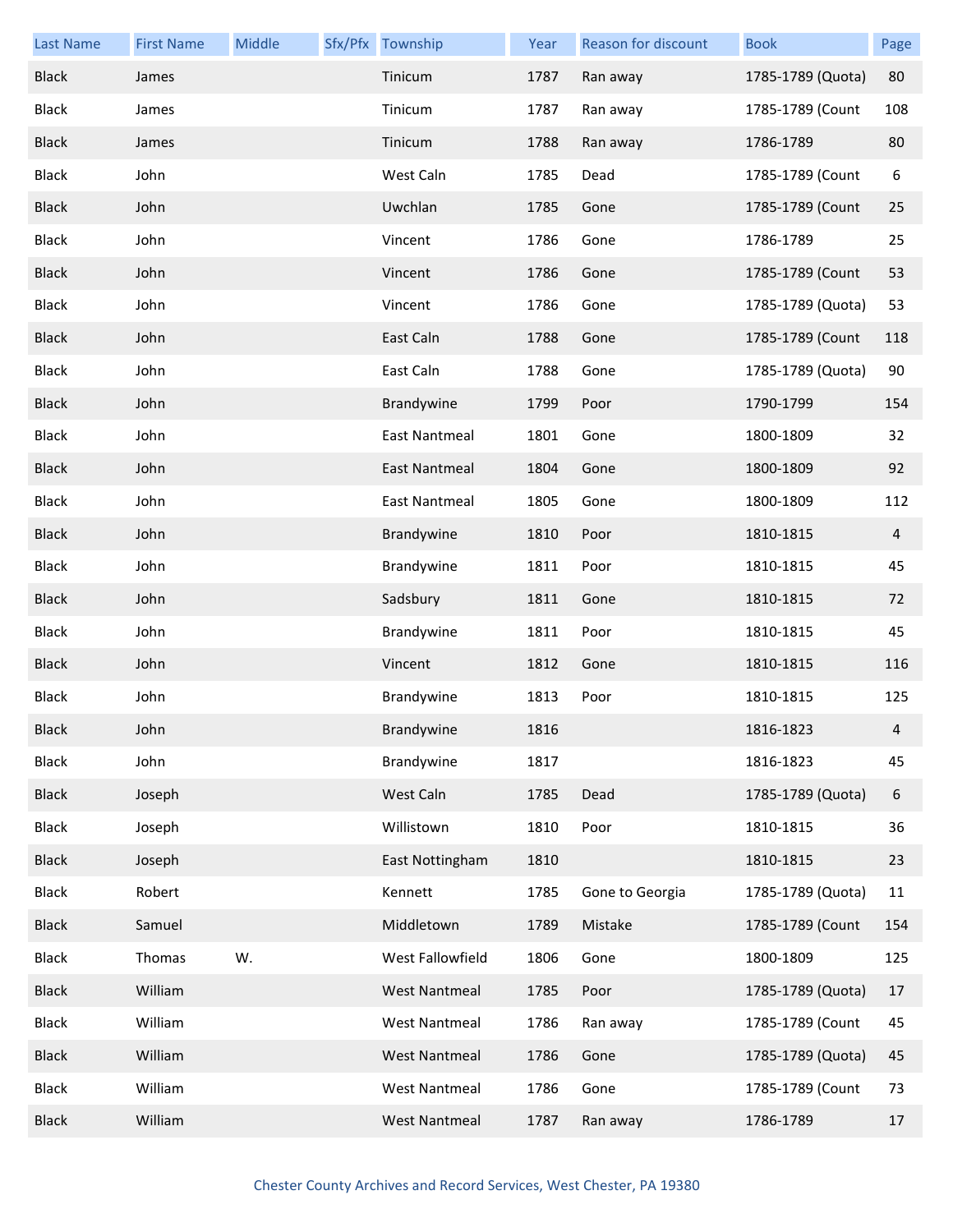| Last Name | First Name | Middle | Sfx/Pfx | Township | Year | Reason for discount | Book | Page |
|---|---|---|---|---|---|---|---|---|
| Black | James | | | Tinicum | 1787 | Ran away | 1785-1789 (Quota) | 80 |
| Black | James | | | Tinicum | 1787 | Ran away | 1785-1789 (Count | 108 |
| Black | James | | | Tinicum | 1788 | Ran away | 1786-1789 | 80 |
| Black | John | | | West Caln | 1785 | Dead | 1785-1789 (Count | 6 |
| Black | John | | | Uwchlan | 1785 | Gone | 1785-1789 (Count | 25 |
| Black | John | | | Vincent | 1786 | Gone | 1786-1789 | 25 |
| Black | John | | | Vincent | 1786 | Gone | 1785-1789 (Count | 53 |
| Black | John | | | Vincent | 1786 | Gone | 1785-1789 (Quota) | 53 |
| Black | John | | | East Caln | 1788 | Gone | 1785-1789 (Count | 118 |
| Black | John | | | East Caln | 1788 | Gone | 1785-1789 (Quota) | 90 |
| Black | John | | | Brandywine | 1799 | Poor | 1790-1799 | 154 |
| Black | John | | | East Nantmeal | 1801 | Gone | 1800-1809 | 32 |
| Black | John | | | East Nantmeal | 1804 | Gone | 1800-1809 | 92 |
| Black | John | | | East Nantmeal | 1805 | Gone | 1800-1809 | 112 |
| Black | John | | | Brandywine | 1810 | Poor | 1810-1815 | 4 |
| Black | John | | | Brandywine | 1811 | Poor | 1810-1815 | 45 |
| Black | John | | | Sadsbury | 1811 | Gone | 1810-1815 | 72 |
| Black | John | | | Brandywine | 1811 | Poor | 1810-1815 | 45 |
| Black | John | | | Vincent | 1812 | Gone | 1810-1815 | 116 |
| Black | John | | | Brandywine | 1813 | Poor | 1810-1815 | 125 |
| Black | John | | | Brandywine | 1816 | | 1816-1823 | 4 |
| Black | John | | | Brandywine | 1817 | | 1816-1823 | 45 |
| Black | Joseph | | | West Caln | 1785 | Dead | 1785-1789 (Quota) | 6 |
| Black | Joseph | | | Willistown | 1810 | Poor | 1810-1815 | 36 |
| Black | Joseph | | | East Nottingham | 1810 | | 1810-1815 | 23 |
| Black | Robert | | | Kennett | 1785 | Gone to Georgia | 1785-1789 (Quota) | 11 |
| Black | Samuel | | | Middletown | 1789 | Mistake | 1785-1789 (Count | 154 |
| Black | Thomas | W. | | West Fallowfield | 1806 | Gone | 1800-1809 | 125 |
| Black | William | | | West Nantmeal | 1785 | Poor | 1785-1789 (Quota) | 17 |
| Black | William | | | West Nantmeal | 1786 | Ran away | 1785-1789 (Count | 45 |
| Black | William | | | West Nantmeal | 1786 | Gone | 1785-1789 (Quota) | 45 |
| Black | William | | | West Nantmeal | 1786 | Gone | 1785-1789 (Count | 73 |
| Black | William | | | West Nantmeal | 1787 | Ran away | 1786-1789 | 17 |

Chester County Archives and Record Services, West Chester, PA 19380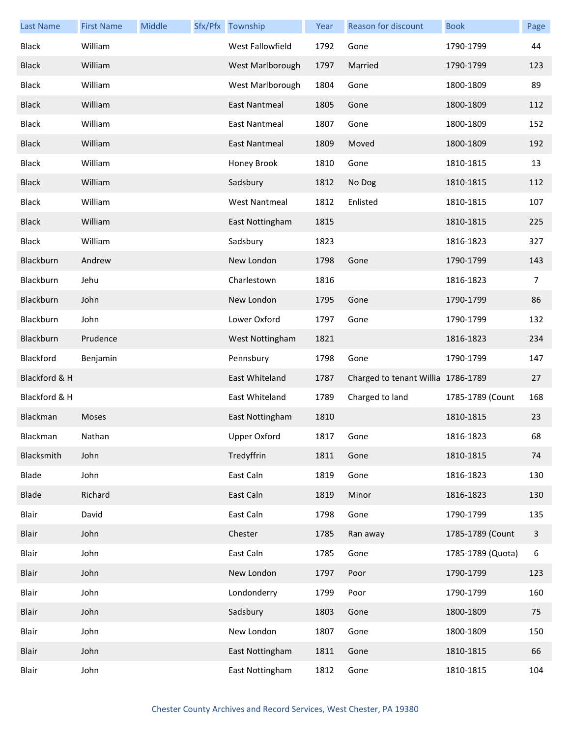| Last Name | First Name | Middle | Sfx/Pfx | Township | Year | Reason for discount | Book | Page |
|---|---|---|---|---|---|---|---|---|
| Black | William | | | West Fallowfield | 1792 | Gone | 1790-1799 | 44 |
| Black | William | | | West Marlborough | 1797 | Married | 1790-1799 | 123 |
| Black | William | | | West Marlborough | 1804 | Gone | 1800-1809 | 89 |
| Black | William | | | East Nantmeal | 1805 | Gone | 1800-1809 | 112 |
| Black | William | | | East Nantmeal | 1807 | Gone | 1800-1809 | 152 |
| Black | William | | | East Nantmeal | 1809 | Moved | 1800-1809 | 192 |
| Black | William | | | Honey Brook | 1810 | Gone | 1810-1815 | 13 |
| Black | William | | | Sadsbury | 1812 | No Dog | 1810-1815 | 112 |
| Black | William | | | West Nantmeal | 1812 | Enlisted | 1810-1815 | 107 |
| Black | William | | | East Nottingham | 1815 | | 1810-1815 | 225 |
| Black | William | | | Sadsbury | 1823 | | 1816-1823 | 327 |
| Blackburn | Andrew | | | New London | 1798 | Gone | 1790-1799 | 143 |
| Blackburn | Jehu | | | Charlestown | 1816 | | 1816-1823 | 7 |
| Blackburn | John | | | New London | 1795 | Gone | 1790-1799 | 86 |
| Blackburn | John | | | Lower Oxford | 1797 | Gone | 1790-1799 | 132 |
| Blackburn | Prudence | | | West Nottingham | 1821 | | 1816-1823 | 234 |
| Blackford | Benjamin | | | Pennsbury | 1798 | Gone | 1790-1799 | 147 |
| Blackford & H | | | | East Whiteland | 1787 | Charged to tenant Willia | 1786-1789 | 27 |
| Blackford & H | | | | East Whiteland | 1789 | Charged to land | 1785-1789 (Count | 168 |
| Blackman | Moses | | | East Nottingham | 1810 | | 1810-1815 | 23 |
| Blackman | Nathan | | | Upper Oxford | 1817 | Gone | 1816-1823 | 68 |
| Blacksmith | John | | | Tredyffrin | 1811 | Gone | 1810-1815 | 74 |
| Blade | John | | | East Caln | 1819 | Gone | 1816-1823 | 130 |
| Blade | Richard | | | East Caln | 1819 | Minor | 1816-1823 | 130 |
| Blair | David | | | East Caln | 1798 | Gone | 1790-1799 | 135 |
| Blair | John | | | Chester | 1785 | Ran away | 1785-1789 (Count | 3 |
| Blair | John | | | East Caln | 1785 | Gone | 1785-1789 (Quota) | 6 |
| Blair | John | | | New London | 1797 | Poor | 1790-1799 | 123 |
| Blair | John | | | Londonderry | 1799 | Poor | 1790-1799 | 160 |
| Blair | John | | | Sadsbury | 1803 | Gone | 1800-1809 | 75 |
| Blair | John | | | New London | 1807 | Gone | 1800-1809 | 150 |
| Blair | John | | | East Nottingham | 1811 | Gone | 1810-1815 | 66 |
| Blair | John | | | East Nottingham | 1812 | Gone | 1810-1815 | 104 |

Chester County Archives and Record Services, West Chester, PA 19380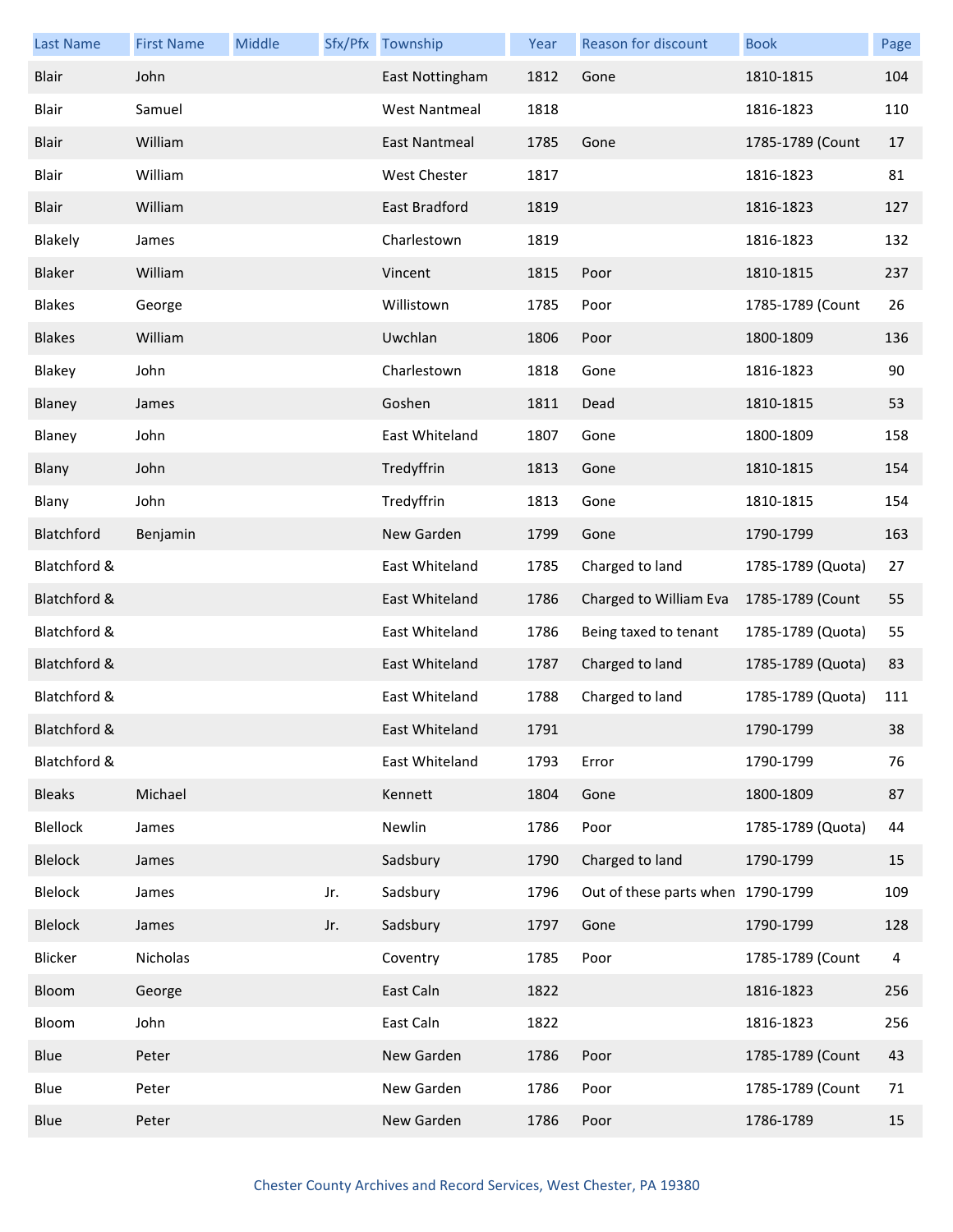| Last Name | First Name | Middle | Sfx/Pfx | Township | Year | Reason for discount | Book | Page |
|---|---|---|---|---|---|---|---|---|
| Blair | John | | | East Nottingham | 1812 | Gone | 1810-1815 | 104 |
| Blair | Samuel | | | West Nantmeal | 1818 | | 1816-1823 | 110 |
| Blair | William | | | East Nantmeal | 1785 | Gone | 1785-1789 (Count | 17 |
| Blair | William | | | West Chester | 1817 | | 1816-1823 | 81 |
| Blair | William | | | East Bradford | 1819 | | 1816-1823 | 127 |
| Blakely | James | | | Charlestown | 1819 | | 1816-1823 | 132 |
| Blaker | William | | | Vincent | 1815 | Poor | 1810-1815 | 237 |
| Blakes | George | | | Willistown | 1785 | Poor | 1785-1789 (Count | 26 |
| Blakes | William | | | Uwchlan | 1806 | Poor | 1800-1809 | 136 |
| Blakey | John | | | Charlestown | 1818 | Gone | 1816-1823 | 90 |
| Blaney | James | | | Goshen | 1811 | Dead | 1810-1815 | 53 |
| Blaney | John | | | East Whiteland | 1807 | Gone | 1800-1809 | 158 |
| Blany | John | | | Tredyffrin | 1813 | Gone | 1810-1815 | 154 |
| Blany | John | | | Tredyffrin | 1813 | Gone | 1810-1815 | 154 |
| Blatchford | Benjamin | | | New Garden | 1799 | Gone | 1790-1799 | 163 |
| Blatchford & | | | | East Whiteland | 1785 | Charged to land | 1785-1789 (Quota) | 27 |
| Blatchford & | | | | East Whiteland | 1786 | Charged to William Eva | 1785-1789 (Count | 55 |
| Blatchford & | | | | East Whiteland | 1786 | Being taxed to tenant | 1785-1789 (Quota) | 55 |
| Blatchford & | | | | East Whiteland | 1787 | Charged to land | 1785-1789 (Quota) | 83 |
| Blatchford & | | | | East Whiteland | 1788 | Charged to land | 1785-1789 (Quota) | 111 |
| Blatchford & | | | | East Whiteland | 1791 | | 1790-1799 | 38 |
| Blatchford & | | | | East Whiteland | 1793 | Error | 1790-1799 | 76 |
| Bleaks | Michael | | | Kennett | 1804 | Gone | 1800-1809 | 87 |
| Blellock | James | | | Newlin | 1786 | Poor | 1785-1789 (Quota) | 44 |
| Blelock | James | | | Sadsbury | 1790 | Charged to land | 1790-1799 | 15 |
| Blelock | James | | Jr. | Sadsbury | 1796 | Out of these parts when | 1790-1799 | 109 |
| Blelock | James | | Jr. | Sadsbury | 1797 | Gone | 1790-1799 | 128 |
| Blicker | Nicholas | | | Coventry | 1785 | Poor | 1785-1789 (Count | 4 |
| Bloom | George | | | East Caln | 1822 | | 1816-1823 | 256 |
| Bloom | John | | | East Caln | 1822 | | 1816-1823 | 256 |
| Blue | Peter | | | New Garden | 1786 | Poor | 1785-1789 (Count | 43 |
| Blue | Peter | | | New Garden | 1786 | Poor | 1785-1789 (Count | 71 |
| Blue | Peter | | | New Garden | 1786 | Poor | 1786-1789 | 15 |

Chester County Archives and Record Services, West Chester, PA 19380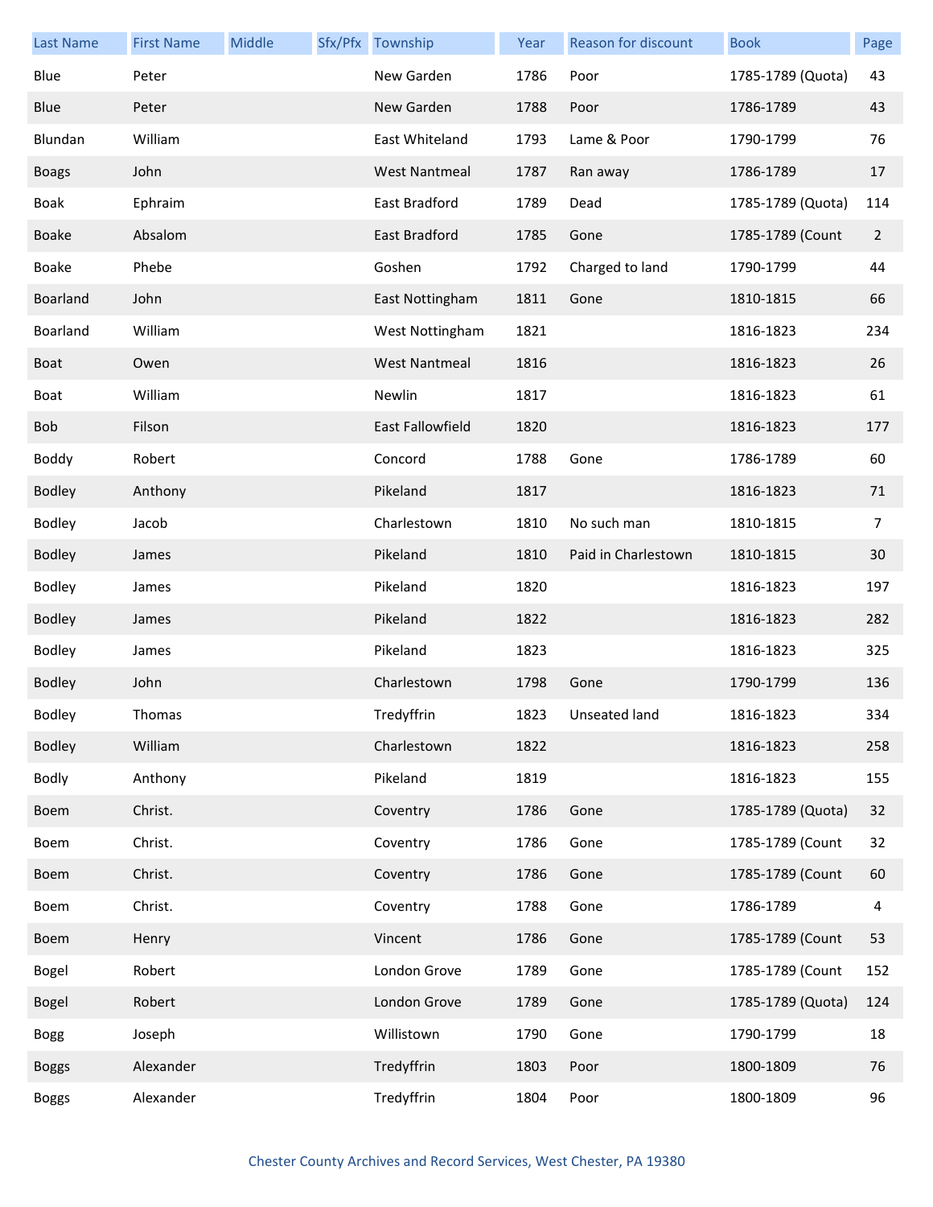| Last Name | First Name | Middle | Sfx/Pfx | Township | Year | Reason for discount | Book | Page |
|---|---|---|---|---|---|---|---|---|
| Blue | Peter | | | New Garden | 1786 | Poor | 1785-1789 (Quota) | 43 |
| Blue | Peter | | | New Garden | 1788 | Poor | 1786-1789 | 43 |
| Blundan | William | | | East Whiteland | 1793 | Lame & Poor | 1790-1799 | 76 |
| Boags | John | | | West Nantmeal | 1787 | Ran away | 1786-1789 | 17 |
| Boak | Ephraim | | | East Bradford | 1789 | Dead | 1785-1789 (Quota) | 114 |
| Boake | Absalom | | | East Bradford | 1785 | Gone | 1785-1789 (Count | 2 |
| Boake | Phebe | | | Goshen | 1792 | Charged to land | 1790-1799 | 44 |
| Boarland | John | | | East Nottingham | 1811 | Gone | 1810-1815 | 66 |
| Boarland | William | | | West Nottingham | 1821 | | 1816-1823 | 234 |
| Boat | Owen | | | West Nantmeal | 1816 | | 1816-1823 | 26 |
| Boat | William | | | Newlin | 1817 | | 1816-1823 | 61 |
| Bob | Filson | | | East Fallowfield | 1820 | | 1816-1823 | 177 |
| Boddy | Robert | | | Concord | 1788 | Gone | 1786-1789 | 60 |
| Bodley | Anthony | | | Pikeland | 1817 | | 1816-1823 | 71 |
| Bodley | Jacob | | | Charlestown | 1810 | No such man | 1810-1815 | 7 |
| Bodley | James | | | Pikeland | 1810 | Paid in Charlestown | 1810-1815 | 30 |
| Bodley | James | | | Pikeland | 1820 | | 1816-1823 | 197 |
| Bodley | James | | | Pikeland | 1822 | | 1816-1823 | 282 |
| Bodley | James | | | Pikeland | 1823 | | 1816-1823 | 325 |
| Bodley | John | | | Charlestown | 1798 | Gone | 1790-1799 | 136 |
| Bodley | Thomas | | | Tredyffrin | 1823 | Unseated land | 1816-1823 | 334 |
| Bodley | William | | | Charlestown | 1822 | | 1816-1823 | 258 |
| Bodly | Anthony | | | Pikeland | 1819 | | 1816-1823 | 155 |
| Boem | Christ. | | | Coventry | 1786 | Gone | 1785-1789 (Quota) | 32 |
| Boem | Christ. | | | Coventry | 1786 | Gone | 1785-1789 (Count | 32 |
| Boem | Christ. | | | Coventry | 1786 | Gone | 1785-1789 (Count | 60 |
| Boem | Christ. | | | Coventry | 1788 | Gone | 1786-1789 | 4 |
| Boem | Henry | | | Vincent | 1786 | Gone | 1785-1789 (Count | 53 |
| Bogel | Robert | | | London Grove | 1789 | Gone | 1785-1789 (Count | 152 |
| Bogel | Robert | | | London Grove | 1789 | Gone | 1785-1789 (Quota) | 124 |
| Bogg | Joseph | | | Willistown | 1790 | Gone | 1790-1799 | 18 |
| Boggs | Alexander | | | Tredyffrin | 1803 | Poor | 1800-1809 | 76 |
| Boggs | Alexander | | | Tredyffrin | 1804 | Poor | 1800-1809 | 96 |

Chester County Archives and Record Services, West Chester, PA 19380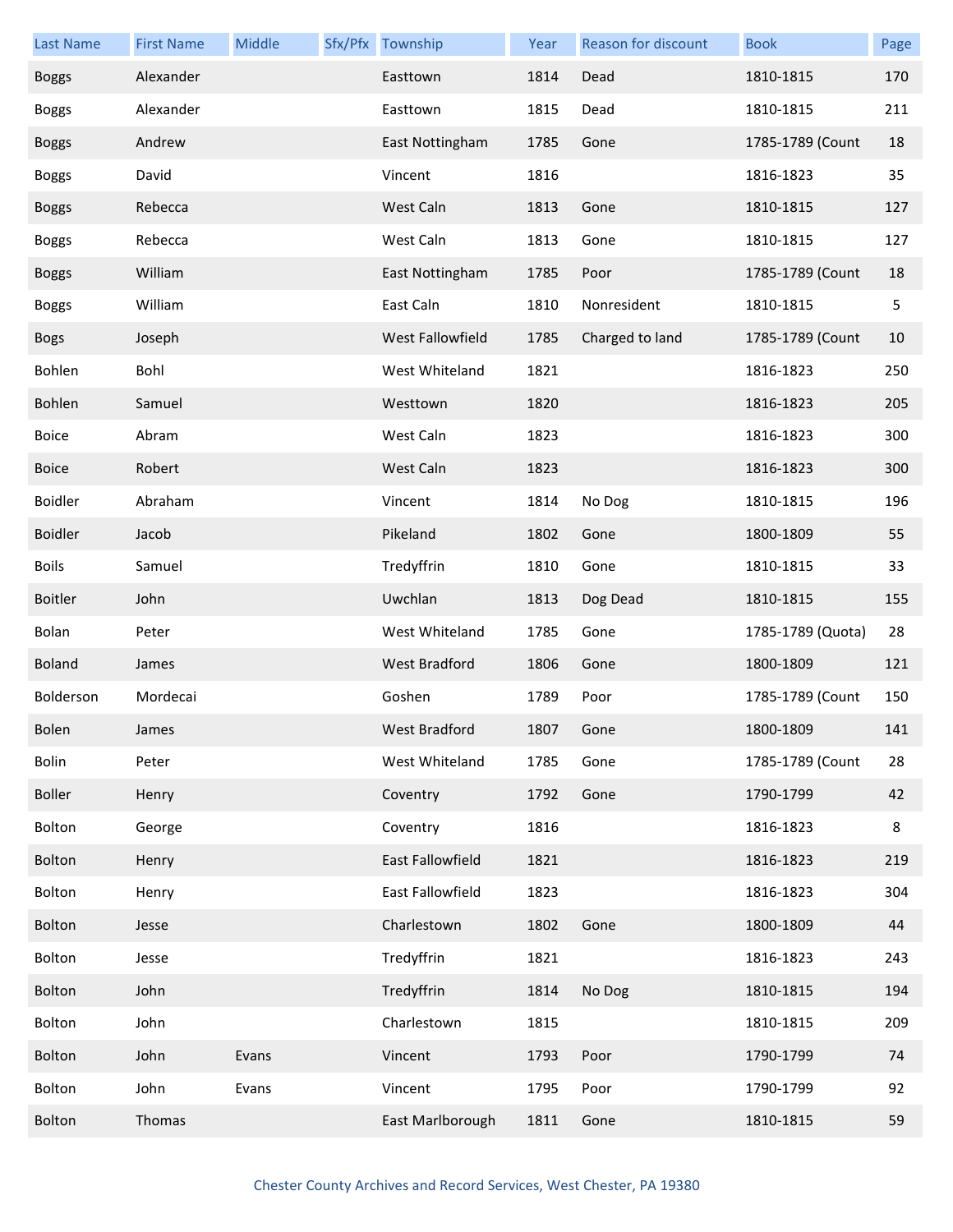| Last Name | First Name | Middle | Sfx/Pfx | Township | Year | Reason for discount | Book | Page |
|---|---|---|---|---|---|---|---|---|
| Boggs | Alexander | | | Easttown | 1814 | Dead | 1810-1815 | 170 |
| Boggs | Alexander | | | Easttown | 1815 | Dead | 1810-1815 | 211 |
| Boggs | Andrew | | | East Nottingham | 1785 | Gone | 1785-1789 (Count | 18 |
| Boggs | David | | | Vincent | 1816 | | 1816-1823 | 35 |
| Boggs | Rebecca | | | West Caln | 1813 | Gone | 1810-1815 | 127 |
| Boggs | Rebecca | | | West Caln | 1813 | Gone | 1810-1815 | 127 |
| Boggs | William | | | East Nottingham | 1785 | Poor | 1785-1789 (Count | 18 |
| Boggs | William | | | East Caln | 1810 | Nonresident | 1810-1815 | 5 |
| Bogs | Joseph | | | West Fallowfield | 1785 | Charged to land | 1785-1789 (Count | 10 |
| Bohlen | Bohl | | | West Whiteland | 1821 | | 1816-1823 | 250 |
| Bohlen | Samuel | | | Westtown | 1820 | | 1816-1823 | 205 |
| Boice | Abram | | | West Caln | 1823 | | 1816-1823 | 300 |
| Boice | Robert | | | West Caln | 1823 | | 1816-1823 | 300 |
| Boidler | Abraham | | | Vincent | 1814 | No Dog | 1810-1815 | 196 |
| Boidler | Jacob | | | Pikeland | 1802 | Gone | 1800-1809 | 55 |
| Boils | Samuel | | | Tredyffrin | 1810 | Gone | 1810-1815 | 33 |
| Boitler | John | | | Uwchlan | 1813 | Dog Dead | 1810-1815 | 155 |
| Bolan | Peter | | | West Whiteland | 1785 | Gone | 1785-1789 (Quota) | 28 |
| Boland | James | | | West Bradford | 1806 | Gone | 1800-1809 | 121 |
| Bolderson | Mordecai | | | Goshen | 1789 | Poor | 1785-1789 (Count | 150 |
| Bolen | James | | | West Bradford | 1807 | Gone | 1800-1809 | 141 |
| Bolin | Peter | | | West Whiteland | 1785 | Gone | 1785-1789 (Count | 28 |
| Boller | Henry | | | Coventry | 1792 | Gone | 1790-1799 | 42 |
| Bolton | George | | | Coventry | 1816 | | 1816-1823 | 8 |
| Bolton | Henry | | | East Fallowfield | 1821 | | 1816-1823 | 219 |
| Bolton | Henry | | | East Fallowfield | 1823 | | 1816-1823 | 304 |
| Bolton | Jesse | | | Charlestown | 1802 | Gone | 1800-1809 | 44 |
| Bolton | Jesse | | | Tredyffrin | 1821 | | 1816-1823 | 243 |
| Bolton | John | | | Tredyffrin | 1814 | No Dog | 1810-1815 | 194 |
| Bolton | John | | | Charlestown | 1815 | | 1810-1815 | 209 |
| Bolton | John | Evans | | Vincent | 1793 | Poor | 1790-1799 | 74 |
| Bolton | John | Evans | | Vincent | 1795 | Poor | 1790-1799 | 92 |
| Bolton | Thomas | | | East Marlborough | 1811 | Gone | 1810-1815 | 59 |

Chester County Archives and Record Services, West Chester, PA 19380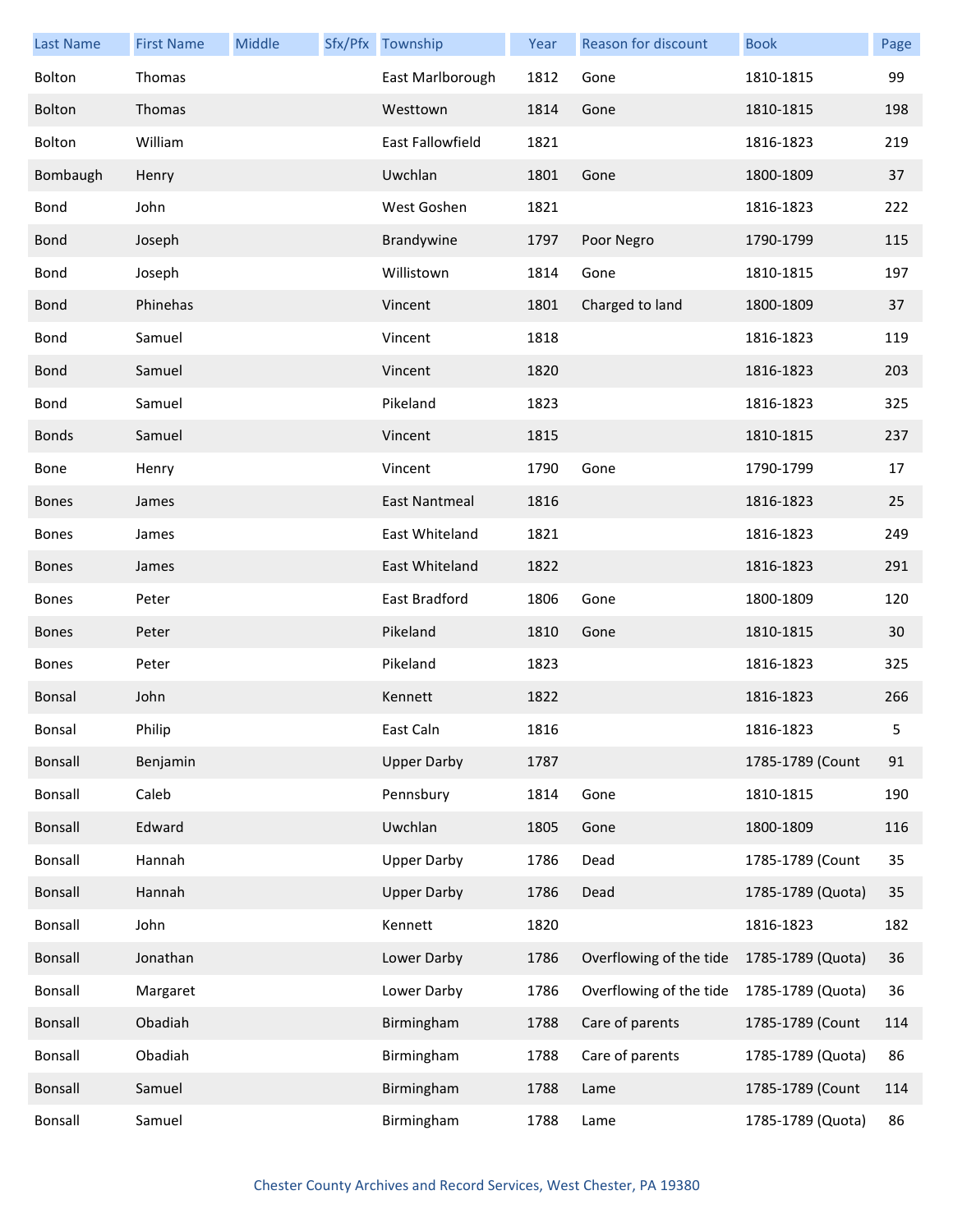| Last Name | First Name | Middle | Sfx/Pfx | Township | Year | Reason for discount | Book | Page |
|---|---|---|---|---|---|---|---|---|
| Bolton | Thomas | | | East Marlborough | 1812 | Gone | 1810-1815 | 99 |
| Bolton | Thomas | | | Westtown | 1814 | Gone | 1810-1815 | 198 |
| Bolton | William | | | East Fallowfield | 1821 | | 1816-1823 | 219 |
| Bombaugh | Henry | | | Uwchlan | 1801 | Gone | 1800-1809 | 37 |
| Bond | John | | | West Goshen | 1821 | | 1816-1823 | 222 |
| Bond | Joseph | | | Brandywine | 1797 | Poor Negro | 1790-1799 | 115 |
| Bond | Joseph | | | Willistown | 1814 | Gone | 1810-1815 | 197 |
| Bond | Phinehas | | | Vincent | 1801 | Charged to land | 1800-1809 | 37 |
| Bond | Samuel | | | Vincent | 1818 | | 1816-1823 | 119 |
| Bond | Samuel | | | Vincent | 1820 | | 1816-1823 | 203 |
| Bond | Samuel | | | Pikeland | 1823 | | 1816-1823 | 325 |
| Bonds | Samuel | | | Vincent | 1815 | | 1810-1815 | 237 |
| Bone | Henry | | | Vincent | 1790 | Gone | 1790-1799 | 17 |
| Bones | James | | | East Nantmeal | 1816 | | 1816-1823 | 25 |
| Bones | James | | | East Whiteland | 1821 | | 1816-1823 | 249 |
| Bones | James | | | East Whiteland | 1822 | | 1816-1823 | 291 |
| Bones | Peter | | | East Bradford | 1806 | Gone | 1800-1809 | 120 |
| Bones | Peter | | | Pikeland | 1810 | Gone | 1810-1815 | 30 |
| Bones | Peter | | | Pikeland | 1823 | | 1816-1823 | 325 |
| Bonsal | John | | | Kennett | 1822 | | 1816-1823 | 266 |
| Bonsal | Philip | | | East Caln | 1816 | | 1816-1823 | 5 |
| Bonsall | Benjamin | | | Upper Darby | 1787 | | 1785-1789 (Count | 91 |
| Bonsall | Caleb | | | Pennsbury | 1814 | Gone | 1810-1815 | 190 |
| Bonsall | Edward | | | Uwchlan | 1805 | Gone | 1800-1809 | 116 |
| Bonsall | Hannah | | | Upper Darby | 1786 | Dead | 1785-1789 (Count | 35 |
| Bonsall | Hannah | | | Upper Darby | 1786 | Dead | 1785-1789 (Quota) | 35 |
| Bonsall | John | | | Kennett | 1820 | | 1816-1823 | 182 |
| Bonsall | Jonathan | | | Lower Darby | 1786 | Overflowing of the tide | 1785-1789 (Quota) | 36 |
| Bonsall | Margaret | | | Lower Darby | 1786 | Overflowing of the tide | 1785-1789 (Quota) | 36 |
| Bonsall | Obadiah | | | Birmingham | 1788 | Care of parents | 1785-1789 (Count | 114 |
| Bonsall | Obadiah | | | Birmingham | 1788 | Care of parents | 1785-1789 (Quota) | 86 |
| Bonsall | Samuel | | | Birmingham | 1788 | Lame | 1785-1789 (Count | 114 |
| Bonsall | Samuel | | | Birmingham | 1788 | Lame | 1785-1789 (Quota) | 86 |

Chester County Archives and Record Services, West Chester, PA 19380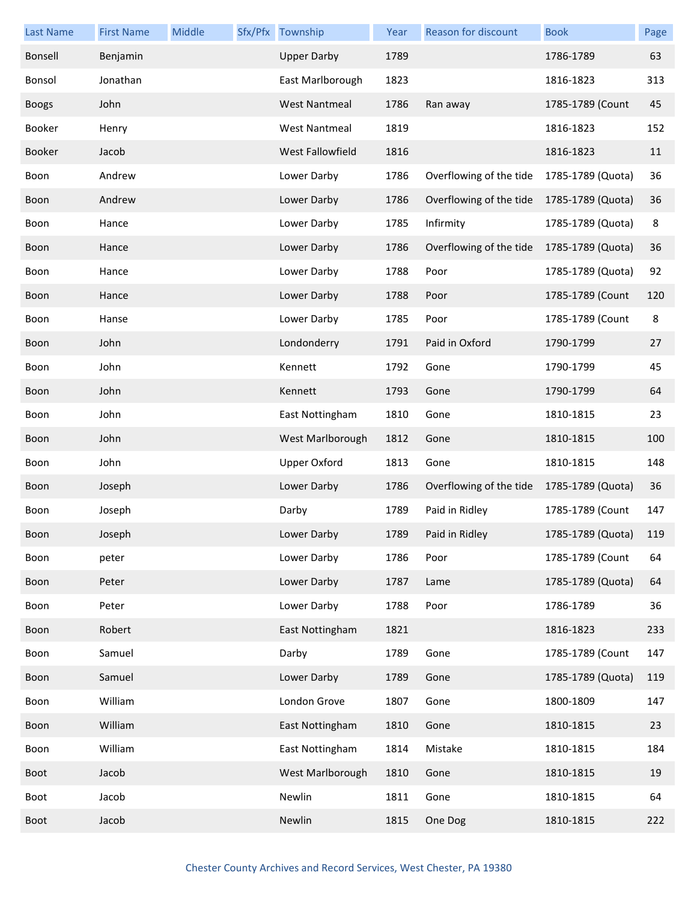| Last Name | First Name | Middle | Sfx/Pfx | Township | Year | Reason for discount | Book | Page |
|---|---|---|---|---|---|---|---|---|
| Bonsell | Benjamin | | | Upper Darby | 1789 | | 1786-1789 | 63 |
| Bonsol | Jonathan | | | East Marlborough | 1823 | | 1816-1823 | 313 |
| Boogs | John | | | West Nantmeal | 1786 | Ran away | 1785-1789 (Count | 45 |
| Booker | Henry | | | West Nantmeal | 1819 | | 1816-1823 | 152 |
| Booker | Jacob | | | West Fallowfield | 1816 | | 1816-1823 | 11 |
| Boon | Andrew | | | Lower Darby | 1786 | Overflowing of the tide | 1785-1789 (Quota) | 36 |
| Boon | Andrew | | | Lower Darby | 1786 | Overflowing of the tide | 1785-1789 (Quota) | 36 |
| Boon | Hance | | | Lower Darby | 1785 | Infirmity | 1785-1789 (Quota) | 8 |
| Boon | Hance | | | Lower Darby | 1786 | Overflowing of the tide | 1785-1789 (Quota) | 36 |
| Boon | Hance | | | Lower Darby | 1788 | Poor | 1785-1789 (Quota) | 92 |
| Boon | Hance | | | Lower Darby | 1788 | Poor | 1785-1789 (Count | 120 |
| Boon | Hanse | | | Lower Darby | 1785 | Poor | 1785-1789 (Count | 8 |
| Boon | John | | | Londonderry | 1791 | Paid in Oxford | 1790-1799 | 27 |
| Boon | John | | | Kennett | 1792 | Gone | 1790-1799 | 45 |
| Boon | John | | | Kennett | 1793 | Gone | 1790-1799 | 64 |
| Boon | John | | | East Nottingham | 1810 | Gone | 1810-1815 | 23 |
| Boon | John | | | West Marlborough | 1812 | Gone | 1810-1815 | 100 |
| Boon | John | | | Upper Oxford | 1813 | Gone | 1810-1815 | 148 |
| Boon | Joseph | | | Lower Darby | 1786 | Overflowing of the tide | 1785-1789 (Quota) | 36 |
| Boon | Joseph | | | Darby | 1789 | Paid in Ridley | 1785-1789 (Count | 147 |
| Boon | Joseph | | | Lower Darby | 1789 | Paid in Ridley | 1785-1789 (Quota) | 119 |
| Boon | peter | | | Lower Darby | 1786 | Poor | 1785-1789 (Count | 64 |
| Boon | Peter | | | Lower Darby | 1787 | Lame | 1785-1789 (Quota) | 64 |
| Boon | Peter | | | Lower Darby | 1788 | Poor | 1786-1789 | 36 |
| Boon | Robert | | | East Nottingham | 1821 | | 1816-1823 | 233 |
| Boon | Samuel | | | Darby | 1789 | Gone | 1785-1789 (Count | 147 |
| Boon | Samuel | | | Lower Darby | 1789 | Gone | 1785-1789 (Quota) | 119 |
| Boon | William | | | London Grove | 1807 | Gone | 1800-1809 | 147 |
| Boon | William | | | East Nottingham | 1810 | Gone | 1810-1815 | 23 |
| Boon | William | | | East Nottingham | 1814 | Mistake | 1810-1815 | 184 |
| Boot | Jacob | | | West Marlborough | 1810 | Gone | 1810-1815 | 19 |
| Boot | Jacob | | | Newlin | 1811 | Gone | 1810-1815 | 64 |
| Boot | Jacob | | | Newlin | 1815 | One Dog | 1810-1815 | 222 |

Chester County Archives and Record Services, West Chester, PA 19380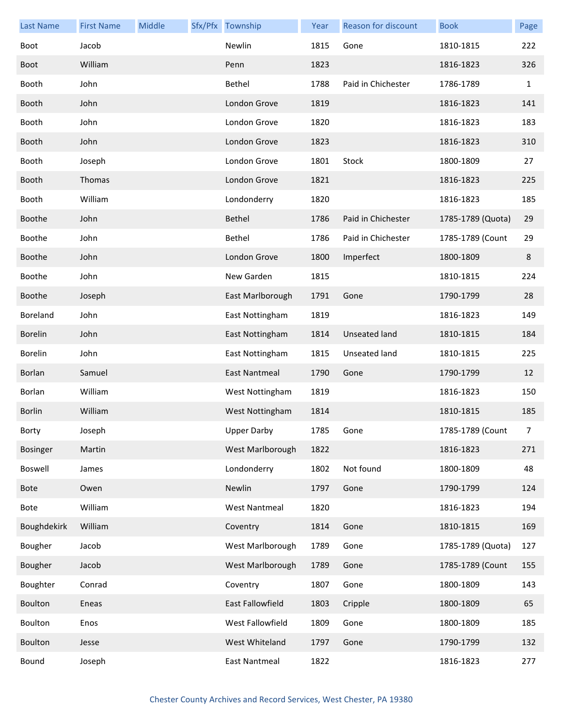| Last Name | First Name | Middle | Sfx/Pfx | Township | Year | Reason for discount | Book | Page |
|---|---|---|---|---|---|---|---|---|
| Boot | Jacob | | | Newlin | 1815 | Gone | 1810-1815 | 222 |
| Boot | William | | | Penn | 1823 | | 1816-1823 | 326 |
| Booth | John | | | Bethel | 1788 | Paid in Chichester | 1786-1789 | 1 |
| Booth | John | | | London Grove | 1819 | | 1816-1823 | 141 |
| Booth | John | | | London Grove | 1820 | | 1816-1823 | 183 |
| Booth | John | | | London Grove | 1823 | | 1816-1823 | 310 |
| Booth | Joseph | | | London Grove | 1801 | Stock | 1800-1809 | 27 |
| Booth | Thomas | | | London Grove | 1821 | | 1816-1823 | 225 |
| Booth | William | | | Londonderry | 1820 | | 1816-1823 | 185 |
| Boothe | John | | | Bethel | 1786 | Paid in Chichester | 1785-1789 (Quota) | 29 |
| Boothe | John | | | Bethel | 1786 | Paid in Chichester | 1785-1789 (Count | 29 |
| Boothe | John | | | London Grove | 1800 | Imperfect | 1800-1809 | 8 |
| Boothe | John | | | New Garden | 1815 | | 1810-1815 | 224 |
| Boothe | Joseph | | | East Marlborough | 1791 | Gone | 1790-1799 | 28 |
| Boreland | John | | | East Nottingham | 1819 | | 1816-1823 | 149 |
| Borelin | John | | | East Nottingham | 1814 | Unseated land | 1810-1815 | 184 |
| Borelin | John | | | East Nottingham | 1815 | Unseated land | 1810-1815 | 225 |
| Borlan | Samuel | | | East Nantmeal | 1790 | Gone | 1790-1799 | 12 |
| Borlan | William | | | West Nottingham | 1819 | | 1816-1823 | 150 |
| Borlin | William | | | West Nottingham | 1814 | | 1810-1815 | 185 |
| Borty | Joseph | | | Upper Darby | 1785 | Gone | 1785-1789 (Count | 7 |
| Bosinger | Martin | | | West Marlborough | 1822 | | 1816-1823 | 271 |
| Boswell | James | | | Londonderry | 1802 | Not found | 1800-1809 | 48 |
| Bote | Owen | | | Newlin | 1797 | Gone | 1790-1799 | 124 |
| Bote | William | | | West Nantmeal | 1820 | | 1816-1823 | 194 |
| Boughdekirk | William | | | Coventry | 1814 | Gone | 1810-1815 | 169 |
| Bougher | Jacob | | | West Marlborough | 1789 | Gone | 1785-1789 (Quota) | 127 |
| Bougher | Jacob | | | West Marlborough | 1789 | Gone | 1785-1789 (Count | 155 |
| Boughter | Conrad | | | Coventry | 1807 | Gone | 1800-1809 | 143 |
| Boulton | Eneas | | | East Fallowfield | 1803 | Cripple | 1800-1809 | 65 |
| Boulton | Enos | | | West Fallowfield | 1809 | Gone | 1800-1809 | 185 |
| Boulton | Jesse | | | West Whiteland | 1797 | Gone | 1790-1799 | 132 |
| Bound | Joseph | | | East Nantmeal | 1822 | | 1816-1823 | 277 |

Chester County Archives and Record Services, West Chester, PA 19380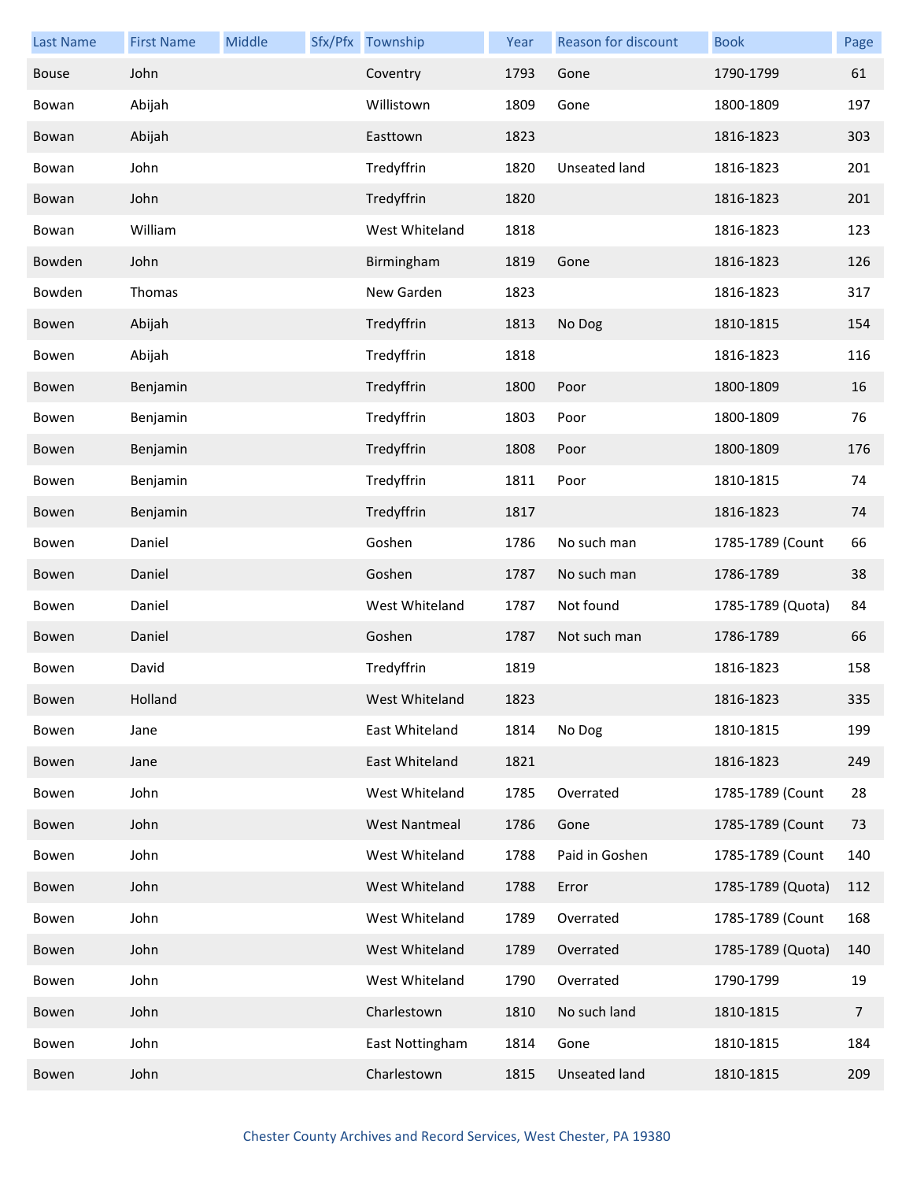| Last Name | First Name | Middle | Sfx/Pfx | Township | Year | Reason for discount | Book | Page |
|---|---|---|---|---|---|---|---|---|
| Bouse | John | | | Coventry | 1793 | Gone | 1790-1799 | 61 |
| Bowan | Abijah | | | Willistown | 1809 | Gone | 1800-1809 | 197 |
| Bowan | Abijah | | | Easttown | 1823 | | 1816-1823 | 303 |
| Bowan | John | | | Tredyffrin | 1820 | Unseated land | 1816-1823 | 201 |
| Bowan | John | | | Tredyffrin | 1820 | | 1816-1823 | 201 |
| Bowan | William | | | West Whiteland | 1818 | | 1816-1823 | 123 |
| Bowden | John | | | Birmingham | 1819 | Gone | 1816-1823 | 126 |
| Bowden | Thomas | | | New Garden | 1823 | | 1816-1823 | 317 |
| Bowen | Abijah | | | Tredyffrin | 1813 | No Dog | 1810-1815 | 154 |
| Bowen | Abijah | | | Tredyffrin | 1818 | | 1816-1823 | 116 |
| Bowen | Benjamin | | | Tredyffrin | 1800 | Poor | 1800-1809 | 16 |
| Bowen | Benjamin | | | Tredyffrin | 1803 | Poor | 1800-1809 | 76 |
| Bowen | Benjamin | | | Tredyffrin | 1808 | Poor | 1800-1809 | 176 |
| Bowen | Benjamin | | | Tredyffrin | 1811 | Poor | 1810-1815 | 74 |
| Bowen | Benjamin | | | Tredyffrin | 1817 | | 1816-1823 | 74 |
| Bowen | Daniel | | | Goshen | 1786 | No such man | 1785-1789 (Count | 66 |
| Bowen | Daniel | | | Goshen | 1787 | No such man | 1786-1789 | 38 |
| Bowen | Daniel | | | West Whiteland | 1787 | Not found | 1785-1789 (Quota) | 84 |
| Bowen | Daniel | | | Goshen | 1787 | Not such man | 1786-1789 | 66 |
| Bowen | David | | | Tredyffrin | 1819 | | 1816-1823 | 158 |
| Bowen | Holland | | | West Whiteland | 1823 | | 1816-1823 | 335 |
| Bowen | Jane | | | East Whiteland | 1814 | No Dog | 1810-1815 | 199 |
| Bowen | Jane | | | East Whiteland | 1821 | | 1816-1823 | 249 |
| Bowen | John | | | West Whiteland | 1785 | Overrated | 1785-1789 (Count | 28 |
| Bowen | John | | | West Nantmeal | 1786 | Gone | 1785-1789 (Count | 73 |
| Bowen | John | | | West Whiteland | 1788 | Paid in Goshen | 1785-1789 (Count | 140 |
| Bowen | John | | | West Whiteland | 1788 | Error | 1785-1789 (Quota) | 112 |
| Bowen | John | | | West Whiteland | 1789 | Overrated | 1785-1789 (Count | 168 |
| Bowen | John | | | West Whiteland | 1789 | Overrated | 1785-1789 (Quota) | 140 |
| Bowen | John | | | West Whiteland | 1790 | Overrated | 1790-1799 | 19 |
| Bowen | John | | | Charlestown | 1810 | No such land | 1810-1815 | 7 |
| Bowen | John | | | East Nottingham | 1814 | Gone | 1810-1815 | 184 |
| Bowen | John | | | Charlestown | 1815 | Unseated land | 1810-1815 | 209 |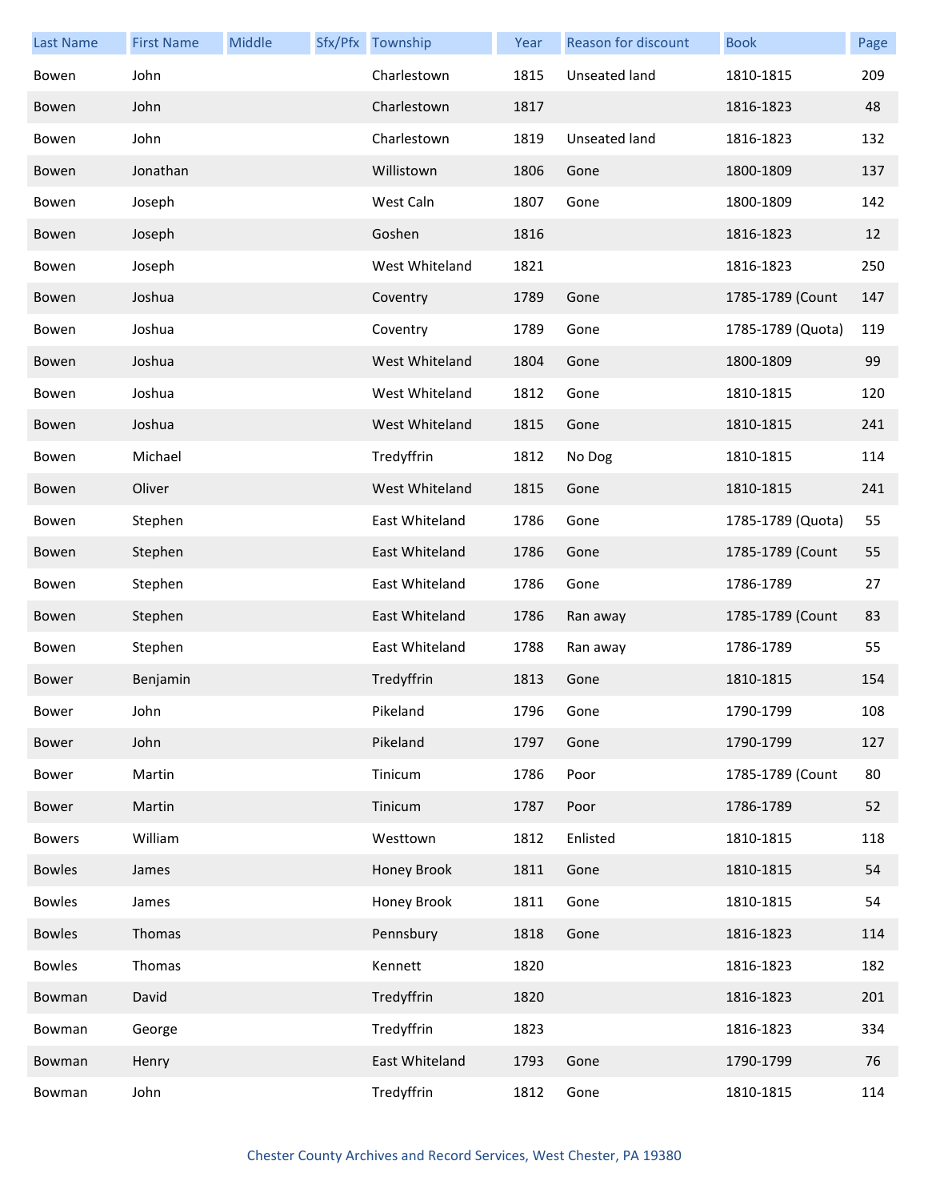| Last Name | First Name | Middle | Sfx/Pfx | Township | Year | Reason for discount | Book | Page |
|---|---|---|---|---|---|---|---|---|
| Bowen | John | | | Charlestown | 1815 | Unseated land | 1810-1815 | 209 |
| Bowen | John | | | Charlestown | 1817 | | 1816-1823 | 48 |
| Bowen | John | | | Charlestown | 1819 | Unseated land | 1816-1823 | 132 |
| Bowen | Jonathan | | | Willistown | 1806 | Gone | 1800-1809 | 137 |
| Bowen | Joseph | | | West Caln | 1807 | Gone | 1800-1809 | 142 |
| Bowen | Joseph | | | Goshen | 1816 | | 1816-1823 | 12 |
| Bowen | Joseph | | | West Whiteland | 1821 | | 1816-1823 | 250 |
| Bowen | Joshua | | | Coventry | 1789 | Gone | 1785-1789 (Count | 147 |
| Bowen | Joshua | | | Coventry | 1789 | Gone | 1785-1789 (Quota) | 119 |
| Bowen | Joshua | | | West Whiteland | 1804 | Gone | 1800-1809 | 99 |
| Bowen | Joshua | | | West Whiteland | 1812 | Gone | 1810-1815 | 120 |
| Bowen | Joshua | | | West Whiteland | 1815 | Gone | 1810-1815 | 241 |
| Bowen | Michael | | | Tredyffrin | 1812 | No Dog | 1810-1815 | 114 |
| Bowen | Oliver | | | West Whiteland | 1815 | Gone | 1810-1815 | 241 |
| Bowen | Stephen | | | East Whiteland | 1786 | Gone | 1785-1789 (Quota) | 55 |
| Bowen | Stephen | | | East Whiteland | 1786 | Gone | 1785-1789 (Count | 55 |
| Bowen | Stephen | | | East Whiteland | 1786 | Gone | 1786-1789 | 27 |
| Bowen | Stephen | | | East Whiteland | 1786 | Ran away | 1785-1789 (Count | 83 |
| Bowen | Stephen | | | East Whiteland | 1788 | Ran away | 1786-1789 | 55 |
| Bower | Benjamin | | | Tredyffrin | 1813 | Gone | 1810-1815 | 154 |
| Bower | John | | | Pikeland | 1796 | Gone | 1790-1799 | 108 |
| Bower | John | | | Pikeland | 1797 | Gone | 1790-1799 | 127 |
| Bower | Martin | | | Tinicum | 1786 | Poor | 1785-1789 (Count | 80 |
| Bower | Martin | | | Tinicum | 1787 | Poor | 1786-1789 | 52 |
| Bowers | William | | | Westtown | 1812 | Enlisted | 1810-1815 | 118 |
| Bowles | James | | | Honey Brook | 1811 | Gone | 1810-1815 | 54 |
| Bowles | James | | | Honey Brook | 1811 | Gone | 1810-1815 | 54 |
| Bowles | Thomas | | | Pennsbury | 1818 | Gone | 1816-1823 | 114 |
| Bowles | Thomas | | | Kennett | 1820 | | 1816-1823 | 182 |
| Bowman | David | | | Tredyffrin | 1820 | | 1816-1823 | 201 |
| Bowman | George | | | Tredyffrin | 1823 | | 1816-1823 | 334 |
| Bowman | Henry | | | East Whiteland | 1793 | Gone | 1790-1799 | 76 |
| Bowman | John | | | Tredyffrin | 1812 | Gone | 1810-1815 | 114 |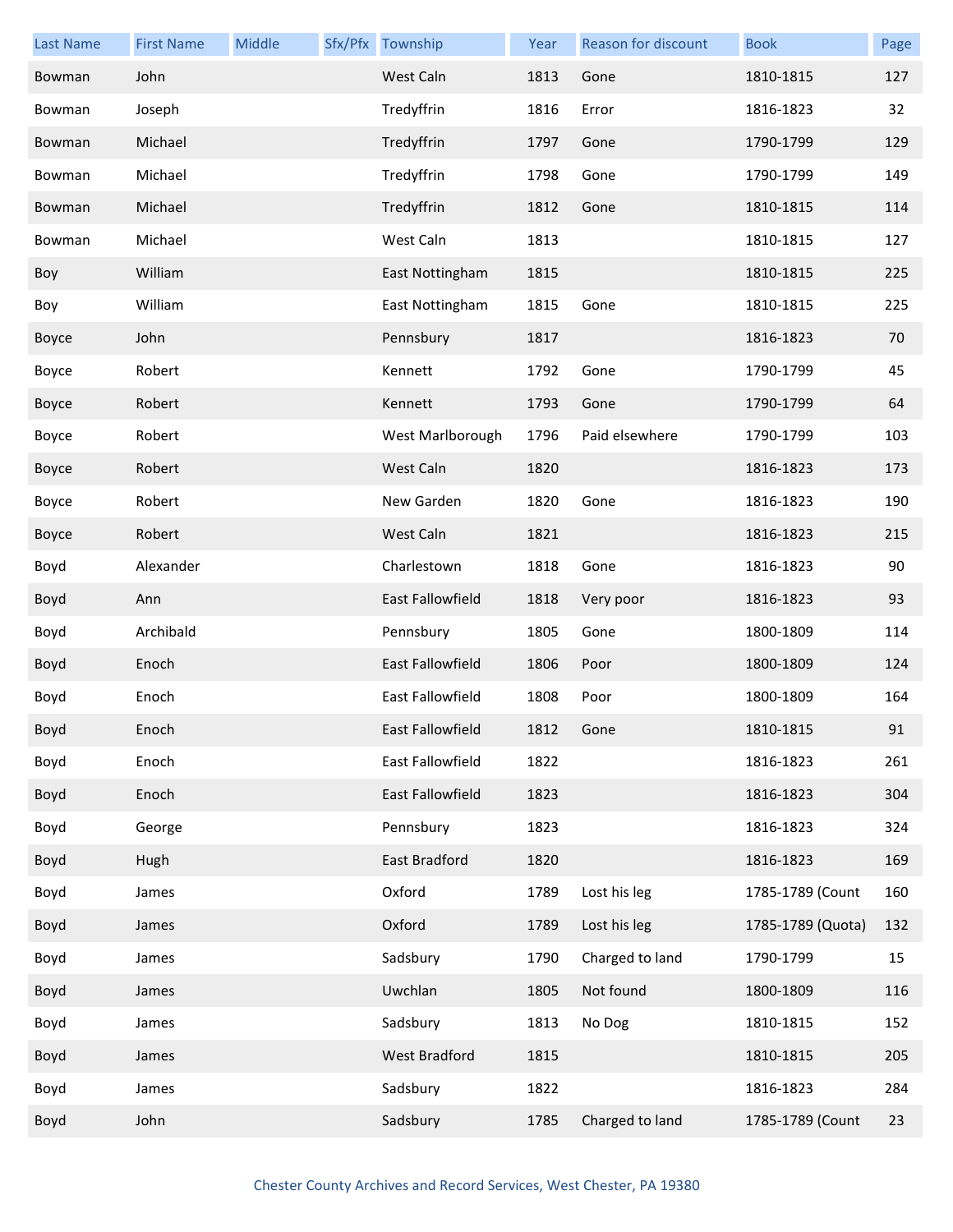| Last Name | First Name | Middle | Sfx/Pfx | Township | Year | Reason for discount | Book | Page |
|---|---|---|---|---|---|---|---|---|
| Bowman | John | | | West Caln | 1813 | Gone | 1810-1815 | 127 |
| Bowman | Joseph | | | Tredyffrin | 1816 | Error | 1816-1823 | 32 |
| Bowman | Michael | | | Tredyffrin | 1797 | Gone | 1790-1799 | 129 |
| Bowman | Michael | | | Tredyffrin | 1798 | Gone | 1790-1799 | 149 |
| Bowman | Michael | | | Tredyffrin | 1812 | Gone | 1810-1815 | 114 |
| Bowman | Michael | | | West Caln | 1813 | | 1810-1815 | 127 |
| Boy | William | | | East Nottingham | 1815 | | 1810-1815 | 225 |
| Boy | William | | | East Nottingham | 1815 | Gone | 1810-1815 | 225 |
| Boyce | John | | | Pennsbury | 1817 | | 1816-1823 | 70 |
| Boyce | Robert | | | Kennett | 1792 | Gone | 1790-1799 | 45 |
| Boyce | Robert | | | Kennett | 1793 | Gone | 1790-1799 | 64 |
| Boyce | Robert | | | West Marlborough | 1796 | Paid elsewhere | 1790-1799 | 103 |
| Boyce | Robert | | | West Caln | 1820 | | 1816-1823 | 173 |
| Boyce | Robert | | | New Garden | 1820 | Gone | 1816-1823 | 190 |
| Boyce | Robert | | | West Caln | 1821 | | 1816-1823 | 215 |
| Boyd | Alexander | | | Charlestown | 1818 | Gone | 1816-1823 | 90 |
| Boyd | Ann | | | East Fallowfield | 1818 | Very poor | 1816-1823 | 93 |
| Boyd | Archibald | | | Pennsbury | 1805 | Gone | 1800-1809 | 114 |
| Boyd | Enoch | | | East Fallowfield | 1806 | Poor | 1800-1809 | 124 |
| Boyd | Enoch | | | East Fallowfield | 1808 | Poor | 1800-1809 | 164 |
| Boyd | Enoch | | | East Fallowfield | 1812 | Gone | 1810-1815 | 91 |
| Boyd | Enoch | | | East Fallowfield | 1822 | | 1816-1823 | 261 |
| Boyd | Enoch | | | East Fallowfield | 1823 | | 1816-1823 | 304 |
| Boyd | George | | | Pennsbury | 1823 | | 1816-1823 | 324 |
| Boyd | Hugh | | | East Bradford | 1820 | | 1816-1823 | 169 |
| Boyd | James | | | Oxford | 1789 | Lost his leg | 1785-1789 (Count | 160 |
| Boyd | James | | | Oxford | 1789 | Lost his leg | 1785-1789 (Quota) | 132 |
| Boyd | James | | | Sadsbury | 1790 | Charged to land | 1790-1799 | 15 |
| Boyd | James | | | Uwchlan | 1805 | Not found | 1800-1809 | 116 |
| Boyd | James | | | Sadsbury | 1813 | No Dog | 1810-1815 | 152 |
| Boyd | James | | | West Bradford | 1815 | | 1810-1815 | 205 |
| Boyd | James | | | Sadsbury | 1822 | | 1816-1823 | 284 |
| Boyd | John | | | Sadsbury | 1785 | Charged to land | 1785-1789 (Count | 23 |

Chester County Archives and Record Services, West Chester, PA 19380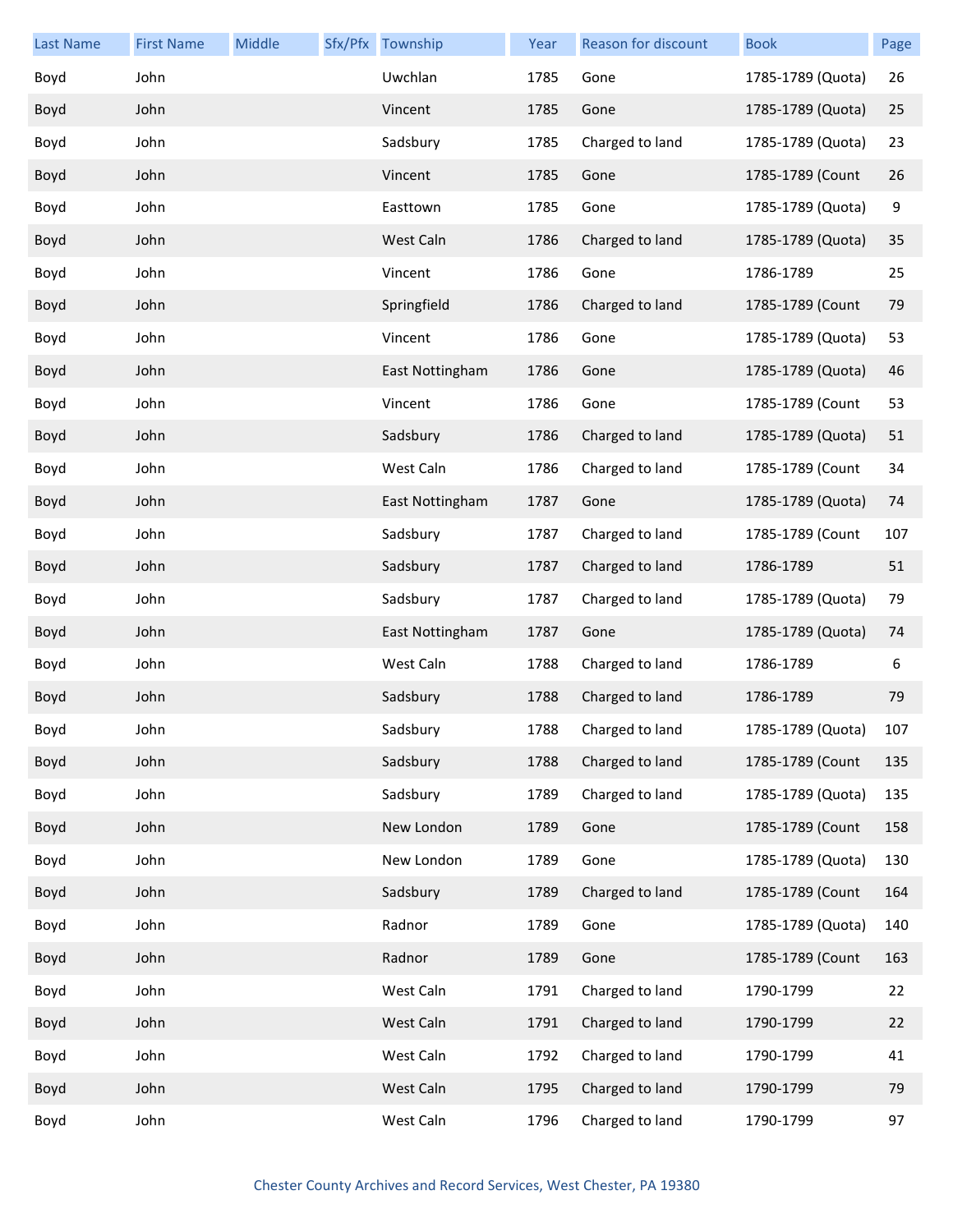| Last Name | First Name | Middle | Sfx/Pfx | Township | Year | Reason for discount | Book | Page |
|---|---|---|---|---|---|---|---|---|
| Boyd | John | | | Uwchlan | 1785 | Gone | 1785-1789 (Quota) | 26 |
| Boyd | John | | | Vincent | 1785 | Gone | 1785-1789 (Quota) | 25 |
| Boyd | John | | | Sadsbury | 1785 | Charged to land | 1785-1789 (Quota) | 23 |
| Boyd | John | | | Vincent | 1785 | Gone | 1785-1789 (Count | 26 |
| Boyd | John | | | Easttown | 1785 | Gone | 1785-1789 (Quota) | 9 |
| Boyd | John | | | West Caln | 1786 | Charged to land | 1785-1789 (Quota) | 35 |
| Boyd | John | | | Vincent | 1786 | Gone | 1786-1789 | 25 |
| Boyd | John | | | Springfield | 1786 | Charged to land | 1785-1789 (Count | 79 |
| Boyd | John | | | Vincent | 1786 | Gone | 1785-1789 (Quota) | 53 |
| Boyd | John | | | East Nottingham | 1786 | Gone | 1785-1789 (Quota) | 46 |
| Boyd | John | | | Vincent | 1786 | Gone | 1785-1789 (Count | 53 |
| Boyd | John | | | Sadsbury | 1786 | Charged to land | 1785-1789 (Quota) | 51 |
| Boyd | John | | | West Caln | 1786 | Charged to land | 1785-1789 (Count | 34 |
| Boyd | John | | | East Nottingham | 1787 | Gone | 1785-1789 (Quota) | 74 |
| Boyd | John | | | Sadsbury | 1787 | Charged to land | 1785-1789 (Count | 107 |
| Boyd | John | | | Sadsbury | 1787 | Charged to land | 1786-1789 | 51 |
| Boyd | John | | | Sadsbury | 1787 | Charged to land | 1785-1789 (Quota) | 79 |
| Boyd | John | | | East Nottingham | 1787 | Gone | 1785-1789 (Quota) | 74 |
| Boyd | John | | | West Caln | 1788 | Charged to land | 1786-1789 | 6 |
| Boyd | John | | | Sadsbury | 1788 | Charged to land | 1786-1789 | 79 |
| Boyd | John | | | Sadsbury | 1788 | Charged to land | 1785-1789 (Quota) | 107 |
| Boyd | John | | | Sadsbury | 1788 | Charged to land | 1785-1789 (Count | 135 |
| Boyd | John | | | Sadsbury | 1789 | Charged to land | 1785-1789 (Quota) | 135 |
| Boyd | John | | | New London | 1789 | Gone | 1785-1789 (Count | 158 |
| Boyd | John | | | New London | 1789 | Gone | 1785-1789 (Quota) | 130 |
| Boyd | John | | | Sadsbury | 1789 | Charged to land | 1785-1789 (Count | 164 |
| Boyd | John | | | Radnor | 1789 | Gone | 1785-1789 (Quota) | 140 |
| Boyd | John | | | Radnor | 1789 | Gone | 1785-1789 (Count | 163 |
| Boyd | John | | | West Caln | 1791 | Charged to land | 1790-1799 | 22 |
| Boyd | John | | | West Caln | 1791 | Charged to land | 1790-1799 | 22 |
| Boyd | John | | | West Caln | 1792 | Charged to land | 1790-1799 | 41 |
| Boyd | John | | | West Caln | 1795 | Charged to land | 1790-1799 | 79 |
| Boyd | John | | | West Caln | 1796 | Charged to land | 1790-1799 | 97 |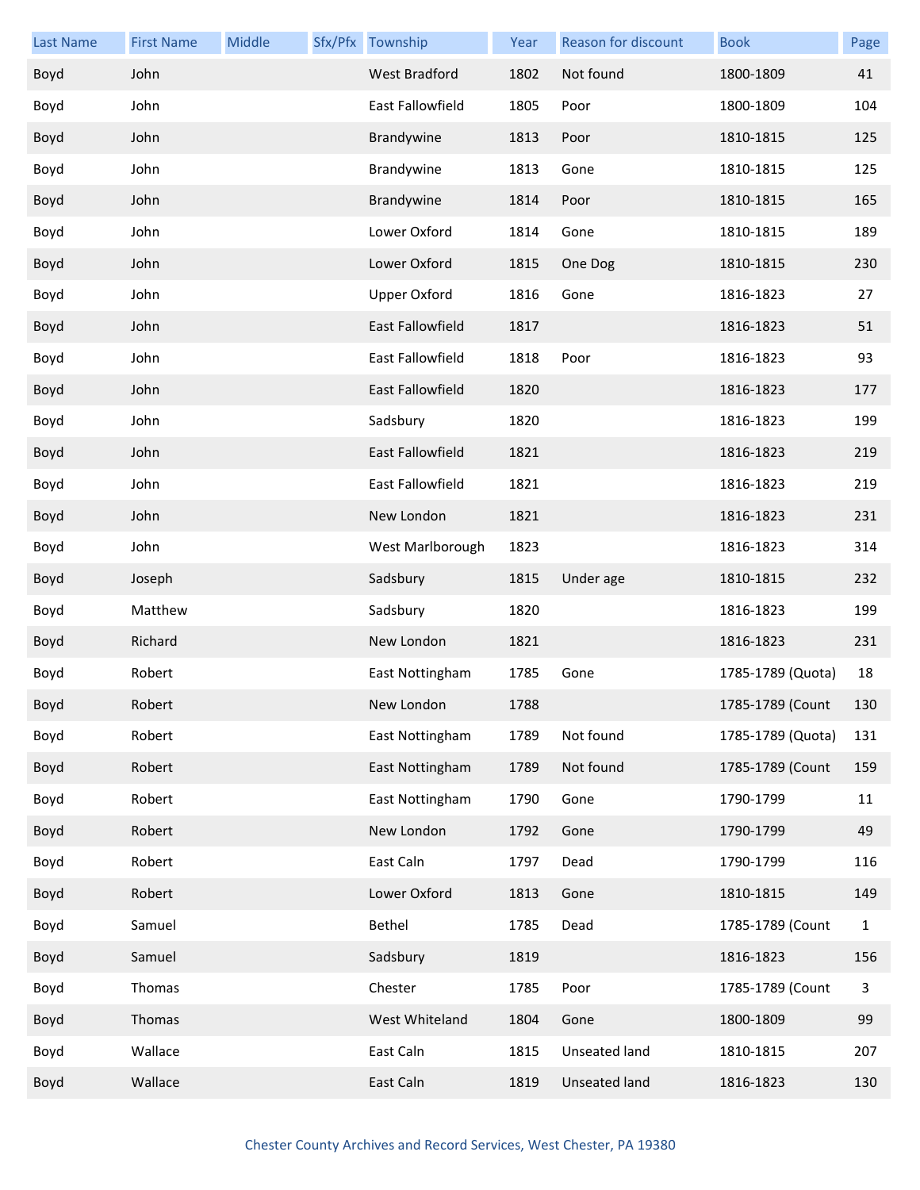| Last Name | First Name | Middle | Sfx/Pfx | Township | Year | Reason for discount | Book | Page |
|---|---|---|---|---|---|---|---|---|
| Boyd | John | | | West Bradford | 1802 | Not found | 1800-1809 | 41 |
| Boyd | John | | | East Fallowfield | 1805 | Poor | 1800-1809 | 104 |
| Boyd | John | | | Brandywine | 1813 | Poor | 1810-1815 | 125 |
| Boyd | John | | | Brandywine | 1813 | Gone | 1810-1815 | 125 |
| Boyd | John | | | Brandywine | 1814 | Poor | 1810-1815 | 165 |
| Boyd | John | | | Lower Oxford | 1814 | Gone | 1810-1815 | 189 |
| Boyd | John | | | Lower Oxford | 1815 | One Dog | 1810-1815 | 230 |
| Boyd | John | | | Upper Oxford | 1816 | Gone | 1816-1823 | 27 |
| Boyd | John | | | East Fallowfield | 1817 | | 1816-1823 | 51 |
| Boyd | John | | | East Fallowfield | 1818 | Poor | 1816-1823 | 93 |
| Boyd | John | | | East Fallowfield | 1820 | | 1816-1823 | 177 |
| Boyd | John | | | Sadsbury | 1820 | | 1816-1823 | 199 |
| Boyd | John | | | East Fallowfield | 1821 | | 1816-1823 | 219 |
| Boyd | John | | | East Fallowfield | 1821 | | 1816-1823 | 219 |
| Boyd | John | | | New London | 1821 | | 1816-1823 | 231 |
| Boyd | John | | | West Marlborough | 1823 | | 1816-1823 | 314 |
| Boyd | Joseph | | | Sadsbury | 1815 | Under age | 1810-1815 | 232 |
| Boyd | Matthew | | | Sadsbury | 1820 | | 1816-1823 | 199 |
| Boyd | Richard | | | New London | 1821 | | 1816-1823 | 231 |
| Boyd | Robert | | | East Nottingham | 1785 | Gone | 1785-1789 (Quota) | 18 |
| Boyd | Robert | | | New London | 1788 | | 1785-1789 (Count | 130 |
| Boyd | Robert | | | East Nottingham | 1789 | Not found | 1785-1789 (Quota) | 131 |
| Boyd | Robert | | | East Nottingham | 1789 | Not found | 1785-1789 (Count | 159 |
| Boyd | Robert | | | East Nottingham | 1790 | Gone | 1790-1799 | 11 |
| Boyd | Robert | | | New London | 1792 | Gone | 1790-1799 | 49 |
| Boyd | Robert | | | East Caln | 1797 | Dead | 1790-1799 | 116 |
| Boyd | Robert | | | Lower Oxford | 1813 | Gone | 1810-1815 | 149 |
| Boyd | Samuel | | | Bethel | 1785 | Dead | 1785-1789 (Count | 1 |
| Boyd | Samuel | | | Sadsbury | 1819 | | 1816-1823 | 156 |
| Boyd | Thomas | | | Chester | 1785 | Poor | 1785-1789 (Count | 3 |
| Boyd | Thomas | | | West Whiteland | 1804 | Gone | 1800-1809 | 99 |
| Boyd | Wallace | | | East Caln | 1815 | Unseated land | 1810-1815 | 207 |
| Boyd | Wallace | | | East Caln | 1819 | Unseated land | 1816-1823 | 130 |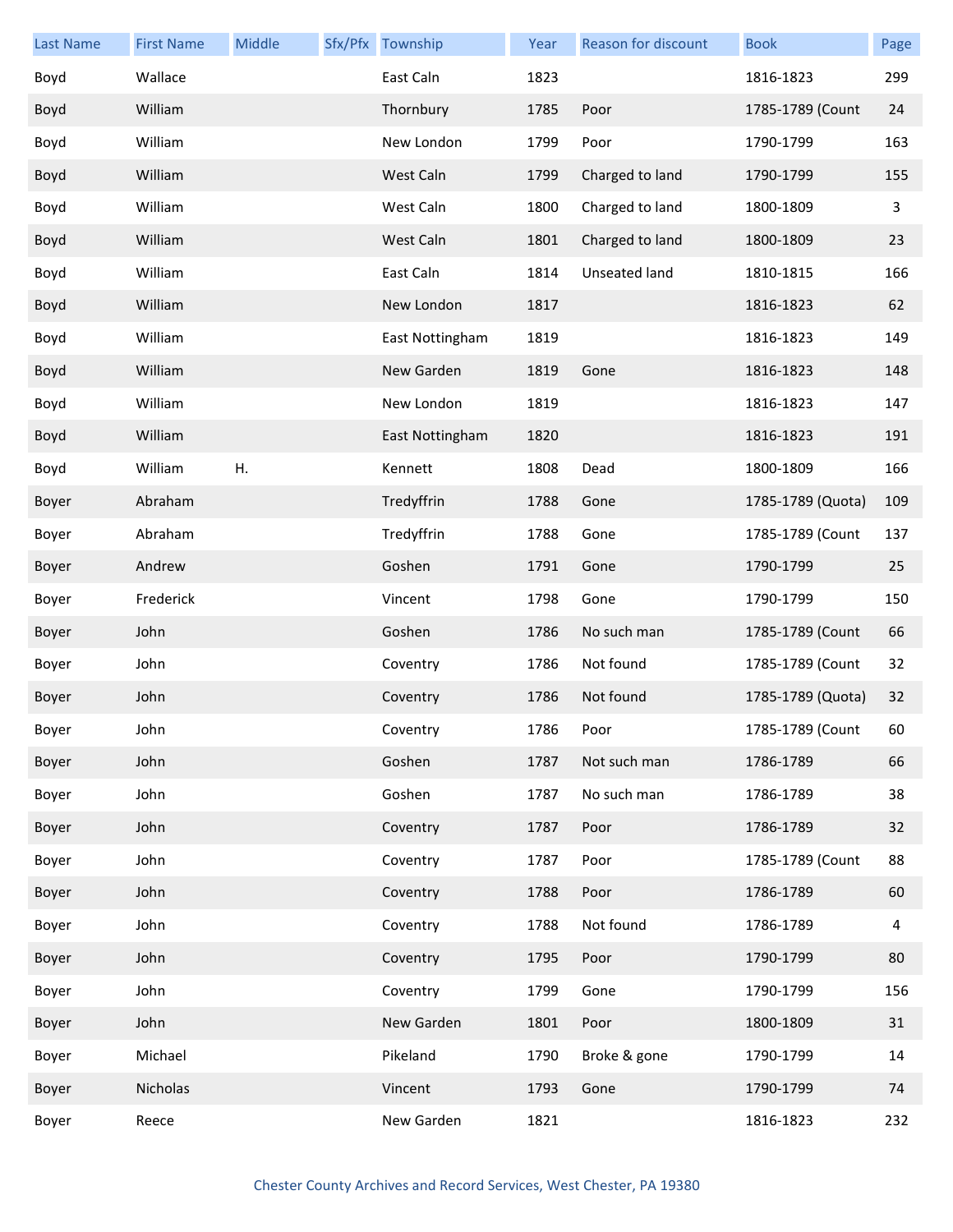| Last Name | First Name | Middle | Sfx/Pfx | Township | Year | Reason for discount | Book | Page |
|---|---|---|---|---|---|---|---|---|
| Boyd | Wallace | | | East Caln | 1823 | | 1816-1823 | 299 |
| Boyd | William | | | Thornbury | 1785 | Poor | 1785-1789 (Count | 24 |
| Boyd | William | | | New London | 1799 | Poor | 1790-1799 | 163 |
| Boyd | William | | | West Caln | 1799 | Charged to land | 1790-1799 | 155 |
| Boyd | William | | | West Caln | 1800 | Charged to land | 1800-1809 | 3 |
| Boyd | William | | | West Caln | 1801 | Charged to land | 1800-1809 | 23 |
| Boyd | William | | | East Caln | 1814 | Unseated land | 1810-1815 | 166 |
| Boyd | William | | | New London | 1817 | | 1816-1823 | 62 |
| Boyd | William | | | East Nottingham | 1819 | | 1816-1823 | 149 |
| Boyd | William | | | New Garden | 1819 | Gone | 1816-1823 | 148 |
| Boyd | William | | | New London | 1819 | | 1816-1823 | 147 |
| Boyd | William | | | East Nottingham | 1820 | | 1816-1823 | 191 |
| Boyd | William | H. | | Kennett | 1808 | Dead | 1800-1809 | 166 |
| Boyer | Abraham | | | Tredyffrin | 1788 | Gone | 1785-1789 (Quota) | 109 |
| Boyer | Abraham | | | Tredyffrin | 1788 | Gone | 1785-1789 (Count | 137 |
| Boyer | Andrew | | | Goshen | 1791 | Gone | 1790-1799 | 25 |
| Boyer | Frederick | | | Vincent | 1798 | Gone | 1790-1799 | 150 |
| Boyer | John | | | Goshen | 1786 | No such man | 1785-1789 (Count | 66 |
| Boyer | John | | | Coventry | 1786 | Not found | 1785-1789 (Count | 32 |
| Boyer | John | | | Coventry | 1786 | Not found | 1785-1789 (Quota) | 32 |
| Boyer | John | | | Coventry | 1786 | Poor | 1785-1789 (Count | 60 |
| Boyer | John | | | Goshen | 1787 | Not such man | 1786-1789 | 66 |
| Boyer | John | | | Goshen | 1787 | No such man | 1786-1789 | 38 |
| Boyer | John | | | Coventry | 1787 | Poor | 1786-1789 | 32 |
| Boyer | John | | | Coventry | 1787 | Poor | 1785-1789 (Count | 88 |
| Boyer | John | | | Coventry | 1788 | Poor | 1786-1789 | 60 |
| Boyer | John | | | Coventry | 1788 | Not found | 1786-1789 | 4 |
| Boyer | John | | | Coventry | 1795 | Poor | 1790-1799 | 80 |
| Boyer | John | | | Coventry | 1799 | Gone | 1790-1799 | 156 |
| Boyer | John | | | New Garden | 1801 | Poor | 1800-1809 | 31 |
| Boyer | Michael | | | Pikeland | 1790 | Broke & gone | 1790-1799 | 14 |
| Boyer | Nicholas | | | Vincent | 1793 | Gone | 1790-1799 | 74 |
| Boyer | Reece | | | New Garden | 1821 | | 1816-1823 | 232 |

Chester County Archives and Record Services, West Chester, PA 19380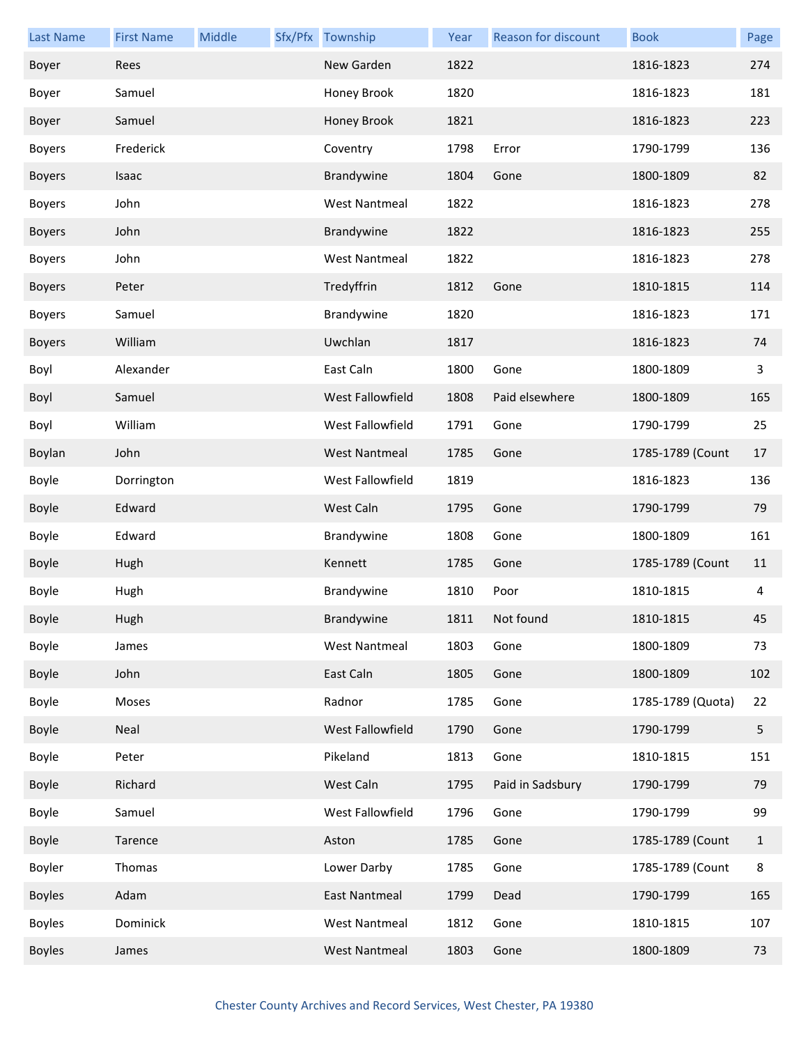| Last Name | First Name | Middle | Sfx/Pfx | Township | Year | Reason for discount | Book | Page |
|---|---|---|---|---|---|---|---|---|
| Boyer | Rees | | | New Garden | 1822 | | 1816-1823 | 274 |
| Boyer | Samuel | | | Honey Brook | 1820 | | 1816-1823 | 181 |
| Boyer | Samuel | | | Honey Brook | 1821 | | 1816-1823 | 223 |
| Boyers | Frederick | | | Coventry | 1798 | Error | 1790-1799 | 136 |
| Boyers | Isaac | | | Brandywine | 1804 | Gone | 1800-1809 | 82 |
| Boyers | John | | | West Nantmeal | 1822 | | 1816-1823 | 278 |
| Boyers | John | | | Brandywine | 1822 | | 1816-1823 | 255 |
| Boyers | John | | | West Nantmeal | 1822 | | 1816-1823 | 278 |
| Boyers | Peter | | | Tredyffrin | 1812 | Gone | 1810-1815 | 114 |
| Boyers | Samuel | | | Brandywine | 1820 | | 1816-1823 | 171 |
| Boyers | William | | | Uwchlan | 1817 | | 1816-1823 | 74 |
| Boyl | Alexander | | | East Caln | 1800 | Gone | 1800-1809 | 3 |
| Boyl | Samuel | | | West Fallowfield | 1808 | Paid elsewhere | 1800-1809 | 165 |
| Boyl | William | | | West Fallowfield | 1791 | Gone | 1790-1799 | 25 |
| Boylan | John | | | West Nantmeal | 1785 | Gone | 1785-1789 (Count | 17 |
| Boyle | Dorrington | | | West Fallowfield | 1819 | | 1816-1823 | 136 |
| Boyle | Edward | | | West Caln | 1795 | Gone | 1790-1799 | 79 |
| Boyle | Edward | | | Brandywine | 1808 | Gone | 1800-1809 | 161 |
| Boyle | Hugh | | | Kennett | 1785 | Gone | 1785-1789 (Count | 11 |
| Boyle | Hugh | | | Brandywine | 1810 | Poor | 1810-1815 | 4 |
| Boyle | Hugh | | | Brandywine | 1811 | Not found | 1810-1815 | 45 |
| Boyle | James | | | West Nantmeal | 1803 | Gone | 1800-1809 | 73 |
| Boyle | John | | | East Caln | 1805 | Gone | 1800-1809 | 102 |
| Boyle | Moses | | | Radnor | 1785 | Gone | 1785-1789 (Quota) | 22 |
| Boyle | Neal | | | West Fallowfield | 1790 | Gone | 1790-1799 | 5 |
| Boyle | Peter | | | Pikeland | 1813 | Gone | 1810-1815 | 151 |
| Boyle | Richard | | | West Caln | 1795 | Paid in Sadsbury | 1790-1799 | 79 |
| Boyle | Samuel | | | West Fallowfield | 1796 | Gone | 1790-1799 | 99 |
| Boyle | Tarence | | | Aston | 1785 | Gone | 1785-1789 (Count | 1 |
| Boyler | Thomas | | | Lower Darby | 1785 | Gone | 1785-1789 (Count | 8 |
| Boyles | Adam | | | East Nantmeal | 1799 | Dead | 1790-1799 | 165 |
| Boyles | Dominick | | | West Nantmeal | 1812 | Gone | 1810-1815 | 107 |
| Boyles | James | | | West Nantmeal | 1803 | Gone | 1800-1809 | 73 |

Chester County Archives and Record Services, West Chester, PA 19380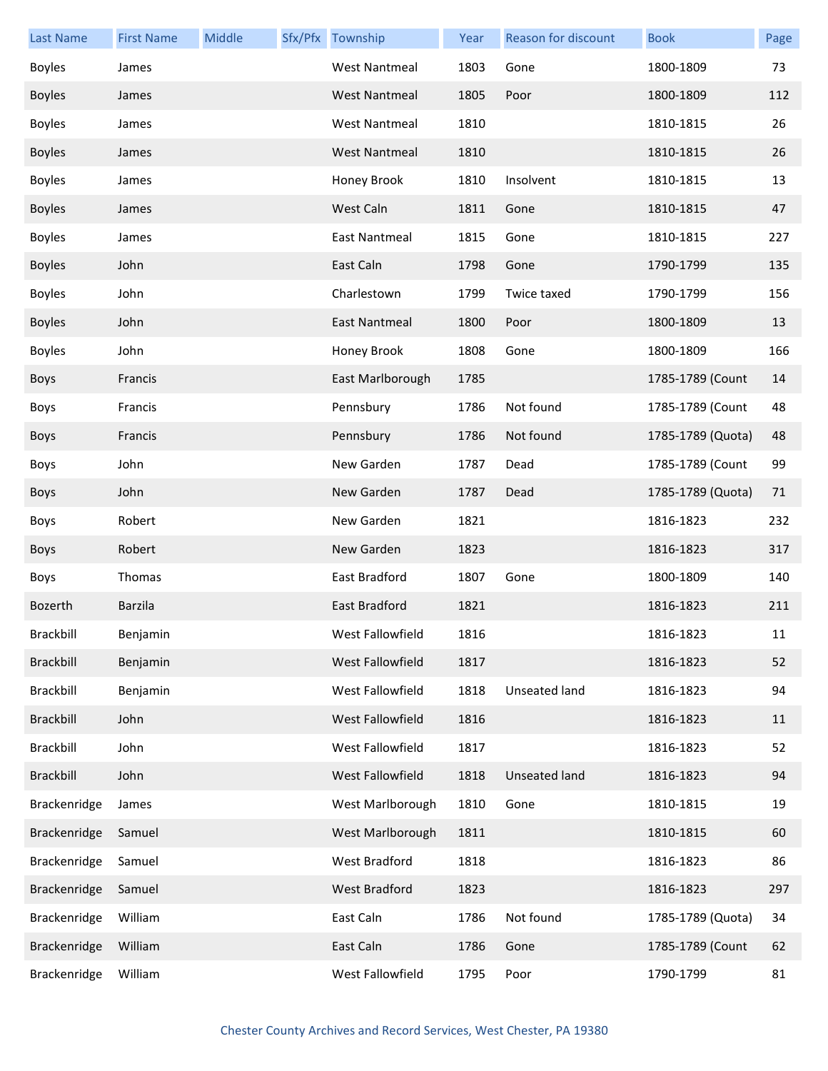| Last Name | First Name | Middle | Sfx/Pfx | Township | Year | Reason for discount | Book | Page |
|---|---|---|---|---|---|---|---|---|
| Boyles | James | | | West Nantmeal | 1803 | Gone | 1800-1809 | 73 |
| Boyles | James | | | West Nantmeal | 1805 | Poor | 1800-1809 | 112 |
| Boyles | James | | | West Nantmeal | 1810 | | 1810-1815 | 26 |
| Boyles | James | | | West Nantmeal | 1810 | | 1810-1815 | 26 |
| Boyles | James | | | Honey Brook | 1810 | Insolvent | 1810-1815 | 13 |
| Boyles | James | | | West Caln | 1811 | Gone | 1810-1815 | 47 |
| Boyles | James | | | East Nantmeal | 1815 | Gone | 1810-1815 | 227 |
| Boyles | John | | | East Caln | 1798 | Gone | 1790-1799 | 135 |
| Boyles | John | | | Charlestown | 1799 | Twice taxed | 1790-1799 | 156 |
| Boyles | John | | | East Nantmeal | 1800 | Poor | 1800-1809 | 13 |
| Boyles | John | | | Honey Brook | 1808 | Gone | 1800-1809 | 166 |
| Boys | Francis | | | East Marlborough | 1785 | | 1785-1789 (Count | 14 |
| Boys | Francis | | | Pennsbury | 1786 | Not found | 1785-1789 (Count | 48 |
| Boys | Francis | | | Pennsbury | 1786 | Not found | 1785-1789 (Quota) | 48 |
| Boys | John | | | New Garden | 1787 | Dead | 1785-1789 (Count | 99 |
| Boys | John | | | New Garden | 1787 | Dead | 1785-1789 (Quota) | 71 |
| Boys | Robert | | | New Garden | 1821 | | 1816-1823 | 232 |
| Boys | Robert | | | New Garden | 1823 | | 1816-1823 | 317 |
| Boys | Thomas | | | East Bradford | 1807 | Gone | 1800-1809 | 140 |
| Bozerth | Barzila | | | East Bradford | 1821 | | 1816-1823 | 211 |
| Brackbill | Benjamin | | | West Fallowfield | 1816 | | 1816-1823 | 11 |
| Brackbill | Benjamin | | | West Fallowfield | 1817 | | 1816-1823 | 52 |
| Brackbill | Benjamin | | | West Fallowfield | 1818 | Unseated land | 1816-1823 | 94 |
| Brackbill | John | | | West Fallowfield | 1816 | | 1816-1823 | 11 |
| Brackbill | John | | | West Fallowfield | 1817 | | 1816-1823 | 52 |
| Brackbill | John | | | West Fallowfield | 1818 | Unseated land | 1816-1823 | 94 |
| Brackenridge | James | | | West Marlborough | 1810 | Gone | 1810-1815 | 19 |
| Brackenridge | Samuel | | | West Marlborough | 1811 | | 1810-1815 | 60 |
| Brackenridge | Samuel | | | West Bradford | 1818 | | 1816-1823 | 86 |
| Brackenridge | Samuel | | | West Bradford | 1823 | | 1816-1823 | 297 |
| Brackenridge | William | | | East Caln | 1786 | Not found | 1785-1789 (Quota) | 34 |
| Brackenridge | William | | | East Caln | 1786 | Gone | 1785-1789 (Count | 62 |
| Brackenridge | William | | | West Fallowfield | 1795 | Poor | 1790-1799 | 81 |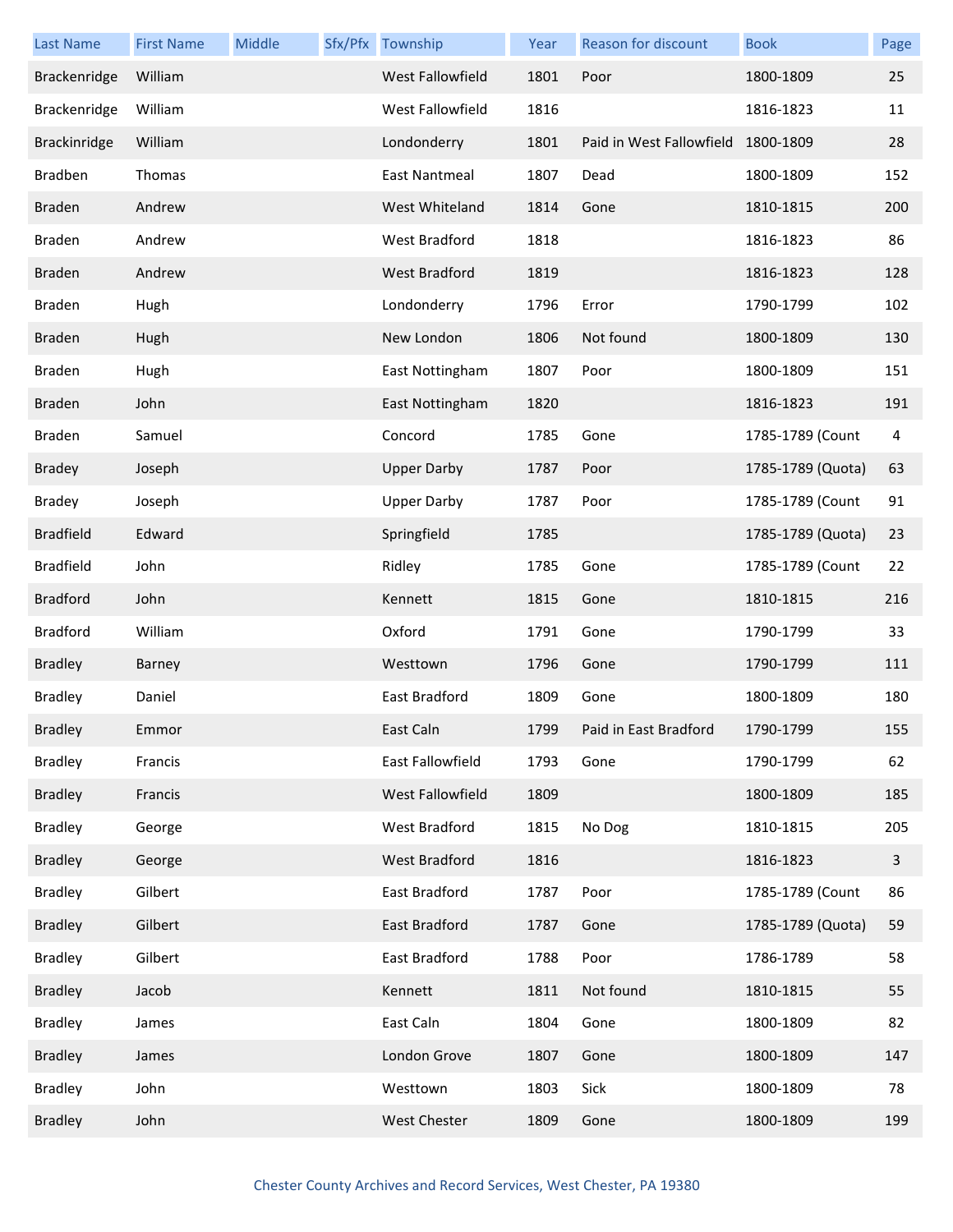| Last Name | First Name | Middle | Sfx/Pfx | Township | Year | Reason for discount | Book | Page |
|---|---|---|---|---|---|---|---|---|
| Brackenridge | William | | | West Fallowfield | 1801 | Poor | 1800-1809 | 25 |
| Brackenridge | William | | | West Fallowfield | 1816 | | 1816-1823 | 11 |
| Brackinridge | William | | | Londonderry | 1801 | Paid in West Fallowfield | 1800-1809 | 28 |
| Bradben | Thomas | | | East Nantmeal | 1807 | Dead | 1800-1809 | 152 |
| Braden | Andrew | | | West Whiteland | 1814 | Gone | 1810-1815 | 200 |
| Braden | Andrew | | | West Bradford | 1818 | | 1816-1823 | 86 |
| Braden | Andrew | | | West Bradford | 1819 | | 1816-1823 | 128 |
| Braden | Hugh | | | Londonderry | 1796 | Error | 1790-1799 | 102 |
| Braden | Hugh | | | New London | 1806 | Not found | 1800-1809 | 130 |
| Braden | Hugh | | | East Nottingham | 1807 | Poor | 1800-1809 | 151 |
| Braden | John | | | East Nottingham | 1820 | | 1816-1823 | 191 |
| Braden | Samuel | | | Concord | 1785 | Gone | 1785-1789 (Count | 4 |
| Bradey | Joseph | | | Upper Darby | 1787 | Poor | 1785-1789 (Quota) | 63 |
| Bradey | Joseph | | | Upper Darby | 1787 | Poor | 1785-1789 (Count | 91 |
| Bradfield | Edward | | | Springfield | 1785 | | 1785-1789 (Quota) | 23 |
| Bradfield | John | | | Ridley | 1785 | Gone | 1785-1789 (Count | 22 |
| Bradford | John | | | Kennett | 1815 | Gone | 1810-1815 | 216 |
| Bradford | William | | | Oxford | 1791 | Gone | 1790-1799 | 33 |
| Bradley | Barney | | | Westtown | 1796 | Gone | 1790-1799 | 111 |
| Bradley | Daniel | | | East Bradford | 1809 | Gone | 1800-1809 | 180 |
| Bradley | Emmor | | | East Caln | 1799 | Paid in East Bradford | 1790-1799 | 155 |
| Bradley | Francis | | | East Fallowfield | 1793 | Gone | 1790-1799 | 62 |
| Bradley | Francis | | | West Fallowfield | 1809 | | 1800-1809 | 185 |
| Bradley | George | | | West Bradford | 1815 | No Dog | 1810-1815 | 205 |
| Bradley | George | | | West Bradford | 1816 | | 1816-1823 | 3 |
| Bradley | Gilbert | | | East Bradford | 1787 | Poor | 1785-1789 (Count | 86 |
| Bradley | Gilbert | | | East Bradford | 1787 | Gone | 1785-1789 (Quota) | 59 |
| Bradley | Gilbert | | | East Bradford | 1788 | Poor | 1786-1789 | 58 |
| Bradley | Jacob | | | Kennett | 1811 | Not found | 1810-1815 | 55 |
| Bradley | James | | | East Caln | 1804 | Gone | 1800-1809 | 82 |
| Bradley | James | | | London Grove | 1807 | Gone | 1800-1809 | 147 |
| Bradley | John | | | Westtown | 1803 | Sick | 1800-1809 | 78 |
| Bradley | John | | | West Chester | 1809 | Gone | 1800-1809 | 199 |

Chester County Archives and Record Services, West Chester, PA 19380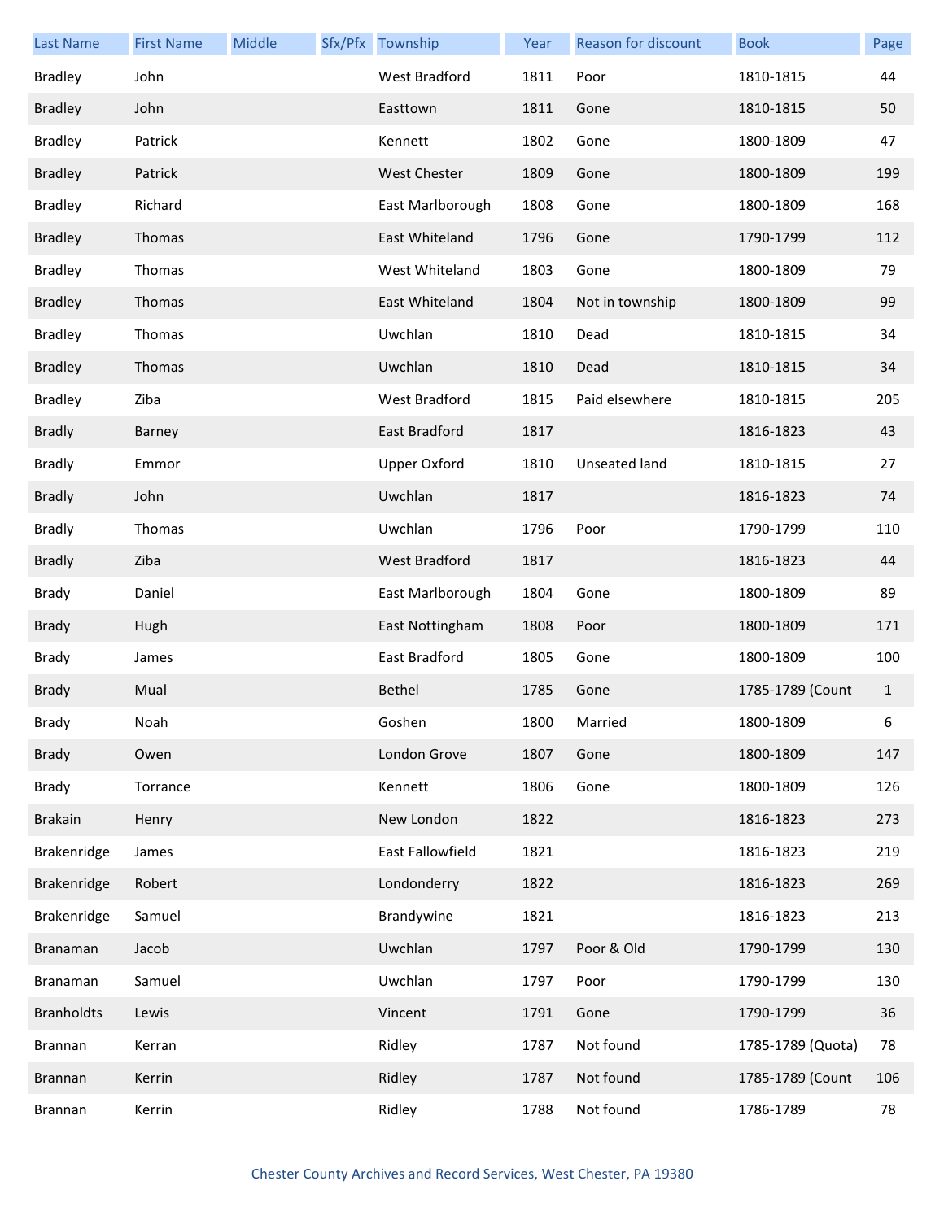| Last Name | First Name | Middle | Sfx/Pfx | Township | Year | Reason for discount | Book | Page |
|---|---|---|---|---|---|---|---|---|
| Bradley | John | | | West Bradford | 1811 | Poor | 1810-1815 | 44 |
| Bradley | John | | | Easttown | 1811 | Gone | 1810-1815 | 50 |
| Bradley | Patrick | | | Kennett | 1802 | Gone | 1800-1809 | 47 |
| Bradley | Patrick | | | West Chester | 1809 | Gone | 1800-1809 | 199 |
| Bradley | Richard | | | East Marlborough | 1808 | Gone | 1800-1809 | 168 |
| Bradley | Thomas | | | East Whiteland | 1796 | Gone | 1790-1799 | 112 |
| Bradley | Thomas | | | West Whiteland | 1803 | Gone | 1800-1809 | 79 |
| Bradley | Thomas | | | East Whiteland | 1804 | Not in township | 1800-1809 | 99 |
| Bradley | Thomas | | | Uwchlan | 1810 | Dead | 1810-1815 | 34 |
| Bradley | Thomas | | | Uwchlan | 1810 | Dead | 1810-1815 | 34 |
| Bradley | Ziba | | | West Bradford | 1815 | Paid elsewhere | 1810-1815 | 205 |
| Bradly | Barney | | | East Bradford | 1817 | | 1816-1823 | 43 |
| Bradly | Emmor | | | Upper Oxford | 1810 | Unseated land | 1810-1815 | 27 |
| Bradly | John | | | Uwchlan | 1817 | | 1816-1823 | 74 |
| Bradly | Thomas | | | Uwchlan | 1796 | Poor | 1790-1799 | 110 |
| Bradly | Ziba | | | West Bradford | 1817 | | 1816-1823 | 44 |
| Brady | Daniel | | | East Marlborough | 1804 | Gone | 1800-1809 | 89 |
| Brady | Hugh | | | East Nottingham | 1808 | Poor | 1800-1809 | 171 |
| Brady | James | | | East Bradford | 1805 | Gone | 1800-1809 | 100 |
| Brady | Mual | | | Bethel | 1785 | Gone | 1785-1789 (Count | 1 |
| Brady | Noah | | | Goshen | 1800 | Married | 1800-1809 | 6 |
| Brady | Owen | | | London Grove | 1807 | Gone | 1800-1809 | 147 |
| Brady | Torrance | | | Kennett | 1806 | Gone | 1800-1809 | 126 |
| Brakain | Henry | | | New London | 1822 | | 1816-1823 | 273 |
| Brakenridge | James | | | East Fallowfield | 1821 | | 1816-1823 | 219 |
| Brakenridge | Robert | | | Londonderry | 1822 | | 1816-1823 | 269 |
| Brakenridge | Samuel | | | Brandywine | 1821 | | 1816-1823 | 213 |
| Branaman | Jacob | | | Uwchlan | 1797 | Poor & Old | 1790-1799 | 130 |
| Branaman | Samuel | | | Uwchlan | 1797 | Poor | 1790-1799 | 130 |
| Branholdts | Lewis | | | Vincent | 1791 | Gone | 1790-1799 | 36 |
| Brannan | Kerran | | | Ridley | 1787 | Not found | 1785-1789 (Quota) | 78 |
| Brannan | Kerrin | | | Ridley | 1787 | Not found | 1785-1789 (Count | 106 |
| Brannan | Kerrin | | | Ridley | 1788 | Not found | 1786-1789 | 78 |

Chester County Archives and Record Services, West Chester, PA 19380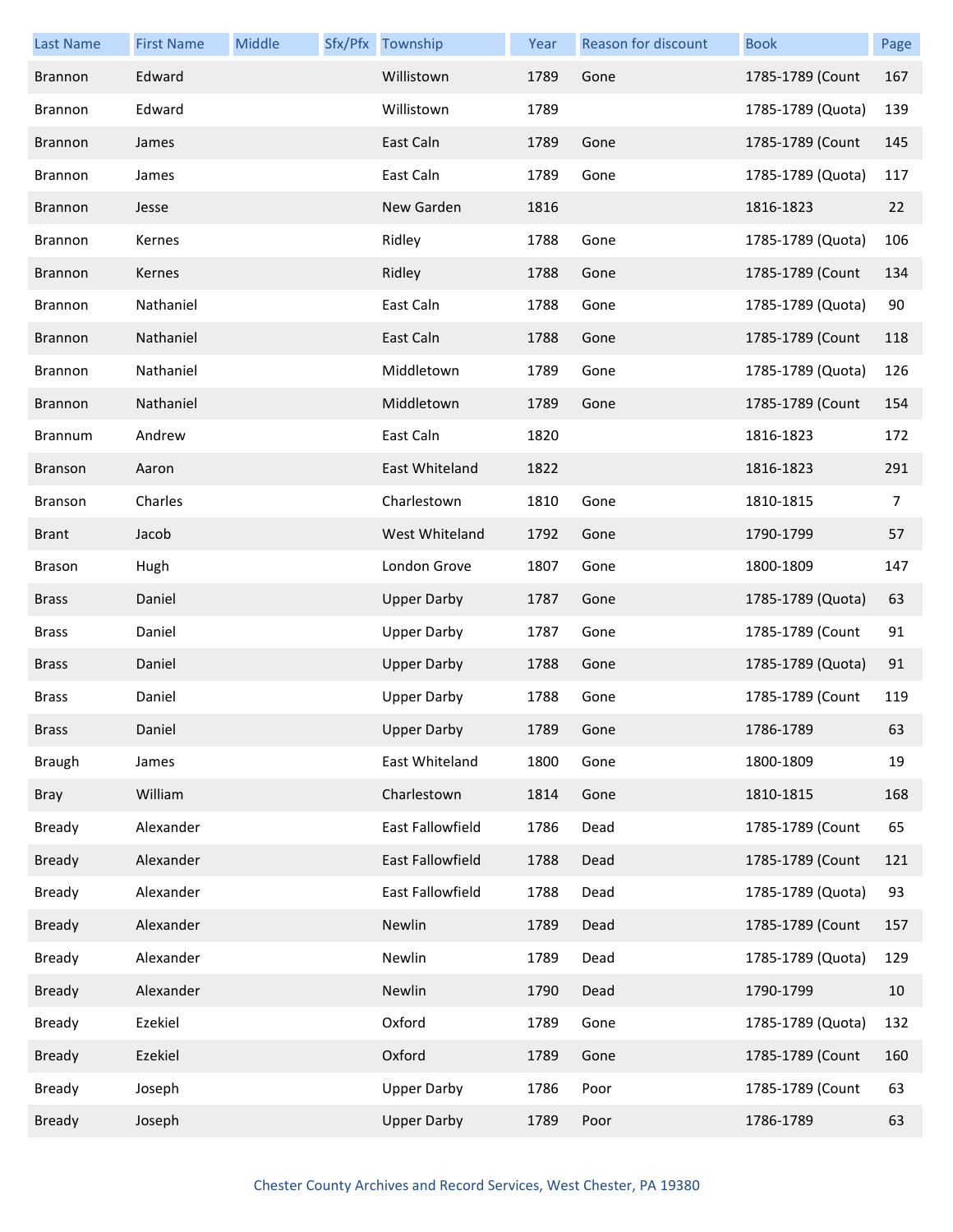| Last Name | First Name | Middle | Sfx/Pfx | Township | Year | Reason for discount | Book | Page |
|---|---|---|---|---|---|---|---|---|
| Brannon | Edward | | | Willistown | 1789 | Gone | 1785-1789 (Count | 167 |
| Brannon | Edward | | | Willistown | 1789 | | 1785-1789 (Quota) | 139 |
| Brannon | James | | | East Caln | 1789 | Gone | 1785-1789 (Count | 145 |
| Brannon | James | | | East Caln | 1789 | Gone | 1785-1789 (Quota) | 117 |
| Brannon | Jesse | | | New Garden | 1816 | | 1816-1823 | 22 |
| Brannon | Kernes | | | Ridley | 1788 | Gone | 1785-1789 (Quota) | 106 |
| Brannon | Kernes | | | Ridley | 1788 | Gone | 1785-1789 (Count | 134 |
| Brannon | Nathaniel | | | East Caln | 1788 | Gone | 1785-1789 (Quota) | 90 |
| Brannon | Nathaniel | | | East Caln | 1788 | Gone | 1785-1789 (Count | 118 |
| Brannon | Nathaniel | | | Middletown | 1789 | Gone | 1785-1789 (Quota) | 126 |
| Brannon | Nathaniel | | | Middletown | 1789 | Gone | 1785-1789 (Count | 154 |
| Brannum | Andrew | | | East Caln | 1820 | | 1816-1823 | 172 |
| Branson | Aaron | | | East Whiteland | 1822 | | 1816-1823 | 291 |
| Branson | Charles | | | Charlestown | 1810 | Gone | 1810-1815 | 7 |
| Brant | Jacob | | | West Whiteland | 1792 | Gone | 1790-1799 | 57 |
| Brason | Hugh | | | London Grove | 1807 | Gone | 1800-1809 | 147 |
| Brass | Daniel | | | Upper Darby | 1787 | Gone | 1785-1789 (Quota) | 63 |
| Brass | Daniel | | | Upper Darby | 1787 | Gone | 1785-1789 (Count | 91 |
| Brass | Daniel | | | Upper Darby | 1788 | Gone | 1785-1789 (Quota) | 91 |
| Brass | Daniel | | | Upper Darby | 1788 | Gone | 1785-1789 (Count | 119 |
| Brass | Daniel | | | Upper Darby | 1789 | Gone | 1786-1789 | 63 |
| Braugh | James | | | East Whiteland | 1800 | Gone | 1800-1809 | 19 |
| Bray | William | | | Charlestown | 1814 | Gone | 1810-1815 | 168 |
| Bready | Alexander | | | East Fallowfield | 1786 | Dead | 1785-1789 (Count | 65 |
| Bready | Alexander | | | East Fallowfield | 1788 | Dead | 1785-1789 (Count | 121 |
| Bready | Alexander | | | East Fallowfield | 1788 | Dead | 1785-1789 (Quota) | 93 |
| Bready | Alexander | | | Newlin | 1789 | Dead | 1785-1789 (Count | 157 |
| Bready | Alexander | | | Newlin | 1789 | Dead | 1785-1789 (Quota) | 129 |
| Bready | Alexander | | | Newlin | 1790 | Dead | 1790-1799 | 10 |
| Bready | Ezekiel | | | Oxford | 1789 | Gone | 1785-1789 (Quota) | 132 |
| Bready | Ezekiel | | | Oxford | 1789 | Gone | 1785-1789 (Count | 160 |
| Bready | Joseph | | | Upper Darby | 1786 | Poor | 1785-1789 (Count | 63 |
| Bready | Joseph | | | Upper Darby | 1789 | Poor | 1786-1789 | 63 |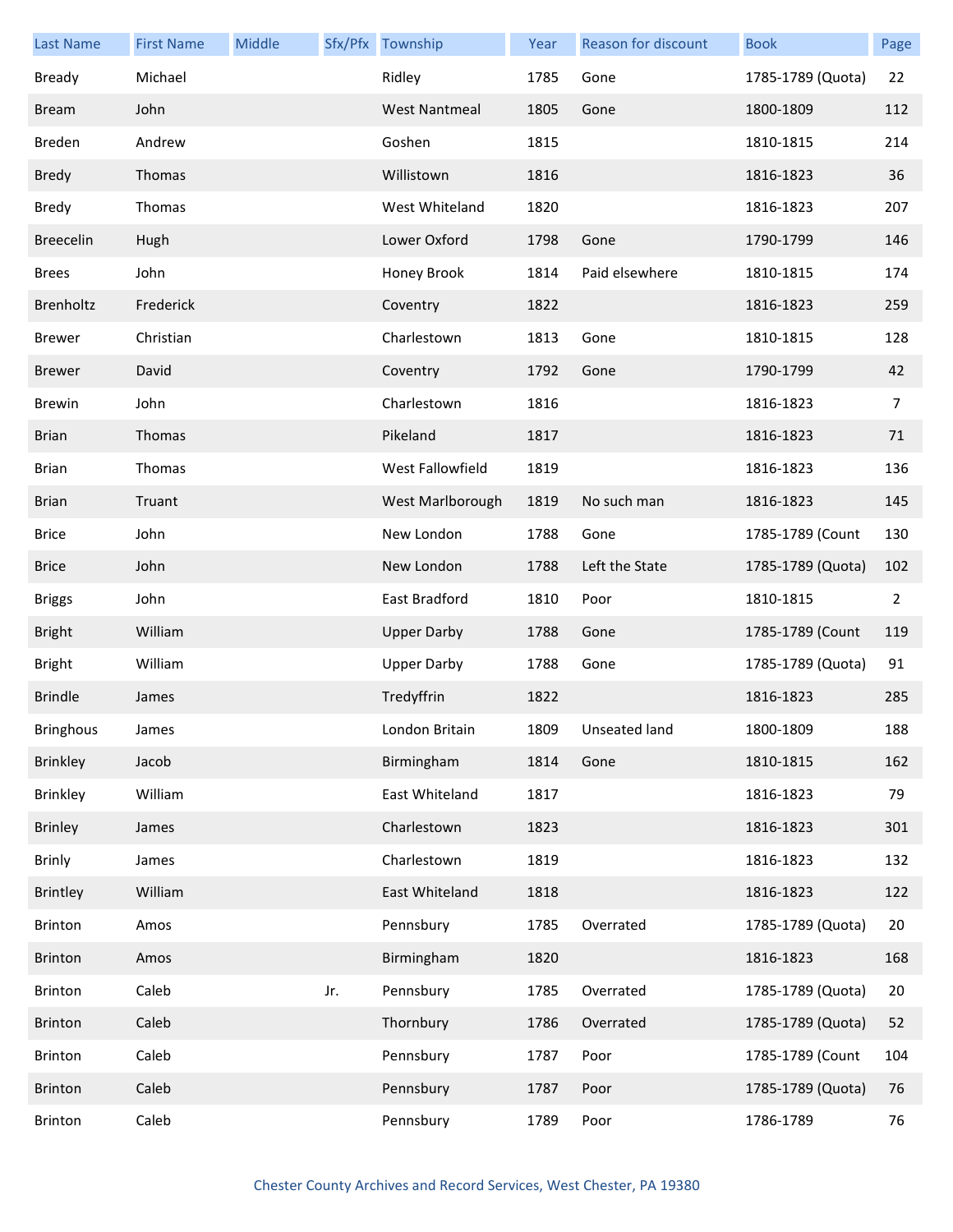| Last Name | First Name | Middle | Sfx/Pfx | Township | Year | Reason for discount | Book | Page |
|---|---|---|---|---|---|---|---|---|
| Bready | Michael | | | Ridley | 1785 | Gone | 1785-1789 (Quota) | 22 |
| Bream | John | | | West Nantmeal | 1805 | Gone | 1800-1809 | 112 |
| Breden | Andrew | | | Goshen | 1815 | | 1810-1815 | 214 |
| Bredy | Thomas | | | Willistown | 1816 | | 1816-1823 | 36 |
| Bredy | Thomas | | | West Whiteland | 1820 | | 1816-1823 | 207 |
| Breecelin | Hugh | | | Lower Oxford | 1798 | Gone | 1790-1799 | 146 |
| Brees | John | | | Honey Brook | 1814 | Paid elsewhere | 1810-1815 | 174 |
| Brenholtz | Frederick | | | Coventry | 1822 | | 1816-1823 | 259 |
| Brewer | Christian | | | Charlestown | 1813 | Gone | 1810-1815 | 128 |
| Brewer | David | | | Coventry | 1792 | Gone | 1790-1799 | 42 |
| Brewin | John | | | Charlestown | 1816 | | 1816-1823 | 7 |
| Brian | Thomas | | | Pikeland | 1817 | | 1816-1823 | 71 |
| Brian | Thomas | | | West Fallowfield | 1819 | | 1816-1823 | 136 |
| Brian | Truant | | | West Marlborough | 1819 | No such man | 1816-1823 | 145 |
| Brice | John | | | New London | 1788 | Gone | 1785-1789 (Count | 130 |
| Brice | John | | | New London | 1788 | Left the State | 1785-1789 (Quota) | 102 |
| Briggs | John | | | East Bradford | 1810 | Poor | 1810-1815 | 2 |
| Bright | William | | | Upper Darby | 1788 | Gone | 1785-1789 (Count | 119 |
| Bright | William | | | Upper Darby | 1788 | Gone | 1785-1789 (Quota) | 91 |
| Brindle | James | | | Tredyffrin | 1822 | | 1816-1823 | 285 |
| Bringhous | James | | | London Britain | 1809 | Unseated land | 1800-1809 | 188 |
| Brinkley | Jacob | | | Birmingham | 1814 | Gone | 1810-1815 | 162 |
| Brinkley | William | | | East Whiteland | 1817 | | 1816-1823 | 79 |
| Brinley | James | | | Charlestown | 1823 | | 1816-1823 | 301 |
| Brinly | James | | | Charlestown | 1819 | | 1816-1823 | 132 |
| Brintley | William | | | East Whiteland | 1818 | | 1816-1823 | 122 |
| Brinton | Amos | | | Pennsbury | 1785 | Overrated | 1785-1789 (Quota) | 20 |
| Brinton | Amos | | | Birmingham | 1820 | | 1816-1823 | 168 |
| Brinton | Caleb | | Jr. | Pennsbury | 1785 | Overrated | 1785-1789 (Quota) | 20 |
| Brinton | Caleb | | | Thornbury | 1786 | Overrated | 1785-1789 (Quota) | 52 |
| Brinton | Caleb | | | Pennsbury | 1787 | Poor | 1785-1789 (Count | 104 |
| Brinton | Caleb | | | Pennsbury | 1787 | Poor | 1785-1789 (Quota) | 76 |
| Brinton | Caleb | | | Pennsbury | 1789 | Poor | 1786-1789 | 76 |

Chester County Archives and Record Services, West Chester, PA 19380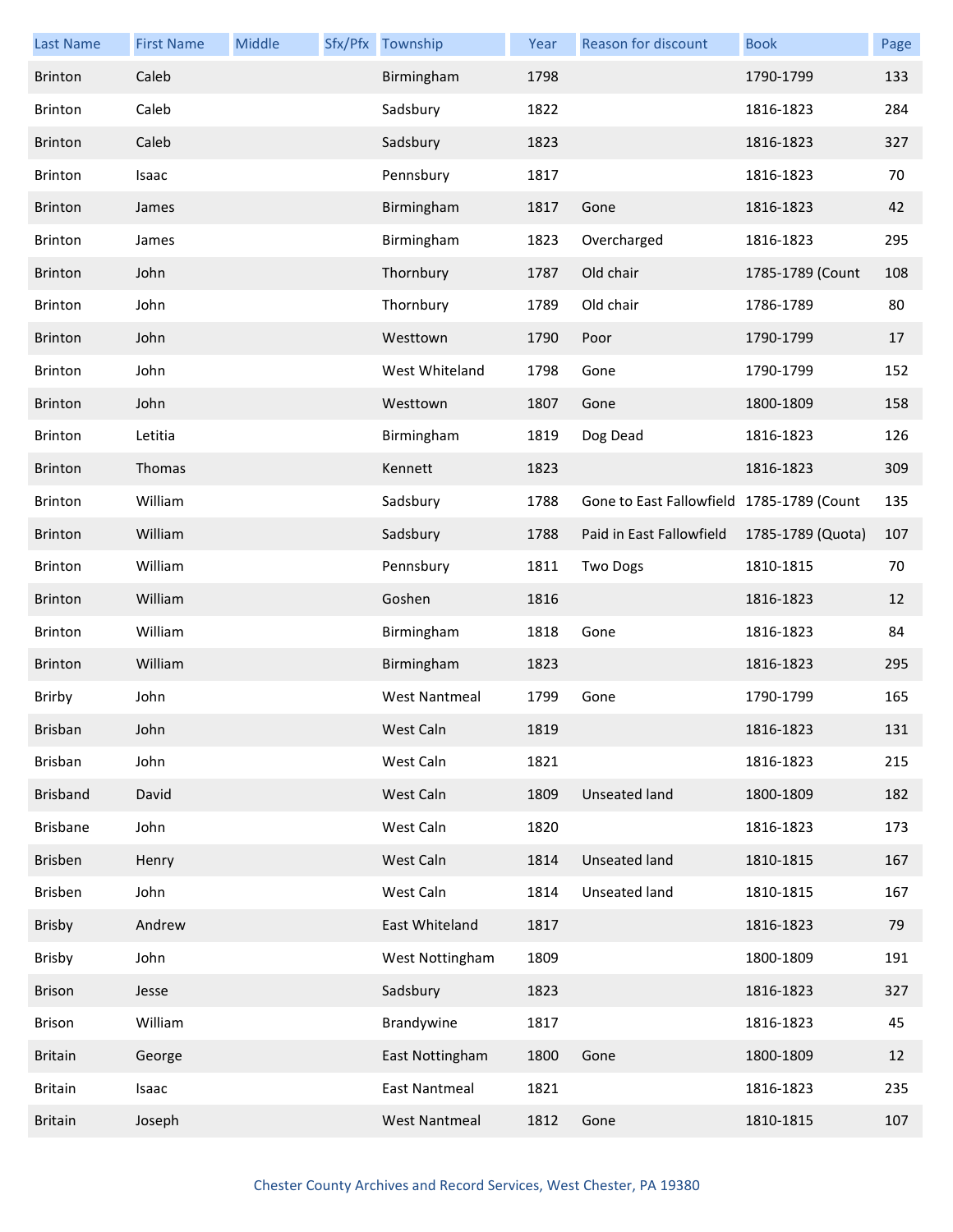| Last Name | First Name | Middle | Sfx/Pfx | Township | Year | Reason for discount | Book | Page |
|---|---|---|---|---|---|---|---|---|
| Brinton | Caleb | | | Birmingham | 1798 | | 1790-1799 | 133 |
| Brinton | Caleb | | | Sadsbury | 1822 | | 1816-1823 | 284 |
| Brinton | Caleb | | | Sadsbury | 1823 | | 1816-1823 | 327 |
| Brinton | Isaac | | | Pennsbury | 1817 | | 1816-1823 | 70 |
| Brinton | James | | | Birmingham | 1817 | Gone | 1816-1823 | 42 |
| Brinton | James | | | Birmingham | 1823 | Overcharged | 1816-1823 | 295 |
| Brinton | John | | | Thornbury | 1787 | Old chair | 1785-1789 (Count | 108 |
| Brinton | John | | | Thornbury | 1789 | Old chair | 1786-1789 | 80 |
| Brinton | John | | | Westtown | 1790 | Poor | 1790-1799 | 17 |
| Brinton | John | | | West Whiteland | 1798 | Gone | 1790-1799 | 152 |
| Brinton | John | | | Westtown | 1807 | Gone | 1800-1809 | 158 |
| Brinton | Letitia | | | Birmingham | 1819 | Dog Dead | 1816-1823 | 126 |
| Brinton | Thomas | | | Kennett | 1823 | | 1816-1823 | 309 |
| Brinton | William | | | Sadsbury | 1788 | Gone to East Fallowfield | 1785-1789 (Count | 135 |
| Brinton | William | | | Sadsbury | 1788 | Paid in East Fallowfield | 1785-1789 (Quota) | 107 |
| Brinton | William | | | Pennsbury | 1811 | Two Dogs | 1810-1815 | 70 |
| Brinton | William | | | Goshen | 1816 | | 1816-1823 | 12 |
| Brinton | William | | | Birmingham | 1818 | Gone | 1816-1823 | 84 |
| Brinton | William | | | Birmingham | 1823 | | 1816-1823 | 295 |
| Brirby | John | | | West Nantmeal | 1799 | Gone | 1790-1799 | 165 |
| Brisban | John | | | West Caln | 1819 | | 1816-1823 | 131 |
| Brisban | John | | | West Caln | 1821 | | 1816-1823 | 215 |
| Brisband | David | | | West Caln | 1809 | Unseated land | 1800-1809 | 182 |
| Brisbane | John | | | West Caln | 1820 | | 1816-1823 | 173 |
| Brisben | Henry | | | West Caln | 1814 | Unseated land | 1810-1815 | 167 |
| Brisben | John | | | West Caln | 1814 | Unseated land | 1810-1815 | 167 |
| Brisby | Andrew | | | East Whiteland | 1817 | | 1816-1823 | 79 |
| Brisby | John | | | West Nottingham | 1809 | | 1800-1809 | 191 |
| Brison | Jesse | | | Sadsbury | 1823 | | 1816-1823 | 327 |
| Brison | William | | | Brandywine | 1817 | | 1816-1823 | 45 |
| Britain | George | | | East Nottingham | 1800 | Gone | 1800-1809 | 12 |
| Britain | Isaac | | | East Nantmeal | 1821 | | 1816-1823 | 235 |
| Britain | Joseph | | | West Nantmeal | 1812 | Gone | 1810-1815 | 107 |

Chester County Archives and Record Services, West Chester, PA 19380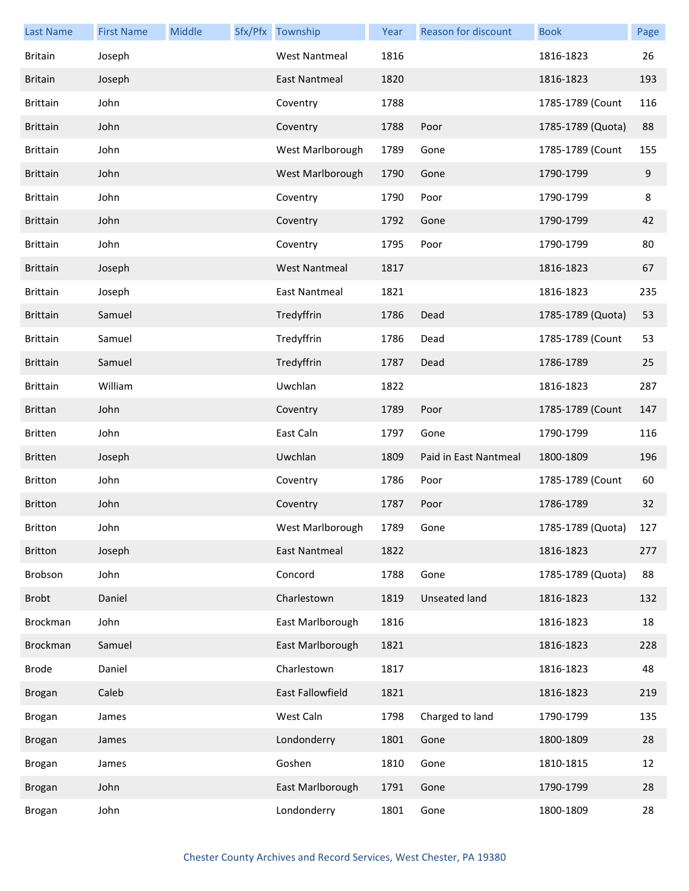| Last Name | First Name | Middle | Sfx/Pfx | Township | Year | Reason for discount | Book | Page |
|---|---|---|---|---|---|---|---|---|
| Britain | Joseph | | | West Nantmeal | 1816 | | 1816-1823 | 26 |
| Britain | Joseph | | | East Nantmeal | 1820 | | 1816-1823 | 193 |
| Brittain | John | | | Coventry | 1788 | | 1785-1789 (Count | 116 |
| Brittain | John | | | Coventry | 1788 | Poor | 1785-1789 (Quota) | 88 |
| Brittain | John | | | West Marlborough | 1789 | Gone | 1785-1789 (Count | 155 |
| Brittain | John | | | West Marlborough | 1790 | Gone | 1790-1799 | 9 |
| Brittain | John | | | Coventry | 1790 | Poor | 1790-1799 | 8 |
| Brittain | John | | | Coventry | 1792 | Gone | 1790-1799 | 42 |
| Brittain | John | | | Coventry | 1795 | Poor | 1790-1799 | 80 |
| Brittain | Joseph | | | West Nantmeal | 1817 | | 1816-1823 | 67 |
| Brittain | Joseph | | | East Nantmeal | 1821 | | 1816-1823 | 235 |
| Brittain | Samuel | | | Tredyffrin | 1786 | Dead | 1785-1789 (Quota) | 53 |
| Brittain | Samuel | | | Tredyffrin | 1786 | Dead | 1785-1789 (Count | 53 |
| Brittain | Samuel | | | Tredyffrin | 1787 | Dead | 1786-1789 | 25 |
| Brittain | William | | | Uwchlan | 1822 | | 1816-1823 | 287 |
| Brittan | John | | | Coventry | 1789 | Poor | 1785-1789 (Count | 147 |
| Britten | John | | | East Caln | 1797 | Gone | 1790-1799 | 116 |
| Britten | Joseph | | | Uwchlan | 1809 | Paid in East Nantmeal | 1800-1809 | 196 |
| Britton | John | | | Coventry | 1786 | Poor | 1785-1789 (Count | 60 |
| Britton | John | | | Coventry | 1787 | Poor | 1786-1789 | 32 |
| Britton | John | | | West Marlborough | 1789 | Gone | 1785-1789 (Quota) | 127 |
| Britton | Joseph | | | East Nantmeal | 1822 | | 1816-1823 | 277 |
| Brobson | John | | | Concord | 1788 | Gone | 1785-1789 (Quota) | 88 |
| Brobt | Daniel | | | Charlestown | 1819 | Unseated land | 1816-1823 | 132 |
| Brockman | John | | | East Marlborough | 1816 | | 1816-1823 | 18 |
| Brockman | Samuel | | | East Marlborough | 1821 | | 1816-1823 | 228 |
| Brode | Daniel | | | Charlestown | 1817 | | 1816-1823 | 48 |
| Brogan | Caleb | | | East Fallowfield | 1821 | | 1816-1823 | 219 |
| Brogan | James | | | West Caln | 1798 | Charged to land | 1790-1799 | 135 |
| Brogan | James | | | Londonderry | 1801 | Gone | 1800-1809 | 28 |
| Brogan | James | | | Goshen | 1810 | Gone | 1810-1815 | 12 |
| Brogan | John | | | East Marlborough | 1791 | Gone | 1790-1799 | 28 |
| Brogan | John | | | Londonderry | 1801 | Gone | 1800-1809 | 28 |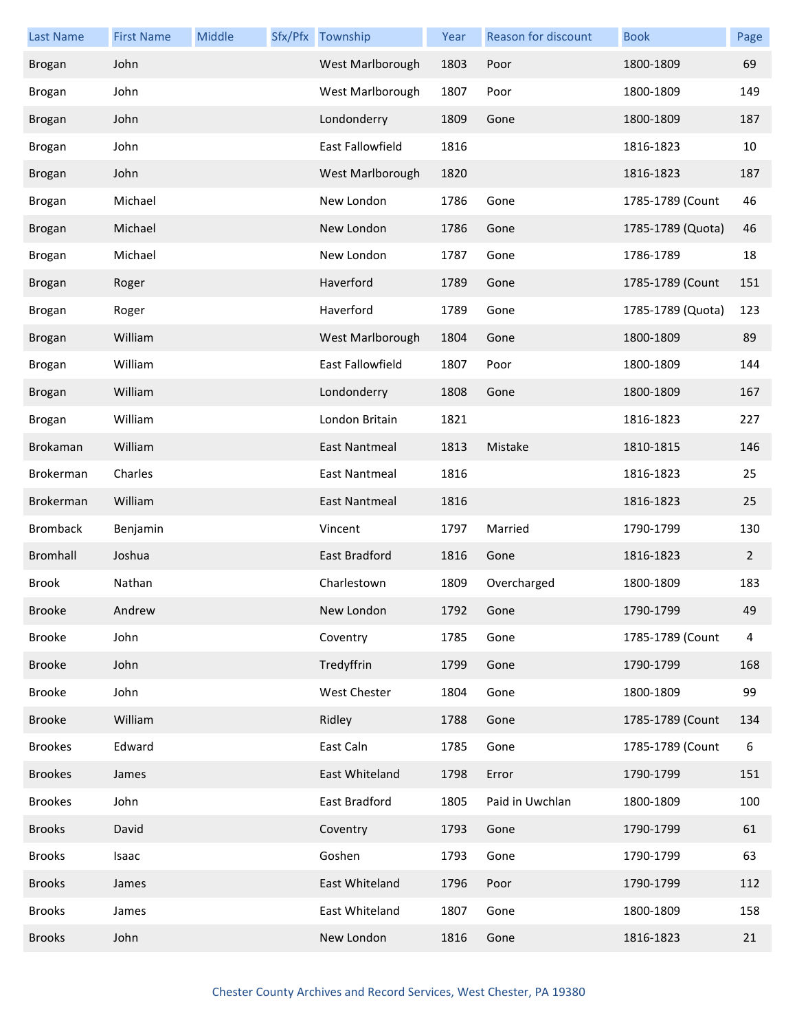| Last Name | First Name | Middle | Sfx/Pfx | Township | Year | Reason for discount | Book | Page |
|---|---|---|---|---|---|---|---|---|
| Brogan | John | | | West Marlborough | 1803 | Poor | 1800-1809 | 69 |
| Brogan | John | | | West Marlborough | 1807 | Poor | 1800-1809 | 149 |
| Brogan | John | | | Londonderry | 1809 | Gone | 1800-1809 | 187 |
| Brogan | John | | | East Fallowfield | 1816 | | 1816-1823 | 10 |
| Brogan | John | | | West Marlborough | 1820 | | 1816-1823 | 187 |
| Brogan | Michael | | | New London | 1786 | Gone | 1785-1789 (Count | 46 |
| Brogan | Michael | | | New London | 1786 | Gone | 1785-1789 (Quota) | 46 |
| Brogan | Michael | | | New London | 1787 | Gone | 1786-1789 | 18 |
| Brogan | Roger | | | Haverford | 1789 | Gone | 1785-1789 (Count | 151 |
| Brogan | Roger | | | Haverford | 1789 | Gone | 1785-1789 (Quota) | 123 |
| Brogan | William | | | West Marlborough | 1804 | Gone | 1800-1809 | 89 |
| Brogan | William | | | East Fallowfield | 1807 | Poor | 1800-1809 | 144 |
| Brogan | William | | | Londonderry | 1808 | Gone | 1800-1809 | 167 |
| Brogan | William | | | London Britain | 1821 | | 1816-1823 | 227 |
| Brokaman | William | | | East Nantmeal | 1813 | Mistake | 1810-1815 | 146 |
| Brokerman | Charles | | | East Nantmeal | 1816 | | 1816-1823 | 25 |
| Brokerman | William | | | East Nantmeal | 1816 | | 1816-1823 | 25 |
| Bromback | Benjamin | | | Vincent | 1797 | Married | 1790-1799 | 130 |
| Bromhall | Joshua | | | East Bradford | 1816 | Gone | 1816-1823 | 2 |
| Brook | Nathan | | | Charlestown | 1809 | Overcharged | 1800-1809 | 183 |
| Brooke | Andrew | | | New London | 1792 | Gone | 1790-1799 | 49 |
| Brooke | John | | | Coventry | 1785 | Gone | 1785-1789 (Count | 4 |
| Brooke | John | | | Tredyffrin | 1799 | Gone | 1790-1799 | 168 |
| Brooke | John | | | West Chester | 1804 | Gone | 1800-1809 | 99 |
| Brooke | William | | | Ridley | 1788 | Gone | 1785-1789 (Count | 134 |
| Brookes | Edward | | | East Caln | 1785 | Gone | 1785-1789 (Count | 6 |
| Brookes | James | | | East Whiteland | 1798 | Error | 1790-1799 | 151 |
| Brookes | John | | | East Bradford | 1805 | Paid in Uwchlan | 1800-1809 | 100 |
| Brooks | David | | | Coventry | 1793 | Gone | 1790-1799 | 61 |
| Brooks | Isaac | | | Goshen | 1793 | Gone | 1790-1799 | 63 |
| Brooks | James | | | East Whiteland | 1796 | Poor | 1790-1799 | 112 |
| Brooks | James | | | East Whiteland | 1807 | Gone | 1800-1809 | 158 |
| Brooks | John | | | New London | 1816 | Gone | 1816-1823 | 21 |

Chester County Archives and Record Services, West Chester, PA 19380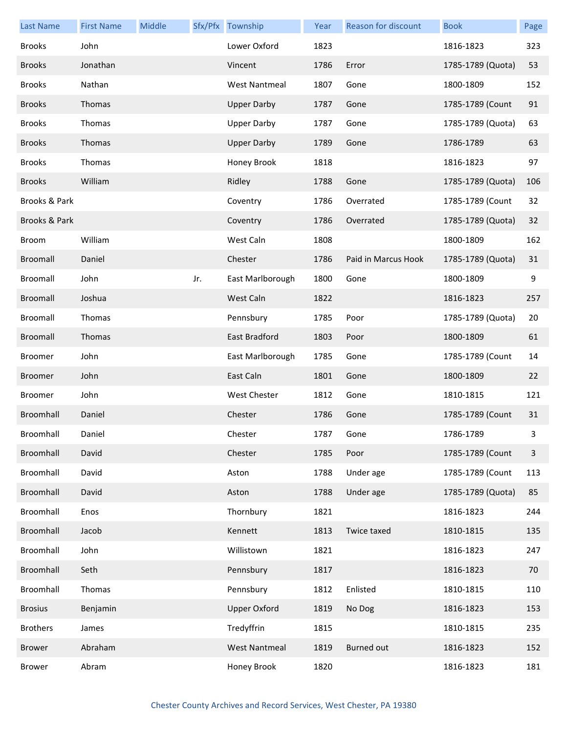| Last Name | First Name | Middle | Sfx/Pfx | Township | Year | Reason for discount | Book | Page |
|---|---|---|---|---|---|---|---|---|
| Brooks | John | | | Lower Oxford | 1823 | | 1816-1823 | 323 |
| Brooks | Jonathan | | | Vincent | 1786 | Error | 1785-1789 (Quota) | 53 |
| Brooks | Nathan | | | West Nantmeal | 1807 | Gone | 1800-1809 | 152 |
| Brooks | Thomas | | | Upper Darby | 1787 | Gone | 1785-1789 (Count | 91 |
| Brooks | Thomas | | | Upper Darby | 1787 | Gone | 1785-1789 (Quota) | 63 |
| Brooks | Thomas | | | Upper Darby | 1789 | Gone | 1786-1789 | 63 |
| Brooks | Thomas | | | Honey Brook | 1818 | | 1816-1823 | 97 |
| Brooks | William | | | Ridley | 1788 | Gone | 1785-1789 (Quota) | 106 |
| Brooks & Park | | | | Coventry | 1786 | Overrated | 1785-1789 (Count | 32 |
| Brooks & Park | | | | Coventry | 1786 | Overrated | 1785-1789 (Quota) | 32 |
| Broom | William | | | West Caln | 1808 | | 1800-1809 | 162 |
| Broomall | Daniel | | | Chester | 1786 | Paid in Marcus Hook | 1785-1789 (Quota) | 31 |
| Broomall | John | | Jr. | East Marlborough | 1800 | Gone | 1800-1809 | 9 |
| Broomall | Joshua | | | West Caln | 1822 | | 1816-1823 | 257 |
| Broomall | Thomas | | | Pennsbury | 1785 | Poor | 1785-1789 (Quota) | 20 |
| Broomall | Thomas | | | East Bradford | 1803 | Poor | 1800-1809 | 61 |
| Broomer | John | | | East Marlborough | 1785 | Gone | 1785-1789 (Count | 14 |
| Broomer | John | | | East Caln | 1801 | Gone | 1800-1809 | 22 |
| Broomer | John | | | West Chester | 1812 | Gone | 1810-1815 | 121 |
| Broomhall | Daniel | | | Chester | 1786 | Gone | 1785-1789 (Count | 31 |
| Broomhall | Daniel | | | Chester | 1787 | Gone | 1786-1789 | 3 |
| Broomhall | David | | | Chester | 1785 | Poor | 1785-1789 (Count | 3 |
| Broomhall | David | | | Aston | 1788 | Under age | 1785-1789 (Count | 113 |
| Broomhall | David | | | Aston | 1788 | Under age | 1785-1789 (Quota) | 85 |
| Broomhall | Enos | | | Thornbury | 1821 | | 1816-1823 | 244 |
| Broomhall | Jacob | | | Kennett | 1813 | Twice taxed | 1810-1815 | 135 |
| Broomhall | John | | | Willistown | 1821 | | 1816-1823 | 247 |
| Broomhall | Seth | | | Pennsbury | 1817 | | 1816-1823 | 70 |
| Broomhall | Thomas | | | Pennsbury | 1812 | Enlisted | 1810-1815 | 110 |
| Brosius | Benjamin | | | Upper Oxford | 1819 | No Dog | 1816-1823 | 153 |
| Brothers | James | | | Tredyffrin | 1815 | | 1810-1815 | 235 |
| Brower | Abraham | | | West Nantmeal | 1819 | Burned out | 1816-1823 | 152 |
| Brower | Abram | | | Honey Brook | 1820 | | 1816-1823 | 181 |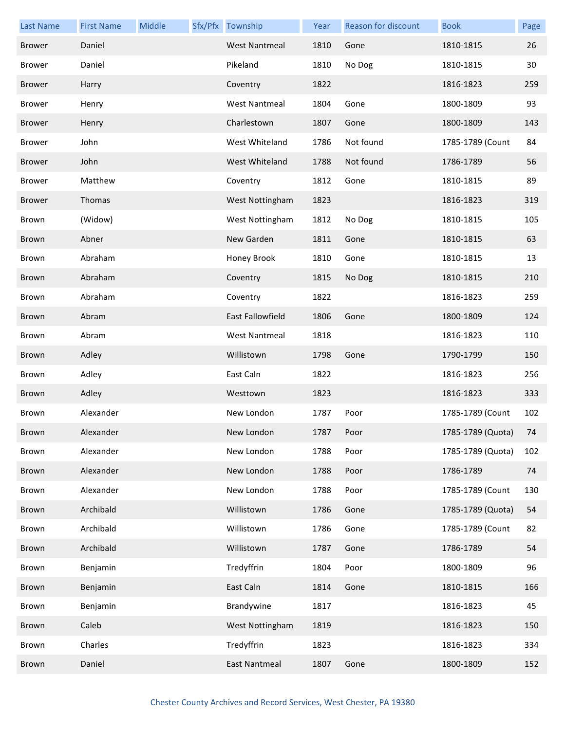| Last Name | First Name | Middle | Sfx/Pfx | Township | Year | Reason for discount | Book | Page |
|---|---|---|---|---|---|---|---|---|
| Brower | Daniel | | | West Nantmeal | 1810 | Gone | 1810-1815 | 26 |
| Brower | Daniel | | | Pikeland | 1810 | No Dog | 1810-1815 | 30 |
| Brower | Harry | | | Coventry | 1822 | | 1816-1823 | 259 |
| Brower | Henry | | | West Nantmeal | 1804 | Gone | 1800-1809 | 93 |
| Brower | Henry | | | Charlestown | 1807 | Gone | 1800-1809 | 143 |
| Brower | John | | | West Whiteland | 1786 | Not found | 1785-1789 (Count | 84 |
| Brower | John | | | West Whiteland | 1788 | Not found | 1786-1789 | 56 |
| Brower | Matthew | | | Coventry | 1812 | Gone | 1810-1815 | 89 |
| Brower | Thomas | | | West Nottingham | 1823 | | 1816-1823 | 319 |
| Brown | (Widow) | | | West Nottingham | 1812 | No Dog | 1810-1815 | 105 |
| Brown | Abner | | | New Garden | 1811 | Gone | 1810-1815 | 63 |
| Brown | Abraham | | | Honey Brook | 1810 | Gone | 1810-1815 | 13 |
| Brown | Abraham | | | Coventry | 1815 | No Dog | 1810-1815 | 210 |
| Brown | Abraham | | | Coventry | 1822 | | 1816-1823 | 259 |
| Brown | Abram | | | East Fallowfield | 1806 | Gone | 1800-1809 | 124 |
| Brown | Abram | | | West Nantmeal | 1818 | | 1816-1823 | 110 |
| Brown | Adley | | | Willistown | 1798 | Gone | 1790-1799 | 150 |
| Brown | Adley | | | East Caln | 1822 | | 1816-1823 | 256 |
| Brown | Adley | | | Westtown | 1823 | | 1816-1823 | 333 |
| Brown | Alexander | | | New London | 1787 | Poor | 1785-1789 (Count | 102 |
| Brown | Alexander | | | New London | 1787 | Poor | 1785-1789 (Quota) | 74 |
| Brown | Alexander | | | New London | 1788 | Poor | 1785-1789 (Quota) | 102 |
| Brown | Alexander | | | New London | 1788 | Poor | 1786-1789 | 74 |
| Brown | Alexander | | | New London | 1788 | Poor | 1785-1789 (Count | 130 |
| Brown | Archibald | | | Willistown | 1786 | Gone | 1785-1789 (Quota) | 54 |
| Brown | Archibald | | | Willistown | 1786 | Gone | 1785-1789 (Count | 82 |
| Brown | Archibald | | | Willistown | 1787 | Gone | 1786-1789 | 54 |
| Brown | Benjamin | | | Tredyffrin | 1804 | Poor | 1800-1809 | 96 |
| Brown | Benjamin | | | East Caln | 1814 | Gone | 1810-1815 | 166 |
| Brown | Benjamin | | | Brandywine | 1817 | | 1816-1823 | 45 |
| Brown | Caleb | | | West Nottingham | 1819 | | 1816-1823 | 150 |
| Brown | Charles | | | Tredyffrin | 1823 | | 1816-1823 | 334 |
| Brown | Daniel | | | East Nantmeal | 1807 | Gone | 1800-1809 | 152 |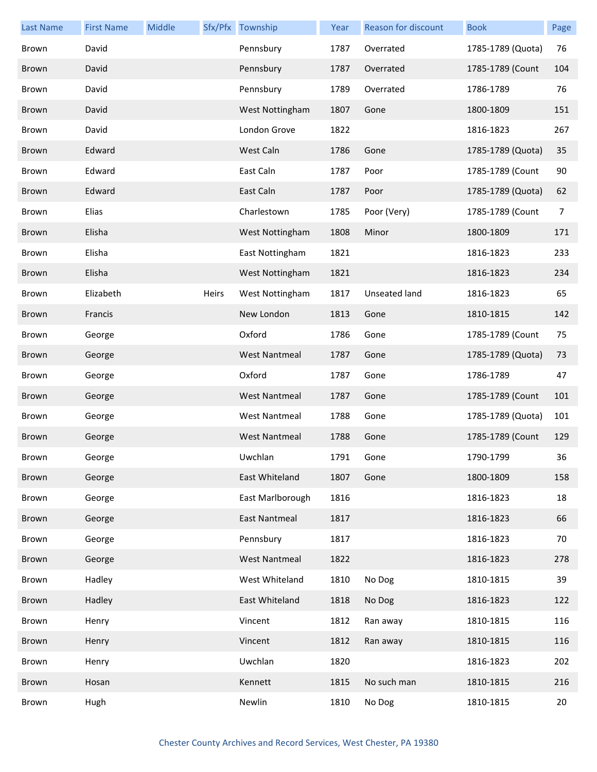| Last Name | First Name | Middle | Sfx/Pfx | Township | Year | Reason for discount | Book | Page |
|---|---|---|---|---|---|---|---|---|
| Brown | David | | | Pennsbury | 1787 | Overrated | 1785-1789 (Quota) | 76 |
| Brown | David | | | Pennsbury | 1787 | Overrated | 1785-1789 (Count | 104 |
| Brown | David | | | Pennsbury | 1789 | Overrated | 1786-1789 | 76 |
| Brown | David | | | West Nottingham | 1807 | Gone | 1800-1809 | 151 |
| Brown | David | | | London Grove | 1822 | | 1816-1823 | 267 |
| Brown | Edward | | | West Caln | 1786 | Gone | 1785-1789 (Quota) | 35 |
| Brown | Edward | | | East Caln | 1787 | Poor | 1785-1789 (Count | 90 |
| Brown | Edward | | | East Caln | 1787 | Poor | 1785-1789 (Quota) | 62 |
| Brown | Elias | | | Charlestown | 1785 | Poor (Very) | 1785-1789 (Count | 7 |
| Brown | Elisha | | | West Nottingham | 1808 | Minor | 1800-1809 | 171 |
| Brown | Elisha | | | East Nottingham | 1821 | | 1816-1823 | 233 |
| Brown | Elisha | | | West Nottingham | 1821 | | 1816-1823 | 234 |
| Brown | Elizabeth | | Heirs | West Nottingham | 1817 | Unseated land | 1816-1823 | 65 |
| Brown | Francis | | | New London | 1813 | Gone | 1810-1815 | 142 |
| Brown | George | | | Oxford | 1786 | Gone | 1785-1789 (Count | 75 |
| Brown | George | | | West Nantmeal | 1787 | Gone | 1785-1789 (Quota) | 73 |
| Brown | George | | | Oxford | 1787 | Gone | 1786-1789 | 47 |
| Brown | George | | | West Nantmeal | 1787 | Gone | 1785-1789 (Count | 101 |
| Brown | George | | | West Nantmeal | 1788 | Gone | 1785-1789 (Quota) | 101 |
| Brown | George | | | West Nantmeal | 1788 | Gone | 1785-1789 (Count | 129 |
| Brown | George | | | Uwchlan | 1791 | Gone | 1790-1799 | 36 |
| Brown | George | | | East Whiteland | 1807 | Gone | 1800-1809 | 158 |
| Brown | George | | | East Marlborough | 1816 | | 1816-1823 | 18 |
| Brown | George | | | East Nantmeal | 1817 | | 1816-1823 | 66 |
| Brown | George | | | Pennsbury | 1817 | | 1816-1823 | 70 |
| Brown | George | | | West Nantmeal | 1822 | | 1816-1823 | 278 |
| Brown | Hadley | | | West Whiteland | 1810 | No Dog | 1810-1815 | 39 |
| Brown | Hadley | | | East Whiteland | 1818 | No Dog | 1816-1823 | 122 |
| Brown | Henry | | | Vincent | 1812 | Ran away | 1810-1815 | 116 |
| Brown | Henry | | | Vincent | 1812 | Ran away | 1810-1815 | 116 |
| Brown | Henry | | | Uwchlan | 1820 | | 1816-1823 | 202 |
| Brown | Hosan | | | Kennett | 1815 | No such man | 1810-1815 | 216 |
| Brown | Hugh | | | Newlin | 1810 | No Dog | 1810-1815 | 20 |

Chester County Archives and Record Services, West Chester, PA 19380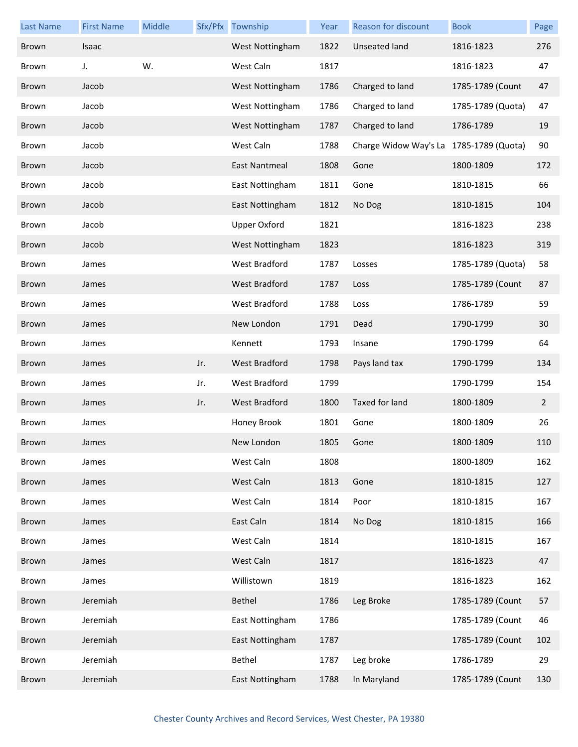| Last Name | First Name | Middle | Sfx/Pfx | Township | Year | Reason for discount | Book | Page |
|---|---|---|---|---|---|---|---|---|
| Brown | Isaac | | | West Nottingham | 1822 | Unseated land | 1816-1823 | 276 |
| Brown | J. | W. | | West Caln | 1817 | | 1816-1823 | 47 |
| Brown | Jacob | | | West Nottingham | 1786 | Charged to land | 1785-1789 (Count | 47 |
| Brown | Jacob | | | West Nottingham | 1786 | Charged to land | 1785-1789 (Quota) | 47 |
| Brown | Jacob | | | West Nottingham | 1787 | Charged to land | 1786-1789 | 19 |
| Brown | Jacob | | | West Caln | 1788 | Charge Widow Way's La | 1785-1789 (Quota) | 90 |
| Brown | Jacob | | | East Nantmeal | 1808 | Gone | 1800-1809 | 172 |
| Brown | Jacob | | | East Nottingham | 1811 | Gone | 1810-1815 | 66 |
| Brown | Jacob | | | East Nottingham | 1812 | No Dog | 1810-1815 | 104 |
| Brown | Jacob | | | Upper Oxford | 1821 | | 1816-1823 | 238 |
| Brown | Jacob | | | West Nottingham | 1823 | | 1816-1823 | 319 |
| Brown | James | | | West Bradford | 1787 | Losses | 1785-1789 (Quota) | 58 |
| Brown | James | | | West Bradford | 1787 | Loss | 1785-1789 (Count | 87 |
| Brown | James | | | West Bradford | 1788 | Loss | 1786-1789 | 59 |
| Brown | James | | | New London | 1791 | Dead | 1790-1799 | 30 |
| Brown | James | | | Kennett | 1793 | Insane | 1790-1799 | 64 |
| Brown | James | | Jr. | West Bradford | 1798 | Pays land tax | 1790-1799 | 134 |
| Brown | James | | Jr. | West Bradford | 1799 | | 1790-1799 | 154 |
| Brown | James | | Jr. | West Bradford | 1800 | Taxed for land | 1800-1809 | 2 |
| Brown | James | | | Honey Brook | 1801 | Gone | 1800-1809 | 26 |
| Brown | James | | | New London | 1805 | Gone | 1800-1809 | 110 |
| Brown | James | | | West Caln | 1808 | | 1800-1809 | 162 |
| Brown | James | | | West Caln | 1813 | Gone | 1810-1815 | 127 |
| Brown | James | | | West Caln | 1814 | Poor | 1810-1815 | 167 |
| Brown | James | | | East Caln | 1814 | No Dog | 1810-1815 | 166 |
| Brown | James | | | West Caln | 1814 | | 1810-1815 | 167 |
| Brown | James | | | West Caln | 1817 | | 1816-1823 | 47 |
| Brown | James | | | Willistown | 1819 | | 1816-1823 | 162 |
| Brown | Jeremiah | | | Bethel | 1786 | Leg Broke | 1785-1789 (Count | 57 |
| Brown | Jeremiah | | | East Nottingham | 1786 | | 1785-1789 (Count | 46 |
| Brown | Jeremiah | | | East Nottingham | 1787 | | 1785-1789 (Count | 102 |
| Brown | Jeremiah | | | Bethel | 1787 | Leg broke | 1786-1789 | 29 |
| Brown | Jeremiah | | | East Nottingham | 1788 | In Maryland | 1785-1789 (Count | 130 |

Chester County Archives and Record Services, West Chester, PA 19380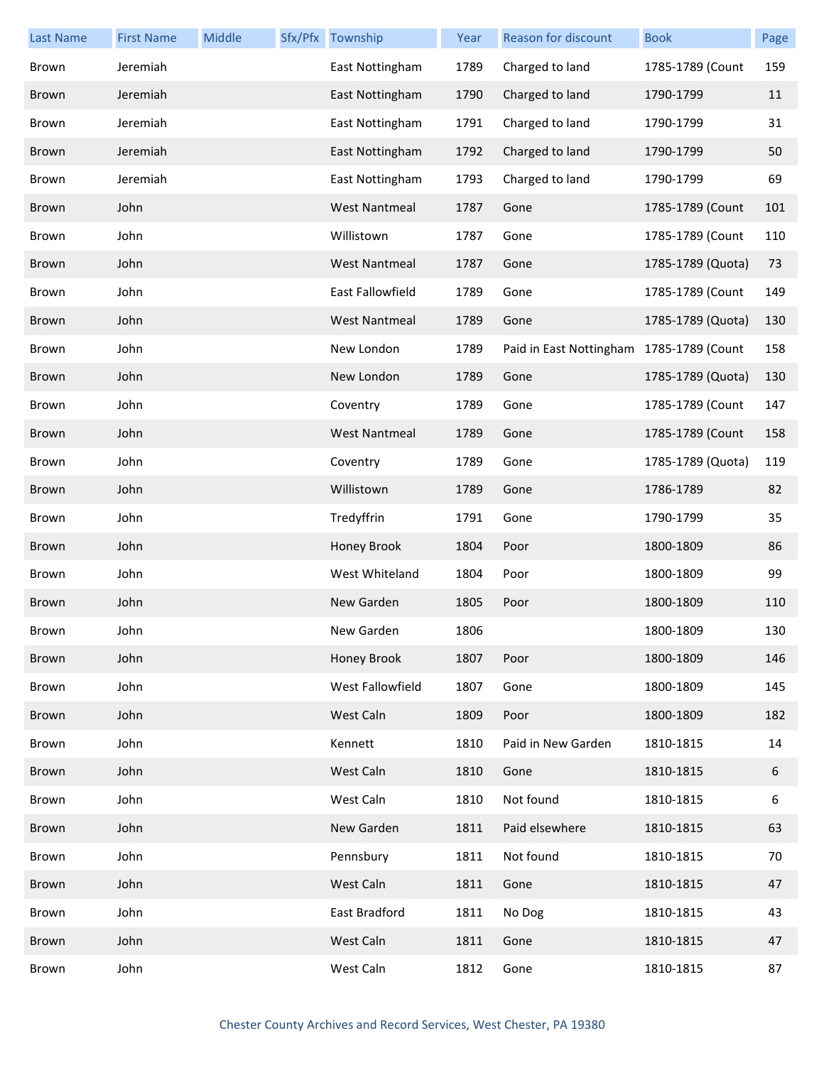| Last Name | First Name | Middle | Sfx/Pfx | Township | Year | Reason for discount | Book | Page |
|---|---|---|---|---|---|---|---|---|
| Brown | Jeremiah | | | East Nottingham | 1789 | Charged to land | 1785-1789 (Count | 159 |
| Brown | Jeremiah | | | East Nottingham | 1790 | Charged to land | 1790-1799 | 11 |
| Brown | Jeremiah | | | East Nottingham | 1791 | Charged to land | 1790-1799 | 31 |
| Brown | Jeremiah | | | East Nottingham | 1792 | Charged to land | 1790-1799 | 50 |
| Brown | Jeremiah | | | East Nottingham | 1793 | Charged to land | 1790-1799 | 69 |
| Brown | John | | | West Nantmeal | 1787 | Gone | 1785-1789 (Count | 101 |
| Brown | John | | | Willistown | 1787 | Gone | 1785-1789 (Count | 110 |
| Brown | John | | | West Nantmeal | 1787 | Gone | 1785-1789 (Quota) | 73 |
| Brown | John | | | East Fallowfield | 1789 | Gone | 1785-1789 (Count | 149 |
| Brown | John | | | West Nantmeal | 1789 | Gone | 1785-1789 (Quota) | 130 |
| Brown | John | | | New London | 1789 | Paid in East Nottingham | 1785-1789 (Count | 158 |
| Brown | John | | | New London | 1789 | Gone | 1785-1789 (Quota) | 130 |
| Brown | John | | | Coventry | 1789 | Gone | 1785-1789 (Count | 147 |
| Brown | John | | | West Nantmeal | 1789 | Gone | 1785-1789 (Count | 158 |
| Brown | John | | | Coventry | 1789 | Gone | 1785-1789 (Quota) | 119 |
| Brown | John | | | Willistown | 1789 | Gone | 1786-1789 | 82 |
| Brown | John | | | Tredyffrin | 1791 | Gone | 1790-1799 | 35 |
| Brown | John | | | Honey Brook | 1804 | Poor | 1800-1809 | 86 |
| Brown | John | | | West Whiteland | 1804 | Poor | 1800-1809 | 99 |
| Brown | John | | | New Garden | 1805 | Poor | 1800-1809 | 110 |
| Brown | John | | | New Garden | 1806 | | 1800-1809 | 130 |
| Brown | John | | | Honey Brook | 1807 | Poor | 1800-1809 | 146 |
| Brown | John | | | West Fallowfield | 1807 | Gone | 1800-1809 | 145 |
| Brown | John | | | West Caln | 1809 | Poor | 1800-1809 | 182 |
| Brown | John | | | Kennett | 1810 | Paid in New Garden | 1810-1815 | 14 |
| Brown | John | | | West Caln | 1810 | Gone | 1810-1815 | 6 |
| Brown | John | | | West Caln | 1810 | Not found | 1810-1815 | 6 |
| Brown | John | | | New Garden | 1811 | Paid elsewhere | 1810-1815 | 63 |
| Brown | John | | | Pennsbury | 1811 | Not found | 1810-1815 | 70 |
| Brown | John | | | West Caln | 1811 | Gone | 1810-1815 | 47 |
| Brown | John | | | East Bradford | 1811 | No Dog | 1810-1815 | 43 |
| Brown | John | | | West Caln | 1811 | Gone | 1810-1815 | 47 |
| Brown | John | | | West Caln | 1812 | Gone | 1810-1815 | 87 |

Chester County Archives and Record Services, West Chester, PA 19380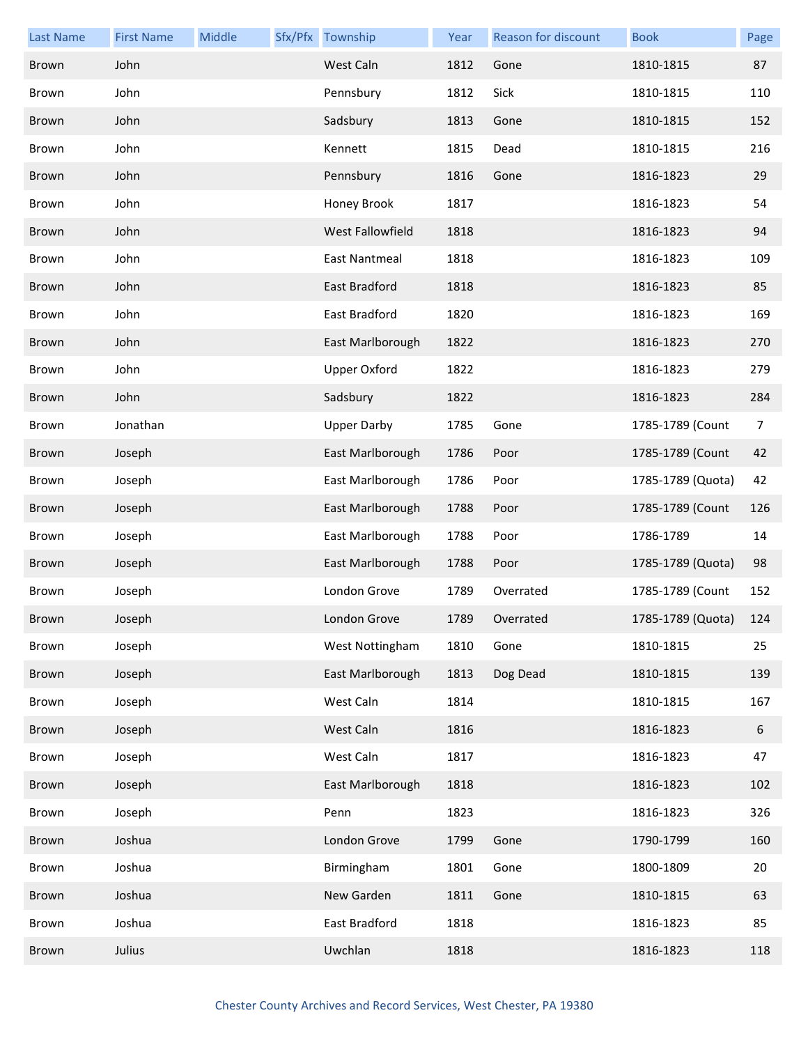| Last Name | First Name | Middle | Sfx/Pfx | Township | Year | Reason for discount | Book | Page |
|---|---|---|---|---|---|---|---|---|
| Brown | John | | | West Caln | 1812 | Gone | 1810-1815 | 87 |
| Brown | John | | | Pennsbury | 1812 | Sick | 1810-1815 | 110 |
| Brown | John | | | Sadsbury | 1813 | Gone | 1810-1815 | 152 |
| Brown | John | | | Kennett | 1815 | Dead | 1810-1815 | 216 |
| Brown | John | | | Pennsbury | 1816 | Gone | 1816-1823 | 29 |
| Brown | John | | | Honey Brook | 1817 | | 1816-1823 | 54 |
| Brown | John | | | West Fallowfield | 1818 | | 1816-1823 | 94 |
| Brown | John | | | East Nantmeal | 1818 | | 1816-1823 | 109 |
| Brown | John | | | East Bradford | 1818 | | 1816-1823 | 85 |
| Brown | John | | | East Bradford | 1820 | | 1816-1823 | 169 |
| Brown | John | | | East Marlborough | 1822 | | 1816-1823 | 270 |
| Brown | John | | | Upper Oxford | 1822 | | 1816-1823 | 279 |
| Brown | John | | | Sadsbury | 1822 | | 1816-1823 | 284 |
| Brown | Jonathan | | | Upper Darby | 1785 | Gone | 1785-1789 (Count | 7 |
| Brown | Joseph | | | East Marlborough | 1786 | Poor | 1785-1789 (Count | 42 |
| Brown | Joseph | | | East Marlborough | 1786 | Poor | 1785-1789 (Quota) | 42 |
| Brown | Joseph | | | East Marlborough | 1788 | Poor | 1785-1789 (Count | 126 |
| Brown | Joseph | | | East Marlborough | 1788 | Poor | 1786-1789 | 14 |
| Brown | Joseph | | | East Marlborough | 1788 | Poor | 1785-1789 (Quota) | 98 |
| Brown | Joseph | | | London Grove | 1789 | Overrated | 1785-1789 (Count | 152 |
| Brown | Joseph | | | London Grove | 1789 | Overrated | 1785-1789 (Quota) | 124 |
| Brown | Joseph | | | West Nottingham | 1810 | Gone | 1810-1815 | 25 |
| Brown | Joseph | | | East Marlborough | 1813 | Dog Dead | 1810-1815 | 139 |
| Brown | Joseph | | | West Caln | 1814 | | 1810-1815 | 167 |
| Brown | Joseph | | | West Caln | 1816 | | 1816-1823 | 6 |
| Brown | Joseph | | | West Caln | 1817 | | 1816-1823 | 47 |
| Brown | Joseph | | | East Marlborough | 1818 | | 1816-1823 | 102 |
| Brown | Joseph | | | Penn | 1823 | | 1816-1823 | 326 |
| Brown | Joshua | | | London Grove | 1799 | Gone | 1790-1799 | 160 |
| Brown | Joshua | | | Birmingham | 1801 | Gone | 1800-1809 | 20 |
| Brown | Joshua | | | New Garden | 1811 | Gone | 1810-1815 | 63 |
| Brown | Joshua | | | East Bradford | 1818 | | 1816-1823 | 85 |
| Brown | Julius | | | Uwchlan | 1818 | | 1816-1823 | 118 |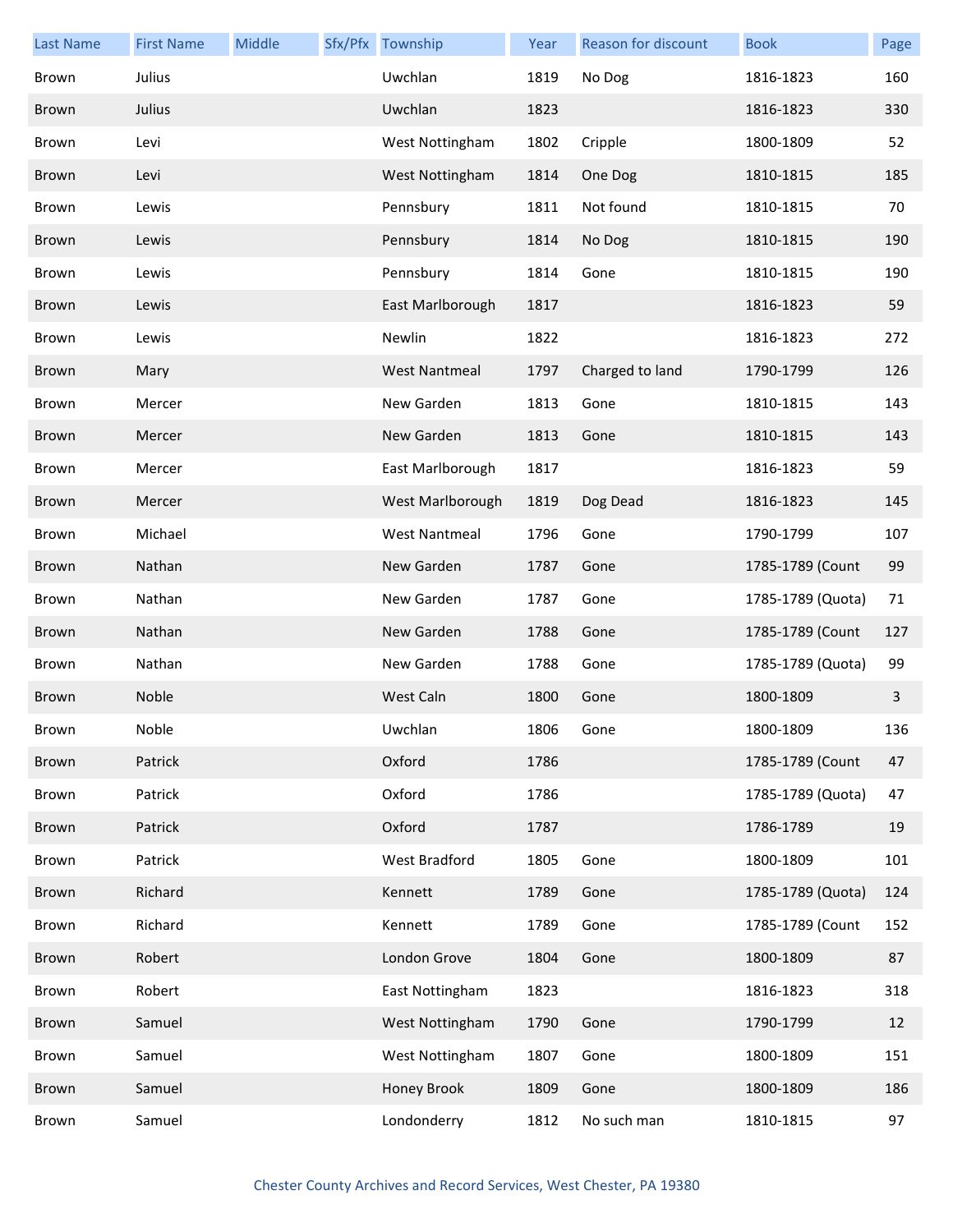| Last Name | First Name | Middle | Sfx/Pfx | Township | Year | Reason for discount | Book | Page |
|---|---|---|---|---|---|---|---|---|
| Brown | Julius | | | Uwchlan | 1819 | No Dog | 1816-1823 | 160 |
| Brown | Julius | | | Uwchlan | 1823 | | 1816-1823 | 330 |
| Brown | Levi | | | West Nottingham | 1802 | Cripple | 1800-1809 | 52 |
| Brown | Levi | | | West Nottingham | 1814 | One Dog | 1810-1815 | 185 |
| Brown | Lewis | | | Pennsbury | 1811 | Not found | 1810-1815 | 70 |
| Brown | Lewis | | | Pennsbury | 1814 | No Dog | 1810-1815 | 190 |
| Brown | Lewis | | | Pennsbury | 1814 | Gone | 1810-1815 | 190 |
| Brown | Lewis | | | East Marlborough | 1817 | | 1816-1823 | 59 |
| Brown | Lewis | | | Newlin | 1822 | | 1816-1823 | 272 |
| Brown | Mary | | | West Nantmeal | 1797 | Charged to land | 1790-1799 | 126 |
| Brown | Mercer | | | New Garden | 1813 | Gone | 1810-1815 | 143 |
| Brown | Mercer | | | New Garden | 1813 | Gone | 1810-1815 | 143 |
| Brown | Mercer | | | East Marlborough | 1817 | | 1816-1823 | 59 |
| Brown | Mercer | | | West Marlborough | 1819 | Dog Dead | 1816-1823 | 145 |
| Brown | Michael | | | West Nantmeal | 1796 | Gone | 1790-1799 | 107 |
| Brown | Nathan | | | New Garden | 1787 | Gone | 1785-1789 (Count | 99 |
| Brown | Nathan | | | New Garden | 1787 | Gone | 1785-1789 (Quota) | 71 |
| Brown | Nathan | | | New Garden | 1788 | Gone | 1785-1789 (Count | 127 |
| Brown | Nathan | | | New Garden | 1788 | Gone | 1785-1789 (Quota) | 99 |
| Brown | Noble | | | West Caln | 1800 | Gone | 1800-1809 | 3 |
| Brown | Noble | | | Uwchlan | 1806 | Gone | 1800-1809 | 136 |
| Brown | Patrick | | | Oxford | 1786 | | 1785-1789 (Count | 47 |
| Brown | Patrick | | | Oxford | 1786 | | 1785-1789 (Quota) | 47 |
| Brown | Patrick | | | Oxford | 1787 | | 1786-1789 | 19 |
| Brown | Patrick | | | West Bradford | 1805 | Gone | 1800-1809 | 101 |
| Brown | Richard | | | Kennett | 1789 | Gone | 1785-1789 (Quota) | 124 |
| Brown | Richard | | | Kennett | 1789 | Gone | 1785-1789 (Count | 152 |
| Brown | Robert | | | London Grove | 1804 | Gone | 1800-1809 | 87 |
| Brown | Robert | | | East Nottingham | 1823 | | 1816-1823 | 318 |
| Brown | Samuel | | | West Nottingham | 1790 | Gone | 1790-1799 | 12 |
| Brown | Samuel | | | West Nottingham | 1807 | Gone | 1800-1809 | 151 |
| Brown | Samuel | | | Honey Brook | 1809 | Gone | 1800-1809 | 186 |
| Brown | Samuel | | | Londonderry | 1812 | No such man | 1810-1815 | 97 |

Chester County Archives and Record Services, West Chester, PA 19380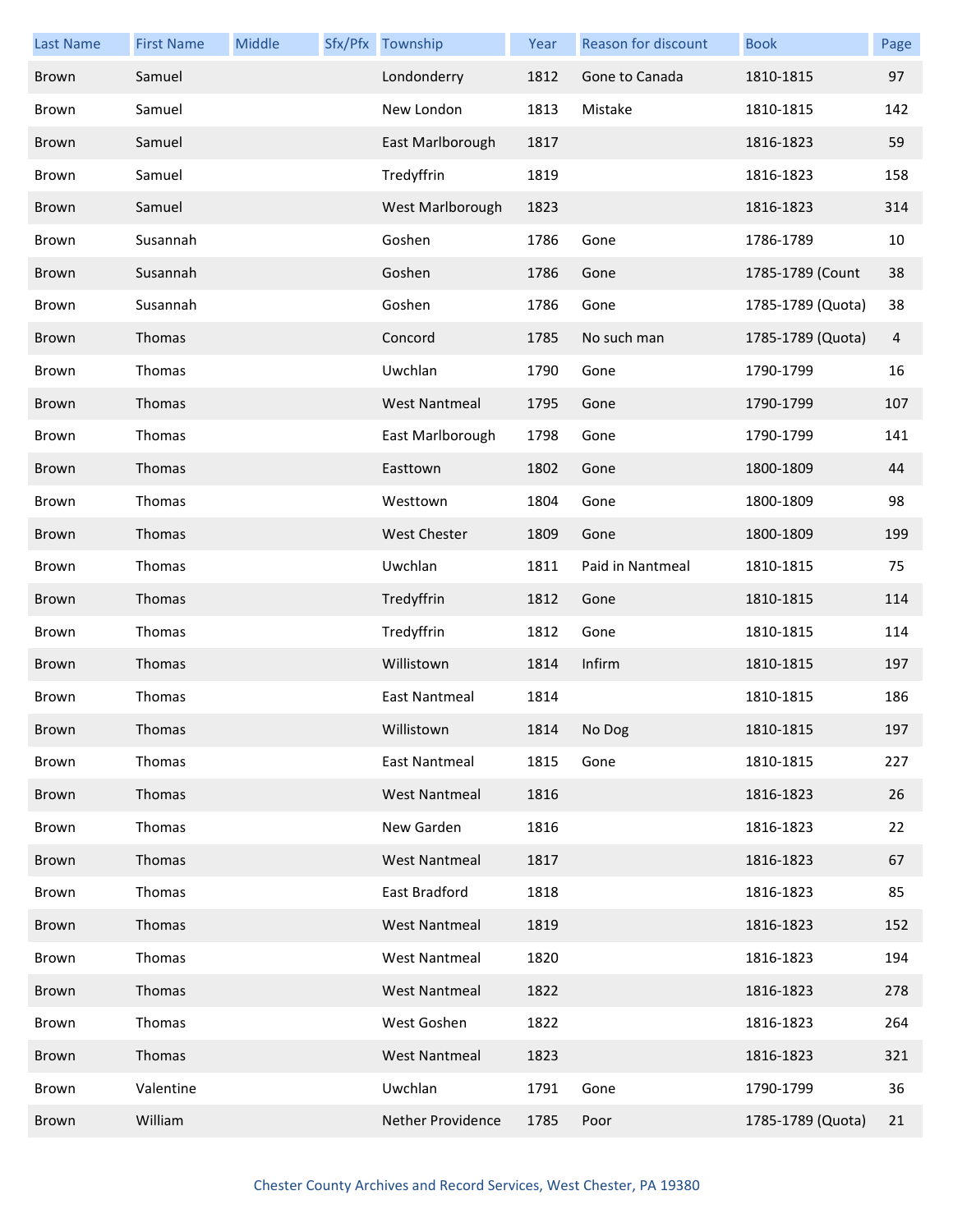| Last Name | First Name | Middle | Sfx/Pfx | Township | Year | Reason for discount | Book | Page |
|---|---|---|---|---|---|---|---|---|
| Brown | Samuel | | | Londonderry | 1812 | Gone to Canada | 1810-1815 | 97 |
| Brown | Samuel | | | New London | 1813 | Mistake | 1810-1815 | 142 |
| Brown | Samuel | | | East Marlborough | 1817 | | 1816-1823 | 59 |
| Brown | Samuel | | | Tredyffrin | 1819 | | 1816-1823 | 158 |
| Brown | Samuel | | | West Marlborough | 1823 | | 1816-1823 | 314 |
| Brown | Susannah | | | Goshen | 1786 | Gone | 1786-1789 | 10 |
| Brown | Susannah | | | Goshen | 1786 | Gone | 1785-1789 (Count | 38 |
| Brown | Susannah | | | Goshen | 1786 | Gone | 1785-1789 (Quota) | 38 |
| Brown | Thomas | | | Concord | 1785 | No such man | 1785-1789 (Quota) | 4 |
| Brown | Thomas | | | Uwchlan | 1790 | Gone | 1790-1799 | 16 |
| Brown | Thomas | | | West Nantmeal | 1795 | Gone | 1790-1799 | 107 |
| Brown | Thomas | | | East Marlborough | 1798 | Gone | 1790-1799 | 141 |
| Brown | Thomas | | | Easttown | 1802 | Gone | 1800-1809 | 44 |
| Brown | Thomas | | | Westtown | 1804 | Gone | 1800-1809 | 98 |
| Brown | Thomas | | | West Chester | 1809 | Gone | 1800-1809 | 199 |
| Brown | Thomas | | | Uwchlan | 1811 | Paid in Nantmeal | 1810-1815 | 75 |
| Brown | Thomas | | | Tredyffrin | 1812 | Gone | 1810-1815 | 114 |
| Brown | Thomas | | | Tredyffrin | 1812 | Gone | 1810-1815 | 114 |
| Brown | Thomas | | | Willistown | 1814 | Infirm | 1810-1815 | 197 |
| Brown | Thomas | | | East Nantmeal | 1814 | | 1810-1815 | 186 |
| Brown | Thomas | | | Willistown | 1814 | No Dog | 1810-1815 | 197 |
| Brown | Thomas | | | East Nantmeal | 1815 | Gone | 1810-1815 | 227 |
| Brown | Thomas | | | West Nantmeal | 1816 | | 1816-1823 | 26 |
| Brown | Thomas | | | New Garden | 1816 | | 1816-1823 | 22 |
| Brown | Thomas | | | West Nantmeal | 1817 | | 1816-1823 | 67 |
| Brown | Thomas | | | East Bradford | 1818 | | 1816-1823 | 85 |
| Brown | Thomas | | | West Nantmeal | 1819 | | 1816-1823 | 152 |
| Brown | Thomas | | | West Nantmeal | 1820 | | 1816-1823 | 194 |
| Brown | Thomas | | | West Nantmeal | 1822 | | 1816-1823 | 278 |
| Brown | Thomas | | | West Goshen | 1822 | | 1816-1823 | 264 |
| Brown | Thomas | | | West Nantmeal | 1823 | | 1816-1823 | 321 |
| Brown | Valentine | | | Uwchlan | 1791 | Gone | 1790-1799 | 36 |
| Brown | William | | | Nether Providence | 1785 | Poor | 1785-1789 (Quota) | 21 |

Chester County Archives and Record Services, West Chester, PA 19380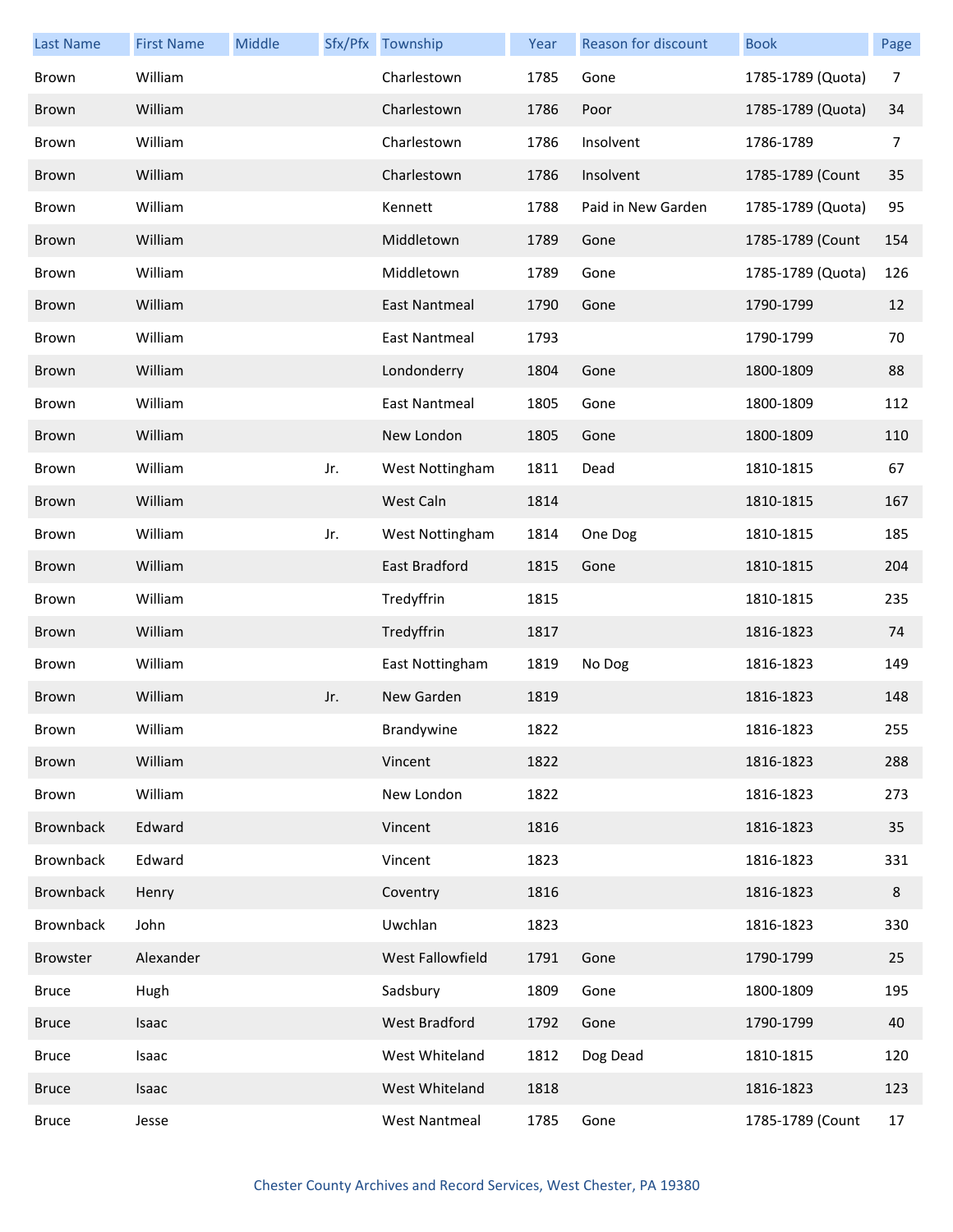| Last Name | First Name | Middle | Sfx/Pfx | Township | Year | Reason for discount | Book | Page |
|---|---|---|---|---|---|---|---|---|
| Brown | William | | | Charlestown | 1785 | Gone | 1785-1789 (Quota) | 7 |
| Brown | William | | | Charlestown | 1786 | Poor | 1785-1789 (Quota) | 34 |
| Brown | William | | | Charlestown | 1786 | Insolvent | 1786-1789 | 7 |
| Brown | William | | | Charlestown | 1786 | Insolvent | 1785-1789 (Count | 35 |
| Brown | William | | | Kennett | 1788 | Paid in New Garden | 1785-1789 (Quota) | 95 |
| Brown | William | | | Middletown | 1789 | Gone | 1785-1789 (Count | 154 |
| Brown | William | | | Middletown | 1789 | Gone | 1785-1789 (Quota) | 126 |
| Brown | William | | | East Nantmeal | 1790 | Gone | 1790-1799 | 12 |
| Brown | William | | | East Nantmeal | 1793 | | 1790-1799 | 70 |
| Brown | William | | | Londonderry | 1804 | Gone | 1800-1809 | 88 |
| Brown | William | | | East Nantmeal | 1805 | Gone | 1800-1809 | 112 |
| Brown | William | | | New London | 1805 | Gone | 1800-1809 | 110 |
| Brown | William | | Jr. | West Nottingham | 1811 | Dead | 1810-1815 | 67 |
| Brown | William | | | West Caln | 1814 | | 1810-1815 | 167 |
| Brown | William | | Jr. | West Nottingham | 1814 | One Dog | 1810-1815 | 185 |
| Brown | William | | | East Bradford | 1815 | Gone | 1810-1815 | 204 |
| Brown | William | | | Tredyffrin | 1815 | | 1810-1815 | 235 |
| Brown | William | | | Tredyffrin | 1817 | | 1816-1823 | 74 |
| Brown | William | | | East Nottingham | 1819 | No Dog | 1816-1823 | 149 |
| Brown | William | | Jr. | New Garden | 1819 | | 1816-1823 | 148 |
| Brown | William | | | Brandywine | 1822 | | 1816-1823 | 255 |
| Brown | William | | | Vincent | 1822 | | 1816-1823 | 288 |
| Brown | William | | | New London | 1822 | | 1816-1823 | 273 |
| Brownback | Edward | | | Vincent | 1816 | | 1816-1823 | 35 |
| Brownback | Edward | | | Vincent | 1823 | | 1816-1823 | 331 |
| Brownback | Henry | | | Coventry | 1816 | | 1816-1823 | 8 |
| Brownback | John | | | Uwchlan | 1823 | | 1816-1823 | 330 |
| Browster | Alexander | | | West Fallowfield | 1791 | Gone | 1790-1799 | 25 |
| Bruce | Hugh | | | Sadsbury | 1809 | Gone | 1800-1809 | 195 |
| Bruce | Isaac | | | West Bradford | 1792 | Gone | 1790-1799 | 40 |
| Bruce | Isaac | | | West Whiteland | 1812 | Dog Dead | 1810-1815 | 120 |
| Bruce | Isaac | | | West Whiteland | 1818 | | 1816-1823 | 123 |
| Bruce | Jesse | | | West Nantmeal | 1785 | Gone | 1785-1789 (Count | 17 |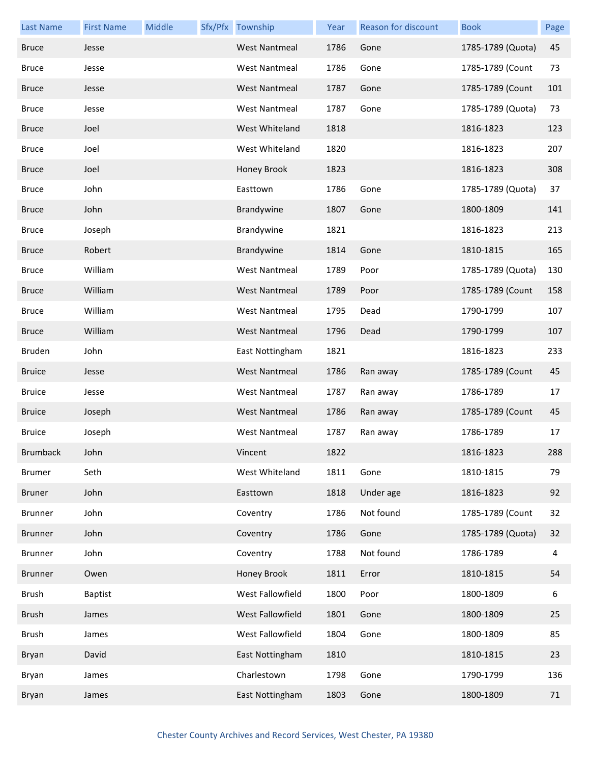| Last Name | First Name | Middle | Sfx/Pfx | Township | Year | Reason for discount | Book | Page |
| --- | --- | --- | --- | --- | --- | --- | --- | --- |
| Bruce | Jesse | | | West Nantmeal | 1786 | Gone | 1785-1789 (Quota) | 45 |
| Bruce | Jesse | | | West Nantmeal | 1786 | Gone | 1785-1789 (Count | 73 |
| Bruce | Jesse | | | West Nantmeal | 1787 | Gone | 1785-1789 (Count | 101 |
| Bruce | Jesse | | | West Nantmeal | 1787 | Gone | 1785-1789 (Quota) | 73 |
| Bruce | Joel | | | West Whiteland | 1818 | | 1816-1823 | 123 |
| Bruce | Joel | | | West Whiteland | 1820 | | 1816-1823 | 207 |
| Bruce | Joel | | | Honey Brook | 1823 | | 1816-1823 | 308 |
| Bruce | John | | | Easttown | 1786 | Gone | 1785-1789 (Quota) | 37 |
| Bruce | John | | | Brandywine | 1807 | Gone | 1800-1809 | 141 |
| Bruce | Joseph | | | Brandywine | 1821 | | 1816-1823 | 213 |
| Bruce | Robert | | | Brandywine | 1814 | Gone | 1810-1815 | 165 |
| Bruce | William | | | West Nantmeal | 1789 | Poor | 1785-1789 (Quota) | 130 |
| Bruce | William | | | West Nantmeal | 1789 | Poor | 1785-1789 (Count | 158 |
| Bruce | William | | | West Nantmeal | 1795 | Dead | 1790-1799 | 107 |
| Bruce | William | | | West Nantmeal | 1796 | Dead | 1790-1799 | 107 |
| Bruden | John | | | East Nottingham | 1821 | | 1816-1823 | 233 |
| Bruice | Jesse | | | West Nantmeal | 1786 | Ran away | 1785-1789 (Count | 45 |
| Bruice | Jesse | | | West Nantmeal | 1787 | Ran away | 1786-1789 | 17 |
| Bruice | Joseph | | | West Nantmeal | 1786 | Ran away | 1785-1789 (Count | 45 |
| Bruice | Joseph | | | West Nantmeal | 1787 | Ran away | 1786-1789 | 17 |
| Brumback | John | | | Vincent | 1822 | | 1816-1823 | 288 |
| Brumer | Seth | | | West Whiteland | 1811 | Gone | 1810-1815 | 79 |
| Bruner | John | | | Easttown | 1818 | Under age | 1816-1823 | 92 |
| Brunner | John | | | Coventry | 1786 | Not found | 1785-1789 (Count | 32 |
| Brunner | John | | | Coventry | 1786 | Gone | 1785-1789 (Quota) | 32 |
| Brunner | John | | | Coventry | 1788 | Not found | 1786-1789 | 4 |
| Brunner | Owen | | | Honey Brook | 1811 | Error | 1810-1815 | 54 |
| Brush | Baptist | | | West Fallowfield | 1800 | Poor | 1800-1809 | 6 |
| Brush | James | | | West Fallowfield | 1801 | Gone | 1800-1809 | 25 |
| Brush | James | | | West Fallowfield | 1804 | Gone | 1800-1809 | 85 |
| Bryan | David | | | East Nottingham | 1810 | | 1810-1815 | 23 |
| Bryan | James | | | Charlestown | 1798 | Gone | 1790-1799 | 136 |
| Bryan | James | | | East Nottingham | 1803 | Gone | 1800-1809 | 71 |

Chester County Archives and Record Services, West Chester, PA 19380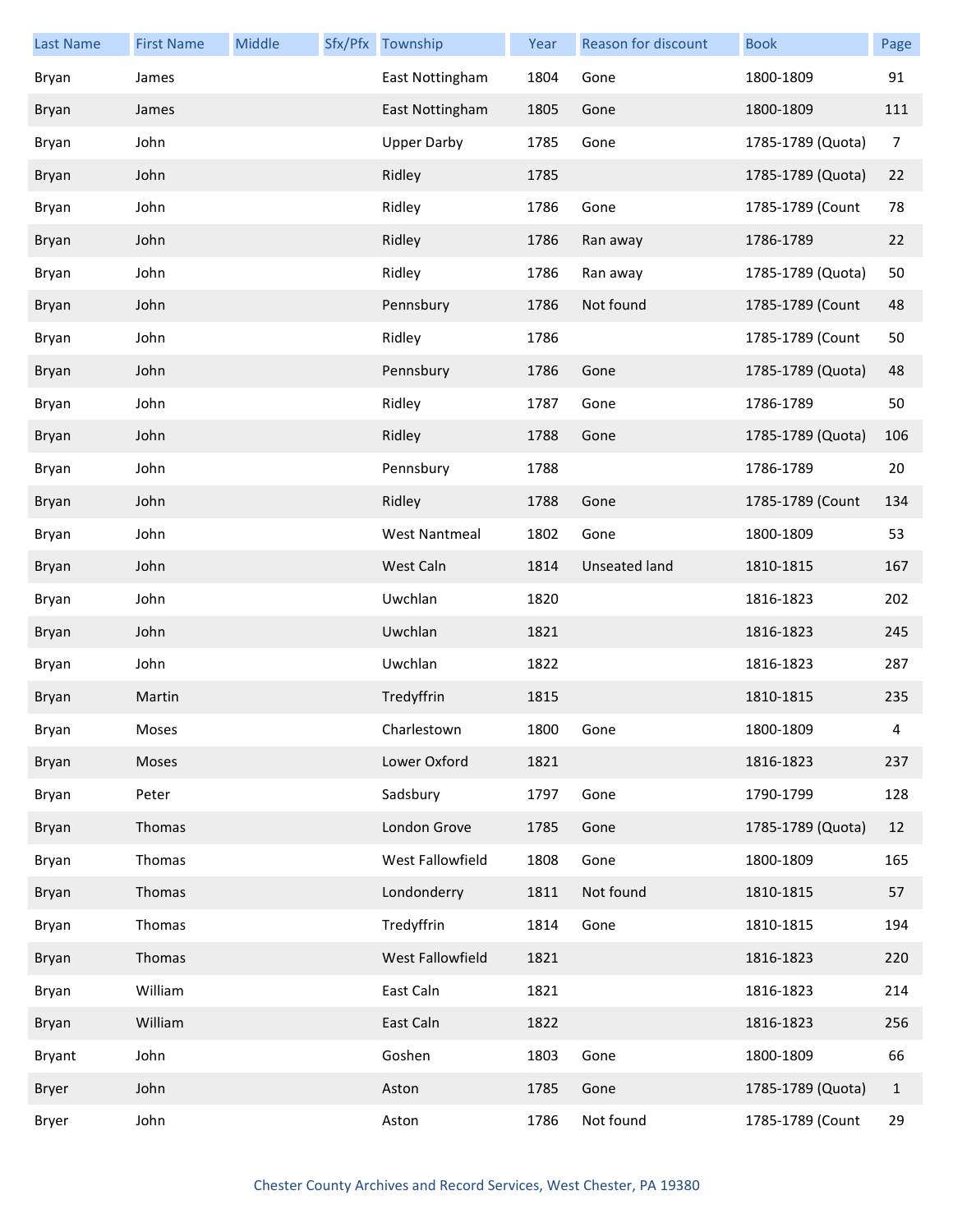| Last Name | First Name | Middle | Sfx/Pfx | Township | Year | Reason for discount | Book | Page |
|---|---|---|---|---|---|---|---|---|
| Bryan | James | | | East Nottingham | 1804 | Gone | 1800-1809 | 91 |
| Bryan | James | | | East Nottingham | 1805 | Gone | 1800-1809 | 111 |
| Bryan | John | | | Upper Darby | 1785 | Gone | 1785-1789 (Quota) | 7 |
| Bryan | John | | | Ridley | 1785 | | 1785-1789 (Quota) | 22 |
| Bryan | John | | | Ridley | 1786 | Gone | 1785-1789 (Count | 78 |
| Bryan | John | | | Ridley | 1786 | Ran away | 1786-1789 | 22 |
| Bryan | John | | | Ridley | 1786 | Ran away | 1785-1789 (Quota) | 50 |
| Bryan | John | | | Pennsbury | 1786 | Not found | 1785-1789 (Count | 48 |
| Bryan | John | | | Ridley | 1786 | | 1785-1789 (Count | 50 |
| Bryan | John | | | Pennsbury | 1786 | Gone | 1785-1789 (Quota) | 48 |
| Bryan | John | | | Ridley | 1787 | Gone | 1786-1789 | 50 |
| Bryan | John | | | Ridley | 1788 | Gone | 1785-1789 (Quota) | 106 |
| Bryan | John | | | Pennsbury | 1788 | | 1786-1789 | 20 |
| Bryan | John | | | Ridley | 1788 | Gone | 1785-1789 (Count | 134 |
| Bryan | John | | | West Nantmeal | 1802 | Gone | 1800-1809 | 53 |
| Bryan | John | | | West Caln | 1814 | Unseated land | 1810-1815 | 167 |
| Bryan | John | | | Uwchlan | 1820 | | 1816-1823 | 202 |
| Bryan | John | | | Uwchlan | 1821 | | 1816-1823 | 245 |
| Bryan | John | | | Uwchlan | 1822 | | 1816-1823 | 287 |
| Bryan | Martin | | | Tredyffrin | 1815 | | 1810-1815 | 235 |
| Bryan | Moses | | | Charlestown | 1800 | Gone | 1800-1809 | 4 |
| Bryan | Moses | | | Lower Oxford | 1821 | | 1816-1823 | 237 |
| Bryan | Peter | | | Sadsbury | 1797 | Gone | 1790-1799 | 128 |
| Bryan | Thomas | | | London Grove | 1785 | Gone | 1785-1789 (Quota) | 12 |
| Bryan | Thomas | | | West Fallowfield | 1808 | Gone | 1800-1809 | 165 |
| Bryan | Thomas | | | Londonderry | 1811 | Not found | 1810-1815 | 57 |
| Bryan | Thomas | | | Tredyffrin | 1814 | Gone | 1810-1815 | 194 |
| Bryan | Thomas | | | West Fallowfield | 1821 | | 1816-1823 | 220 |
| Bryan | William | | | East Caln | 1821 | | 1816-1823 | 214 |
| Bryan | William | | | East Caln | 1822 | | 1816-1823 | 256 |
| Bryant | John | | | Goshen | 1803 | Gone | 1800-1809 | 66 |
| Bryer | John | | | Aston | 1785 | Gone | 1785-1789 (Quota) | 1 |
| Bryer | John | | | Aston | 1786 | Not found | 1785-1789 (Count | 29 |

Chester County Archives and Record Services, West Chester, PA 19380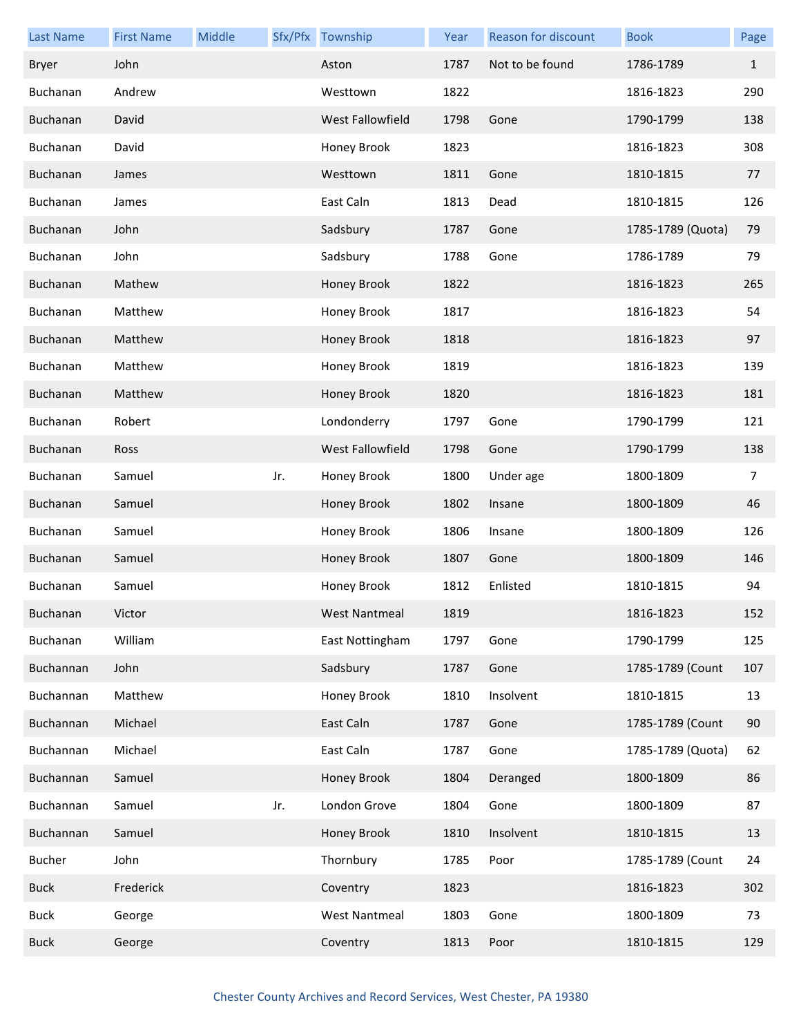| Last Name | First Name | Middle | Sfx/Pfx | Township | Year | Reason for discount | Book | Page |
|---|---|---|---|---|---|---|---|---|
| Bryer | John | | | Aston | 1787 | Not to be found | 1786-1789 | 1 |
| Buchanan | Andrew | | | Westtown | 1822 | | 1816-1823 | 290 |
| Buchanan | David | | | West Fallowfield | 1798 | Gone | 1790-1799 | 138 |
| Buchanan | David | | | Honey Brook | 1823 | | 1816-1823 | 308 |
| Buchanan | James | | | Westtown | 1811 | Gone | 1810-1815 | 77 |
| Buchanan | James | | | East Caln | 1813 | Dead | 1810-1815 | 126 |
| Buchanan | John | | | Sadsbury | 1787 | Gone | 1785-1789 (Quota) | 79 |
| Buchanan | John | | | Sadsbury | 1788 | Gone | 1786-1789 | 79 |
| Buchanan | Mathew | | | Honey Brook | 1822 | | 1816-1823 | 265 |
| Buchanan | Matthew | | | Honey Brook | 1817 | | 1816-1823 | 54 |
| Buchanan | Matthew | | | Honey Brook | 1818 | | 1816-1823 | 97 |
| Buchanan | Matthew | | | Honey Brook | 1819 | | 1816-1823 | 139 |
| Buchanan | Matthew | | | Honey Brook | 1820 | | 1816-1823 | 181 |
| Buchanan | Robert | | | Londonderry | 1797 | Gone | 1790-1799 | 121 |
| Buchanan | Ross | | | West Fallowfield | 1798 | Gone | 1790-1799 | 138 |
| Buchanan | Samuel | | Jr. | Honey Brook | 1800 | Under age | 1800-1809 | 7 |
| Buchanan | Samuel | | | Honey Brook | 1802 | Insane | 1800-1809 | 46 |
| Buchanan | Samuel | | | Honey Brook | 1806 | Insane | 1800-1809 | 126 |
| Buchanan | Samuel | | | Honey Brook | 1807 | Gone | 1800-1809 | 146 |
| Buchanan | Samuel | | | Honey Brook | 1812 | Enlisted | 1810-1815 | 94 |
| Buchanan | Victor | | | West Nantmeal | 1819 | | 1816-1823 | 152 |
| Buchanan | William | | | East Nottingham | 1797 | Gone | 1790-1799 | 125 |
| Buchannan | John | | | Sadsbury | 1787 | Gone | 1785-1789 (Count | 107 |
| Buchannan | Matthew | | | Honey Brook | 1810 | Insolvent | 1810-1815 | 13 |
| Buchannan | Michael | | | East Caln | 1787 | Gone | 1785-1789 (Count | 90 |
| Buchannan | Michael | | | East Caln | 1787 | Gone | 1785-1789 (Quota) | 62 |
| Buchannan | Samuel | | | Honey Brook | 1804 | Deranged | 1800-1809 | 86 |
| Buchannan | Samuel | | Jr. | London Grove | 1804 | Gone | 1800-1809 | 87 |
| Buchannan | Samuel | | | Honey Brook | 1810 | Insolvent | 1810-1815 | 13 |
| Bucher | John | | | Thornbury | 1785 | Poor | 1785-1789 (Count | 24 |
| Buck | Frederick | | | Coventry | 1823 | | 1816-1823 | 302 |
| Buck | George | | | West Nantmeal | 1803 | Gone | 1800-1809 | 73 |
| Buck | George | | | Coventry | 1813 | Poor | 1810-1815 | 129 |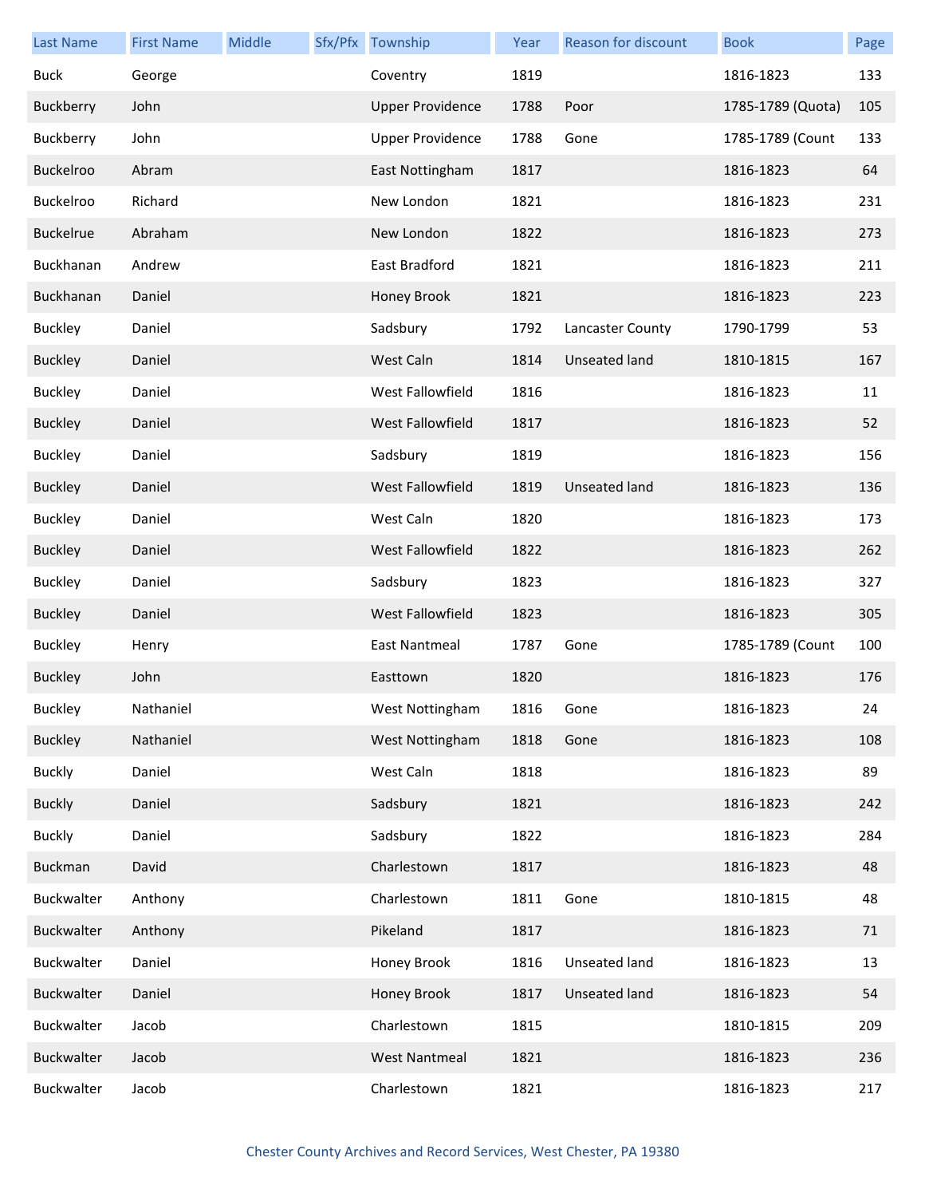| Last Name | First Name | Middle | Sfx/Pfx | Township | Year | Reason for discount | Book | Page |
|---|---|---|---|---|---|---|---|---|
| Buck | George | | | Coventry | 1819 | | 1816-1823 | 133 |
| Buckberry | John | | | Upper Providence | 1788 | Poor | 1785-1789 (Quota) | 105 |
| Buckberry | John | | | Upper Providence | 1788 | Gone | 1785-1789 (Count | 133 |
| Buckelroo | Abram | | | East Nottingham | 1817 | | 1816-1823 | 64 |
| Buckelroo | Richard | | | New London | 1821 | | 1816-1823 | 231 |
| Buckelrue | Abraham | | | New London | 1822 | | 1816-1823 | 273 |
| Buckhanan | Andrew | | | East Bradford | 1821 | | 1816-1823 | 211 |
| Buckhanan | Daniel | | | Honey Brook | 1821 | | 1816-1823 | 223 |
| Buckley | Daniel | | | Sadsbury | 1792 | Lancaster County | 1790-1799 | 53 |
| Buckley | Daniel | | | West Caln | 1814 | Unseated land | 1810-1815 | 167 |
| Buckley | Daniel | | | West Fallowfield | 1816 | | 1816-1823 | 11 |
| Buckley | Daniel | | | West Fallowfield | 1817 | | 1816-1823 | 52 |
| Buckley | Daniel | | | Sadsbury | 1819 | | 1816-1823 | 156 |
| Buckley | Daniel | | | West Fallowfield | 1819 | Unseated land | 1816-1823 | 136 |
| Buckley | Daniel | | | West Caln | 1820 | | 1816-1823 | 173 |
| Buckley | Daniel | | | West Fallowfield | 1822 | | 1816-1823 | 262 |
| Buckley | Daniel | | | Sadsbury | 1823 | | 1816-1823 | 327 |
| Buckley | Daniel | | | West Fallowfield | 1823 | | 1816-1823 | 305 |
| Buckley | Henry | | | East Nantmeal | 1787 | Gone | 1785-1789 (Count | 100 |
| Buckley | John | | | Easttown | 1820 | | 1816-1823 | 176 |
| Buckley | Nathaniel | | | West Nottingham | 1816 | Gone | 1816-1823 | 24 |
| Buckley | Nathaniel | | | West Nottingham | 1818 | Gone | 1816-1823 | 108 |
| Buckly | Daniel | | | West Caln | 1818 | | 1816-1823 | 89 |
| Buckly | Daniel | | | Sadsbury | 1821 | | 1816-1823 | 242 |
| Buckly | Daniel | | | Sadsbury | 1822 | | 1816-1823 | 284 |
| Buckman | David | | | Charlestown | 1817 | | 1816-1823 | 48 |
| Buckwalter | Anthony | | | Charlestown | 1811 | Gone | 1810-1815 | 48 |
| Buckwalter | Anthony | | | Pikeland | 1817 | | 1816-1823 | 71 |
| Buckwalter | Daniel | | | Honey Brook | 1816 | Unseated land | 1816-1823 | 13 |
| Buckwalter | Daniel | | | Honey Brook | 1817 | Unseated land | 1816-1823 | 54 |
| Buckwalter | Jacob | | | Charlestown | 1815 | | 1810-1815 | 209 |
| Buckwalter | Jacob | | | West Nantmeal | 1821 | | 1816-1823 | 236 |
| Buckwalter | Jacob | | | Charlestown | 1821 | | 1816-1823 | 217 |

Chester County Archives and Record Services, West Chester, PA 19380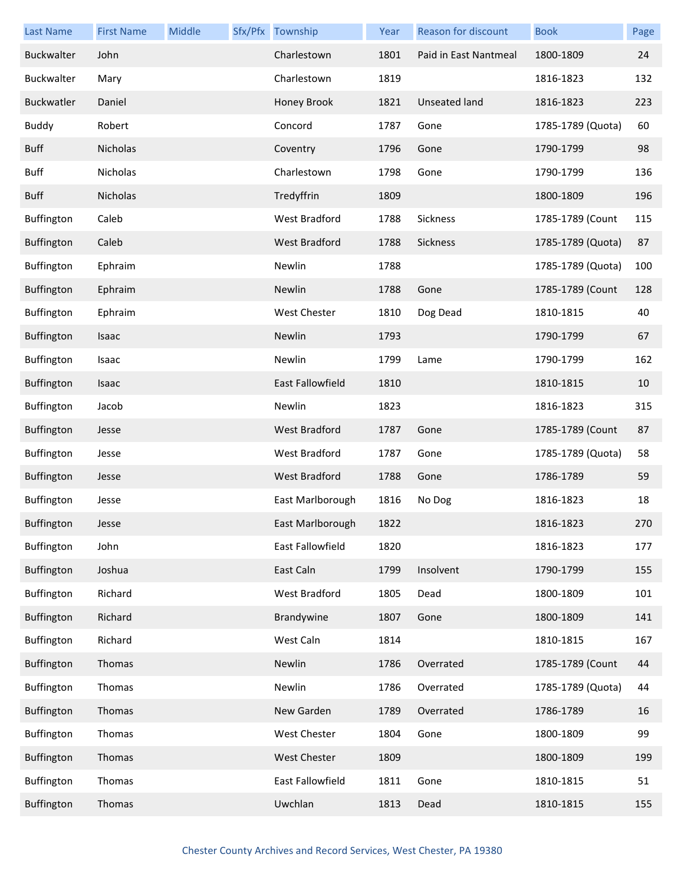| Last Name | First Name | Middle | Sfx/Pfx | Township | Year | Reason for discount | Book | Page |
|---|---|---|---|---|---|---|---|---|
| Buckwalter | John | | | Charlestown | 1801 | Paid in East Nantmeal | 1800-1809 | 24 |
| Buckwalter | Mary | | | Charlestown | 1819 | | 1816-1823 | 132 |
| Buckwatler | Daniel | | | Honey Brook | 1821 | Unseated land | 1816-1823 | 223 |
| Buddy | Robert | | | Concord | 1787 | Gone | 1785-1789 (Quota) | 60 |
| Buff | Nicholas | | | Coventry | 1796 | Gone | 1790-1799 | 98 |
| Buff | Nicholas | | | Charlestown | 1798 | Gone | 1790-1799 | 136 |
| Buff | Nicholas | | | Tredyffrin | 1809 | | 1800-1809 | 196 |
| Buffington | Caleb | | | West Bradford | 1788 | Sickness | 1785-1789 (Count | 115 |
| Buffington | Caleb | | | West Bradford | 1788 | Sickness | 1785-1789 (Quota) | 87 |
| Buffington | Ephraim | | | Newlin | 1788 | | 1785-1789 (Quota) | 100 |
| Buffington | Ephraim | | | Newlin | 1788 | Gone | 1785-1789 (Count | 128 |
| Buffington | Ephraim | | | West Chester | 1810 | Dog Dead | 1810-1815 | 40 |
| Buffington | Isaac | | | Newlin | 1793 | | 1790-1799 | 67 |
| Buffington | Isaac | | | Newlin | 1799 | Lame | 1790-1799 | 162 |
| Buffington | Isaac | | | East Fallowfield | 1810 | | 1810-1815 | 10 |
| Buffington | Jacob | | | Newlin | 1823 | | 1816-1823 | 315 |
| Buffington | Jesse | | | West Bradford | 1787 | Gone | 1785-1789 (Count | 87 |
| Buffington | Jesse | | | West Bradford | 1787 | Gone | 1785-1789 (Quota) | 58 |
| Buffington | Jesse | | | West Bradford | 1788 | Gone | 1786-1789 | 59 |
| Buffington | Jesse | | | East Marlborough | 1816 | No Dog | 1816-1823 | 18 |
| Buffington | Jesse | | | East Marlborough | 1822 | | 1816-1823 | 270 |
| Buffington | John | | | East Fallowfield | 1820 | | 1816-1823 | 177 |
| Buffington | Joshua | | | East Caln | 1799 | Insolvent | 1790-1799 | 155 |
| Buffington | Richard | | | West Bradford | 1805 | Dead | 1800-1809 | 101 |
| Buffington | Richard | | | Brandywine | 1807 | Gone | 1800-1809 | 141 |
| Buffington | Richard | | | West Caln | 1814 | | 1810-1815 | 167 |
| Buffington | Thomas | | | Newlin | 1786 | Overrated | 1785-1789 (Count | 44 |
| Buffington | Thomas | | | Newlin | 1786 | Overrated | 1785-1789 (Quota) | 44 |
| Buffington | Thomas | | | New Garden | 1789 | Overrated | 1786-1789 | 16 |
| Buffington | Thomas | | | West Chester | 1804 | Gone | 1800-1809 | 99 |
| Buffington | Thomas | | | West Chester | 1809 | | 1800-1809 | 199 |
| Buffington | Thomas | | | East Fallowfield | 1811 | Gone | 1810-1815 | 51 |
| Buffington | Thomas | | | Uwchlan | 1813 | Dead | 1810-1815 | 155 |

Chester County Archives and Record Services, West Chester, PA 19380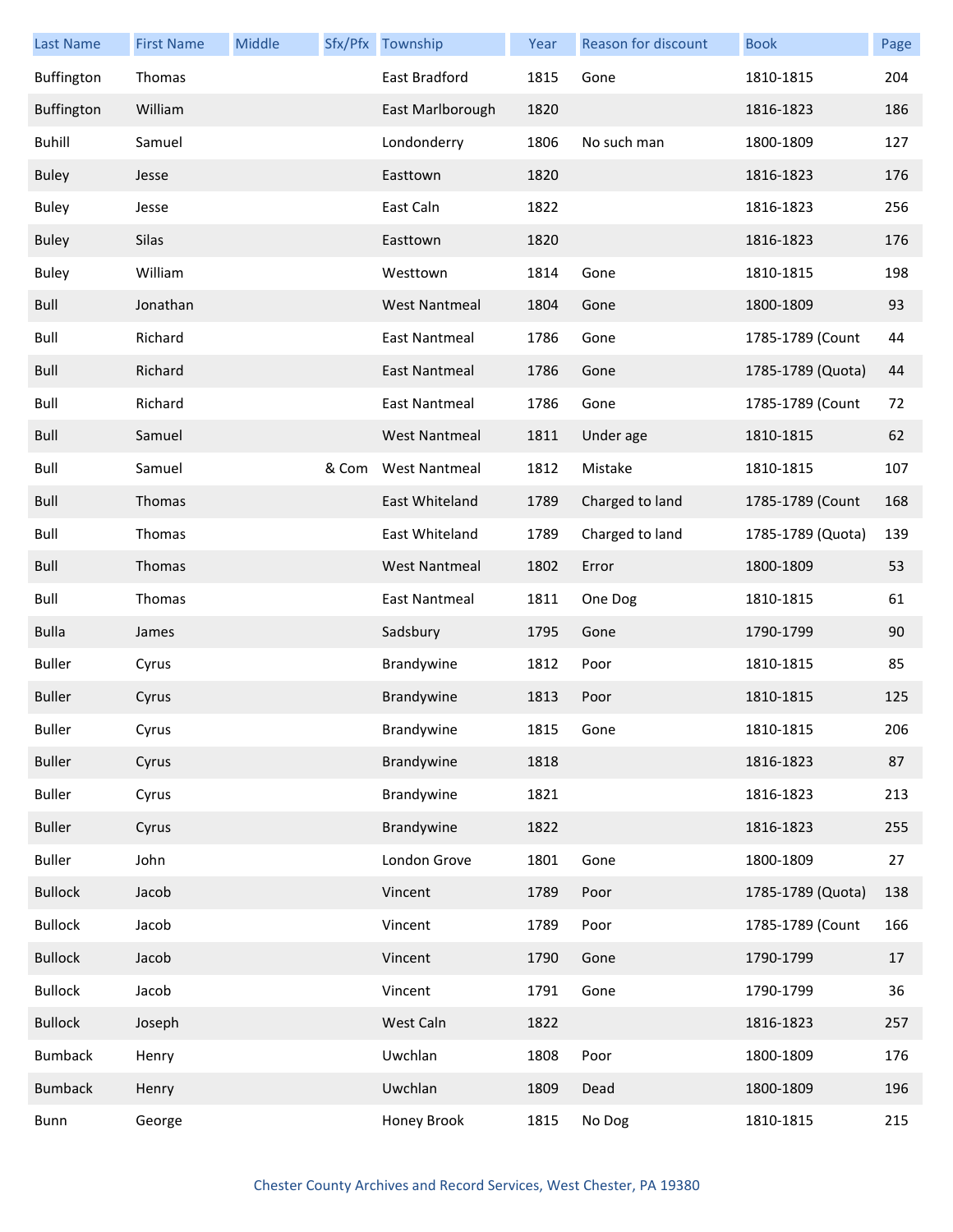| Last Name | First Name | Middle | Sfx/Pfx | Township | Year | Reason for discount | Book | Page |
|---|---|---|---|---|---|---|---|---|
| Buffington | Thomas | | | East Bradford | 1815 | Gone | 1810-1815 | 204 |
| Buffington | William | | | East Marlborough | 1820 | | 1816-1823 | 186 |
| Buhill | Samuel | | | Londonderry | 1806 | No such man | 1800-1809 | 127 |
| Buley | Jesse | | | Easttown | 1820 | | 1816-1823 | 176 |
| Buley | Jesse | | | East Caln | 1822 | | 1816-1823 | 256 |
| Buley | Silas | | | Easttown | 1820 | | 1816-1823 | 176 |
| Buley | William | | | Westtown | 1814 | Gone | 1810-1815 | 198 |
| Bull | Jonathan | | | West Nantmeal | 1804 | Gone | 1800-1809 | 93 |
| Bull | Richard | | | East Nantmeal | 1786 | Gone | 1785-1789 (Count | 44 |
| Bull | Richard | | | East Nantmeal | 1786 | Gone | 1785-1789 (Quota) | 44 |
| Bull | Richard | | | East Nantmeal | 1786 | Gone | 1785-1789 (Count | 72 |
| Bull | Samuel | | | West Nantmeal | 1811 | Under age | 1810-1815 | 62 |
| Bull | Samuel | | & Com | West Nantmeal | 1812 | Mistake | 1810-1815 | 107 |
| Bull | Thomas | | | East Whiteland | 1789 | Charged to land | 1785-1789 (Count | 168 |
| Bull | Thomas | | | East Whiteland | 1789 | Charged to land | 1785-1789 (Quota) | 139 |
| Bull | Thomas | | | West Nantmeal | 1802 | Error | 1800-1809 | 53 |
| Bull | Thomas | | | East Nantmeal | 1811 | One Dog | 1810-1815 | 61 |
| Bulla | James | | | Sadsbury | 1795 | Gone | 1790-1799 | 90 |
| Buller | Cyrus | | | Brandywine | 1812 | Poor | 1810-1815 | 85 |
| Buller | Cyrus | | | Brandywine | 1813 | Poor | 1810-1815 | 125 |
| Buller | Cyrus | | | Brandywine | 1815 | Gone | 1810-1815 | 206 |
| Buller | Cyrus | | | Brandywine | 1818 | | 1816-1823 | 87 |
| Buller | Cyrus | | | Brandywine | 1821 | | 1816-1823 | 213 |
| Buller | Cyrus | | | Brandywine | 1822 | | 1816-1823 | 255 |
| Buller | John | | | London Grove | 1801 | Gone | 1800-1809 | 27 |
| Bullock | Jacob | | | Vincent | 1789 | Poor | 1785-1789 (Quota) | 138 |
| Bullock | Jacob | | | Vincent | 1789 | Poor | 1785-1789 (Count | 166 |
| Bullock | Jacob | | | Vincent | 1790 | Gone | 1790-1799 | 17 |
| Bullock | Jacob | | | Vincent | 1791 | Gone | 1790-1799 | 36 |
| Bullock | Joseph | | | West Caln | 1822 | | 1816-1823 | 257 |
| Bumback | Henry | | | Uwchlan | 1808 | Poor | 1800-1809 | 176 |
| Bumback | Henry | | | Uwchlan | 1809 | Dead | 1800-1809 | 196 |
| Bunn | George | | | Honey Brook | 1815 | No Dog | 1810-1815 | 215 |

Chester County Archives and Record Services, West Chester, PA 19380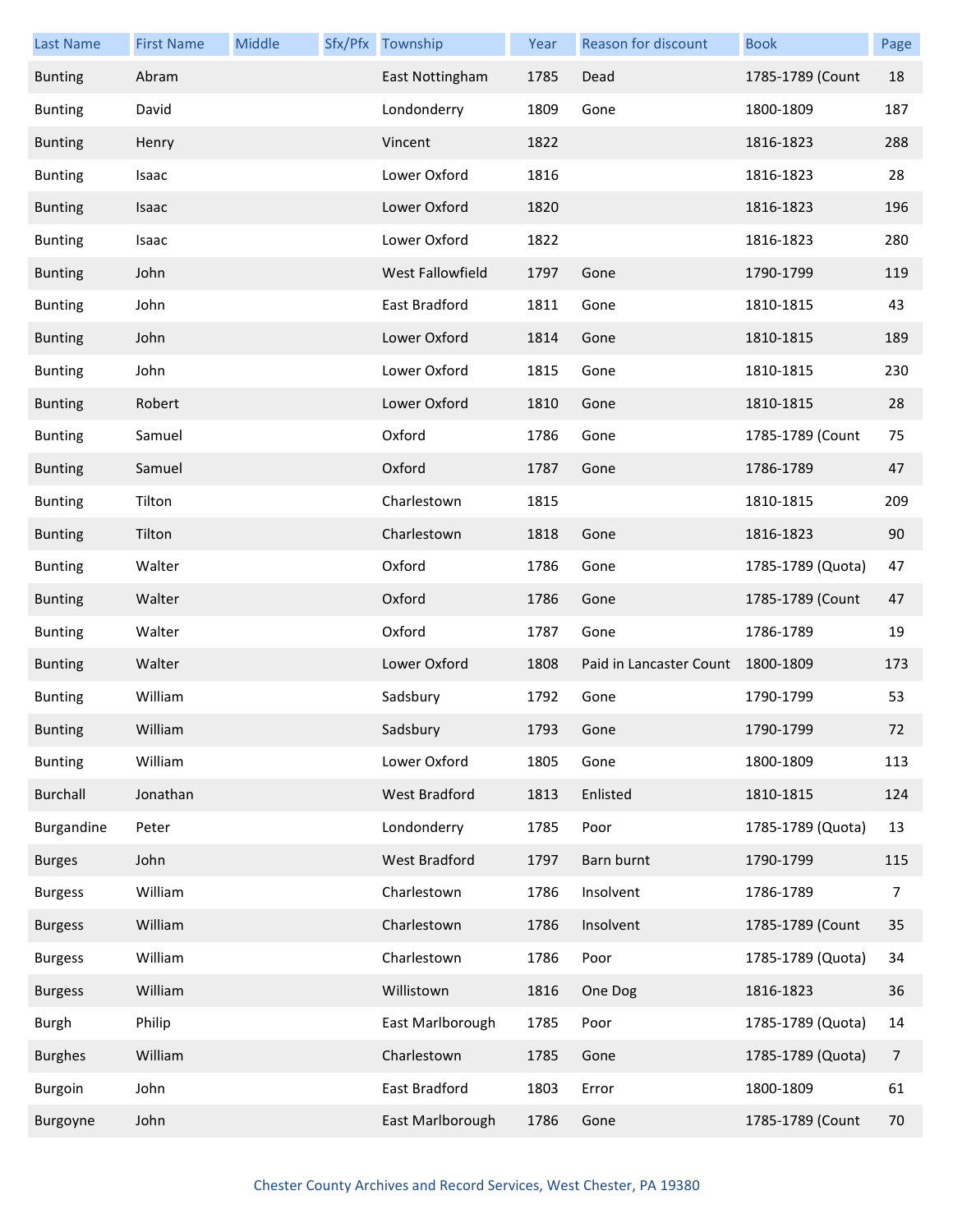| Last Name | First Name | Middle | Sfx/Pfx | Township | Year | Reason for discount | Book | Page |
|---|---|---|---|---|---|---|---|---|
| Bunting | Abram | | | East Nottingham | 1785 | Dead | 1785-1789 (Count | 18 |
| Bunting | David | | | Londonderry | 1809 | Gone | 1800-1809 | 187 |
| Bunting | Henry | | | Vincent | 1822 | | 1816-1823 | 288 |
| Bunting | Isaac | | | Lower Oxford | 1816 | | 1816-1823 | 28 |
| Bunting | Isaac | | | Lower Oxford | 1820 | | 1816-1823 | 196 |
| Bunting | Isaac | | | Lower Oxford | 1822 | | 1816-1823 | 280 |
| Bunting | John | | | West Fallowfield | 1797 | Gone | 1790-1799 | 119 |
| Bunting | John | | | East Bradford | 1811 | Gone | 1810-1815 | 43 |
| Bunting | John | | | Lower Oxford | 1814 | Gone | 1810-1815 | 189 |
| Bunting | John | | | Lower Oxford | 1815 | Gone | 1810-1815 | 230 |
| Bunting | Robert | | | Lower Oxford | 1810 | Gone | 1810-1815 | 28 |
| Bunting | Samuel | | | Oxford | 1786 | Gone | 1785-1789 (Count | 75 |
| Bunting | Samuel | | | Oxford | 1787 | Gone | 1786-1789 | 47 |
| Bunting | Tilton | | | Charlestown | 1815 | | 1810-1815 | 209 |
| Bunting | Tilton | | | Charlestown | 1818 | Gone | 1816-1823 | 90 |
| Bunting | Walter | | | Oxford | 1786 | Gone | 1785-1789 (Quota) | 47 |
| Bunting | Walter | | | Oxford | 1786 | Gone | 1785-1789 (Count | 47 |
| Bunting | Walter | | | Oxford | 1787 | Gone | 1786-1789 | 19 |
| Bunting | Walter | | | Lower Oxford | 1808 | Paid in Lancaster Count | 1800-1809 | 173 |
| Bunting | William | | | Sadsbury | 1792 | Gone | 1790-1799 | 53 |
| Bunting | William | | | Sadsbury | 1793 | Gone | 1790-1799 | 72 |
| Bunting | William | | | Lower Oxford | 1805 | Gone | 1800-1809 | 113 |
| Burchall | Jonathan | | | West Bradford | 1813 | Enlisted | 1810-1815 | 124 |
| Burgandine | Peter | | | Londonderry | 1785 | Poor | 1785-1789 (Quota) | 13 |
| Burges | John | | | West Bradford | 1797 | Barn burnt | 1790-1799 | 115 |
| Burgess | William | | | Charlestown | 1786 | Insolvent | 1786-1789 | 7 |
| Burgess | William | | | Charlestown | 1786 | Insolvent | 1785-1789 (Count | 35 |
| Burgess | William | | | Charlestown | 1786 | Poor | 1785-1789 (Quota) | 34 |
| Burgess | William | | | Willistown | 1816 | One Dog | 1816-1823 | 36 |
| Burgh | Philip | | | East Marlborough | 1785 | Poor | 1785-1789 (Quota) | 14 |
| Burghes | William | | | Charlestown | 1785 | Gone | 1785-1789 (Quota) | 7 |
| Burgoin | John | | | East Bradford | 1803 | Error | 1800-1809 | 61 |
| Burgoyne | John | | | East Marlborough | 1786 | Gone | 1785-1789 (Count | 70 |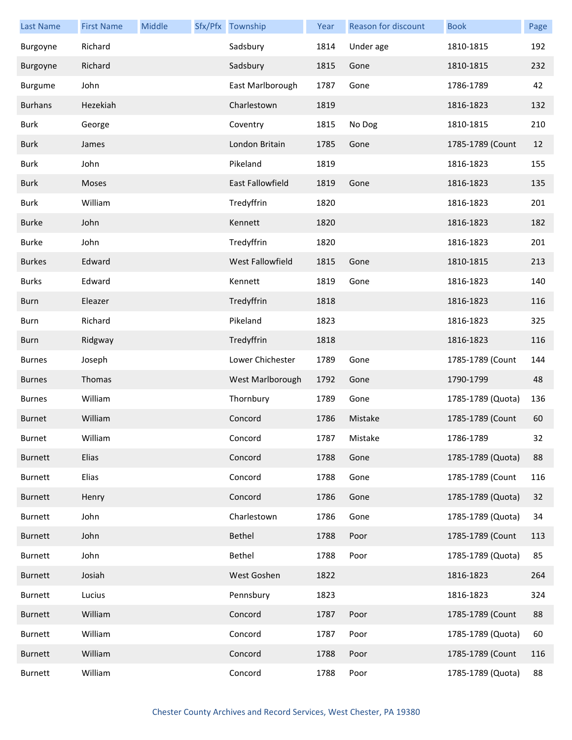| Last Name | First Name | Middle | Sfx/Pfx | Township | Year | Reason for discount | Book | Page |
|---|---|---|---|---|---|---|---|---|
| Burgoyne | Richard | | | Sadsbury | 1814 | Under age | 1810-1815 | 192 |
| Burgoyne | Richard | | | Sadsbury | 1815 | Gone | 1810-1815 | 232 |
| Burgume | John | | | East Marlborough | 1787 | Gone | 1786-1789 | 42 |
| Burhans | Hezekiah | | | Charlestown | 1819 | | 1816-1823 | 132 |
| Burk | George | | | Coventry | 1815 | No Dog | 1810-1815 | 210 |
| Burk | James | | | London Britain | 1785 | Gone | 1785-1789 (Count | 12 |
| Burk | John | | | Pikeland | 1819 | | 1816-1823 | 155 |
| Burk | Moses | | | East Fallowfield | 1819 | Gone | 1816-1823 | 135 |
| Burk | William | | | Tredyffrin | 1820 | | 1816-1823 | 201 |
| Burke | John | | | Kennett | 1820 | | 1816-1823 | 182 |
| Burke | John | | | Tredyffrin | 1820 | | 1816-1823 | 201 |
| Burkes | Edward | | | West Fallowfield | 1815 | Gone | 1810-1815 | 213 |
| Burks | Edward | | | Kennett | 1819 | Gone | 1816-1823 | 140 |
| Burn | Eleazer | | | Tredyffrin | 1818 | | 1816-1823 | 116 |
| Burn | Richard | | | Pikeland | 1823 | | 1816-1823 | 325 |
| Burn | Ridgway | | | Tredyffrin | 1818 | | 1816-1823 | 116 |
| Burnes | Joseph | | | Lower Chichester | 1789 | Gone | 1785-1789 (Count | 144 |
| Burnes | Thomas | | | West Marlborough | 1792 | Gone | 1790-1799 | 48 |
| Burnes | William | | | Thornbury | 1789 | Gone | 1785-1789 (Quota) | 136 |
| Burnet | William | | | Concord | 1786 | Mistake | 1785-1789 (Count | 60 |
| Burnet | William | | | Concord | 1787 | Mistake | 1786-1789 | 32 |
| Burnett | Elias | | | Concord | 1788 | Gone | 1785-1789 (Quota) | 88 |
| Burnett | Elias | | | Concord | 1788 | Gone | 1785-1789 (Count | 116 |
| Burnett | Henry | | | Concord | 1786 | Gone | 1785-1789 (Quota) | 32 |
| Burnett | John | | | Charlestown | 1786 | Gone | 1785-1789 (Quota) | 34 |
| Burnett | John | | | Bethel | 1788 | Poor | 1785-1789 (Count | 113 |
| Burnett | John | | | Bethel | 1788 | Poor | 1785-1789 (Quota) | 85 |
| Burnett | Josiah | | | West Goshen | 1822 | | 1816-1823 | 264 |
| Burnett | Lucius | | | Pennsbury | 1823 | | 1816-1823 | 324 |
| Burnett | William | | | Concord | 1787 | Poor | 1785-1789 (Count | 88 |
| Burnett | William | | | Concord | 1787 | Poor | 1785-1789 (Quota) | 60 |
| Burnett | William | | | Concord | 1788 | Poor | 1785-1789 (Count | 116 |
| Burnett | William | | | Concord | 1788 | Poor | 1785-1789 (Quota) | 88 |

Chester County Archives and Record Services, West Chester, PA 19380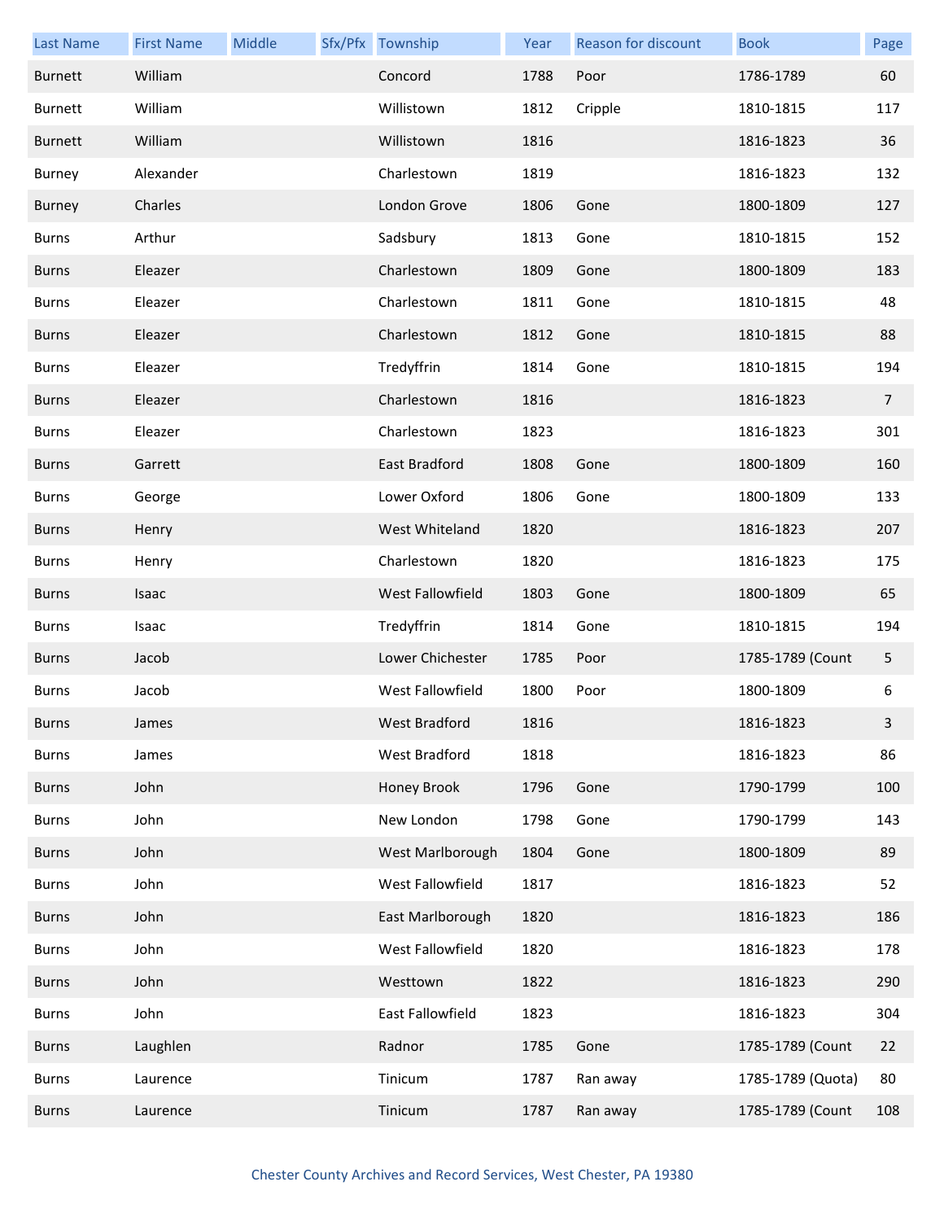| Last Name | First Name | Middle | Sfx/Pfx | Township | Year | Reason for discount | Book | Page |
|---|---|---|---|---|---|---|---|---|
| Burnett | William | | | Concord | 1788 | Poor | 1786-1789 | 60 |
| Burnett | William | | | Willistown | 1812 | Cripple | 1810-1815 | 117 |
| Burnett | William | | | Willistown | 1816 | | 1816-1823 | 36 |
| Burney | Alexander | | | Charlestown | 1819 | | 1816-1823 | 132 |
| Burney | Charles | | | London Grove | 1806 | Gone | 1800-1809 | 127 |
| Burns | Arthur | | | Sadsbury | 1813 | Gone | 1810-1815 | 152 |
| Burns | Eleazer | | | Charlestown | 1809 | Gone | 1800-1809 | 183 |
| Burns | Eleazer | | | Charlestown | 1811 | Gone | 1810-1815 | 48 |
| Burns | Eleazer | | | Charlestown | 1812 | Gone | 1810-1815 | 88 |
| Burns | Eleazer | | | Tredyffrin | 1814 | Gone | 1810-1815 | 194 |
| Burns | Eleazer | | | Charlestown | 1816 | | 1816-1823 | 7 |
| Burns | Eleazer | | | Charlestown | 1823 | | 1816-1823 | 301 |
| Burns | Garrett | | | East Bradford | 1808 | Gone | 1800-1809 | 160 |
| Burns | George | | | Lower Oxford | 1806 | Gone | 1800-1809 | 133 |
| Burns | Henry | | | West Whiteland | 1820 | | 1816-1823 | 207 |
| Burns | Henry | | | Charlestown | 1820 | | 1816-1823 | 175 |
| Burns | Isaac | | | West Fallowfield | 1803 | Gone | 1800-1809 | 65 |
| Burns | Isaac | | | Tredyffrin | 1814 | Gone | 1810-1815 | 194 |
| Burns | Jacob | | | Lower Chichester | 1785 | Poor | 1785-1789 (Count | 5 |
| Burns | Jacob | | | West Fallowfield | 1800 | Poor | 1800-1809 | 6 |
| Burns | James | | | West Bradford | 1816 | | 1816-1823 | 3 |
| Burns | James | | | West Bradford | 1818 | | 1816-1823 | 86 |
| Burns | John | | | Honey Brook | 1796 | Gone | 1790-1799 | 100 |
| Burns | John | | | New London | 1798 | Gone | 1790-1799 | 143 |
| Burns | John | | | West Marlborough | 1804 | Gone | 1800-1809 | 89 |
| Burns | John | | | West Fallowfield | 1817 | | 1816-1823 | 52 |
| Burns | John | | | East Marlborough | 1820 | | 1816-1823 | 186 |
| Burns | John | | | West Fallowfield | 1820 | | 1816-1823 | 178 |
| Burns | John | | | Westtown | 1822 | | 1816-1823 | 290 |
| Burns | John | | | East Fallowfield | 1823 | | 1816-1823 | 304 |
| Burns | Laughlen | | | Radnor | 1785 | Gone | 1785-1789 (Count | 22 |
| Burns | Laurence | | | Tinicum | 1787 | Ran away | 1785-1789 (Quota) | 80 |
| Burns | Laurence | | | Tinicum | 1787 | Ran away | 1785-1789 (Count | 108 |

Chester County Archives and Record Services, West Chester, PA 19380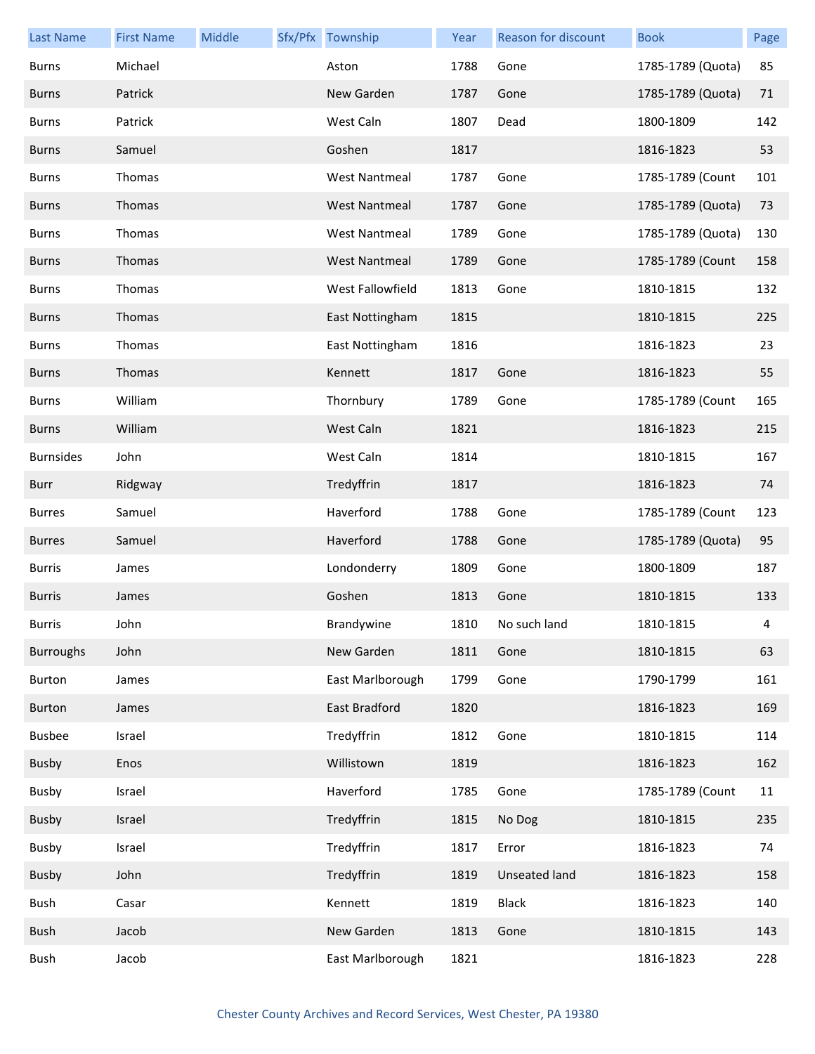| Last Name | First Name | Middle | Sfx/Pfx | Township | Year | Reason for discount | Book | Page |
|---|---|---|---|---|---|---|---|---|
| Burns | Michael | | | Aston | 1788 | Gone | 1785-1789 (Quota) | 85 |
| Burns | Patrick | | | New Garden | 1787 | Gone | 1785-1789 (Quota) | 71 |
| Burns | Patrick | | | West Caln | 1807 | Dead | 1800-1809 | 142 |
| Burns | Samuel | | | Goshen | 1817 | | 1816-1823 | 53 |
| Burns | Thomas | | | West Nantmeal | 1787 | Gone | 1785-1789 (Count | 101 |
| Burns | Thomas | | | West Nantmeal | 1787 | Gone | 1785-1789 (Quota) | 73 |
| Burns | Thomas | | | West Nantmeal | 1789 | Gone | 1785-1789 (Quota) | 130 |
| Burns | Thomas | | | West Nantmeal | 1789 | Gone | 1785-1789 (Count | 158 |
| Burns | Thomas | | | West Fallowfield | 1813 | Gone | 1810-1815 | 132 |
| Burns | Thomas | | | East Nottingham | 1815 | | 1810-1815 | 225 |
| Burns | Thomas | | | East Nottingham | 1816 | | 1816-1823 | 23 |
| Burns | Thomas | | | Kennett | 1817 | Gone | 1816-1823 | 55 |
| Burns | William | | | Thornbury | 1789 | Gone | 1785-1789 (Count | 165 |
| Burns | William | | | West Caln | 1821 | | 1816-1823 | 215 |
| Burnsides | John | | | West Caln | 1814 | | 1810-1815 | 167 |
| Burr | Ridgway | | | Tredyffrin | 1817 | | 1816-1823 | 74 |
| Burres | Samuel | | | Haverford | 1788 | Gone | 1785-1789 (Count | 123 |
| Burres | Samuel | | | Haverford | 1788 | Gone | 1785-1789 (Quota) | 95 |
| Burris | James | | | Londonderry | 1809 | Gone | 1800-1809 | 187 |
| Burris | James | | | Goshen | 1813 | Gone | 1810-1815 | 133 |
| Burris | John | | | Brandywine | 1810 | No such land | 1810-1815 | 4 |
| Burroughs | John | | | New Garden | 1811 | Gone | 1810-1815 | 63 |
| Burton | James | | | East Marlborough | 1799 | Gone | 1790-1799 | 161 |
| Burton | James | | | East Bradford | 1820 | | 1816-1823 | 169 |
| Busbee | Israel | | | Tredyffrin | 1812 | Gone | 1810-1815 | 114 |
| Busby | Enos | | | Willistown | 1819 | | 1816-1823 | 162 |
| Busby | Israel | | | Haverford | 1785 | Gone | 1785-1789 (Count | 11 |
| Busby | Israel | | | Tredyffrin | 1815 | No Dog | 1810-1815 | 235 |
| Busby | Israel | | | Tredyffrin | 1817 | Error | 1816-1823 | 74 |
| Busby | John | | | Tredyffrin | 1819 | Unseated land | 1816-1823 | 158 |
| Bush | Casar | | | Kennett | 1819 | Black | 1816-1823 | 140 |
| Bush | Jacob | | | New Garden | 1813 | Gone | 1810-1815 | 143 |
| Bush | Jacob | | | East Marlborough | 1821 | | 1816-1823 | 228 |

Chester County Archives and Record Services, West Chester, PA 19380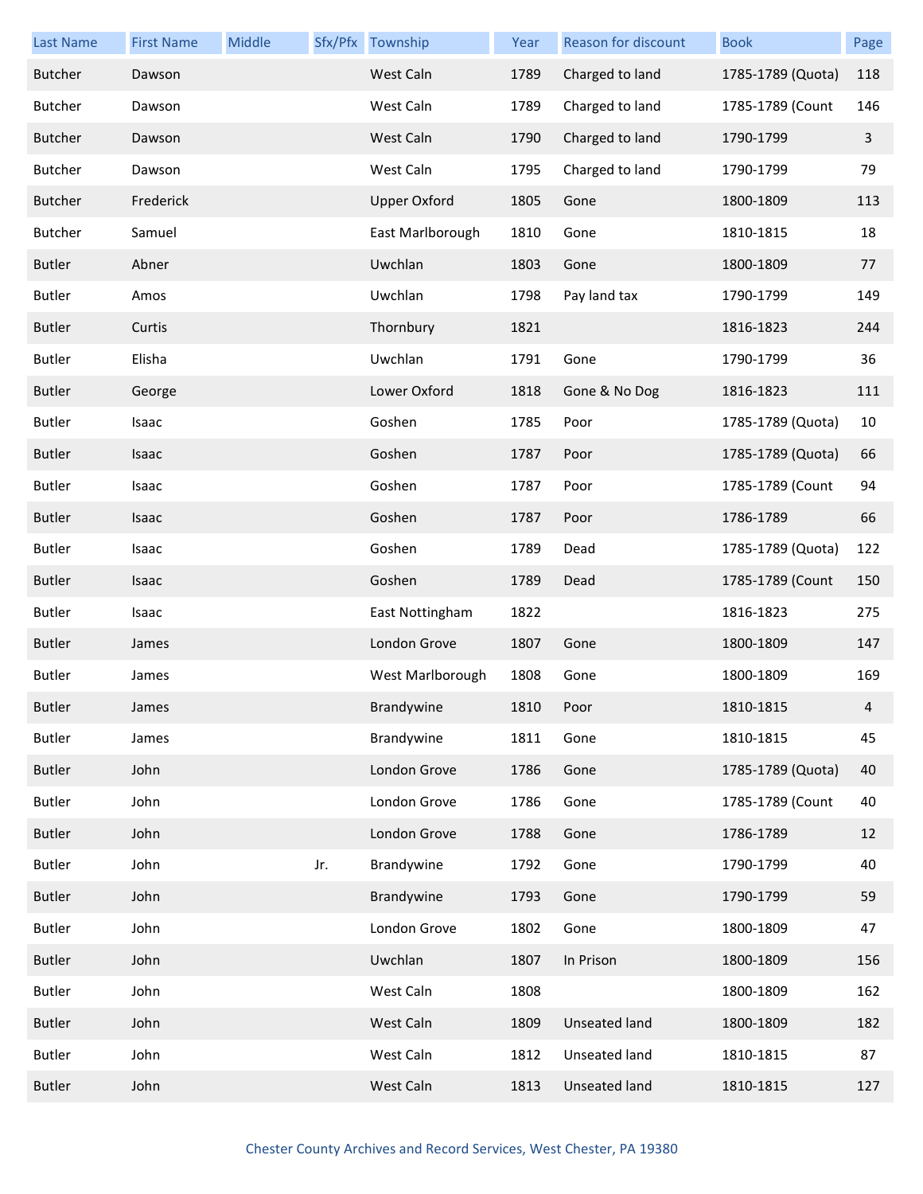| Last Name | First Name | Middle | Sfx/Pfx | Township | Year | Reason for discount | Book | Page |
|---|---|---|---|---|---|---|---|---|
| Butcher | Dawson | | | West Caln | 1789 | Charged to land | 1785-1789 (Quota) | 118 |
| Butcher | Dawson | | | West Caln | 1789 | Charged to land | 1785-1789 (Count | 146 |
| Butcher | Dawson | | | West Caln | 1790 | Charged to land | 1790-1799 | 3 |
| Butcher | Dawson | | | West Caln | 1795 | Charged to land | 1790-1799 | 79 |
| Butcher | Frederick | | | Upper Oxford | 1805 | Gone | 1800-1809 | 113 |
| Butcher | Samuel | | | East Marlborough | 1810 | Gone | 1810-1815 | 18 |
| Butler | Abner | | | Uwchlan | 1803 | Gone | 1800-1809 | 77 |
| Butler | Amos | | | Uwchlan | 1798 | Pay land tax | 1790-1799 | 149 |
| Butler | Curtis | | | Thornbury | 1821 | | 1816-1823 | 244 |
| Butler | Elisha | | | Uwchlan | 1791 | Gone | 1790-1799 | 36 |
| Butler | George | | | Lower Oxford | 1818 | Gone & No Dog | 1816-1823 | 111 |
| Butler | Isaac | | | Goshen | 1785 | Poor | 1785-1789 (Quota) | 10 |
| Butler | Isaac | | | Goshen | 1787 | Poor | 1785-1789 (Quota) | 66 |
| Butler | Isaac | | | Goshen | 1787 | Poor | 1785-1789 (Count | 94 |
| Butler | Isaac | | | Goshen | 1787 | Poor | 1786-1789 | 66 |
| Butler | Isaac | | | Goshen | 1789 | Dead | 1785-1789 (Quota) | 122 |
| Butler | Isaac | | | Goshen | 1789 | Dead | 1785-1789 (Count | 150 |
| Butler | Isaac | | | East Nottingham | 1822 | | 1816-1823 | 275 |
| Butler | James | | | London Grove | 1807 | Gone | 1800-1809 | 147 |
| Butler | James | | | West Marlborough | 1808 | Gone | 1800-1809 | 169 |
| Butler | James | | | Brandywine | 1810 | Poor | 1810-1815 | 4 |
| Butler | James | | | Brandywine | 1811 | Gone | 1810-1815 | 45 |
| Butler | John | | | London Grove | 1786 | Gone | 1785-1789 (Quota) | 40 |
| Butler | John | | | London Grove | 1786 | Gone | 1785-1789 (Count | 40 |
| Butler | John | | | London Grove | 1788 | Gone | 1786-1789 | 12 |
| Butler | John | | Jr. | Brandywine | 1792 | Gone | 1790-1799 | 40 |
| Butler | John | | | Brandywine | 1793 | Gone | 1790-1799 | 59 |
| Butler | John | | | London Grove | 1802 | Gone | 1800-1809 | 47 |
| Butler | John | | | Uwchlan | 1807 | In Prison | 1800-1809 | 156 |
| Butler | John | | | West Caln | 1808 | | 1800-1809 | 162 |
| Butler | John | | | West Caln | 1809 | Unseated land | 1800-1809 | 182 |
| Butler | John | | | West Caln | 1812 | Unseated land | 1810-1815 | 87 |
| Butler | John | | | West Caln | 1813 | Unseated land | 1810-1815 | 127 |

Chester County Archives and Record Services, West Chester, PA 19380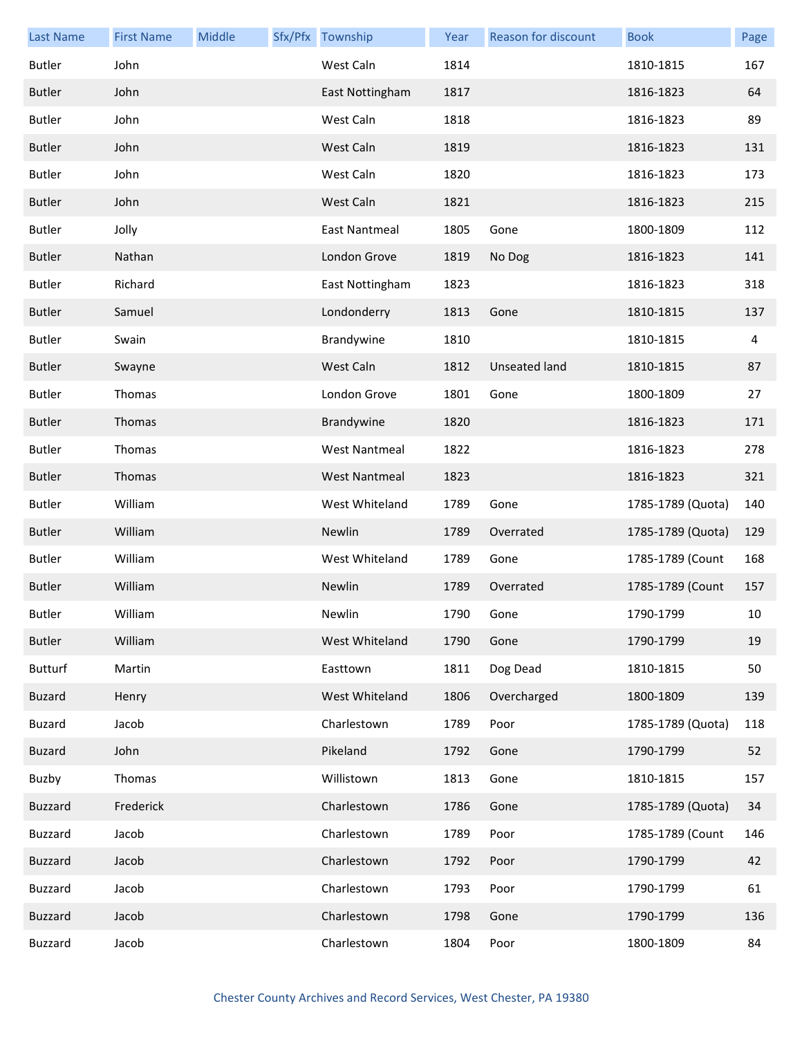| Last Name | First Name | Middle | Sfx/Pfx | Township | Year | Reason for discount | Book | Page |
|---|---|---|---|---|---|---|---|---|
| Butler | John | | | West Caln | 1814 | | 1810-1815 | 167 |
| Butler | John | | | East Nottingham | 1817 | | 1816-1823 | 64 |
| Butler | John | | | West Caln | 1818 | | 1816-1823 | 89 |
| Butler | John | | | West Caln | 1819 | | 1816-1823 | 131 |
| Butler | John | | | West Caln | 1820 | | 1816-1823 | 173 |
| Butler | John | | | West Caln | 1821 | | 1816-1823 | 215 |
| Butler | Jolly | | | East Nantmeal | 1805 | Gone | 1800-1809 | 112 |
| Butler | Nathan | | | London Grove | 1819 | No Dog | 1816-1823 | 141 |
| Butler | Richard | | | East Nottingham | 1823 | | 1816-1823 | 318 |
| Butler | Samuel | | | Londonderry | 1813 | Gone | 1810-1815 | 137 |
| Butler | Swain | | | Brandywine | 1810 | | 1810-1815 | 4 |
| Butler | Swayne | | | West Caln | 1812 | Unseated land | 1810-1815 | 87 |
| Butler | Thomas | | | London Grove | 1801 | Gone | 1800-1809 | 27 |
| Butler | Thomas | | | Brandywine | 1820 | | 1816-1823 | 171 |
| Butler | Thomas | | | West Nantmeal | 1822 | | 1816-1823 | 278 |
| Butler | Thomas | | | West Nantmeal | 1823 | | 1816-1823 | 321 |
| Butler | William | | | West Whiteland | 1789 | Gone | 1785-1789 (Quota) | 140 |
| Butler | William | | | Newlin | 1789 | Overrated | 1785-1789 (Quota) | 129 |
| Butler | William | | | West Whiteland | 1789 | Gone | 1785-1789 (Count | 168 |
| Butler | William | | | Newlin | 1789 | Overrated | 1785-1789 (Count | 157 |
| Butler | William | | | Newlin | 1790 | Gone | 1790-1799 | 10 |
| Butler | William | | | West Whiteland | 1790 | Gone | 1790-1799 | 19 |
| Butturf | Martin | | | Easttown | 1811 | Dog Dead | 1810-1815 | 50 |
| Buzard | Henry | | | West Whiteland | 1806 | Overcharged | 1800-1809 | 139 |
| Buzard | Jacob | | | Charlestown | 1789 | Poor | 1785-1789 (Quota) | 118 |
| Buzard | John | | | Pikeland | 1792 | Gone | 1790-1799 | 52 |
| Buzby | Thomas | | | Willistown | 1813 | Gone | 1810-1815 | 157 |
| Buzzard | Frederick | | | Charlestown | 1786 | Gone | 1785-1789 (Quota) | 34 |
| Buzzard | Jacob | | | Charlestown | 1789 | Poor | 1785-1789 (Count | 146 |
| Buzzard | Jacob | | | Charlestown | 1792 | Poor | 1790-1799 | 42 |
| Buzzard | Jacob | | | Charlestown | 1793 | Poor | 1790-1799 | 61 |
| Buzzard | Jacob | | | Charlestown | 1798 | Gone | 1790-1799 | 136 |
| Buzzard | Jacob | | | Charlestown | 1804 | Poor | 1800-1809 | 84 |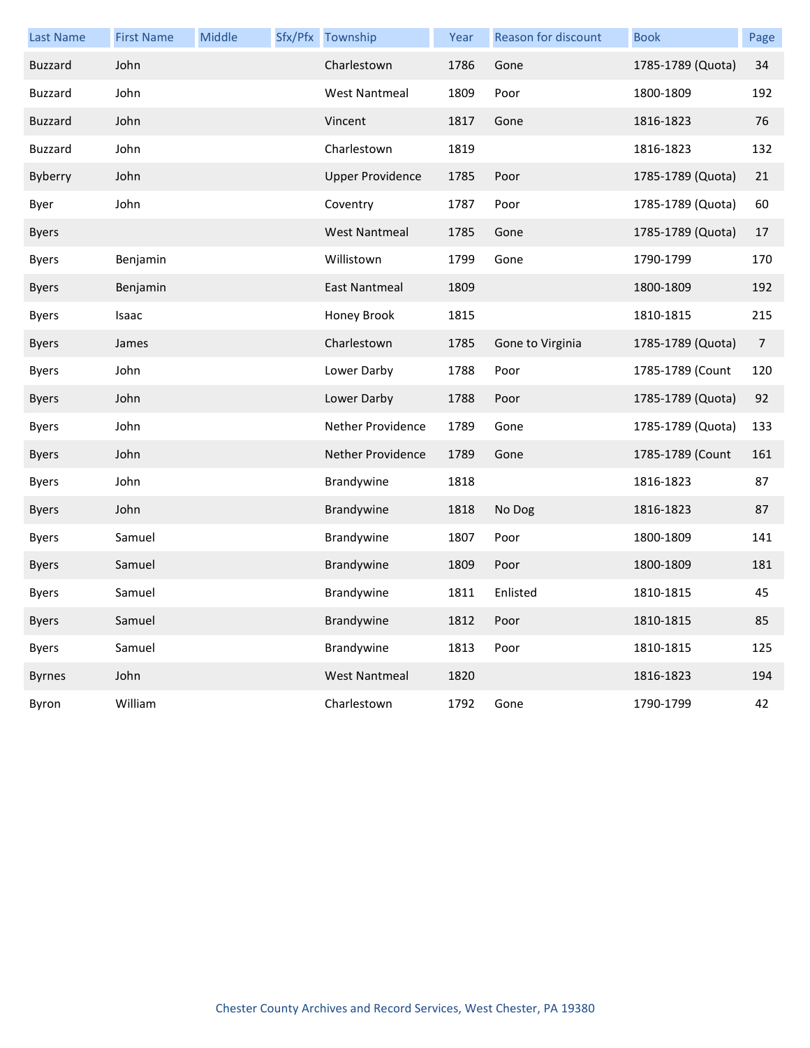| Last Name | First Name | Middle | Sfx/Pfx | Township | Year | Reason for discount | Book | Page |
|---|---|---|---|---|---|---|---|---|
| Buzzard | John | | | Charlestown | 1786 | Gone | 1785-1789 (Quota) | 34 |
| Buzzard | John | | | West Nantmeal | 1809 | Poor | 1800-1809 | 192 |
| Buzzard | John | | | Vincent | 1817 | Gone | 1816-1823 | 76 |
| Buzzard | John | | | Charlestown | 1819 | | 1816-1823 | 132 |
| Byberry | John | | | Upper Providence | 1785 | Poor | 1785-1789 (Quota) | 21 |
| Byer | John | | | Coventry | 1787 | Poor | 1785-1789 (Quota) | 60 |
| Byers | | | | West Nantmeal | 1785 | Gone | 1785-1789 (Quota) | 17 |
| Byers | Benjamin | | | Willistown | 1799 | Gone | 1790-1799 | 170 |
| Byers | Benjamin | | | East Nantmeal | 1809 | | 1800-1809 | 192 |
| Byers | Isaac | | | Honey Brook | 1815 | | 1810-1815 | 215 |
| Byers | James | | | Charlestown | 1785 | Gone to Virginia | 1785-1789 (Quota) | 7 |
| Byers | John | | | Lower Darby | 1788 | Poor | 1785-1789 (Count | 120 |
| Byers | John | | | Lower Darby | 1788 | Poor | 1785-1789 (Quota) | 92 |
| Byers | John | | | Nether Providence | 1789 | Gone | 1785-1789 (Quota) | 133 |
| Byers | John | | | Nether Providence | 1789 | Gone | 1785-1789 (Count | 161 |
| Byers | John | | | Brandywine | 1818 | | 1816-1823 | 87 |
| Byers | John | | | Brandywine | 1818 | No Dog | 1816-1823 | 87 |
| Byers | Samuel | | | Brandywine | 1807 | Poor | 1800-1809 | 141 |
| Byers | Samuel | | | Brandywine | 1809 | Poor | 1800-1809 | 181 |
| Byers | Samuel | | | Brandywine | 1811 | Enlisted | 1810-1815 | 45 |
| Byers | Samuel | | | Brandywine | 1812 | Poor | 1810-1815 | 85 |
| Byers | Samuel | | | Brandywine | 1813 | Poor | 1810-1815 | 125 |
| Byrnes | John | | | West Nantmeal | 1820 | | 1816-1823 | 194 |
| Byron | William | | | Charlestown | 1792 | Gone | 1790-1799 | 42 |

Chester County Archives and Record Services, West Chester, PA 19380